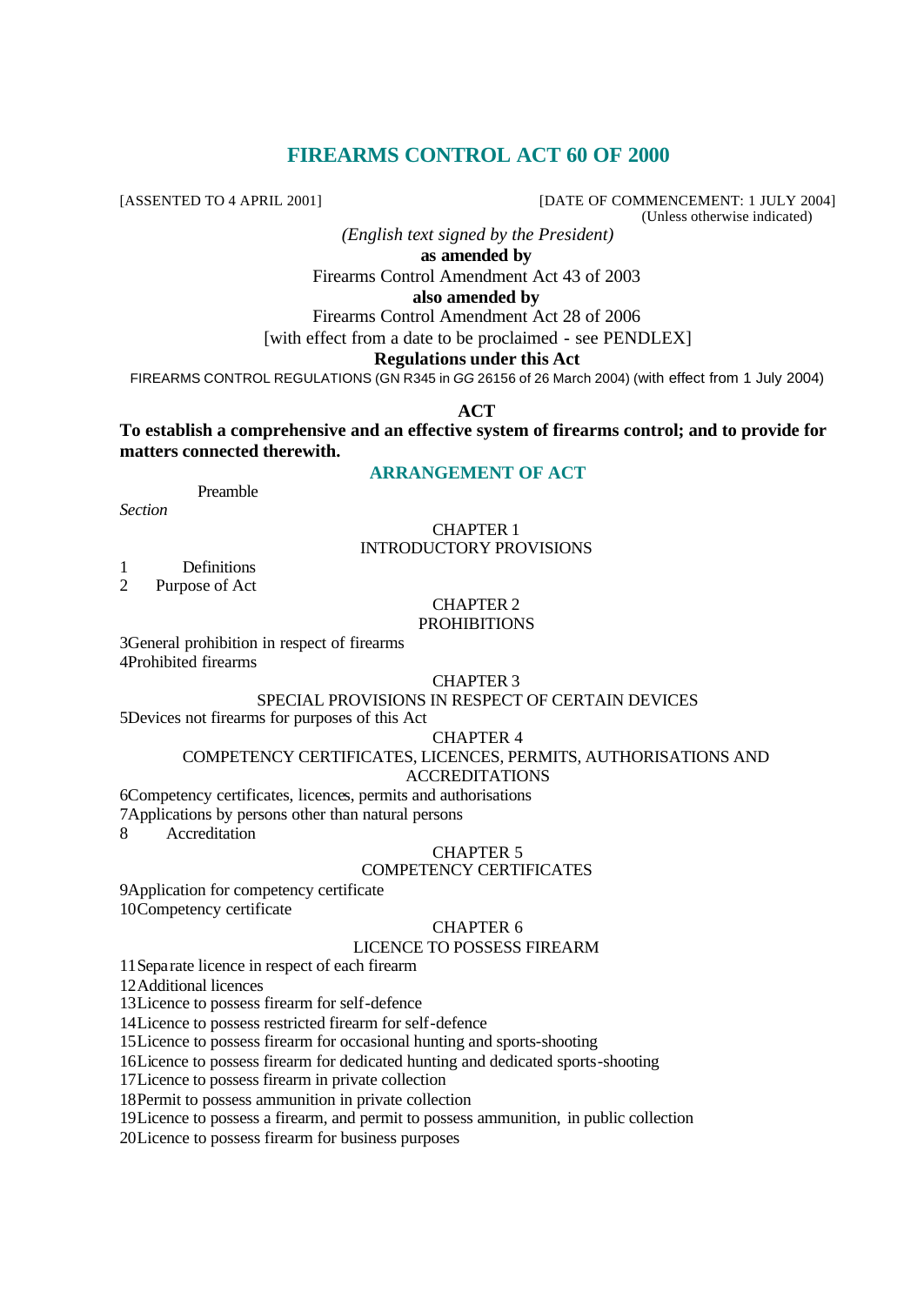# FIREARMS CONTROL ACT 60 OF 2000

[ASSENTED TO 4 APRIL 2001] [DATE OF COMMENCEMENT: 1 JULY 2004]
(Unless otherwise indicated)

*(English text signed by the President)*

**as amended by**

Firearms Control Amendment Act 43 of 2003

**also amended by**

Firearms Control Amendment Act 28 of 2006

[with effect from a date to be proclaimed - see PENDLEX]

**Regulations under this Act**

FIREARMS CONTROL REGULATIONS (GN R345 in *GG* 26156 of 26 March 2004) (with effect from 1 July 2004)

**ACT**

**To establish a comprehensive and an effective system of firearms control; and to provide for matters connected therewith.**

## ARRANGEMENT OF ACT

Preamble

*Section*

### CHAPTER 1
### INTRODUCTORY PROVISIONS

1 Definitions
2 Purpose of Act

### CHAPTER 2
### PROHIBITIONS

3 General prohibition in respect of firearms
4 Prohibited firearms

### CHAPTER 3
### SPECIAL PROVISIONS IN RESPECT OF CERTAIN DEVICES

5 Devices not firearms for purposes of this Act

### CHAPTER 4
### COMPETENCY CERTIFICATES, LICENCES, PERMITS, AUTHORISATIONS AND ACCREDITATIONS

6 Competency certificates, licences, permits and authorisations
7 Applications by persons other than natural persons
8 Accreditation

### CHAPTER 5
### COMPETENCY CERTIFICATES

9 Application for competency certificate
10 Competency certificate

### CHAPTER 6
### LICENCE TO POSSESS FIREARM

11 Separate licence in respect of each firearm
12 Additional licences
13 Licence to possess firearm for self-defence
14 Licence to possess restricted firearm for self-defence
15 Licence to possess firearm for occasional hunting and sports-shooting
16 Licence to possess firearm for dedicated hunting and dedicated sports-shooting
17 Licence to possess firearm in private collection
18 Permit to possess ammunition in private collection
19 Licence to possess a firearm, and permit to possess ammunition, in public collection
20 Licence to possess firearm for business purposes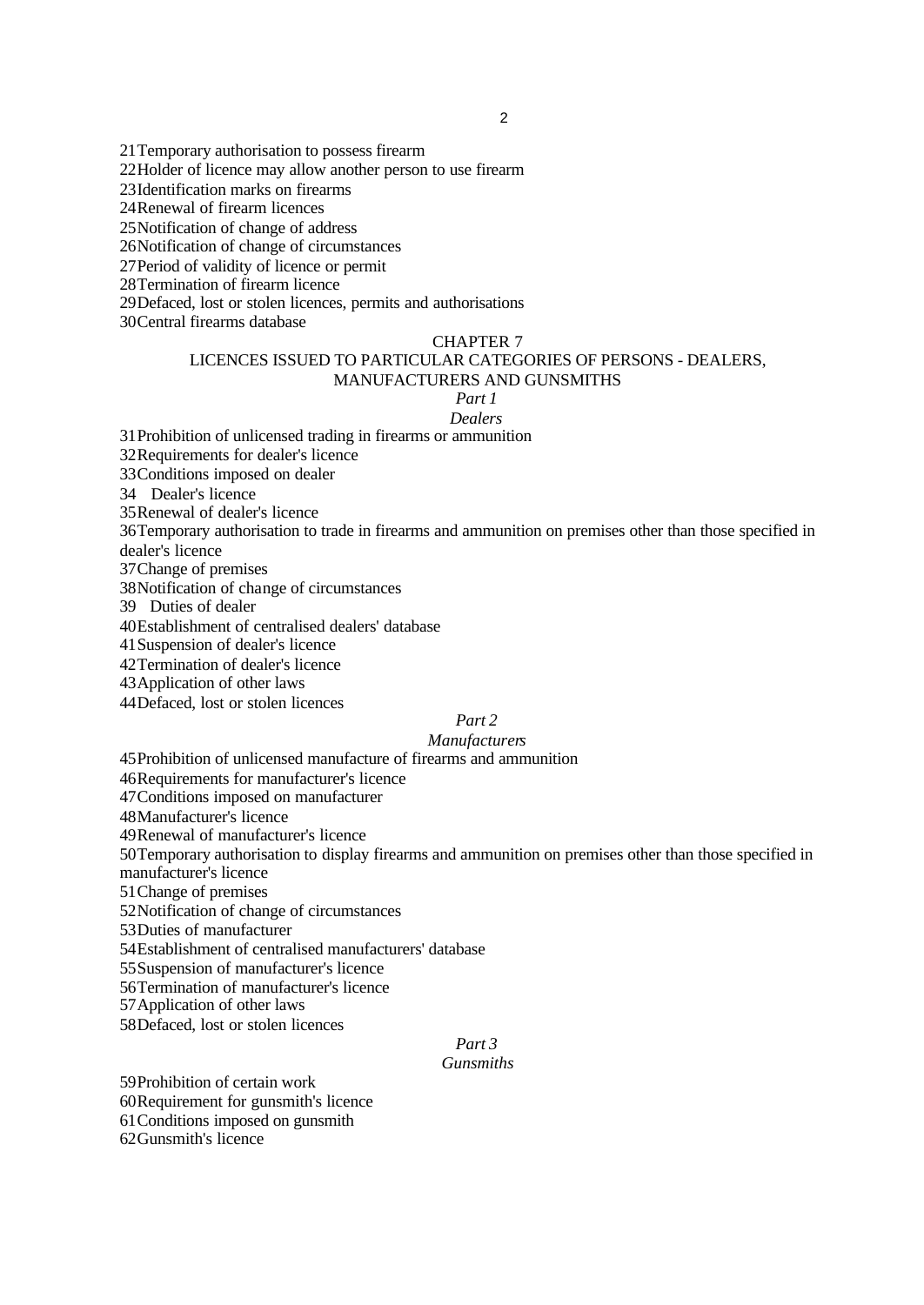21 Temporary authorisation to possess firearm
22 Holder of licence may allow another person to use firearm
23 Identification marks on firearms
24 Renewal of firearm licences
25 Notification of change of address
26 Notification of change of circumstances
27 Period of validity of licence or permit
28 Termination of firearm licence
29 Defaced, lost or stolen licences, permits and authorisations
30 Central firearms database

## CHAPTER 7

## LICENCES ISSUED TO PARTICULAR CATEGORIES OF PERSONS - DEALERS, MANUFACTURERS AND GUNSMITHS

### *Part 1*

### *Dealers*

31 Prohibition of unlicensed trading in firearms or ammunition
32 Requirements for dealer's licence
33 Conditions imposed on dealer
34 Dealer's licence
35 Renewal of dealer's licence
36 Temporary authorisation to trade in firearms and ammunition on premises other than those specified in dealer's licence
37 Change of premises
38 Notification of change of circumstances
39 Duties of dealer
40 Establishment of centralised dealers' database
41 Suspension of dealer's licence
42 Termination of dealer's licence
43 Application of other laws
44 Defaced, lost or stolen licences

### *Part 2*

### *Manufacturers*

45 Prohibition of unlicensed manufacture of firearms and ammunition
46 Requirements for manufacturer's licence
47 Conditions imposed on manufacturer
48 Manufacturer's licence
49 Renewal of manufacturer's licence
50 Temporary authorisation to display firearms and ammunition on premises other than those specified in manufacturer's licence
51 Change of premises
52 Notification of change of circumstances
53 Duties of manufacturer
54 Establishment of centralised manufacturers' database
55 Suspension of manufacturer's licence
56 Termination of manufacturer's licence
57 Application of other laws
58 Defaced, lost or stolen licences

### *Part 3*

### *Gunsmiths*

59 Prohibition of certain work
60 Requirement for gunsmith's licence
61 Conditions imposed on gunsmith
62 Gunsmith's licence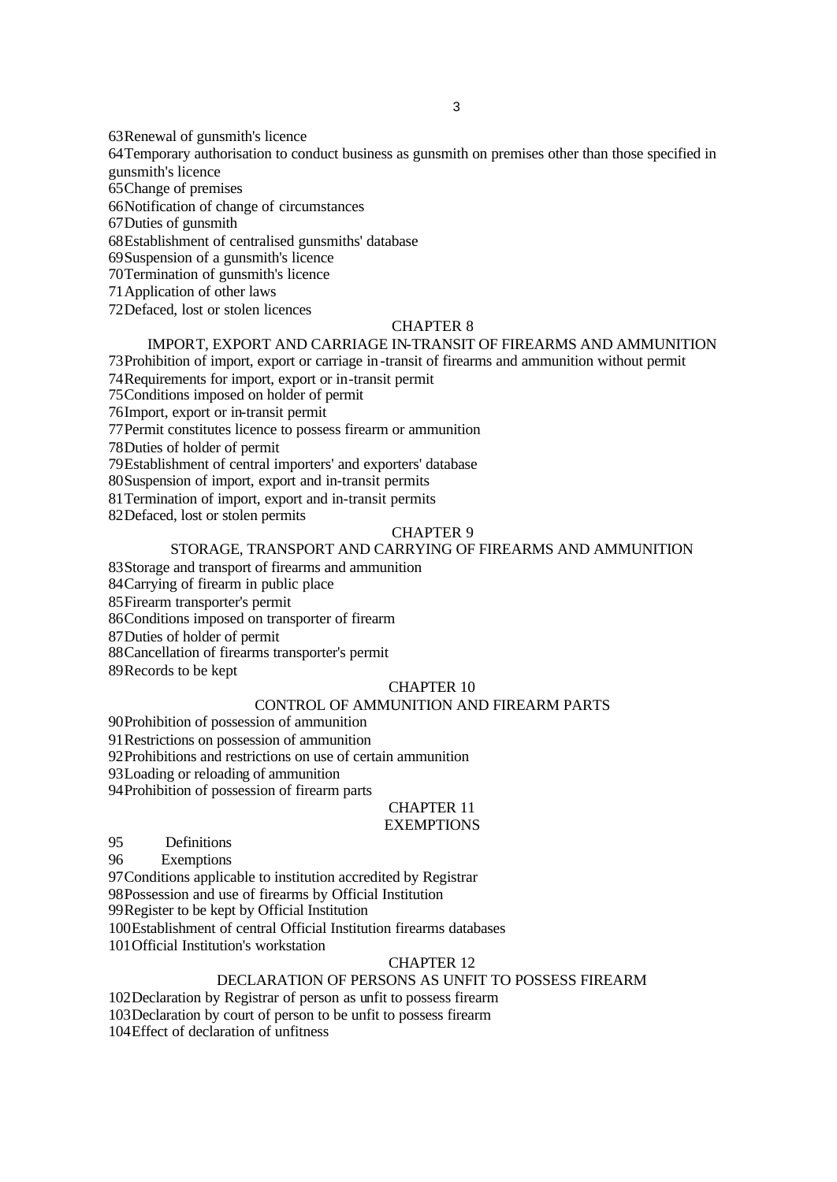63 Renewal of gunsmith's licence

64 Temporary authorisation to conduct business as gunsmith on premises other than those specified in gunsmith's licence

65 Change of premises

66 Notification of change of circumstances

67 Duties of gunsmith

68 Establishment of centralised gunsmiths' database

69 Suspension of a gunsmith's licence

70 Termination of gunsmith's licence

71 Application of other laws

72 Defaced, lost or stolen licences

CHAPTER 8

IMPORT, EXPORT AND CARRIAGE IN-TRANSIT OF FIREARMS AND AMMUNITION

73 Prohibition of import, export or carriage in-transit of firearms and ammunition without permit

74 Requirements for import, export or in-transit permit

75 Conditions imposed on holder of permit

76 Import, export or in-transit permit

77 Permit constitutes licence to possess firearm or ammunition

78 Duties of holder of permit

79 Establishment of central importers' and exporters' database

80 Suspension of import, export and in-transit permits

81 Termination of import, export and in-transit permits

82 Defaced, lost or stolen permits

CHAPTER 9

STORAGE, TRANSPORT AND CARRYING OF FIREARMS AND AMMUNITION

83 Storage and transport of firearms and ammunition

84 Carrying of firearm in public place

85 Firearm transporter's permit

86 Conditions imposed on transporter of firearm

87 Duties of holder of permit

88 Cancellation of firearms transporter's permit

89 Records to be kept

CHAPTER 10

CONTROL OF AMMUNITION AND FIREARM PARTS

90 Prohibition of possession of ammunition

91 Restrictions on possession of ammunition

92 Prohibitions and restrictions on use of certain ammunition

93 Loading or reloading of ammunition

94 Prohibition of possession of firearm parts

CHAPTER 11

EXEMPTIONS

95 Definitions

96 Exemptions

97 Conditions applicable to institution accredited by Registrar

98 Possession and use of firearms by Official Institution

99 Register to be kept by Official Institution

100 Establishment of central Official Institution firearms databases

101 Official Institution's workstation

CHAPTER 12

DECLARATION OF PERSONS AS UNFIT TO POSSESS FIREARM

102 Declaration by Registrar of person as unfit to possess firearm

103 Declaration by court of person to be unfit to possess firearm

104 Effect of declaration of unfitness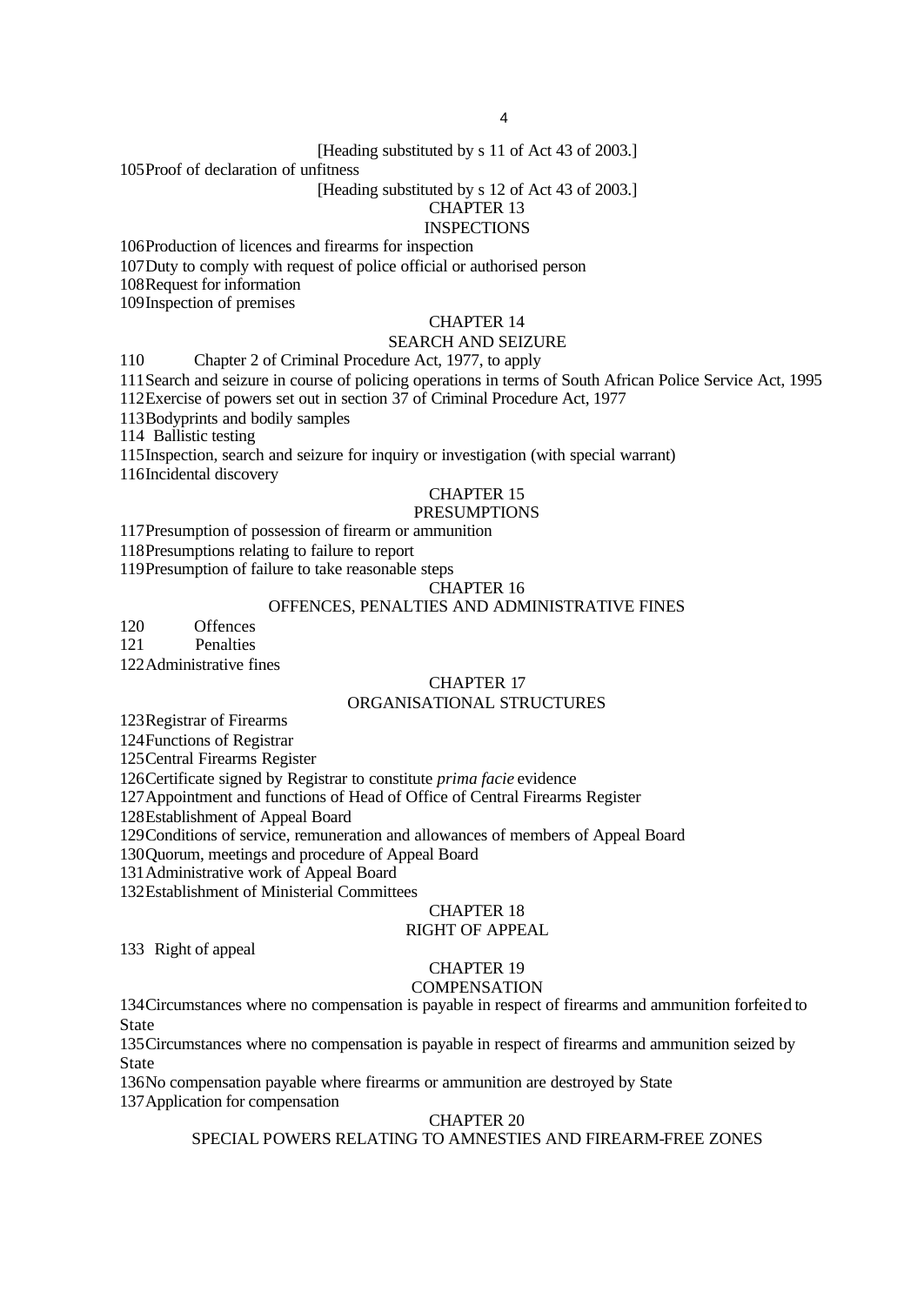[Heading substituted by s 11 of Act 43 of 2003.]

105 Proof of declaration of unfitness

[Heading substituted by s 12 of Act 43 of 2003.]

CHAPTER 13

INSPECTIONS

106 Production of licences and firearms for inspection

107 Duty to comply with request of police official or authorised person

108 Request for information

109 Inspection of premises

CHAPTER 14

SEARCH AND SEIZURE

110 Chapter 2 of Criminal Procedure Act, 1977, to apply

111 Search and seizure in course of policing operations in terms of South African Police Service Act, 1995

112 Exercise of powers set out in section 37 of Criminal Procedure Act, 1977

113 Bodyprints and bodily samples

114 Ballistic testing

115 Inspection, search and seizure for inquiry or investigation (with special warrant)

116 Incidental discovery

CHAPTER 15

PRESUMPTIONS

117 Presumption of possession of firearm or ammunition

118 Presumptions relating to failure to report

119 Presumption of failure to take reasonable steps

CHAPTER 16

OFFENCES, PENALTIES AND ADMINISTRATIVE FINES

120 Offences

121 Penalties

122 Administrative fines

CHAPTER 17

ORGANISATIONAL STRUCTURES

123 Registrar of Firearms

124 Functions of Registrar

125 Central Firearms Register

126 Certificate signed by Registrar to constitute *prima facie* evidence

127 Appointment and functions of Head of Office of Central Firearms Register

128 Establishment of Appeal Board

129 Conditions of service, remuneration and allowances of members of Appeal Board

130 Quorum, meetings and procedure of Appeal Board

131 Administrative work of Appeal Board

132 Establishment of Ministerial Committees

CHAPTER 18

RIGHT OF APPEAL

133 Right of appeal

CHAPTER 19

COMPENSATION

134 Circumstances where no compensation is payable in respect of firearms and ammunition forfeited to State

135 Circumstances where no compensation is payable in respect of firearms and ammunition seized by State

136 No compensation payable where firearms or ammunition are destroyed by State

137 Application for compensation

CHAPTER 20

SPECIAL POWERS RELATING TO AMNESTIES AND FIREARM-FREE ZONES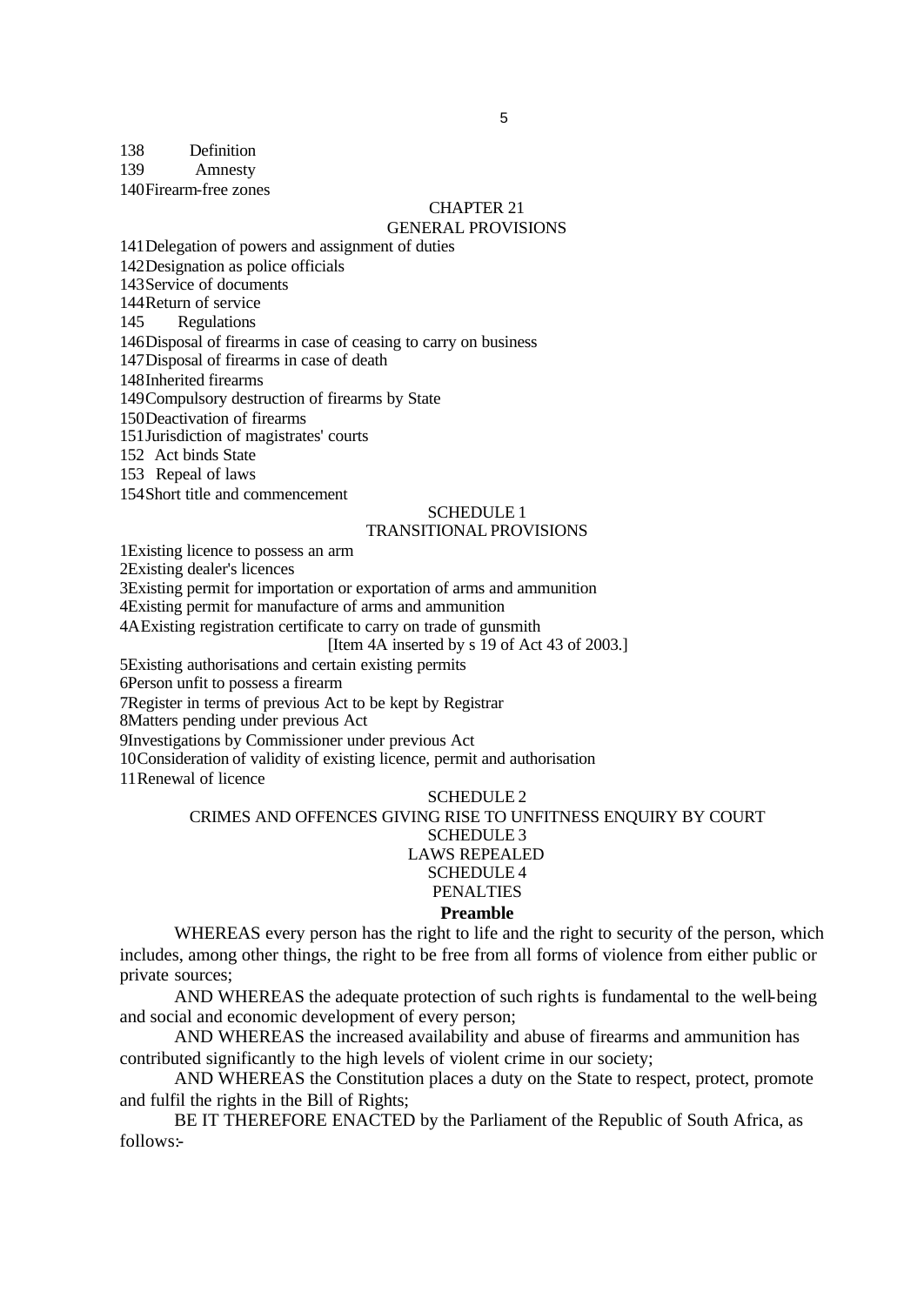138 Definition

139 Amnesty

140 Firearm-free zones

CHAPTER 21
GENERAL PROVISIONS

141 Delegation of powers and assignment of duties

142 Designation as police officials

143 Service of documents

144 Return of service

145 Regulations

146 Disposal of firearms in case of ceasing to carry on business

147 Disposal of firearms in case of death

148 Inherited firearms

149 Compulsory destruction of firearms by State

150 Deactivation of firearms

151 Jurisdiction of magistrates' courts

152 Act binds State

153 Repeal of laws

154 Short title and commencement

SCHEDULE 1
TRANSITIONAL PROVISIONS

1 Existing licence to possess an arm

2 Existing dealer's licences

3 Existing permit for importation or exportation of arms and ammunition

4 Existing permit for manufacture of arms and ammunition

4A Existing registration certificate to carry on trade of gunsmith

[Item 4A inserted by s 19 of Act 43 of 2003.]

5 Existing authorisations and certain existing permits

6 Person unfit to possess a firearm

7 Register in terms of previous Act to be kept by Registrar

8 Matters pending under previous Act

9 Investigations by Commissioner under previous Act

10 Consideration of validity of existing licence, permit and authorisation

11 Renewal of licence

SCHEDULE 2
CRIMES AND OFFENCES GIVING RISE TO UNFITNESS ENQUIRY BY COURT

SCHEDULE 3
LAWS REPEALED

SCHEDULE 4
PENALTIES

**Preamble**

WHEREAS every person has the right to life and the right to security of the person, which includes, among other things, the right to be free from all forms of violence from either public or private sources;

AND WHEREAS the adequate protection of such rights is fundamental to the well-being and social and economic development of every person;

AND WHEREAS the increased availability and abuse of firearms and ammunition has contributed significantly to the high levels of violent crime in our society;

AND WHEREAS the Constitution places a duty on the State to respect, protect, promote and fulfil the rights in the Bill of Rights;

BE IT THEREFORE ENACTED by the Parliament of the Republic of South Africa, as follows:-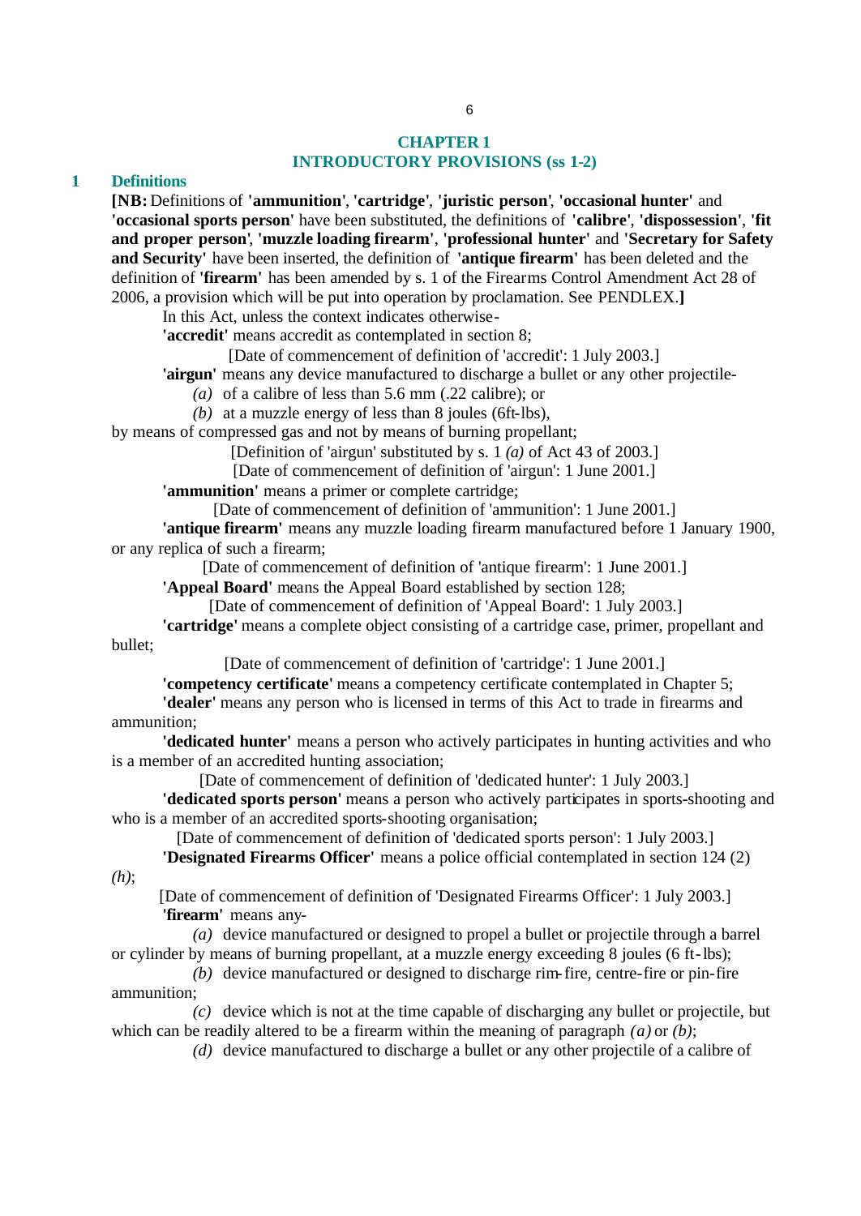## CHAPTER 1
## INTRODUCTORY PROVISIONS (ss 1-2)

### 1 Definitions

**[NB:** Definitions of **'ammunition'**, **'cartridge'**, **'juristic person'**, **'occasional hunter'** and **'occasional sports person'** have been substituted, the definitions of **'calibre'**, **'dispossession'**, **'fit and proper person'**, **'muzzle loading firearm'**, **'professional hunter'** and **'Secretary for Safety and Security'** have been inserted, the definition of **'antique firearm'** has been deleted and the definition of **'firearm'** has been amended by s. 1 of the Firearms Control Amendment Act 28 of 2006, a provision which will be put into operation by proclamation. See PENDLEX.**]**

In this Act, unless the context indicates otherwise-

**'accredit'** means accredit as contemplated in section 8;

[Date of commencement of definition of 'accredit': 1 July 2003.]

**'airgun'** means any device manufactured to discharge a bullet or any other projectile-

*(a)* of a calibre of less than 5.6 mm (.22 calibre); or

*(b)* at a muzzle energy of less than 8 joules (6ft-lbs),

by means of compressed gas and not by means of burning propellant;

[Definition of 'airgun' substituted by s. 1 *(a)* of Act 43 of 2003.]

[Date of commencement of definition of 'airgun': 1 June 2001.]

**'ammunition'** means a primer or complete cartridge;

[Date of commencement of definition of 'ammunition': 1 June 2001.]

**'antique firearm'** means any muzzle loading firearm manufactured before 1 January 1900, or any replica of such a firearm;

[Date of commencement of definition of 'antique firearm': 1 June 2001.]

**'Appeal Board'** means the Appeal Board established by section 128;

[Date of commencement of definition of 'Appeal Board': 1 July 2003.]

**'cartridge'** means a complete object consisting of a cartridge case, primer, propellant and bullet;

[Date of commencement of definition of 'cartridge': 1 June 2001.]

**'competency certificate'** means a competency certificate contemplated in Chapter 5;

**'dealer'** means any person who is licensed in terms of this Act to trade in firearms and ammunition;

**'dedicated hunter'** means a person who actively participates in hunting activities and who is a member of an accredited hunting association;

[Date of commencement of definition of 'dedicated hunter': 1 July 2003.]

**'dedicated sports person'** means a person who actively participates in sports-shooting and who is a member of an accredited sports-shooting organisation;

[Date of commencement of definition of 'dedicated sports person': 1 July 2003.]

**'Designated Firearms Officer'** means a police official contemplated in section 124 (2) *(h)*;

[Date of commencement of definition of 'Designated Firearms Officer': 1 July 2003.]

**'firearm'** means any-

*(a)* device manufactured or designed to propel a bullet or projectile through a barrel or cylinder by means of burning propellant, at a muzzle energy exceeding 8 joules (6 ft-lbs);

*(b)* device manufactured or designed to discharge rim-fire, centre-fire or pin-fire ammunition;

*(c)* device which is not at the time capable of discharging any bullet or projectile, but which can be readily altered to be a firearm within the meaning of paragraph *(a)* or *(b)*;

*(d)* device manufactured to discharge a bullet or any other projectile of a calibre of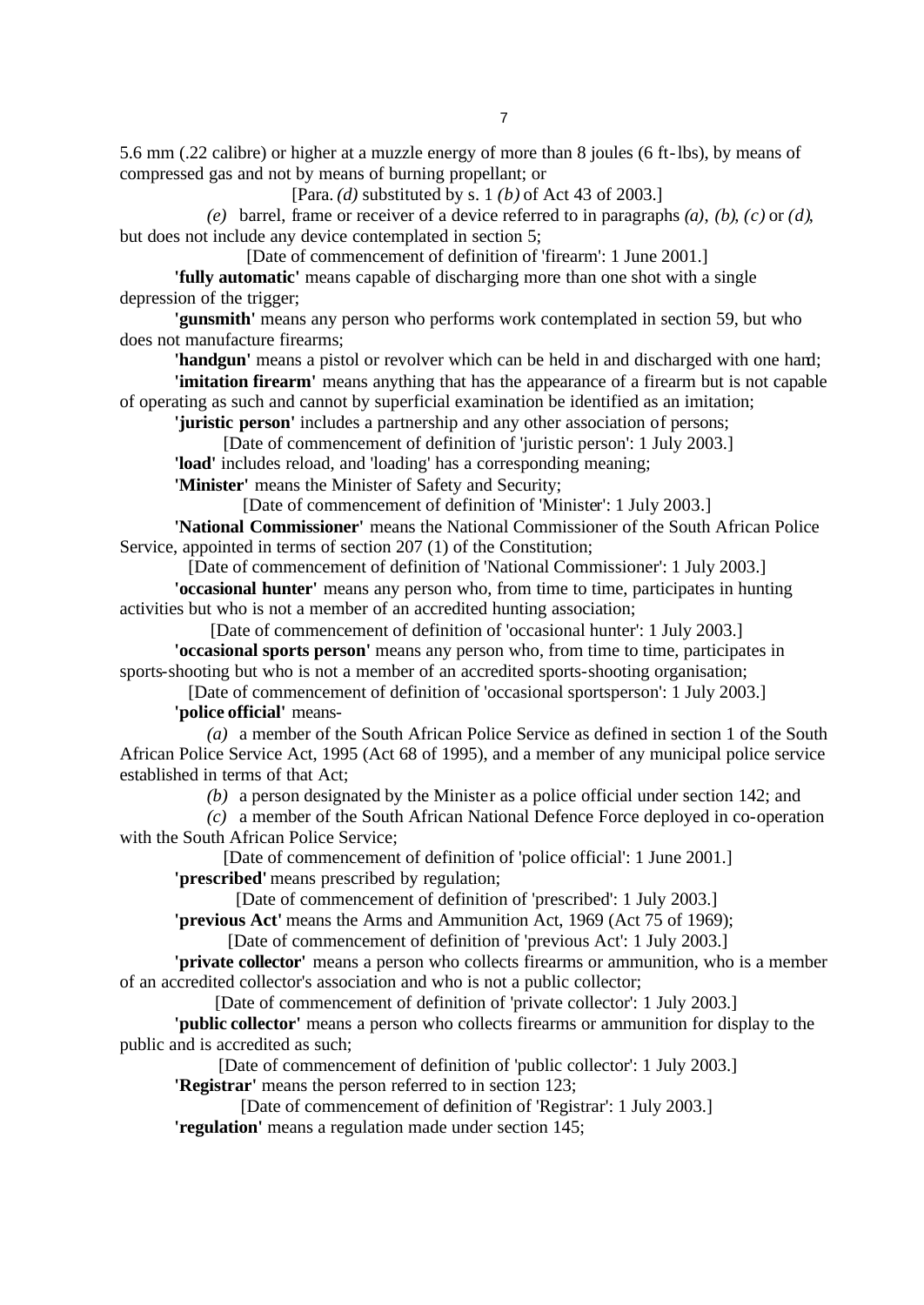5.6 mm (.22 calibre) or higher at a muzzle energy of more than 8 joules (6 ft-lbs), by means of compressed gas and not by means of burning propellant; or

[Para. *(d)* substituted by s. 1 *(b)* of Act 43 of 2003.]

*(e)* barrel, frame or receiver of a device referred to in paragraphs *(a)*, *(b)*, *(c)* or *(d)*, but does not include any device contemplated in section 5;

[Date of commencement of definition of 'firearm': 1 June 2001.]

**'fully automatic'** means capable of discharging more than one shot with a single depression of the trigger;

**'gunsmith'** means any person who performs work contemplated in section 59, but who does not manufacture firearms;

**'handgun'** means a pistol or revolver which can be held in and discharged with one hand;

**'imitation firearm'** means anything that has the appearance of a firearm but is not capable of operating as such and cannot by superficial examination be identified as an imitation;

**'juristic person'** includes a partnership and any other association of persons;

[Date of commencement of definition of 'juristic person': 1 July 2003.]

**'load'** includes reload, and 'loading' has a corresponding meaning;

**'Minister'** means the Minister of Safety and Security;

[Date of commencement of definition of 'Minister': 1 July 2003.]

**'National Commissioner'** means the National Commissioner of the South African Police Service, appointed in terms of section 207 (1) of the Constitution;

[Date of commencement of definition of 'National Commissioner': 1 July 2003.]

**'occasional hunter'** means any person who, from time to time, participates in hunting activities but who is not a member of an accredited hunting association;

[Date of commencement of definition of 'occasional hunter': 1 July 2003.]

**'occasional sports person'** means any person who, from time to time, participates in sports-shooting but who is not a member of an accredited sports-shooting organisation;

[Date of commencement of definition of 'occasional sportsperson': 1 July 2003.]

**'police official'** means-

*(a)* a member of the South African Police Service as defined in section 1 of the South African Police Service Act, 1995 (Act 68 of 1995), and a member of any municipal police service established in terms of that Act;

*(b)* a person designated by the Minister as a police official under section 142; and

*(c)* a member of the South African National Defence Force deployed in co-operation with the South African Police Service;

[Date of commencement of definition of 'police official': 1 June 2001.]

**'prescribed'** means prescribed by regulation;

[Date of commencement of definition of 'prescribed': 1 July 2003.]

**'previous Act'** means the Arms and Ammunition Act, 1969 (Act 75 of 1969);

[Date of commencement of definition of 'previous Act': 1 July 2003.]

**'private collector'** means a person who collects firearms or ammunition, who is a member of an accredited collector's association and who is not a public collector;

[Date of commencement of definition of 'private collector': 1 July 2003.]

**'public collector'** means a person who collects firearms or ammunition for display to the public and is accredited as such;

[Date of commencement of definition of 'public collector': 1 July 2003.]

**'Registrar'** means the person referred to in section 123;

[Date of commencement of definition of 'Registrar': 1 July 2003.]

**'regulation'** means a regulation made under section 145;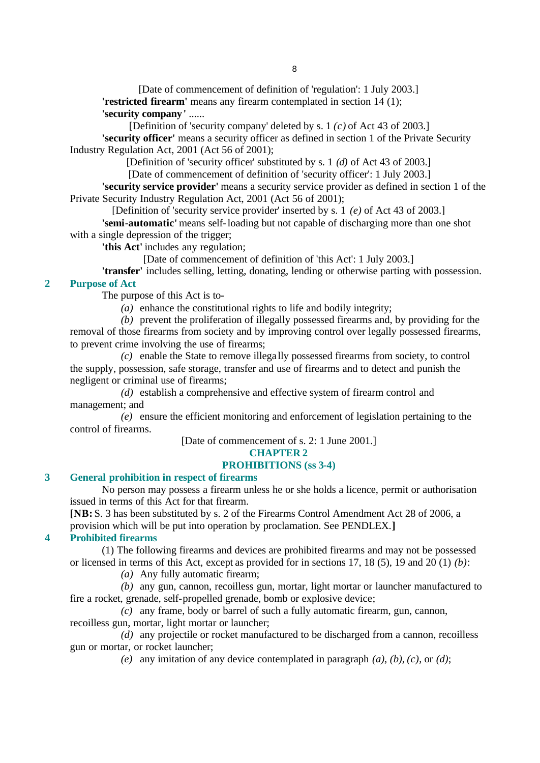[Date of commencement of definition of 'regulation': 1 July 2003.]

**'restricted firearm'** means any firearm contemplated in section 14 (1);

**'security company'** ......

[Definition of 'security company' deleted by s. 1 *(c)* of Act 43 of 2003.]

**'security officer'** means a security officer as defined in section 1 of the Private Security Industry Regulation Act, 2001 (Act 56 of 2001);

[Definition of 'security officer' substituted by s. 1 *(d)* of Act 43 of 2003.]

[Date of commencement of definition of 'security officer': 1 July 2003.]

**'security service provider'** means a security service provider as defined in section 1 of the Private Security Industry Regulation Act, 2001 (Act 56 of 2001);

[Definition of 'security service provider' inserted by s. 1 *(e)* of Act 43 of 2003.]

**'semi-automatic'** means self-loading but not capable of discharging more than one shot with a single depression of the trigger;

**'this Act'** includes any regulation;

[Date of commencement of definition of 'this Act': 1 July 2003.]

**'transfer'** includes selling, letting, donating, lending or otherwise parting with possession.

### 2 Purpose of Act

The purpose of this Act is to-

*(a)* enhance the constitutional rights to life and bodily integrity;

*(b)* prevent the proliferation of illegally possessed firearms and, by providing for the removal of those firearms from society and by improving control over legally possessed firearms, to prevent crime involving the use of firearms;

*(c)* enable the State to remove illegally possessed firearms from society, to control the supply, possession, safe storage, transfer and use of firearms and to detect and punish the negligent or criminal use of firearms;

*(d)* establish a comprehensive and effective system of firearm control and management; and

*(e)* ensure the efficient monitoring and enforcement of legislation pertaining to the control of firearms.

[Date of commencement of s. 2: 1 June 2001.]

## CHAPTER 2
## PROHIBITIONS (ss 3-4)

### 3 General prohibition in respect of firearms

No person may possess a firearm unless he or she holds a licence, permit or authorisation issued in terms of this Act for that firearm.

**[NB:** S. 3 has been substituted by s. 2 of the Firearms Control Amendment Act 28 of 2006, a provision which will be put into operation by proclamation. See PENDLEX.**]**

### 4 Prohibited firearms

(1) The following firearms and devices are prohibited firearms and may not be possessed or licensed in terms of this Act, except as provided for in sections 17, 18 (5), 19 and 20 (1) *(b)*:

*(a)* Any fully automatic firearm;

*(b)* any gun, cannon, recoilless gun, mortar, light mortar or launcher manufactured to fire a rocket, grenade, self-propelled grenade, bomb or explosive device;

*(c)* any frame, body or barrel of such a fully automatic firearm, gun, cannon, recoilless gun, mortar, light mortar or launcher;

*(d)* any projectile or rocket manufactured to be discharged from a cannon, recoilless gun or mortar, or rocket launcher;

*(e)* any imitation of any device contemplated in paragraph *(a)*, *(b)*, *(c)*, or *(d)*;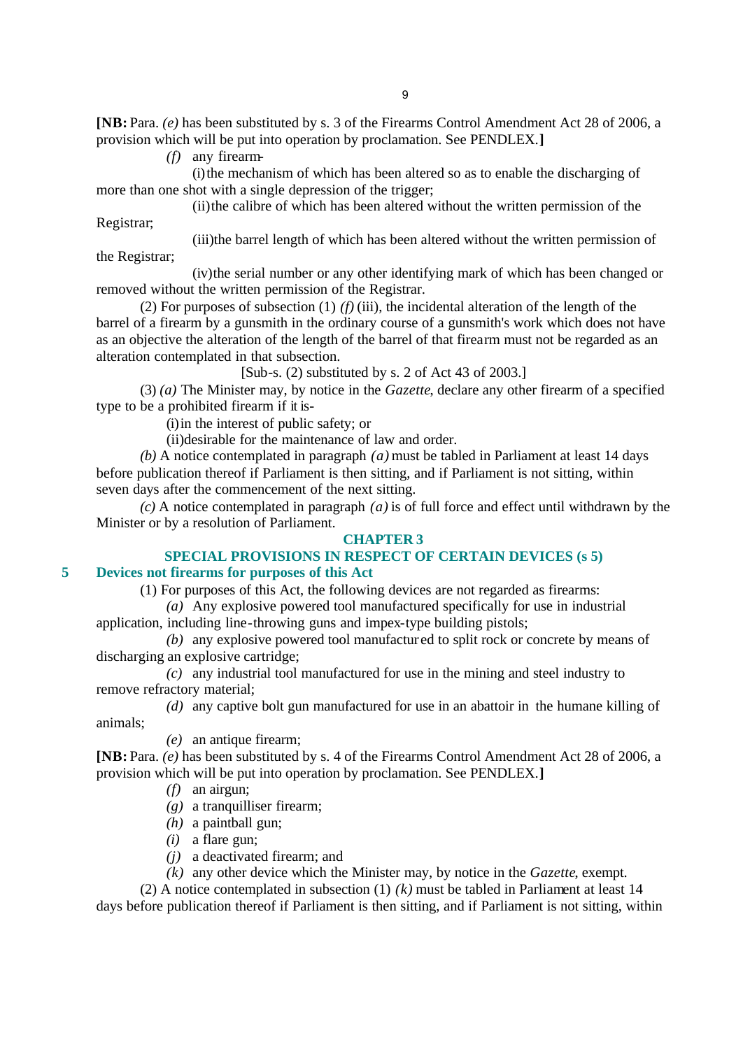**[NB:** Para. *(e)* has been substituted by s. 3 of the Firearms Control Amendment Act 28 of 2006, a provision which will be put into operation by proclamation. See PENDLEX.**]**

*(f)* any firearm-

(i) the mechanism of which has been altered so as to enable the discharging of more than one shot with a single depression of the trigger;

(ii) the calibre of which has been altered without the written permission of the Registrar;

(iii) the barrel length of which has been altered without the written permission of the Registrar;

(iv) the serial number or any other identifying mark of which has been changed or removed without the written permission of the Registrar.

(2) For purposes of subsection (1) *(f)* (iii), the incidental alteration of the length of the barrel of a firearm by a gunsmith in the ordinary course of a gunsmith's work which does not have as an objective the alteration of the length of the barrel of that firearm must not be regarded as an alteration contemplated in that subsection.

[Sub-s. (2) substituted by s. 2 of Act 43 of 2003.]

(3) *(a)* The Minister may, by notice in the *Gazette*, declare any other firearm of a specified type to be a prohibited firearm if it is-

(i) in the interest of public safety; or

(ii) desirable for the maintenance of law and order.

*(b)* A notice contemplated in paragraph *(a)* must be tabled in Parliament at least 14 days before publication thereof if Parliament is then sitting, and if Parliament is not sitting, within seven days after the commencement of the next sitting.

*(c)* A notice contemplated in paragraph *(a)* is of full force and effect until withdrawn by the Minister or by a resolution of Parliament.

## CHAPTER 3

## SPECIAL PROVISIONS IN RESPECT OF CERTAIN DEVICES (s 5)

### 5 Devices not firearms for purposes of this Act

(1) For purposes of this Act, the following devices are not regarded as firearms:

*(a)* Any explosive powered tool manufactured specifically for use in industrial application, including line-throwing guns and impex-type building pistols;

*(b)* any explosive powered tool manufactured to split rock or concrete by means of discharging an explosive cartridge;

*(c)* any industrial tool manufactured for use in the mining and steel industry to remove refractory material;

*(d)* any captive bolt gun manufactured for use in an abattoir in the humane killing of animals;

*(e)* an antique firearm;

**[NB:** Para. *(e)* has been substituted by s. 4 of the Firearms Control Amendment Act 28 of 2006, a provision which will be put into operation by proclamation. See PENDLEX.**]**

*(f)* an airgun;

*(g)* a tranquilliser firearm;

*(h)* a paintball gun;

*(i)* a flare gun;

*(j)* a deactivated firearm; and

*(k)* any other device which the Minister may, by notice in the *Gazette*, exempt.

(2) A notice contemplated in subsection (1) *(k)* must be tabled in Parliament at least 14 days before publication thereof if Parliament is then sitting, and if Parliament is not sitting, within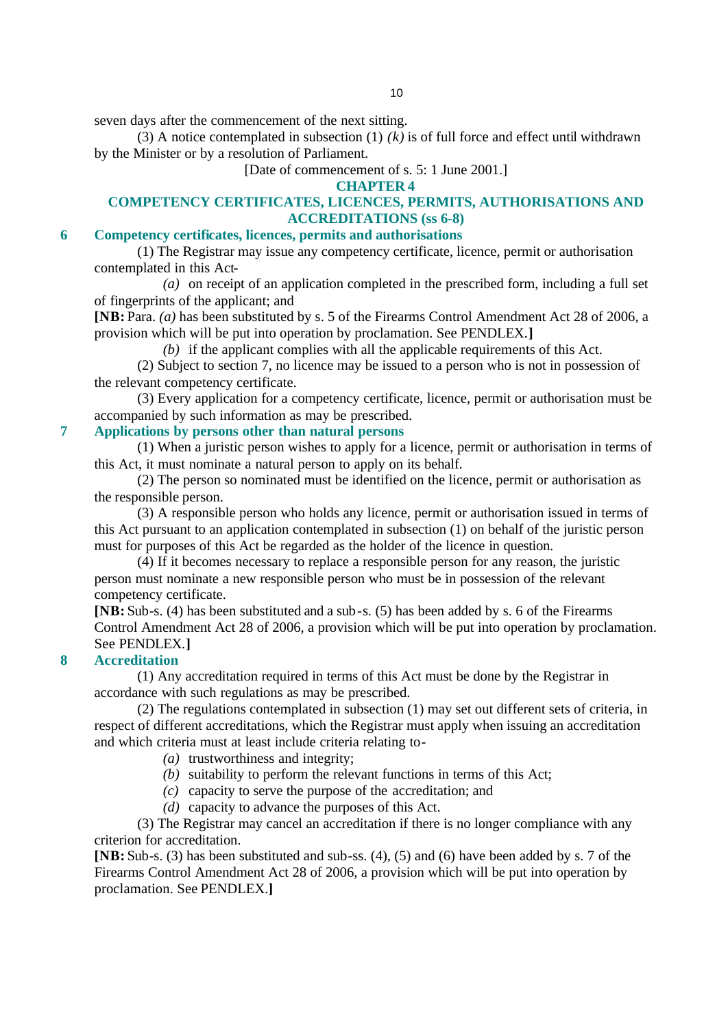seven days after the commencement of the next sitting.

(3) A notice contemplated in subsection (1) *(k)* is of full force and effect until withdrawn by the Minister or by a resolution of Parliament.

[Date of commencement of s. 5: 1 June 2001.]

## CHAPTER 4

## COMPETENCY CERTIFICATES, LICENCES, PERMITS, AUTHORISATIONS AND ACCREDITATIONS (ss 6-8)

### 6 Competency certificates, licences, permits and authorisations

(1) The Registrar may issue any competency certificate, licence, permit or authorisation contemplated in this Act-

*(a)* on receipt of an application completed in the prescribed form, including a full set of fingerprints of the applicant; and

**[NB:** Para. *(a)* has been substituted by s. 5 of the Firearms Control Amendment Act 28 of 2006, a provision which will be put into operation by proclamation. See PENDLEX.**]**

*(b)* if the applicant complies with all the applicable requirements of this Act.

(2) Subject to section 7, no licence may be issued to a person who is not in possession of the relevant competency certificate.

(3) Every application for a competency certificate, licence, permit or authorisation must be accompanied by such information as may be prescribed.

### 7 Applications by persons other than natural persons

(1) When a juristic person wishes to apply for a licence, permit or authorisation in terms of this Act, it must nominate a natural person to apply on its behalf.

(2) The person so nominated must be identified on the licence, permit or authorisation as the responsible person.

(3) A responsible person who holds any licence, permit or authorisation issued in terms of this Act pursuant to an application contemplated in subsection (1) on behalf of the juristic person must for purposes of this Act be regarded as the holder of the licence in question.

(4) If it becomes necessary to replace a responsible person for any reason, the juristic person must nominate a new responsible person who must be in possession of the relevant competency certificate.

**[NB:** Sub-s. (4) has been substituted and a sub-s. (5) has been added by s. 6 of the Firearms Control Amendment Act 28 of 2006, a provision which will be put into operation by proclamation. See PENDLEX.**]**

### 8 Accreditation

(1) Any accreditation required in terms of this Act must be done by the Registrar in accordance with such regulations as may be prescribed.

(2) The regulations contemplated in subsection (1) may set out different sets of criteria, in respect of different accreditations, which the Registrar must apply when issuing an accreditation and which criteria must at least include criteria relating to-

*(a)* trustworthiness and integrity;

*(b)* suitability to perform the relevant functions in terms of this Act;

*(c)* capacity to serve the purpose of the accreditation; and

*(d)* capacity to advance the purposes of this Act.

(3) The Registrar may cancel an accreditation if there is no longer compliance with any criterion for accreditation.

**[NB:** Sub-s. (3) has been substituted and sub-ss. (4), (5) and (6) have been added by s. 7 of the Firearms Control Amendment Act 28 of 2006, a provision which will be put into operation by proclamation. See PENDLEX.**]**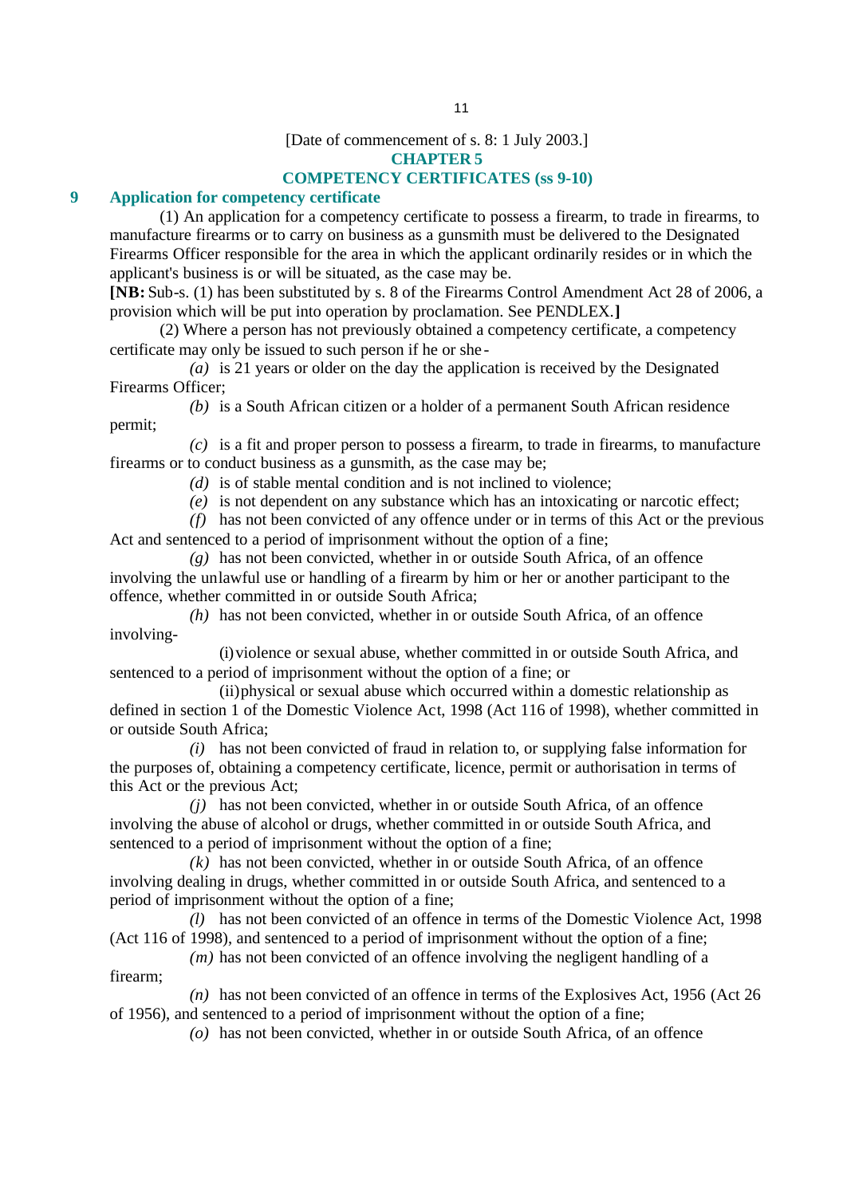[Date of commencement of s. 8: 1 July 2003.]

## CHAPTER 5
## COMPETENCY CERTIFICATES (ss 9-10)

### 9 Application for competency certificate

(1) An application for a competency certificate to possess a firearm, to trade in firearms, to manufacture firearms or to carry on business as a gunsmith must be delivered to the Designated Firearms Officer responsible for the area in which the applicant ordinarily resides or in which the applicant's business is or will be situated, as the case may be.

**[NB:** Sub-s. (1) has been substituted by s. 8 of the Firearms Control Amendment Act 28 of 2006, a provision which will be put into operation by proclamation. See PENDLEX.**]**

(2) Where a person has not previously obtained a competency certificate, a competency certificate may only be issued to such person if he or she-

*(a)* is 21 years or older on the day the application is received by the Designated Firearms Officer;

*(b)* is a South African citizen or a holder of a permanent South African residence permit;

*(c)* is a fit and proper person to possess a firearm, to trade in firearms, to manufacture firearms or to conduct business as a gunsmith, as the case may be;

*(d)* is of stable mental condition and is not inclined to violence;

*(e)* is not dependent on any substance which has an intoxicating or narcotic effect;

*(f)* has not been convicted of any offence under or in terms of this Act or the previous Act and sentenced to a period of imprisonment without the option of a fine;

*(g)* has not been convicted, whether in or outside South Africa, of an offence involving the unlawful use or handling of a firearm by him or her or another participant to the offence, whether committed in or outside South Africa;

*(h)* has not been convicted, whether in or outside South Africa, of an offence involving-

(i) violence or sexual abuse, whether committed in or outside South Africa, and sentenced to a period of imprisonment without the option of a fine; or

(ii) physical or sexual abuse which occurred within a domestic relationship as defined in section 1 of the Domestic Violence Act, 1998 (Act 116 of 1998), whether committed in or outside South Africa;

*(i)* has not been convicted of fraud in relation to, or supplying false information for the purposes of, obtaining a competency certificate, licence, permit or authorisation in terms of this Act or the previous Act;

*(j)* has not been convicted, whether in or outside South Africa, of an offence involving the abuse of alcohol or drugs, whether committed in or outside South Africa, and sentenced to a period of imprisonment without the option of a fine;

*(k)* has not been convicted, whether in or outside South Africa, of an offence involving dealing in drugs, whether committed in or outside South Africa, and sentenced to a period of imprisonment without the option of a fine;

*(l)* has not been convicted of an offence in terms of the Domestic Violence Act, 1998 (Act 116 of 1998), and sentenced to a period of imprisonment without the option of a fine;

*(m)* has not been convicted of an offence involving the negligent handling of a firearm;

*(n)* has not been convicted of an offence in terms of the Explosives Act, 1956 (Act 26 of 1956), and sentenced to a period of imprisonment without the option of a fine;

*(o)* has not been convicted, whether in or outside South Africa, of an offence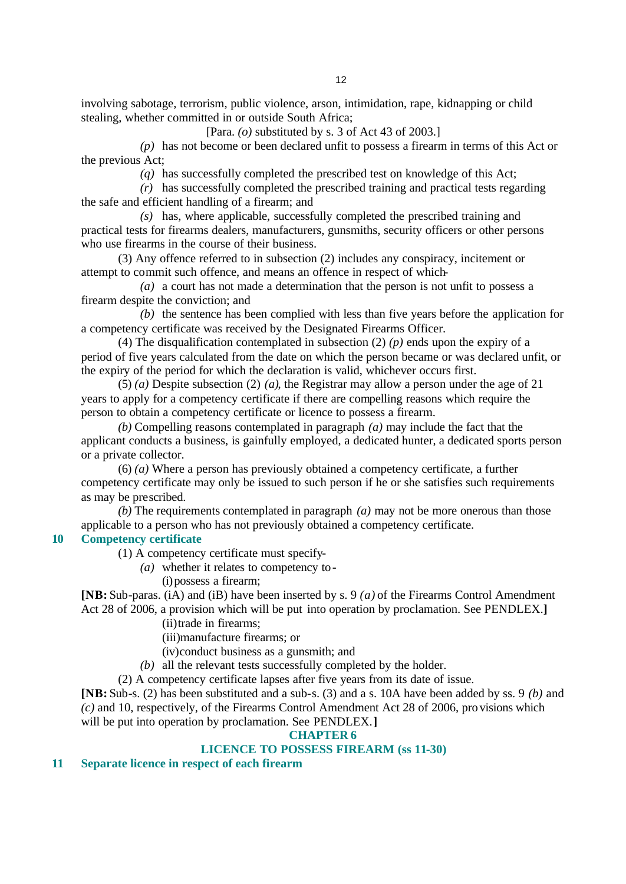involving sabotage, terrorism, public violence, arson, intimidation, rape, kidnapping or child stealing, whether committed in or outside South Africa;

[Para. *(o)* substituted by s. 3 of Act 43 of 2003.]

*(p)* has not become or been declared unfit to possess a firearm in terms of this Act or the previous Act;

*(q)* has successfully completed the prescribed test on knowledge of this Act;

*(r)* has successfully completed the prescribed training and practical tests regarding the safe and efficient handling of a firearm; and

*(s)* has, where applicable, successfully completed the prescribed training and practical tests for firearms dealers, manufacturers, gunsmiths, security officers or other persons who use firearms in the course of their business.

(3) Any offence referred to in subsection (2) includes any conspiracy, incitement or attempt to commit such offence, and means an offence in respect of which-

*(a)* a court has not made a determination that the person is not unfit to possess a firearm despite the conviction; and

*(b)* the sentence has been complied with less than five years before the application for a competency certificate was received by the Designated Firearms Officer.

(4) The disqualification contemplated in subsection (2) *(p)* ends upon the expiry of a period of five years calculated from the date on which the person became or was declared unfit, or the expiry of the period for which the declaration is valid, whichever occurs first.

(5) *(a)* Despite subsection (2) *(a)*, the Registrar may allow a person under the age of 21 years to apply for a competency certificate if there are compelling reasons which require the person to obtain a competency certificate or licence to possess a firearm.

*(b)* Compelling reasons contemplated in paragraph *(a)* may include the fact that the applicant conducts a business, is gainfully employed, a dedicated hunter, a dedicated sports person or a private collector.

(6) *(a)* Where a person has previously obtained a competency certificate, a further competency certificate may only be issued to such person if he or she satisfies such requirements as may be prescribed.

*(b)* The requirements contemplated in paragraph *(a)* may not be more onerous than those applicable to a person who has not previously obtained a competency certificate.

### 10 Competency certificate

(1) A competency certificate must specify-

*(a)* whether it relates to competency to-

(i) possess a firearm;

**[NB:** Sub-paras. (iA) and (iB) have been inserted by s. 9 *(a)* of the Firearms Control Amendment Act 28 of 2006, a provision which will be put into operation by proclamation. See PENDLEX.**]**

(ii) trade in firearms;

(iii) manufacture firearms; or

(iv) conduct business as a gunsmith; and

*(b)* all the relevant tests successfully completed by the holder.

(2) A competency certificate lapses after five years from its date of issue.

**[NB:** Sub-s. (2) has been substituted and a sub-s. (3) and a s. 10A have been added by ss. 9 *(b)* and *(c)* and 10, respectively, of the Firearms Control Amendment Act 28 of 2006, provisions which will be put into operation by proclamation. See PENDLEX.**]**

## CHAPTER 6

## LICENCE TO POSSESS FIREARM (ss 11-30)

### 11 Separate licence in respect of each firearm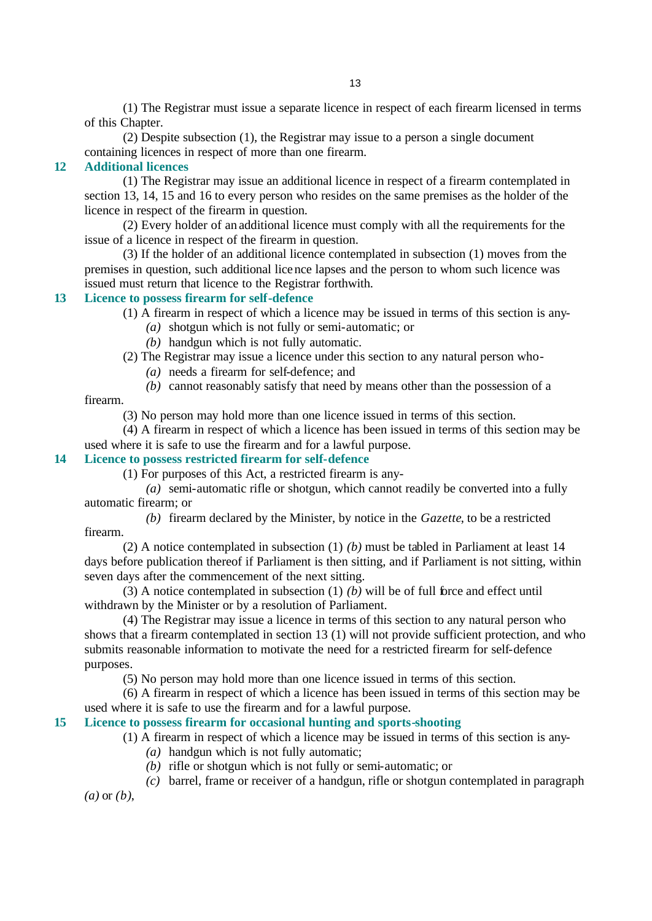(1) The Registrar must issue a separate licence in respect of each firearm licensed in terms of this Chapter.

(2) Despite subsection (1), the Registrar may issue to a person a single document containing licences in respect of more than one firearm.

## 12 Additional licences

(1) The Registrar may issue an additional licence in respect of a firearm contemplated in section 13, 14, 15 and 16 to every person who resides on the same premises as the holder of the licence in respect of the firearm in question.

(2) Every holder of an additional licence must comply with all the requirements for the issue of a licence in respect of the firearm in question.

(3) If the holder of an additional licence contemplated in subsection (1) moves from the premises in question, such additional licence lapses and the person to whom such licence was issued must return that licence to the Registrar forthwith.

## 13 Licence to possess firearm for self-defence

(1) A firearm in respect of which a licence may be issued in terms of this section is any-

*(a)* shotgun which is not fully or semi-automatic; or

*(b)* handgun which is not fully automatic.

(2) The Registrar may issue a licence under this section to any natural person who-

*(a)* needs a firearm for self-defence; and

*(b)* cannot reasonably satisfy that need by means other than the possession of a firearm.

(3) No person may hold more than one licence issued in terms of this section.

(4) A firearm in respect of which a licence has been issued in terms of this section may be used where it is safe to use the firearm and for a lawful purpose.

## 14 Licence to possess restricted firearm for self-defence

(1) For purposes of this Act, a restricted firearm is any-

*(a)* semi-automatic rifle or shotgun, which cannot readily be converted into a fully automatic firearm; or

*(b)* firearm declared by the Minister, by notice in the *Gazette*, to be a restricted firearm.

(2) A notice contemplated in subsection (1) *(b)* must be tabled in Parliament at least 14 days before publication thereof if Parliament is then sitting, and if Parliament is not sitting, within seven days after the commencement of the next sitting.

(3) A notice contemplated in subsection (1) *(b)* will be of full force and effect until withdrawn by the Minister or by a resolution of Parliament.

(4) The Registrar may issue a licence in terms of this section to any natural person who shows that a firearm contemplated in section 13 (1) will not provide sufficient protection, and who submits reasonable information to motivate the need for a restricted firearm for self-defence purposes.

(5) No person may hold more than one licence issued in terms of this section.

(6) A firearm in respect of which a licence has been issued in terms of this section may be used where it is safe to use the firearm and for a lawful purpose.

## 15 Licence to possess firearm for occasional hunting and sports-shooting

(1) A firearm in respect of which a licence may be issued in terms of this section is any-

*(a)* handgun which is not fully automatic;

*(b)* rifle or shotgun which is not fully or semi-automatic; or

*(c)* barrel, frame or receiver of a handgun, rifle or shotgun contemplated in paragraph *(a)* or *(b)*,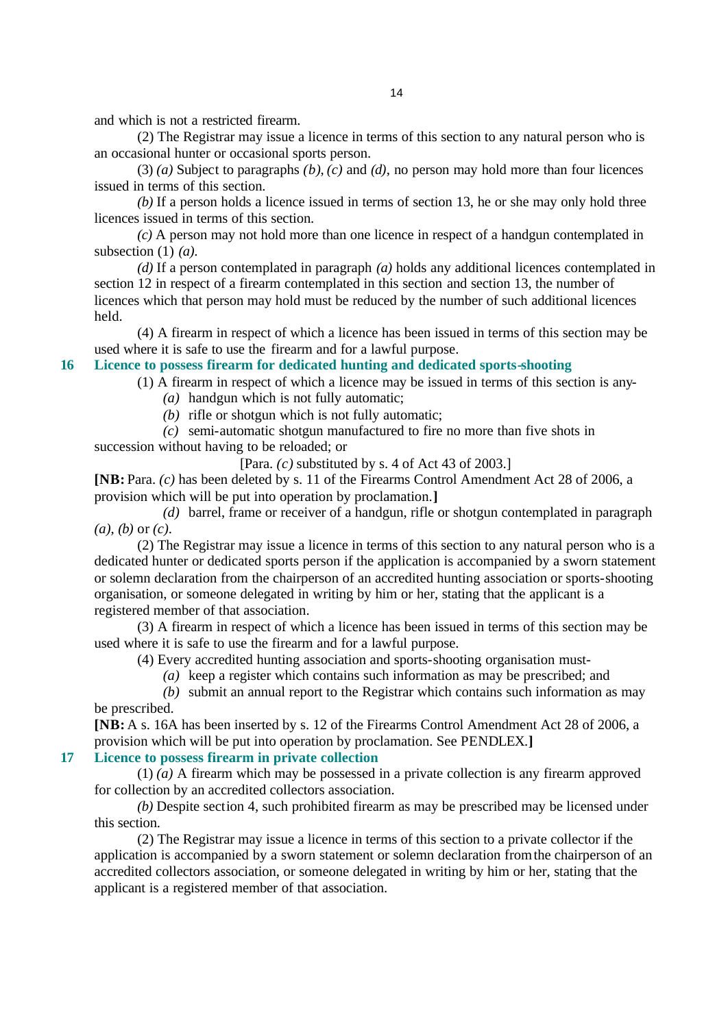and which is not a restricted firearm.

(2) The Registrar may issue a licence in terms of this section to any natural person who is an occasional hunter or occasional sports person.

(3) *(a)* Subject to paragraphs *(b)*, *(c)* and *(d)*, no person may hold more than four licences issued in terms of this section.

*(b)* If a person holds a licence issued in terms of section 13, he or she may only hold three licences issued in terms of this section.

*(c)* A person may not hold more than one licence in respect of a handgun contemplated in subsection (1) *(a)*.

*(d)* If a person contemplated in paragraph *(a)* holds any additional licences contemplated in section 12 in respect of a firearm contemplated in this section and section 13, the number of licences which that person may hold must be reduced by the number of such additional licences held.

(4) A firearm in respect of which a licence has been issued in terms of this section may be used where it is safe to use the firearm and for a lawful purpose.

### 16 Licence to possess firearm for dedicated hunting and dedicated sports-shooting

(1) A firearm in respect of which a licence may be issued in terms of this section is any-

*(a)* handgun which is not fully automatic;

*(b)* rifle or shotgun which is not fully automatic;

*(c)* semi-automatic shotgun manufactured to fire no more than five shots in succession without having to be reloaded; or

[Para. *(c)* substituted by s. 4 of Act 43 of 2003.]

**[NB:** Para. *(c)* has been deleted by s. 11 of the Firearms Control Amendment Act 28 of 2006, a provision which will be put into operation by proclamation.**]**

*(d)* barrel, frame or receiver of a handgun, rifle or shotgun contemplated in paragraph *(a)*, *(b)* or *(c)*.

(2) The Registrar may issue a licence in terms of this section to any natural person who is a dedicated hunter or dedicated sports person if the application is accompanied by a sworn statement or solemn declaration from the chairperson of an accredited hunting association or sports-shooting organisation, or someone delegated in writing by him or her, stating that the applicant is a registered member of that association.

(3) A firearm in respect of which a licence has been issued in terms of this section may be used where it is safe to use the firearm and for a lawful purpose.

(4) Every accredited hunting association and sports-shooting organisation must-

*(a)* keep a register which contains such information as may be prescribed; and

*(b)* submit an annual report to the Registrar which contains such information as may be prescribed.

**[NB:** A s. 16A has been inserted by s. 12 of the Firearms Control Amendment Act 28 of 2006, a provision which will be put into operation by proclamation. See PENDLEX.**]**

### 17 Licence to possess firearm in private collection

(1) *(a)* A firearm which may be possessed in a private collection is any firearm approved for collection by an accredited collectors association.

*(b)* Despite section 4, such prohibited firearm as may be prescribed may be licensed under this section.

(2) The Registrar may issue a licence in terms of this section to a private collector if the application is accompanied by a sworn statement or solemn declaration from the chairperson of an accredited collectors association, or someone delegated in writing by him or her, stating that the applicant is a registered member of that association.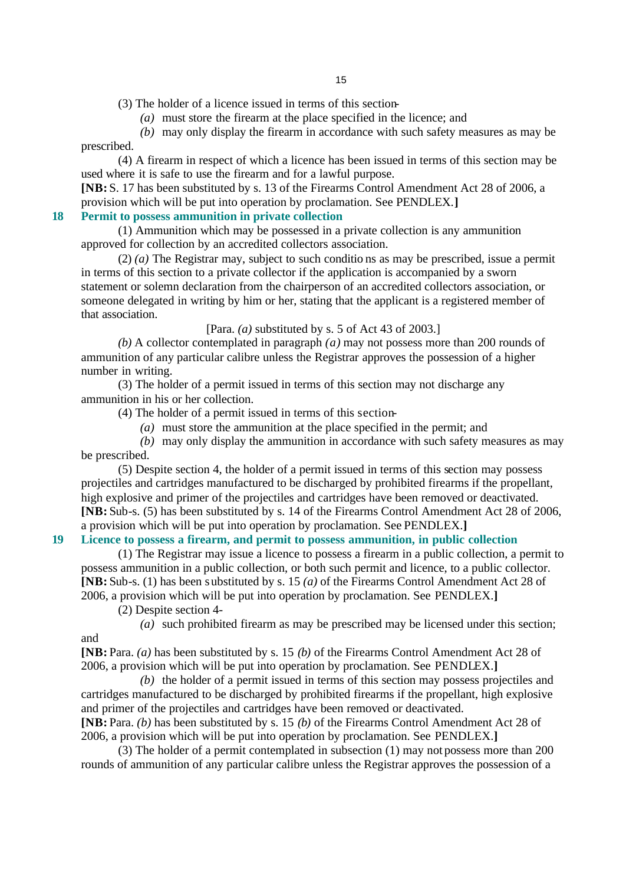(3) The holder of a licence issued in terms of this section-

*(a)* must store the firearm at the place specified in the licence; and

*(b)* may only display the firearm in accordance with such safety measures as may be prescribed.

(4) A firearm in respect of which a licence has been issued in terms of this section may be used where it is safe to use the firearm and for a lawful purpose.

**[NB:** S. 17 has been substituted by s. 13 of the Firearms Control Amendment Act 28 of 2006, a provision which will be put into operation by proclamation. See PENDLEX.**]**

## 18 Permit to possess ammunition in private collection

(1) Ammunition which may be possessed in a private collection is any ammunition approved for collection by an accredited collectors association.

(2) *(a)* The Registrar may, subject to such conditions as may be prescribed, issue a permit in terms of this section to a private collector if the application is accompanied by a sworn statement or solemn declaration from the chairperson of an accredited collectors association, or someone delegated in writing by him or her, stating that the applicant is a registered member of that association.

[Para. *(a)* substituted by s. 5 of Act 43 of 2003.]

*(b)* A collector contemplated in paragraph *(a)* may not possess more than 200 rounds of ammunition of any particular calibre unless the Registrar approves the possession of a higher number in writing.

(3) The holder of a permit issued in terms of this section may not discharge any ammunition in his or her collection.

(4) The holder of a permit issued in terms of this section-

*(a)* must store the ammunition at the place specified in the permit; and

*(b)* may only display the ammunition in accordance with such safety measures as may be prescribed.

(5) Despite section 4, the holder of a permit issued in terms of this section may possess projectiles and cartridges manufactured to be discharged by prohibited firearms if the propellant, high explosive and primer of the projectiles and cartridges have been removed or deactivated.

**[NB:** Sub-s. (5) has been substituted by s. 14 of the Firearms Control Amendment Act 28 of 2006, a provision which will be put into operation by proclamation. See PENDLEX.**]**

## 19 Licence to possess a firearm, and permit to possess ammunition, in public collection

(1) The Registrar may issue a licence to possess a firearm in a public collection, a permit to possess ammunition in a public collection, or both such permit and licence, to a public collector.

**[NB:** Sub-s. (1) has been substituted by s. 15 *(a)* of the Firearms Control Amendment Act 28 of 2006, a provision which will be put into operation by proclamation. See PENDLEX.**]**

(2) Despite section 4-

*(a)* such prohibited firearm as may be prescribed may be licensed under this section; and

**[NB:** Para. *(a)* has been substituted by s. 15 *(b)* of the Firearms Control Amendment Act 28 of 2006, a provision which will be put into operation by proclamation. See PENDLEX.**]**

*(b)* the holder of a permit issued in terms of this section may possess projectiles and cartridges manufactured to be discharged by prohibited firearms if the propellant, high explosive and primer of the projectiles and cartridges have been removed or deactivated.

**[NB:** Para. *(b)* has been substituted by s. 15 *(b)* of the Firearms Control Amendment Act 28 of 2006, a provision which will be put into operation by proclamation. See PENDLEX.**]**

(3) The holder of a permit contemplated in subsection (1) may not possess more than 200 rounds of ammunition of any particular calibre unless the Registrar approves the possession of a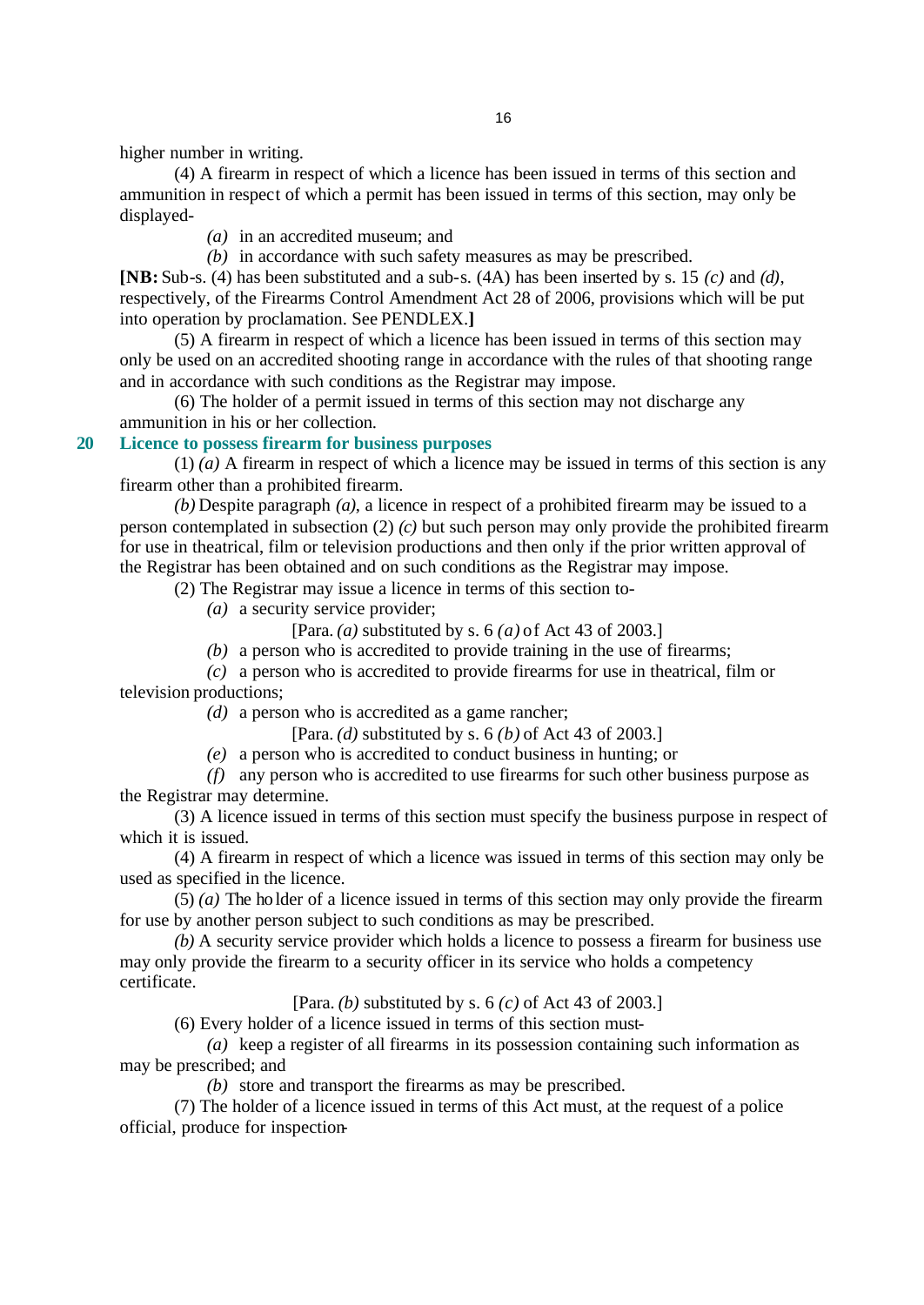higher number in writing.

(4) A firearm in respect of which a licence has been issued in terms of this section and ammunition in respect of which a permit has been issued in terms of this section, may only be displayed-

*(a)* in an accredited museum; and

*(b)* in accordance with such safety measures as may be prescribed.

**[NB:** Sub-s. (4) has been substituted and a sub-s. (4A) has been inserted by s. 15 *(c)* and *(d)*, respectively, of the Firearms Control Amendment Act 28 of 2006, provisions which will be put into operation by proclamation. See PENDLEX.**]**

(5) A firearm in respect of which a licence has been issued in terms of this section may only be used on an accredited shooting range in accordance with the rules of that shooting range and in accordance with such conditions as the Registrar may impose.

(6) The holder of a permit issued in terms of this section may not discharge any ammunition in his or her collection.

## 20 Licence to possess firearm for business purposes

(1) *(a)* A firearm in respect of which a licence may be issued in terms of this section is any firearm other than a prohibited firearm.

*(b)* Despite paragraph *(a)*, a licence in respect of a prohibited firearm may be issued to a person contemplated in subsection (2) *(c)* but such person may only provide the prohibited firearm for use in theatrical, film or television productions and then only if the prior written approval of the Registrar has been obtained and on such conditions as the Registrar may impose.

(2) The Registrar may issue a licence in terms of this section to-

*(a)* a security service provider;

[Para. *(a)* substituted by s. 6 *(a)* of Act 43 of 2003.]

*(b)* a person who is accredited to provide training in the use of firearms;

*(c)* a person who is accredited to provide firearms for use in theatrical, film or television productions;

*(d)* a person who is accredited as a game rancher;

[Para. *(d)* substituted by s. 6 *(b)* of Act 43 of 2003.]

*(e)* a person who is accredited to conduct business in hunting; or

*(f)* any person who is accredited to use firearms for such other business purpose as the Registrar may determine.

(3) A licence issued in terms of this section must specify the business purpose in respect of which it is issued.

(4) A firearm in respect of which a licence was issued in terms of this section may only be used as specified in the licence.

(5) *(a)* The holder of a licence issued in terms of this section may only provide the firearm for use by another person subject to such conditions as may be prescribed.

*(b)* A security service provider which holds a licence to possess a firearm for business use may only provide the firearm to a security officer in its service who holds a competency certificate.

[Para. *(b)* substituted by s. 6 *(c)* of Act 43 of 2003.]

(6) Every holder of a licence issued in terms of this section must-

*(a)* keep a register of all firearms in its possession containing such information as may be prescribed; and

*(b)* store and transport the firearms as may be prescribed.

(7) The holder of a licence issued in terms of this Act must, at the request of a police official, produce for inspection-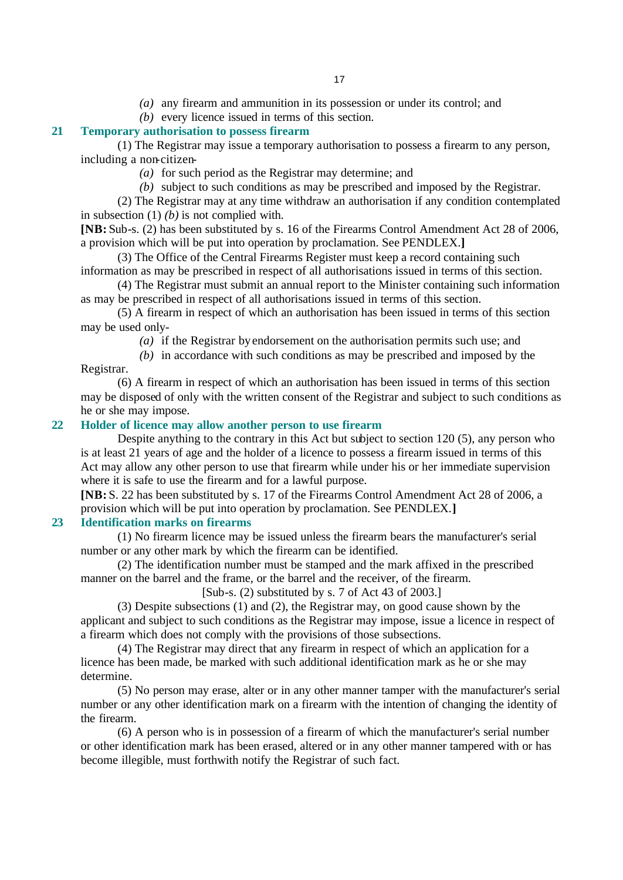*(a)* any firearm and ammunition in its possession or under its control; and

*(b)* every licence issued in terms of this section.

## 21 Temporary authorisation to possess firearm

(1) The Registrar may issue a temporary authorisation to possess a firearm to any person, including a non-citizen-

*(a)* for such period as the Registrar may determine; and

*(b)* subject to such conditions as may be prescribed and imposed by the Registrar.

(2) The Registrar may at any time withdraw an authorisation if any condition contemplated in subsection (1) *(b)* is not complied with.

**[NB:** Sub-s. (2) has been substituted by s. 16 of the Firearms Control Amendment Act 28 of 2006, a provision which will be put into operation by proclamation. See PENDLEX.**]**

(3) The Office of the Central Firearms Register must keep a record containing such information as may be prescribed in respect of all authorisations issued in terms of this section.

(4) The Registrar must submit an annual report to the Minister containing such information as may be prescribed in respect of all authorisations issued in terms of this section.

(5) A firearm in respect of which an authorisation has been issued in terms of this section may be used only-

*(a)* if the Registrar by endorsement on the authorisation permits such use; and

*(b)* in accordance with such conditions as may be prescribed and imposed by the Registrar.

(6) A firearm in respect of which an authorisation has been issued in terms of this section may be disposed of only with the written consent of the Registrar and subject to such conditions as he or she may impose.

## 22 Holder of licence may allow another person to use firearm

Despite anything to the contrary in this Act but subject to section 120 (5), any person who is at least 21 years of age and the holder of a licence to possess a firearm issued in terms of this Act may allow any other person to use that firearm while under his or her immediate supervision where it is safe to use the firearm and for a lawful purpose.

**[NB:** S. 22 has been substituted by s. 17 of the Firearms Control Amendment Act 28 of 2006, a provision which will be put into operation by proclamation. See PENDLEX.**]**

## 23 Identification marks on firearms

(1) No firearm licence may be issued unless the firearm bears the manufacturer's serial number or any other mark by which the firearm can be identified.

(2) The identification number must be stamped and the mark affixed in the prescribed manner on the barrel and the frame, or the barrel and the receiver, of the firearm.

[Sub-s. (2) substituted by s. 7 of Act 43 of 2003.]

(3) Despite subsections (1) and (2), the Registrar may, on good cause shown by the applicant and subject to such conditions as the Registrar may impose, issue a licence in respect of a firearm which does not comply with the provisions of those subsections.

(4) The Registrar may direct that any firearm in respect of which an application for a licence has been made, be marked with such additional identification mark as he or she may determine.

(5) No person may erase, alter or in any other manner tamper with the manufacturer's serial number or any other identification mark on a firearm with the intention of changing the identity of the firearm.

(6) A person who is in possession of a firearm of which the manufacturer's serial number or other identification mark has been erased, altered or in any other manner tampered with or has become illegible, must forthwith notify the Registrar of such fact.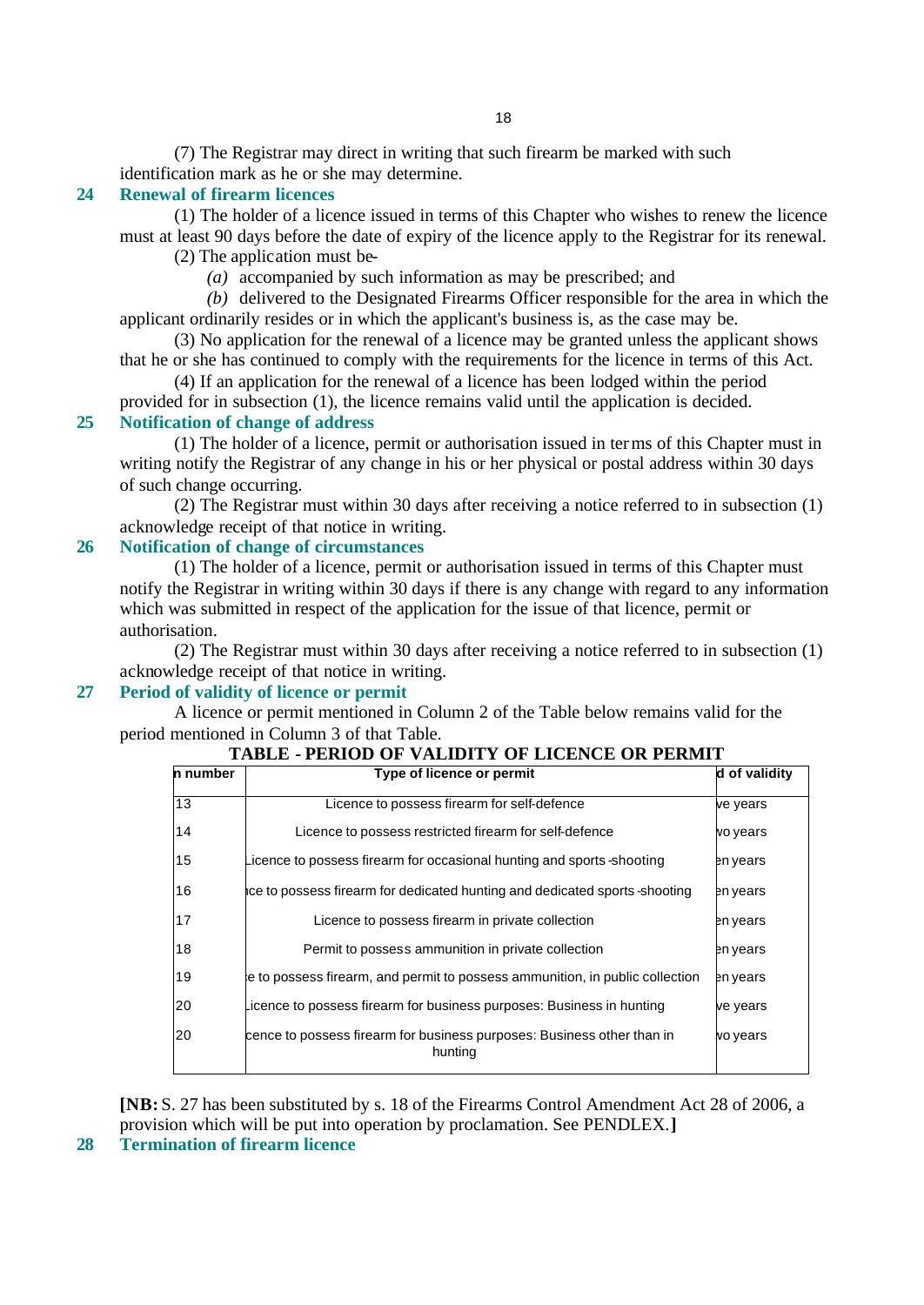(7) The Registrar may direct in writing that such firearm be marked with such identification mark as he or she may determine.

## 24 Renewal of firearm licences

(1) The holder of a licence issued in terms of this Chapter who wishes to renew the licence must at least 90 days before the date of expiry of the licence apply to the Registrar for its renewal.

(2) The application must be-

*(a)* accompanied by such information as may be prescribed; and

*(b)* delivered to the Designated Firearms Officer responsible for the area in which the applicant ordinarily resides or in which the applicant's business is, as the case may be.

(3) No application for the renewal of a licence may be granted unless the applicant shows that he or she has continued to comply with the requirements for the licence in terms of this Act.

(4) If an application for the renewal of a licence has been lodged within the period provided for in subsection (1), the licence remains valid until the application is decided.

## 25 Notification of change of address

(1) The holder of a licence, permit or authorisation issued in terms of this Chapter must in writing notify the Registrar of any change in his or her physical or postal address within 30 days of such change occurring.

(2) The Registrar must within 30 days after receiving a notice referred to in subsection (1) acknowledge receipt of that notice in writing.

## 26 Notification of change of circumstances

(1) The holder of a licence, permit or authorisation issued in terms of this Chapter must notify the Registrar in writing within 30 days if there is any change with regard to any information which was submitted in respect of the application for the issue of that licence, permit or authorisation.

(2) The Registrar must within 30 days after receiving a notice referred to in subsection (1) acknowledge receipt of that notice in writing.

## 27 Period of validity of licence or permit

A licence or permit mentioned in Column 2 of the Table below remains valid for the period mentioned in Column 3 of that Table.

**TABLE - PERIOD OF VALIDITY OF LICENCE OR PERMIT**

| n number | Type of licence or permit | d of validity |
|---|---|---|
| 13 | Licence to possess firearm for self-defence | ve years |
| 14 | Licence to possess restricted firearm for self-defence | vo years |
| 15 | Licence to possess firearm for occasional hunting and sports-shooting | en years |
| 16 | ice to possess firearm for dedicated hunting and dedicated sports-shooting | en years |
| 17 | Licence to possess firearm in private collection | en years |
| 18 | Permit to possess ammunition in private collection | en years |
| 19 | e to possess firearm, and permit to possess ammunition, in public collection | en years |
| 20 | Licence to possess firearm for business purposes: Business in hunting | ve years |
| 20 | cence to possess firearm for business purposes: Business other than in hunting | vo years |

**[NB:** S. 27 has been substituted by s. 18 of the Firearms Control Amendment Act 28 of 2006, a provision which will be put into operation by proclamation. See PENDLEX.**]**

## 28 Termination of firearm licence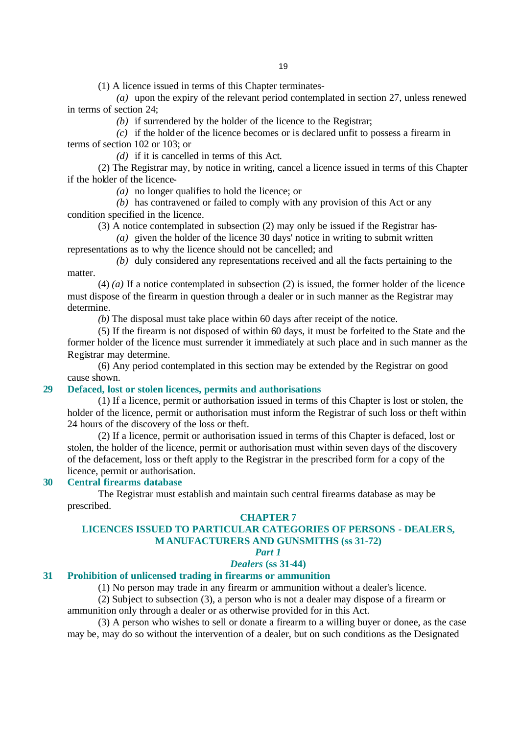(1) A licence issued in terms of this Chapter terminates-

*(a)* upon the expiry of the relevant period contemplated in section 27, unless renewed in terms of section 24;

*(b)* if surrendered by the holder of the licence to the Registrar;

*(c)* if the holder of the licence becomes or is declared unfit to possess a firearm in terms of section 102 or 103; or

*(d)* if it is cancelled in terms of this Act.

(2) The Registrar may, by notice in writing, cancel a licence issued in terms of this Chapter if the holder of the licence-

*(a)* no longer qualifies to hold the licence; or

*(b)* has contravened or failed to comply with any provision of this Act or any condition specified in the licence.

(3) A notice contemplated in subsection (2) may only be issued if the Registrar has-

*(a)* given the holder of the licence 30 days' notice in writing to submit written representations as to why the licence should not be cancelled; and

*(b)* duly considered any representations received and all the facts pertaining to the matter.

(4) *(a)* If a notice contemplated in subsection (2) is issued, the former holder of the licence must dispose of the firearm in question through a dealer or in such manner as the Registrar may determine.

*(b)* The disposal must take place within 60 days after receipt of the notice.

(5) If the firearm is not disposed of within 60 days, it must be forfeited to the State and the former holder of the licence must surrender it immediately at such place and in such manner as the Registrar may determine.

(6) Any period contemplated in this section may be extended by the Registrar on good cause shown.

### 29 Defaced, lost or stolen licences, permits and authorisations

(1) If a licence, permit or authorisation issued in terms of this Chapter is lost or stolen, the holder of the licence, permit or authorisation must inform the Registrar of such loss or theft within 24 hours of the discovery of the loss or theft.

(2) If a licence, permit or authorisation issued in terms of this Chapter is defaced, lost or stolen, the holder of the licence, permit or authorisation must within seven days of the discovery of the defacement, loss or theft apply to the Registrar in the prescribed form for a copy of the licence, permit or authorisation.

### 30 Central firearms database

The Registrar must establish and maintain such central firearms database as may be prescribed.

## CHAPTER 7

## LICENCES ISSUED TO PARTICULAR CATEGORIES OF PERSONS - DEALERS, MANUFACTURERS AND GUNSMITHS (ss 31-72)

### *Part 1*

### *Dealers* (ss 31-44)

### 31 Prohibition of unlicensed trading in firearms or ammunition

(1) No person may trade in any firearm or ammunition without a dealer's licence.

(2) Subject to subsection (3), a person who is not a dealer may dispose of a firearm or ammunition only through a dealer or as otherwise provided for in this Act.

(3) A person who wishes to sell or donate a firearm to a willing buyer or donee, as the case may be, may do so without the intervention of a dealer, but on such conditions as the Designated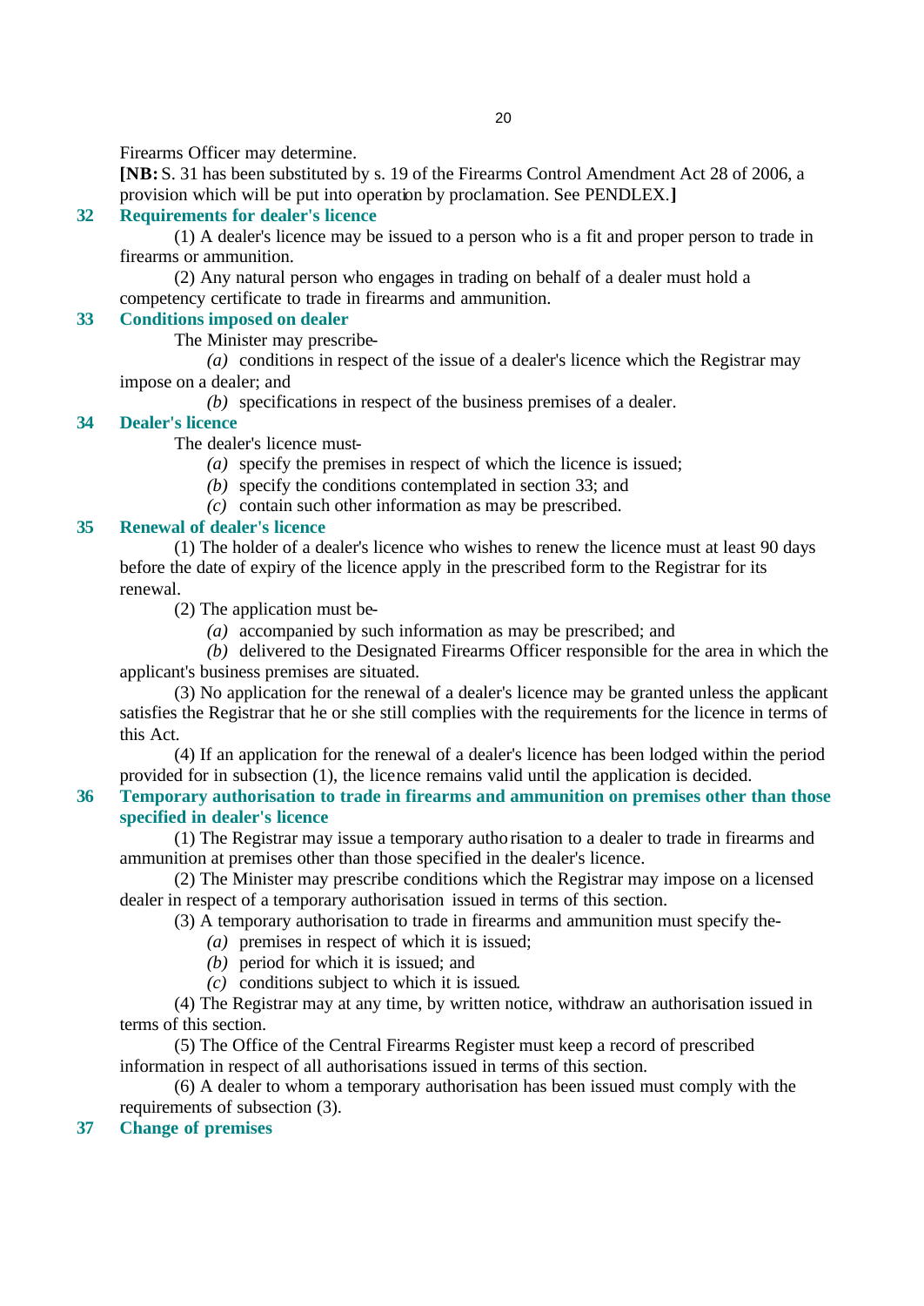Firearms Officer may determine.

**[NB:** S. 31 has been substituted by s. 19 of the Firearms Control Amendment Act 28 of 2006, a provision which will be put into operation by proclamation. See PENDLEX.**]**

### 32 Requirements for dealer's licence

(1) A dealer's licence may be issued to a person who is a fit and proper person to trade in firearms or ammunition.

(2) Any natural person who engages in trading on behalf of a dealer must hold a competency certificate to trade in firearms and ammunition.

### 33 Conditions imposed on dealer

The Minister may prescribe-

*(a)* conditions in respect of the issue of a dealer's licence which the Registrar may impose on a dealer; and

*(b)* specifications in respect of the business premises of a dealer.

### 34 Dealer's licence

The dealer's licence must-

*(a)* specify the premises in respect of which the licence is issued;

*(b)* specify the conditions contemplated in section 33; and

*(c)* contain such other information as may be prescribed.

### 35 Renewal of dealer's licence

(1) The holder of a dealer's licence who wishes to renew the licence must at least 90 days before the date of expiry of the licence apply in the prescribed form to the Registrar for its renewal.

(2) The application must be-

*(a)* accompanied by such information as may be prescribed; and

*(b)* delivered to the Designated Firearms Officer responsible for the area in which the applicant's business premises are situated.

(3) No application for the renewal of a dealer's licence may be granted unless the applicant satisfies the Registrar that he or she still complies with the requirements for the licence in terms of this Act.

(4) If an application for the renewal of a dealer's licence has been lodged within the period provided for in subsection (1), the licence remains valid until the application is decided.

### 36 Temporary authorisation to trade in firearms and ammunition on premises other than those specified in dealer's licence

(1) The Registrar may issue a temporary authorisation to a dealer to trade in firearms and ammunition at premises other than those specified in the dealer's licence.

(2) The Minister may prescribe conditions which the Registrar may impose on a licensed dealer in respect of a temporary authorisation issued in terms of this section.

(3) A temporary authorisation to trade in firearms and ammunition must specify the-

*(a)* premises in respect of which it is issued;

*(b)* period for which it is issued; and

*(c)* conditions subject to which it is issued.

(4) The Registrar may at any time, by written notice, withdraw an authorisation issued in terms of this section.

(5) The Office of the Central Firearms Register must keep a record of prescribed information in respect of all authorisations issued in terms of this section.

(6) A dealer to whom a temporary authorisation has been issued must comply with the requirements of subsection (3).

### 37 Change of premises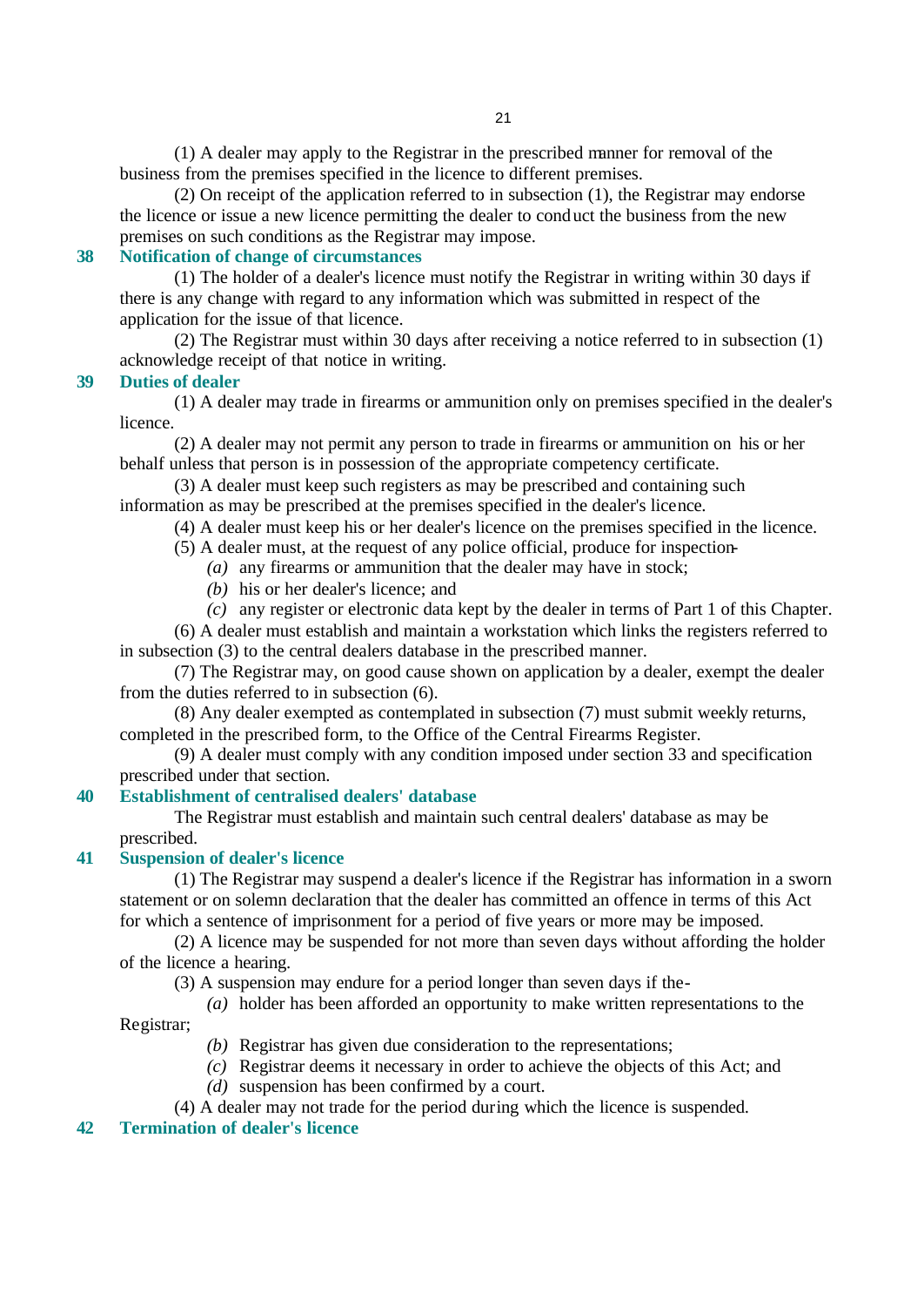(1) A dealer may apply to the Registrar in the prescribed manner for removal of the business from the premises specified in the licence to different premises.

(2) On receipt of the application referred to in subsection (1), the Registrar may endorse the licence or issue a new licence permitting the dealer to conduct the business from the new premises on such conditions as the Registrar may impose.

### 38 Notification of change of circumstances

(1) The holder of a dealer's licence must notify the Registrar in writing within 30 days if there is any change with regard to any information which was submitted in respect of the application for the issue of that licence.

(2) The Registrar must within 30 days after receiving a notice referred to in subsection (1) acknowledge receipt of that notice in writing.

### 39 Duties of dealer

(1) A dealer may trade in firearms or ammunition only on premises specified in the dealer's licence.

(2) A dealer may not permit any person to trade in firearms or ammunition on his or her behalf unless that person is in possession of the appropriate competency certificate.

(3) A dealer must keep such registers as may be prescribed and containing such information as may be prescribed at the premises specified in the dealer's licence.

(4) A dealer must keep his or her dealer's licence on the premises specified in the licence.

(5) A dealer must, at the request of any police official, produce for inspection-

*(a)* any firearms or ammunition that the dealer may have in stock;

*(b)* his or her dealer's licence; and

*(c)* any register or electronic data kept by the dealer in terms of Part 1 of this Chapter.

(6) A dealer must establish and maintain a workstation which links the registers referred to in subsection (3) to the central dealers database in the prescribed manner.

(7) The Registrar may, on good cause shown on application by a dealer, exempt the dealer from the duties referred to in subsection (6).

(8) Any dealer exempted as contemplated in subsection (7) must submit weekly returns, completed in the prescribed form, to the Office of the Central Firearms Register.

(9) A dealer must comply with any condition imposed under section 33 and specification prescribed under that section.

### 40 Establishment of centralised dealers' database

The Registrar must establish and maintain such central dealers' database as may be prescribed.

### 41 Suspension of dealer's licence

(1) The Registrar may suspend a dealer's licence if the Registrar has information in a sworn statement or on solemn declaration that the dealer has committed an offence in terms of this Act for which a sentence of imprisonment for a period of five years or more may be imposed.

(2) A licence may be suspended for not more than seven days without affording the holder of the licence a hearing.

(3) A suspension may endure for a period longer than seven days if the-

*(a)* holder has been afforded an opportunity to make written representations to the Registrar;

*(b)* Registrar has given due consideration to the representations;

*(c)* Registrar deems it necessary in order to achieve the objects of this Act; and

*(d)* suspension has been confirmed by a court.

(4) A dealer may not trade for the period during which the licence is suspended.

### 42 Termination of dealer's licence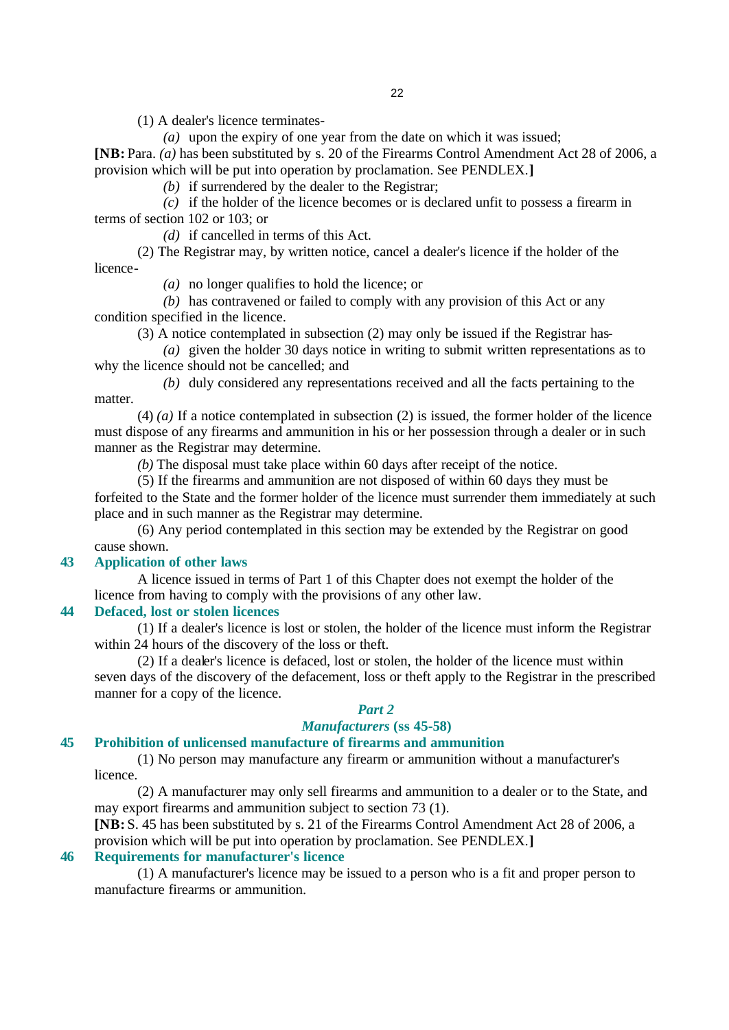(1) A dealer's licence terminates-

*(a)* upon the expiry of one year from the date on which it was issued;

**[NB:** Para. *(a)* has been substituted by s. 20 of the Firearms Control Amendment Act 28 of 2006, a provision which will be put into operation by proclamation. See PENDLEX.**]**

*(b)* if surrendered by the dealer to the Registrar;

*(c)* if the holder of the licence becomes or is declared unfit to possess a firearm in terms of section 102 or 103; or

*(d)* if cancelled in terms of this Act.

(2) The Registrar may, by written notice, cancel a dealer's licence if the holder of the licence-

*(a)* no longer qualifies to hold the licence; or

*(b)* has contravened or failed to comply with any provision of this Act or any condition specified in the licence.

(3) A notice contemplated in subsection (2) may only be issued if the Registrar has-

*(a)* given the holder 30 days notice in writing to submit written representations as to why the licence should not be cancelled; and

*(b)* duly considered any representations received and all the facts pertaining to the matter.

(4) *(a)* If a notice contemplated in subsection (2) is issued, the former holder of the licence must dispose of any firearms and ammunition in his or her possession through a dealer or in such manner as the Registrar may determine.

*(b)* The disposal must take place within 60 days after receipt of the notice.

(5) If the firearms and ammunition are not disposed of within 60 days they must be forfeited to the State and the former holder of the licence must surrender them immediately at such place and in such manner as the Registrar may determine.

(6) Any period contemplated in this section may be extended by the Registrar on good cause shown.

### 43 Application of other laws

A licence issued in terms of Part 1 of this Chapter does not exempt the holder of the licence from having to comply with the provisions of any other law.

### 44 Defaced, lost or stolen licences

(1) If a dealer's licence is lost or stolen, the holder of the licence must inform the Registrar within 24 hours of the discovery of the loss or theft.

(2) If a dealer's licence is defaced, lost or stolen, the holder of the licence must within seven days of the discovery of the defacement, loss or theft apply to the Registrar in the prescribed manner for a copy of the licence.

## *Part 2*

## *Manufacturers* (ss 45-58)

### 45 Prohibition of unlicensed manufacture of firearms and ammunition

(1) No person may manufacture any firearm or ammunition without a manufacturer's licence.

(2) A manufacturer may only sell firearms and ammunition to a dealer or to the State, and may export firearms and ammunition subject to section 73 (1).

**[NB:** S. 45 has been substituted by s. 21 of the Firearms Control Amendment Act 28 of 2006, a provision which will be put into operation by proclamation. See PENDLEX.**]**

### 46 Requirements for manufacturer's licence

(1) A manufacturer's licence may be issued to a person who is a fit and proper person to manufacture firearms or ammunition.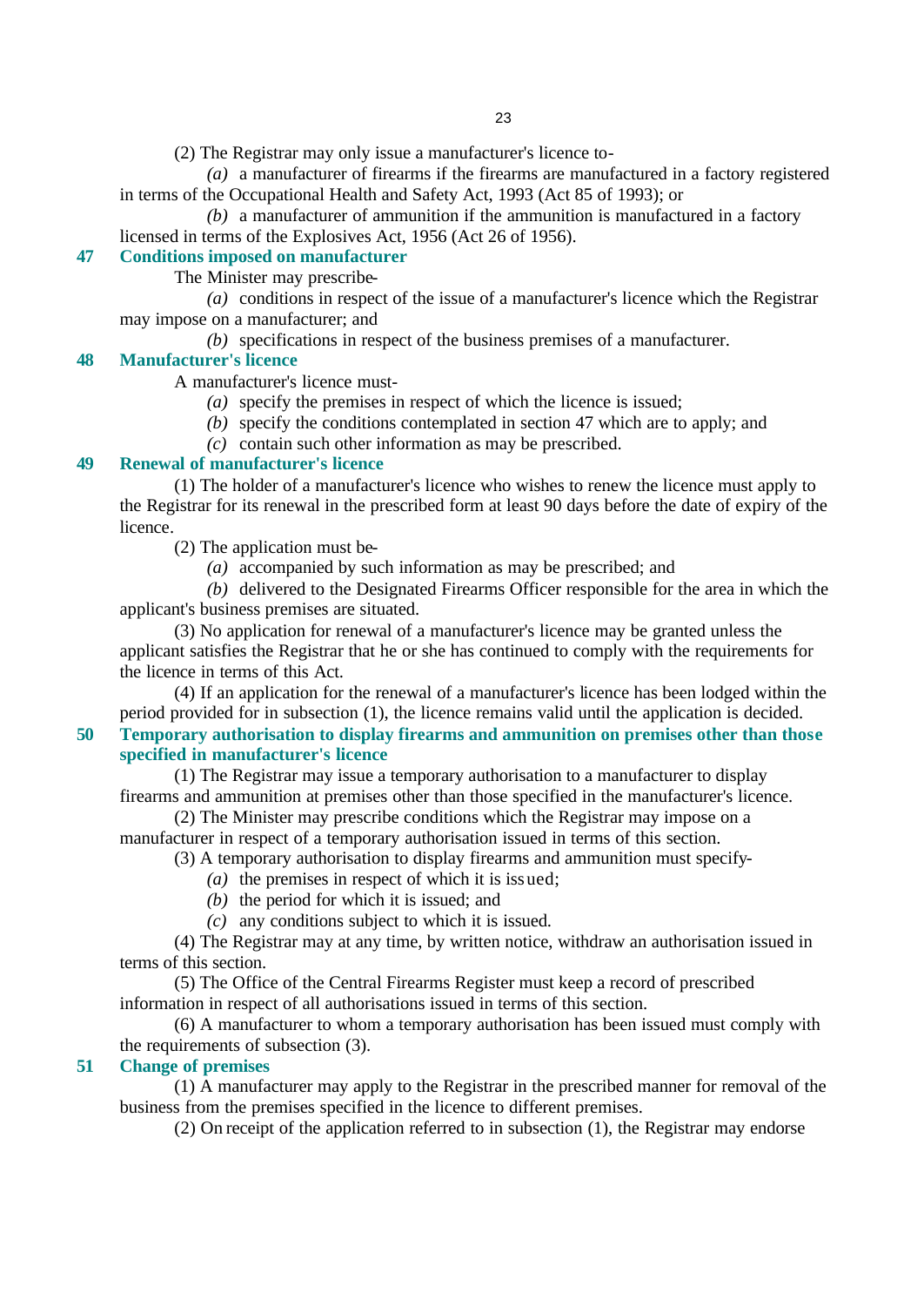(2) The Registrar may only issue a manufacturer's licence to-

*(a)* a manufacturer of firearms if the firearms are manufactured in a factory registered in terms of the Occupational Health and Safety Act, 1993 (Act 85 of 1993); or

*(b)* a manufacturer of ammunition if the ammunition is manufactured in a factory licensed in terms of the Explosives Act, 1956 (Act 26 of 1956).

## 47 Conditions imposed on manufacturer

The Minister may prescribe-

*(a)* conditions in respect of the issue of a manufacturer's licence which the Registrar may impose on a manufacturer; and

*(b)* specifications in respect of the business premises of a manufacturer.

## 48 Manufacturer's licence

A manufacturer's licence must-

*(a)* specify the premises in respect of which the licence is issued;

*(b)* specify the conditions contemplated in section 47 which are to apply; and

*(c)* contain such other information as may be prescribed.

## 49 Renewal of manufacturer's licence

(1) The holder of a manufacturer's licence who wishes to renew the licence must apply to the Registrar for its renewal in the prescribed form at least 90 days before the date of expiry of the licence.

(2) The application must be-

*(a)* accompanied by such information as may be prescribed; and

*(b)* delivered to the Designated Firearms Officer responsible for the area in which the applicant's business premises are situated.

(3) No application for renewal of a manufacturer's licence may be granted unless the applicant satisfies the Registrar that he or she has continued to comply with the requirements for the licence in terms of this Act.

(4) If an application for the renewal of a manufacturer's licence has been lodged within the period provided for in subsection (1), the licence remains valid until the application is decided.

## 50 Temporary authorisation to display firearms and ammunition on premises other than those specified in manufacturer's licence

(1) The Registrar may issue a temporary authorisation to a manufacturer to display firearms and ammunition at premises other than those specified in the manufacturer's licence.

(2) The Minister may prescribe conditions which the Registrar may impose on a manufacturer in respect of a temporary authorisation issued in terms of this section.

(3) A temporary authorisation to display firearms and ammunition must specify-

*(a)* the premises in respect of which it is issued;

*(b)* the period for which it is issued; and

*(c)* any conditions subject to which it is issued.

(4) The Registrar may at any time, by written notice, withdraw an authorisation issued in terms of this section.

(5) The Office of the Central Firearms Register must keep a record of prescribed information in respect of all authorisations issued in terms of this section.

(6) A manufacturer to whom a temporary authorisation has been issued must comply with the requirements of subsection (3).

## 51 Change of premises

(1) A manufacturer may apply to the Registrar in the prescribed manner for removal of the business from the premises specified in the licence to different premises.

(2) On receipt of the application referred to in subsection (1), the Registrar may endorse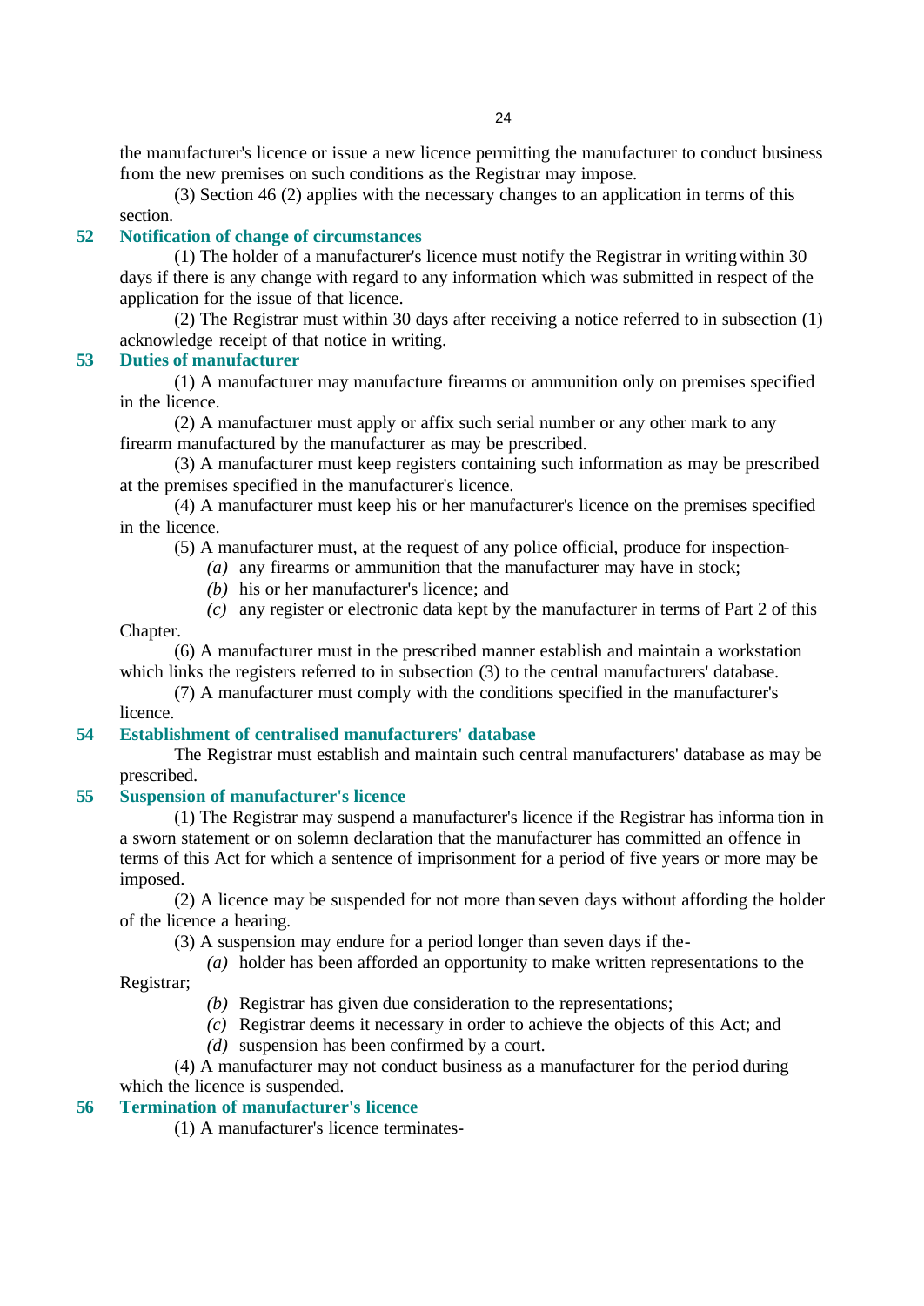the manufacturer's licence or issue a new licence permitting the manufacturer to conduct business from the new premises on such conditions as the Registrar may impose.

(3) Section 46 (2) applies with the necessary changes to an application in terms of this section.

### 52 Notification of change of circumstances

(1) The holder of a manufacturer's licence must notify the Registrar in writing within 30 days if there is any change with regard to any information which was submitted in respect of the application for the issue of that licence.

(2) The Registrar must within 30 days after receiving a notice referred to in subsection (1) acknowledge receipt of that notice in writing.

### 53 Duties of manufacturer

(1) A manufacturer may manufacture firearms or ammunition only on premises specified in the licence.

(2) A manufacturer must apply or affix such serial number or any other mark to any firearm manufactured by the manufacturer as may be prescribed.

(3) A manufacturer must keep registers containing such information as may be prescribed at the premises specified in the manufacturer's licence.

(4) A manufacturer must keep his or her manufacturer's licence on the premises specified in the licence.

(5) A manufacturer must, at the request of any police official, produce for inspection-

*(a)* any firearms or ammunition that the manufacturer may have in stock;

*(b)* his or her manufacturer's licence; and

*(c)* any register or electronic data kept by the manufacturer in terms of Part 2 of this Chapter.

(6) A manufacturer must in the prescribed manner establish and maintain a workstation which links the registers referred to in subsection (3) to the central manufacturers' database.

(7) A manufacturer must comply with the conditions specified in the manufacturer's licence.

### 54 Establishment of centralised manufacturers' database

The Registrar must establish and maintain such central manufacturers' database as may be prescribed.

### 55 Suspension of manufacturer's licence

(1) The Registrar may suspend a manufacturer's licence if the Registrar has information in a sworn statement or on solemn declaration that the manufacturer has committed an offence in terms of this Act for which a sentence of imprisonment for a period of five years or more may be imposed.

(2) A licence may be suspended for not more than seven days without affording the holder of the licence a hearing.

(3) A suspension may endure for a period longer than seven days if the-

*(a)* holder has been afforded an opportunity to make written representations to the Registrar;

*(b)* Registrar has given due consideration to the representations;

*(c)* Registrar deems it necessary in order to achieve the objects of this Act; and

*(d)* suspension has been confirmed by a court.

(4) A manufacturer may not conduct business as a manufacturer for the period during which the licence is suspended.

### 56 Termination of manufacturer's licence

(1) A manufacturer's licence terminates-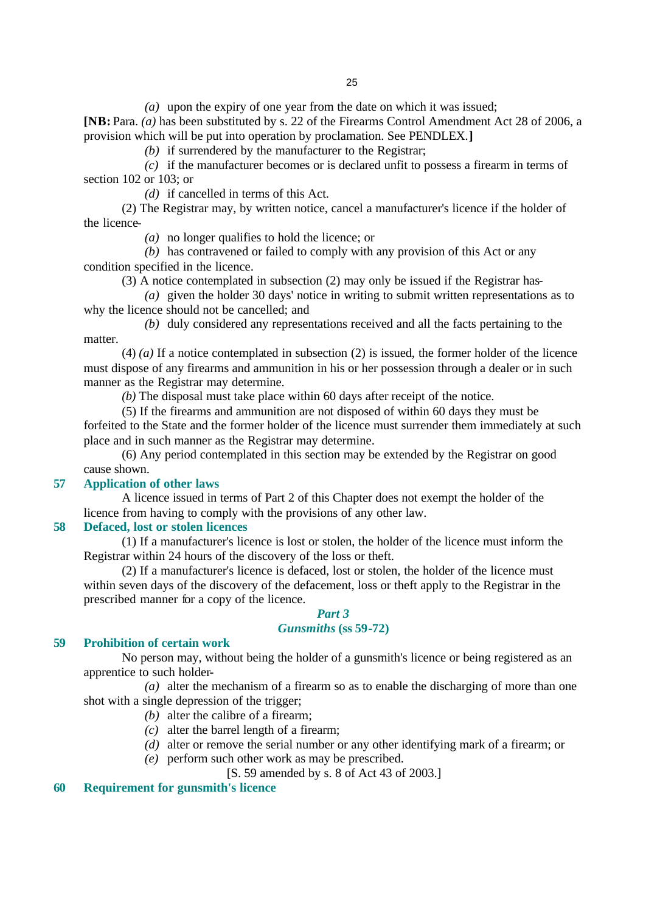*(a)* upon the expiry of one year from the date on which it was issued;

**[NB:** Para. *(a)* has been substituted by s. 22 of the Firearms Control Amendment Act 28 of 2006, a provision which will be put into operation by proclamation. See PENDLEX.**]**

*(b)* if surrendered by the manufacturer to the Registrar;

*(c)* if the manufacturer becomes or is declared unfit to possess a firearm in terms of section 102 or 103; or

*(d)* if cancelled in terms of this Act.

(2) The Registrar may, by written notice, cancel a manufacturer's licence if the holder of the licence-

*(a)* no longer qualifies to hold the licence; or

*(b)* has contravened or failed to comply with any provision of this Act or any condition specified in the licence.

(3) A notice contemplated in subsection (2) may only be issued if the Registrar has-

*(a)* given the holder 30 days' notice in writing to submit written representations as to why the licence should not be cancelled; and

*(b)* duly considered any representations received and all the facts pertaining to the matter.

(4) *(a)* If a notice contemplated in subsection (2) is issued, the former holder of the licence must dispose of any firearms and ammunition in his or her possession through a dealer or in such manner as the Registrar may determine.

*(b)* The disposal must take place within 60 days after receipt of the notice.

(5) If the firearms and ammunition are not disposed of within 60 days they must be forfeited to the State and the former holder of the licence must surrender them immediately at such place and in such manner as the Registrar may determine.

(6) Any period contemplated in this section may be extended by the Registrar on good cause shown.

### 57 Application of other laws

A licence issued in terms of Part 2 of this Chapter does not exempt the holder of the licence from having to comply with the provisions of any other law.

### 58 Defaced, lost or stolen licences

(1) If a manufacturer's licence is lost or stolen, the holder of the licence must inform the Registrar within 24 hours of the discovery of the loss or theft.

(2) If a manufacturer's licence is defaced, lost or stolen, the holder of the licence must within seven days of the discovery of the defacement, loss or theft apply to the Registrar in the prescribed manner for a copy of the licence.

## *Part 3*
## *Gunsmiths* (ss 59-72)

### 59 Prohibition of certain work

No person may, without being the holder of a gunsmith's licence or being registered as an apprentice to such holder-

*(a)* alter the mechanism of a firearm so as to enable the discharging of more than one shot with a single depression of the trigger;

*(b)* alter the calibre of a firearm;

*(c)* alter the barrel length of a firearm;

*(d)* alter or remove the serial number or any other identifying mark of a firearm; or

*(e)* perform such other work as may be prescribed.

[S. 59 amended by s. 8 of Act 43 of 2003.]

### 60 Requirement for gunsmith's licence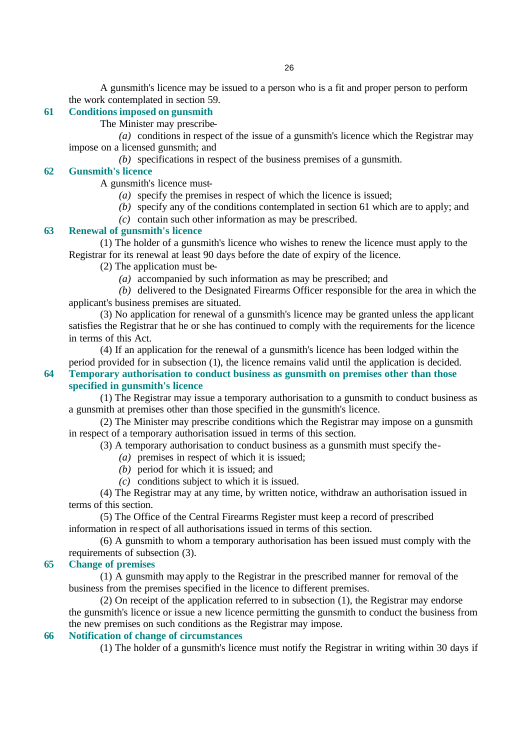A gunsmith's licence may be issued to a person who is a fit and proper person to perform the work contemplated in section 59.

### 61 Conditions imposed on gunsmith

The Minister may prescribe-

*(a)* conditions in respect of the issue of a gunsmith's licence which the Registrar may impose on a licensed gunsmith; and

*(b)* specifications in respect of the business premises of a gunsmith.

### 62 Gunsmith's licence

A gunsmith's licence must-

*(a)* specify the premises in respect of which the licence is issued;

*(b)* specify any of the conditions contemplated in section 61 which are to apply; and

*(c)* contain such other information as may be prescribed.

### 63 Renewal of gunsmith's licence

(1) The holder of a gunsmith's licence who wishes to renew the licence must apply to the Registrar for its renewal at least 90 days before the date of expiry of the licence.

(2) The application must be-

*(a)* accompanied by such information as may be prescribed; and

*(b)* delivered to the Designated Firearms Officer responsible for the area in which the applicant's business premises are situated.

(3) No application for renewal of a gunsmith's licence may be granted unless the applicant satisfies the Registrar that he or she has continued to comply with the requirements for the licence in terms of this Act.

(4) If an application for the renewal of a gunsmith's licence has been lodged within the period provided for in subsection (1), the licence remains valid until the application is decided.

### 64 Temporary authorisation to conduct business as gunsmith on premises other than those specified in gunsmith's licence

(1) The Registrar may issue a temporary authorisation to a gunsmith to conduct business as a gunsmith at premises other than those specified in the gunsmith's licence.

(2) The Minister may prescribe conditions which the Registrar may impose on a gunsmith in respect of a temporary authorisation issued in terms of this section.

(3) A temporary authorisation to conduct business as a gunsmith must specify the-

*(a)* premises in respect of which it is issued;

*(b)* period for which it is issued; and

*(c)* conditions subject to which it is issued.

(4) The Registrar may at any time, by written notice, withdraw an authorisation issued in terms of this section.

(5) The Office of the Central Firearms Register must keep a record of prescribed information in respect of all authorisations issued in terms of this section.

(6) A gunsmith to whom a temporary authorisation has been issued must comply with the requirements of subsection (3).

### 65 Change of premises

(1) A gunsmith may apply to the Registrar in the prescribed manner for removal of the business from the premises specified in the licence to different premises.

(2) On receipt of the application referred to in subsection (1), the Registrar may endorse the gunsmith's licence or issue a new licence permitting the gunsmith to conduct the business from the new premises on such conditions as the Registrar may impose.

### 66 Notification of change of circumstances

(1) The holder of a gunsmith's licence must notify the Registrar in writing within 30 days if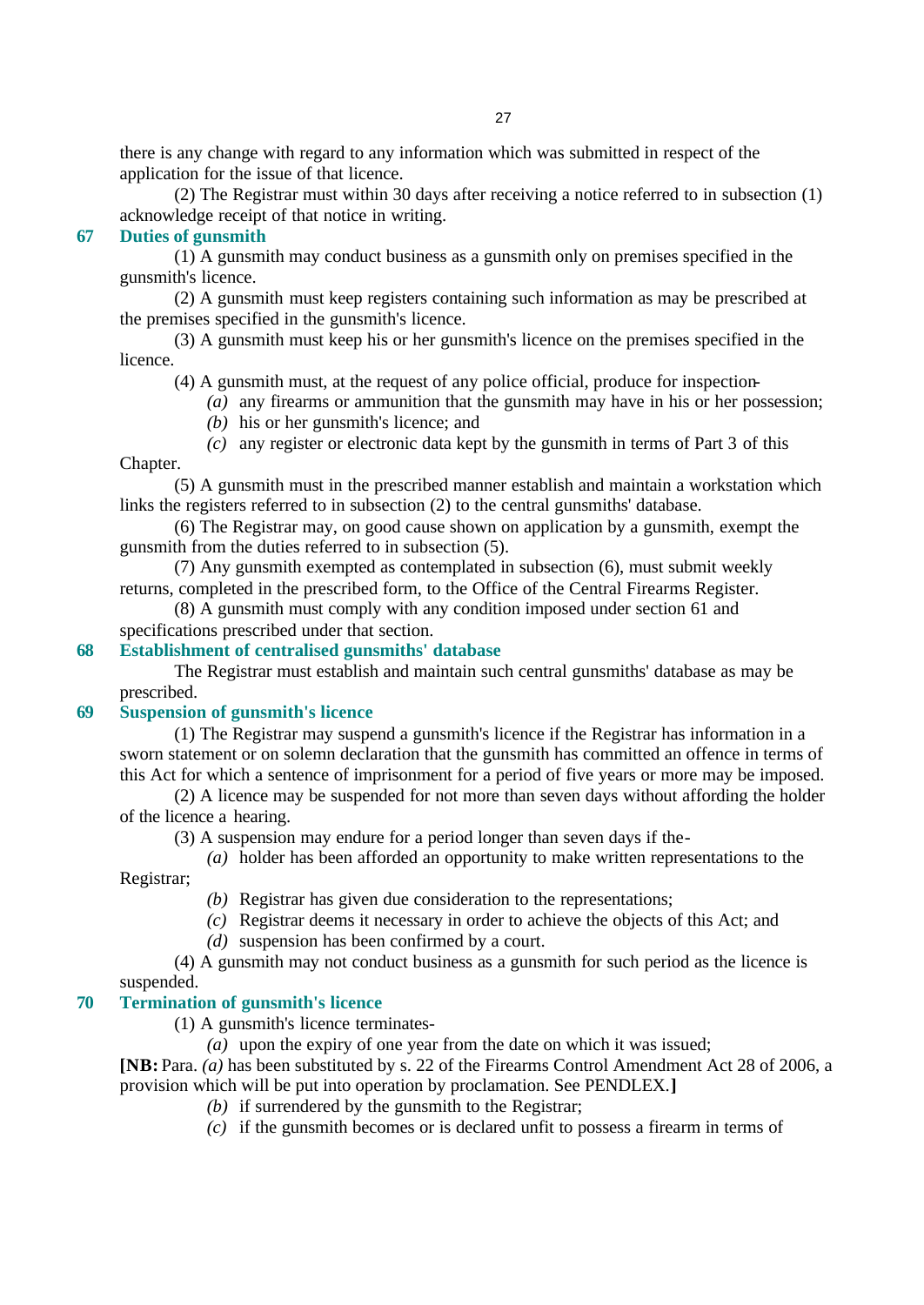there is any change with regard to any information which was submitted in respect of the application for the issue of that licence.

(2) The Registrar must within 30 days after receiving a notice referred to in subsection (1) acknowledge receipt of that notice in writing.

### 67 Duties of gunsmith

(1) A gunsmith may conduct business as a gunsmith only on premises specified in the gunsmith's licence.

(2) A gunsmith must keep registers containing such information as may be prescribed at the premises specified in the gunsmith's licence.

(3) A gunsmith must keep his or her gunsmith's licence on the premises specified in the licence.

(4) A gunsmith must, at the request of any police official, produce for inspection-

*(a)* any firearms or ammunition that the gunsmith may have in his or her possession;

*(b)* his or her gunsmith's licence; and

*(c)* any register or electronic data kept by the gunsmith in terms of Part 3 of this Chapter.

(5) A gunsmith must in the prescribed manner establish and maintain a workstation which links the registers referred to in subsection (2) to the central gunsmiths' database.

(6) The Registrar may, on good cause shown on application by a gunsmith, exempt the gunsmith from the duties referred to in subsection (5).

(7) Any gunsmith exempted as contemplated in subsection (6), must submit weekly returns, completed in the prescribed form, to the Office of the Central Firearms Register.

(8) A gunsmith must comply with any condition imposed under section 61 and specifications prescribed under that section.

### 68 Establishment of centralised gunsmiths' database

The Registrar must establish and maintain such central gunsmiths' database as may be prescribed.

### 69 Suspension of gunsmith's licence

(1) The Registrar may suspend a gunsmith's licence if the Registrar has information in a sworn statement or on solemn declaration that the gunsmith has committed an offence in terms of this Act for which a sentence of imprisonment for a period of five years or more may be imposed.

(2) A licence may be suspended for not more than seven days without affording the holder of the licence a hearing.

(3) A suspension may endure for a period longer than seven days if the-

*(a)* holder has been afforded an opportunity to make written representations to the Registrar;

*(b)* Registrar has given due consideration to the representations;

*(c)* Registrar deems it necessary in order to achieve the objects of this Act; and

*(d)* suspension has been confirmed by a court.

(4) A gunsmith may not conduct business as a gunsmith for such period as the licence is suspended.

### 70 Termination of gunsmith's licence

(1) A gunsmith's licence terminates-

*(a)* upon the expiry of one year from the date on which it was issued;

**[NB:** Para. *(a)* has been substituted by s. 22 of the Firearms Control Amendment Act 28 of 2006, a provision which will be put into operation by proclamation. See PENDLEX.**]**

*(b)* if surrendered by the gunsmith to the Registrar;

*(c)* if the gunsmith becomes or is declared unfit to possess a firearm in terms of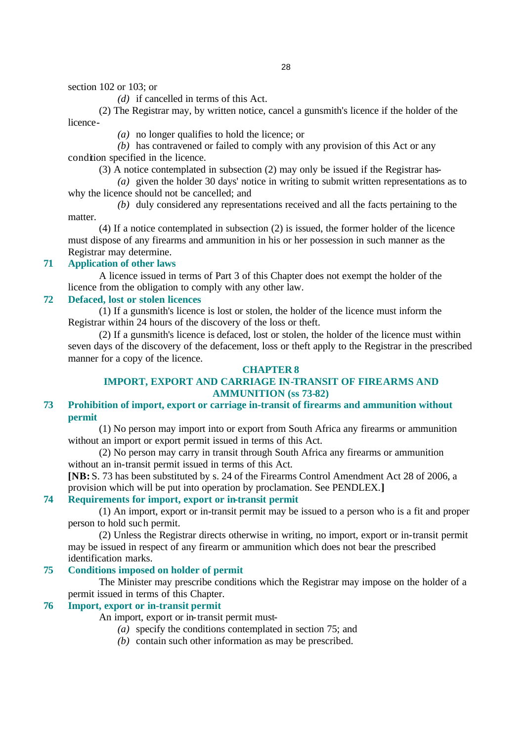section 102 or 103; or

*(d)* if cancelled in terms of this Act.

(2) The Registrar may, by written notice, cancel a gunsmith's licence if the holder of the licence-

*(a)* no longer qualifies to hold the licence; or

*(b)* has contravened or failed to comply with any provision of this Act or any condition specified in the licence.

(3) A notice contemplated in subsection (2) may only be issued if the Registrar has-

*(a)* given the holder 30 days' notice in writing to submit written representations as to why the licence should not be cancelled; and

*(b)* duly considered any representations received and all the facts pertaining to the matter.

(4) If a notice contemplated in subsection (2) is issued, the former holder of the licence must dispose of any firearms and ammunition in his or her possession in such manner as the Registrar may determine.

### 71 Application of other laws

A licence issued in terms of Part 3 of this Chapter does not exempt the holder of the licence from the obligation to comply with any other law.

### 72 Defaced, lost or stolen licences

(1) If a gunsmith's licence is lost or stolen, the holder of the licence must inform the Registrar within 24 hours of the discovery of the loss or theft.

(2) If a gunsmith's licence is defaced, lost or stolen, the holder of the licence must within seven days of the discovery of the defacement, loss or theft apply to the Registrar in the prescribed manner for a copy of the licence.

## CHAPTER 8

## IMPORT, EXPORT AND CARRIAGE IN-TRANSIT OF FIREARMS AND AMMUNITION (ss 73-82)

### 73 Prohibition of import, export or carriage in-transit of firearms and ammunition without permit

(1) No person may import into or export from South Africa any firearms or ammunition without an import or export permit issued in terms of this Act.

(2) No person may carry in transit through South Africa any firearms or ammunition without an in-transit permit issued in terms of this Act.

**[NB:** S. 73 has been substituted by s. 24 of the Firearms Control Amendment Act 28 of 2006, a provision which will be put into operation by proclamation. See PENDLEX.**]**

### 74 Requirements for import, export or in-transit permit

(1) An import, export or in-transit permit may be issued to a person who is a fit and proper person to hold such permit.

(2) Unless the Registrar directs otherwise in writing, no import, export or in-transit permit may be issued in respect of any firearm or ammunition which does not bear the prescribed identification marks.

### 75 Conditions imposed on holder of permit

The Minister may prescribe conditions which the Registrar may impose on the holder of a permit issued in terms of this Chapter.

### 76 Import, export or in-transit permit

An import, export or in-transit permit must-

*(a)* specify the conditions contemplated in section 75; and

*(b)* contain such other information as may be prescribed.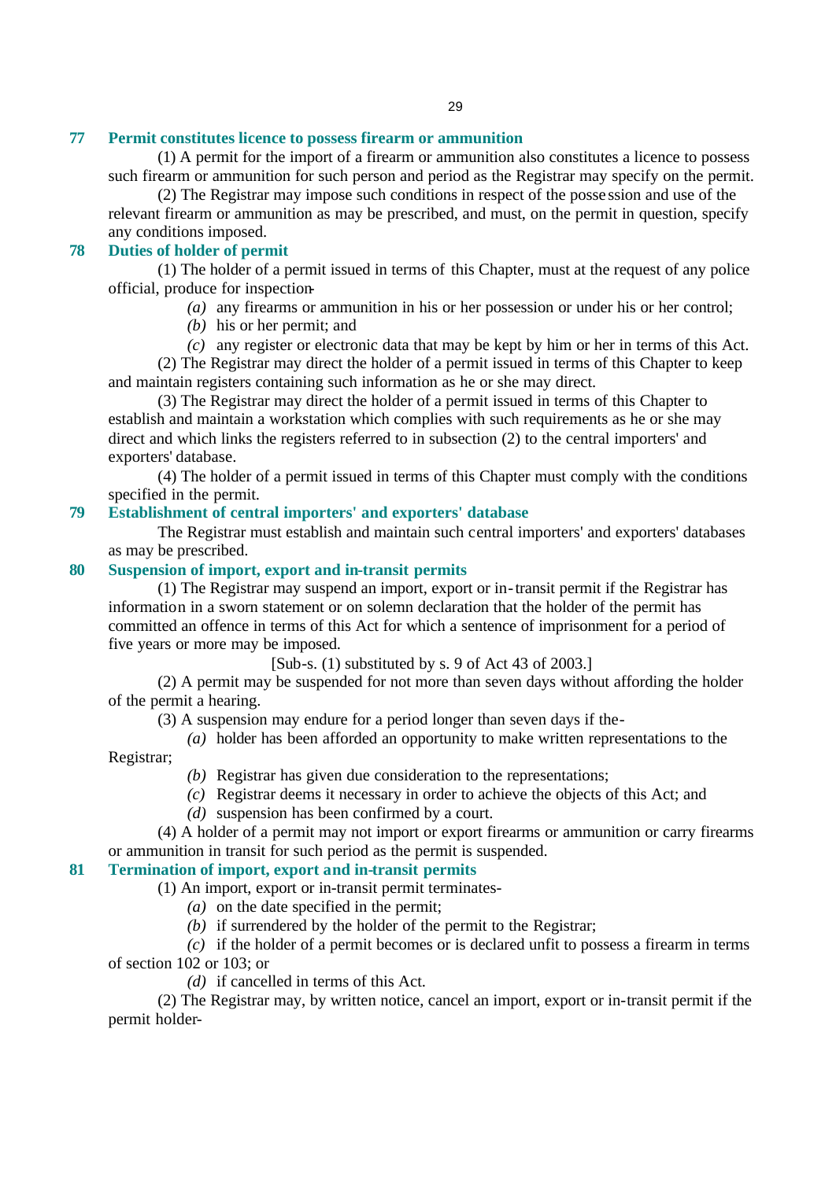### 77 Permit constitutes licence to possess firearm or ammunition

(1) A permit for the import of a firearm or ammunition also constitutes a licence to possess such firearm or ammunition for such person and period as the Registrar may specify on the permit.

(2) The Registrar may impose such conditions in respect of the possession and use of the relevant firearm or ammunition as may be prescribed, and must, on the permit in question, specify any conditions imposed.

### 78 Duties of holder of permit

(1) The holder of a permit issued in terms of this Chapter, must at the request of any police official, produce for inspection-

*(a)* any firearms or ammunition in his or her possession or under his or her control;

*(b)* his or her permit; and

*(c)* any register or electronic data that may be kept by him or her in terms of this Act.

(2) The Registrar may direct the holder of a permit issued in terms of this Chapter to keep and maintain registers containing such information as he or she may direct.

(3) The Registrar may direct the holder of a permit issued in terms of this Chapter to establish and maintain a workstation which complies with such requirements as he or she may direct and which links the registers referred to in subsection (2) to the central importers' and exporters' database.

(4) The holder of a permit issued in terms of this Chapter must comply with the conditions specified in the permit.

### 79 Establishment of central importers' and exporters' database

The Registrar must establish and maintain such central importers' and exporters' databases as may be prescribed.

### 80 Suspension of import, export and in-transit permits

(1) The Registrar may suspend an import, export or in-transit permit if the Registrar has information in a sworn statement or on solemn declaration that the holder of the permit has committed an offence in terms of this Act for which a sentence of imprisonment for a period of five years or more may be imposed.

[Sub-s. (1) substituted by s. 9 of Act 43 of 2003.]

(2) A permit may be suspended for not more than seven days without affording the holder of the permit a hearing.

(3) A suspension may endure for a period longer than seven days if the-

*(a)* holder has been afforded an opportunity to make written representations to the Registrar;

*(b)* Registrar has given due consideration to the representations;

*(c)* Registrar deems it necessary in order to achieve the objects of this Act; and

*(d)* suspension has been confirmed by a court.

(4) A holder of a permit may not import or export firearms or ammunition or carry firearms or ammunition in transit for such period as the permit is suspended.

### 81 Termination of import, export and in-transit permits

(1) An import, export or in-transit permit terminates-

*(a)* on the date specified in the permit;

*(b)* if surrendered by the holder of the permit to the Registrar;

*(c)* if the holder of a permit becomes or is declared unfit to possess a firearm in terms of section 102 or 103; or

*(d)* if cancelled in terms of this Act.

(2) The Registrar may, by written notice, cancel an import, export or in-transit permit if the permit holder-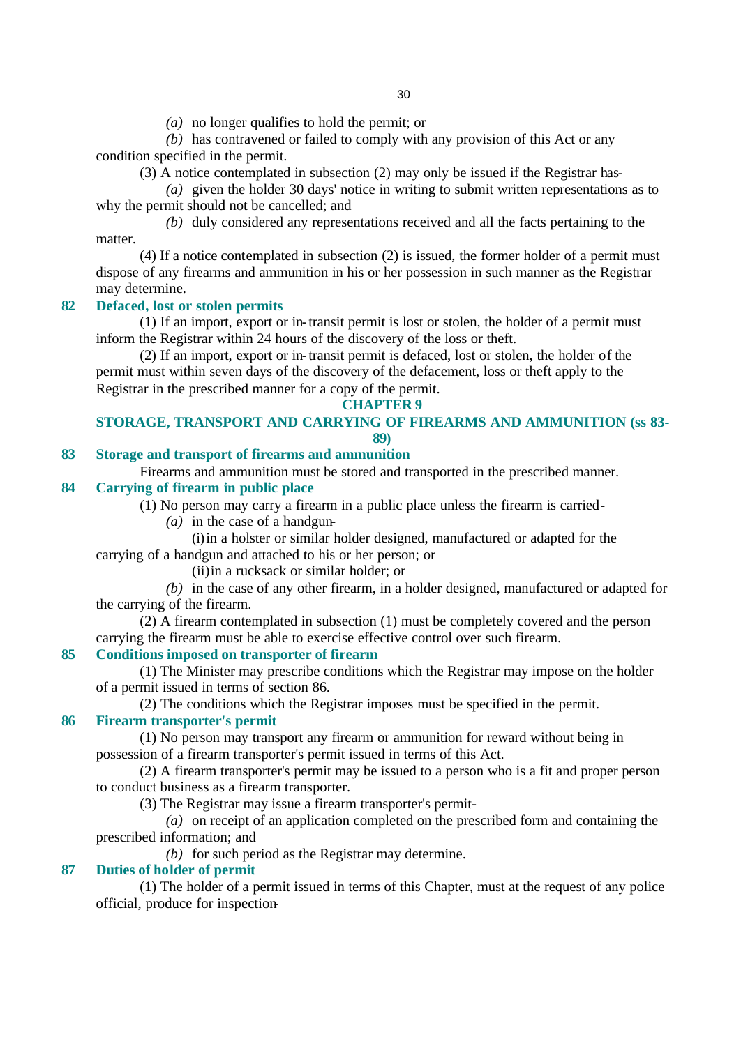*(a)* no longer qualifies to hold the permit; or

*(b)* has contravened or failed to comply with any provision of this Act or any condition specified in the permit.

(3) A notice contemplated in subsection (2) may only be issued if the Registrar has-

*(a)* given the holder 30 days' notice in writing to submit written representations as to why the permit should not be cancelled; and

*(b)* duly considered any representations received and all the facts pertaining to the matter.

(4) If a notice contemplated in subsection (2) is issued, the former holder of a permit must dispose of any firearms and ammunition in his or her possession in such manner as the Registrar may determine.

### 82 Defaced, lost or stolen permits

(1) If an import, export or in-transit permit is lost or stolen, the holder of a permit must inform the Registrar within 24 hours of the discovery of the loss or theft.

(2) If an import, export or in-transit permit is defaced, lost or stolen, the holder of the permit must within seven days of the discovery of the defacement, loss or theft apply to the Registrar in the prescribed manner for a copy of the permit.

## CHAPTER 9

## STORAGE, TRANSPORT AND CARRYING OF FIREARMS AND AMMUNITION (ss 83-89)

### 83 Storage and transport of firearms and ammunition

Firearms and ammunition must be stored and transported in the prescribed manner.

### 84 Carrying of firearm in public place

(1) No person may carry a firearm in a public place unless the firearm is carried-

*(a)* in the case of a handgun-

(i) in a holster or similar holder designed, manufactured or adapted for the carrying of a handgun and attached to his or her person; or

(ii) in a rucksack or similar holder; or

*(b)* in the case of any other firearm, in a holder designed, manufactured or adapted for the carrying of the firearm.

(2) A firearm contemplated in subsection (1) must be completely covered and the person carrying the firearm must be able to exercise effective control over such firearm.

### 85 Conditions imposed on transporter of firearm

(1) The Minister may prescribe conditions which the Registrar may impose on the holder of a permit issued in terms of section 86.

(2) The conditions which the Registrar imposes must be specified in the permit.

### 86 Firearm transporter's permit

(1) No person may transport any firearm or ammunition for reward without being in possession of a firearm transporter's permit issued in terms of this Act.

(2) A firearm transporter's permit may be issued to a person who is a fit and proper person to conduct business as a firearm transporter.

(3) The Registrar may issue a firearm transporter's permit-

*(a)* on receipt of an application completed on the prescribed form and containing the prescribed information; and

*(b)* for such period as the Registrar may determine.

### 87 Duties of holder of permit

(1) The holder of a permit issued in terms of this Chapter, must at the request of any police official, produce for inspection-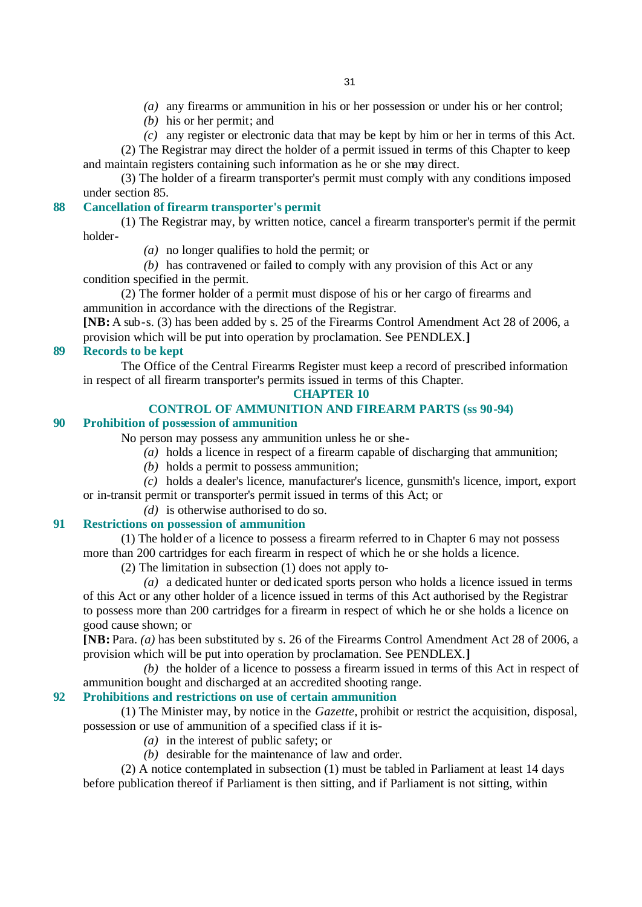*(a)* any firearms or ammunition in his or her possession or under his or her control;

*(b)* his or her permit; and

*(c)* any register or electronic data that may be kept by him or her in terms of this Act.

(2) The Registrar may direct the holder of a permit issued in terms of this Chapter to keep and maintain registers containing such information as he or she may direct.

(3) The holder of a firearm transporter's permit must comply with any conditions imposed under section 85.

### 88 Cancellation of firearm transporter's permit

(1) The Registrar may, by written notice, cancel a firearm transporter's permit if the permit holder-

*(a)* no longer qualifies to hold the permit; or

*(b)* has contravened or failed to comply with any provision of this Act or any condition specified in the permit.

(2) The former holder of a permit must dispose of his or her cargo of firearms and ammunition in accordance with the directions of the Registrar.

**[NB:** A sub-s. (3) has been added by s. 25 of the Firearms Control Amendment Act 28 of 2006, a provision which will be put into operation by proclamation. See PENDLEX.**]**

### 89 Records to be kept

The Office of the Central Firearms Register must keep a record of prescribed information in respect of all firearm transporter's permits issued in terms of this Chapter.

## CHAPTER 10

## CONTROL OF AMMUNITION AND FIREARM PARTS (ss 90-94)

### 90 Prohibition of possession of ammunition

No person may possess any ammunition unless he or she-

*(a)* holds a licence in respect of a firearm capable of discharging that ammunition;

*(b)* holds a permit to possess ammunition;

*(c)* holds a dealer's licence, manufacturer's licence, gunsmith's licence, import, export or in-transit permit or transporter's permit issued in terms of this Act; or

*(d)* is otherwise authorised to do so.

### 91 Restrictions on possession of ammunition

(1) The holder of a licence to possess a firearm referred to in Chapter 6 may not possess more than 200 cartridges for each firearm in respect of which he or she holds a licence.

(2) The limitation in subsection (1) does not apply to-

*(a)* a dedicated hunter or dedicated sports person who holds a licence issued in terms of this Act or any other holder of a licence issued in terms of this Act authorised by the Registrar to possess more than 200 cartridges for a firearm in respect of which he or she holds a licence on good cause shown; or

**[NB:** Para. *(a)* has been substituted by s. 26 of the Firearms Control Amendment Act 28 of 2006, a provision which will be put into operation by proclamation. See PENDLEX.**]**

*(b)* the holder of a licence to possess a firearm issued in terms of this Act in respect of ammunition bought and discharged at an accredited shooting range.

### 92 Prohibitions and restrictions on use of certain ammunition

(1) The Minister may, by notice in the *Gazette*, prohibit or restrict the acquisition, disposal, possession or use of ammunition of a specified class if it is-

*(a)* in the interest of public safety; or

*(b)* desirable for the maintenance of law and order.

(2) A notice contemplated in subsection (1) must be tabled in Parliament at least 14 days before publication thereof if Parliament is then sitting, and if Parliament is not sitting, within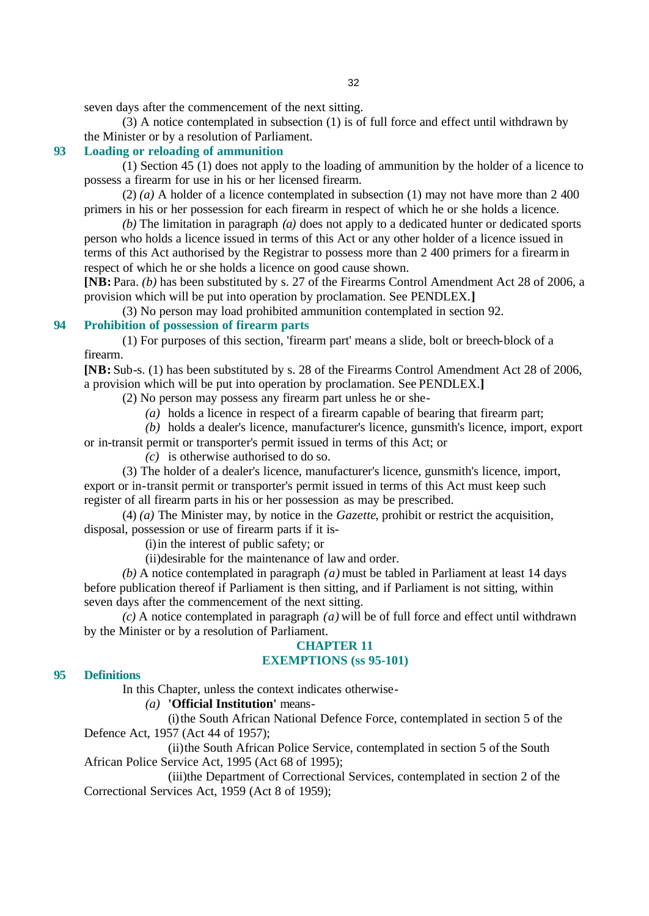seven days after the commencement of the next sitting.

(3) A notice contemplated in subsection (1) is of full force and effect until withdrawn by the Minister or by a resolution of Parliament.

### 93 Loading or reloading of ammunition

(1) Section 45 (1) does not apply to the loading of ammunition by the holder of a licence to possess a firearm for use in his or her licensed firearm.

(2) *(a)* A holder of a licence contemplated in subsection (1) may not have more than 2 400 primers in his or her possession for each firearm in respect of which he or she holds a licence.

*(b)* The limitation in paragraph *(a)* does not apply to a dedicated hunter or dedicated sports person who holds a licence issued in terms of this Act or any other holder of a licence issued in terms of this Act authorised by the Registrar to possess more than 2 400 primers for a firearm in respect of which he or she holds a licence on good cause shown.

**[NB:** Para. *(b)* has been substituted by s. 27 of the Firearms Control Amendment Act 28 of 2006, a provision which will be put into operation by proclamation. See PENDLEX.**]**

(3) No person may load prohibited ammunition contemplated in section 92.

### 94 Prohibition of possession of firearm parts

(1) For purposes of this section, 'firearm part' means a slide, bolt or breech-block of a firearm.

**[NB:** Sub-s. (1) has been substituted by s. 28 of the Firearms Control Amendment Act 28 of 2006, a provision which will be put into operation by proclamation. See PENDLEX.**]**

(2) No person may possess any firearm part unless he or she-

*(a)* holds a licence in respect of a firearm capable of bearing that firearm part;

*(b)* holds a dealer's licence, manufacturer's licence, gunsmith's licence, import, export or in-transit permit or transporter's permit issued in terms of this Act; or

*(c)* is otherwise authorised to do so.

(3) The holder of a dealer's licence, manufacturer's licence, gunsmith's licence, import, export or in-transit permit or transporter's permit issued in terms of this Act must keep such register of all firearm parts in his or her possession as may be prescribed.

(4) *(a)* The Minister may, by notice in the *Gazette*, prohibit or restrict the acquisition, disposal, possession or use of firearm parts if it is-

(i) in the interest of public safety; or

(ii) desirable for the maintenance of law and order.

*(b)* A notice contemplated in paragraph *(a)* must be tabled in Parliament at least 14 days before publication thereof if Parliament is then sitting, and if Parliament is not sitting, within seven days after the commencement of the next sitting.

*(c)* A notice contemplated in paragraph *(a)* will be of full force and effect until withdrawn by the Minister or by a resolution of Parliament.

## CHAPTER 11
## EXEMPTIONS (ss 95-101)

### 95 Definitions

In this Chapter, unless the context indicates otherwise-

*(a)* **'Official Institution'** means-

(i) the South African National Defence Force, contemplated in section 5 of the Defence Act, 1957 (Act 44 of 1957);

(ii) the South African Police Service, contemplated in section 5 of the South African Police Service Act, 1995 (Act 68 of 1995);

(iii) the Department of Correctional Services, contemplated in section 2 of the Correctional Services Act, 1959 (Act 8 of 1959);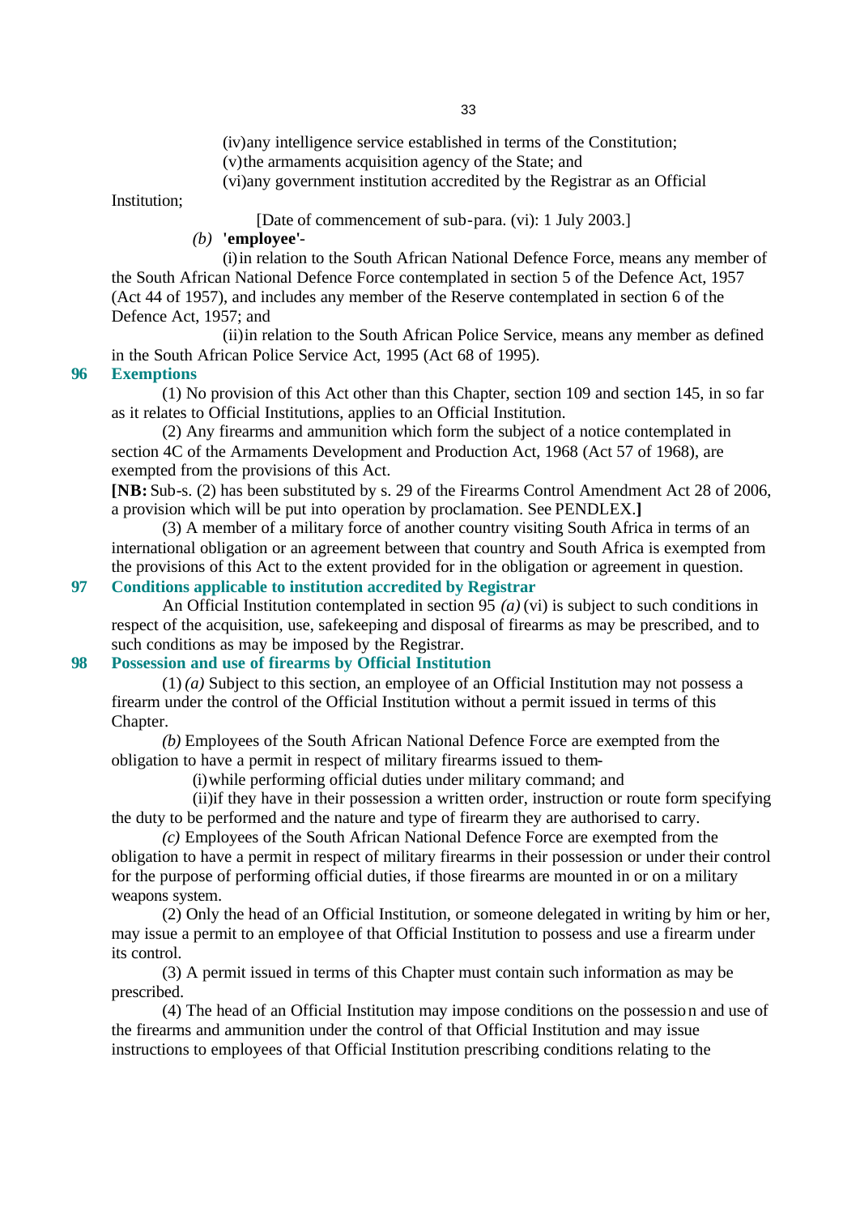(iv) any intelligence service established in terms of the Constitution;

(v) the armaments acquisition agency of the State; and

(vi) any government institution accredited by the Registrar as an Official Institution;

[Date of commencement of sub-para. (vi): 1 July 2003.]

*(b)* **'employee'**-

(i) in relation to the South African National Defence Force, means any member of the South African National Defence Force contemplated in section 5 of the Defence Act, 1957 (Act 44 of 1957), and includes any member of the Reserve contemplated in section 6 of the Defence Act, 1957; and

(ii) in relation to the South African Police Service, means any member as defined in the South African Police Service Act, 1995 (Act 68 of 1995).

### 96 Exemptions

(1) No provision of this Act other than this Chapter, section 109 and section 145, in so far as it relates to Official Institutions, applies to an Official Institution.

(2) Any firearms and ammunition which form the subject of a notice contemplated in section 4C of the Armaments Development and Production Act, 1968 (Act 57 of 1968), are exempted from the provisions of this Act.

**[NB:** Sub-s. (2) has been substituted by s. 29 of the Firearms Control Amendment Act 28 of 2006, a provision which will be put into operation by proclamation. See PENDLEX.**]**

(3) A member of a military force of another country visiting South Africa in terms of an international obligation or an agreement between that country and South Africa is exempted from the provisions of this Act to the extent provided for in the obligation or agreement in question.

### 97 Conditions applicable to institution accredited by Registrar

An Official Institution contemplated in section 95 *(a)* (vi) is subject to such conditions in respect of the acquisition, use, safekeeping and disposal of firearms as may be prescribed, and to such conditions as may be imposed by the Registrar.

### 98 Possession and use of firearms by Official Institution

(1) *(a)* Subject to this section, an employee of an Official Institution may not possess a firearm under the control of the Official Institution without a permit issued in terms of this Chapter.

*(b)* Employees of the South African National Defence Force are exempted from the obligation to have a permit in respect of military firearms issued to them-

(i) while performing official duties under military command; and

(ii) if they have in their possession a written order, instruction or route form specifying the duty to be performed and the nature and type of firearm they are authorised to carry.

*(c)* Employees of the South African National Defence Force are exempted from the obligation to have a permit in respect of military firearms in their possession or under their control for the purpose of performing official duties, if those firearms are mounted in or on a military weapons system.

(2) Only the head of an Official Institution, or someone delegated in writing by him or her, may issue a permit to an employee of that Official Institution to possess and use a firearm under its control.

(3) A permit issued in terms of this Chapter must contain such information as may be prescribed.

(4) The head of an Official Institution may impose conditions on the possession and use of the firearms and ammunition under the control of that Official Institution and may issue instructions to employees of that Official Institution prescribing conditions relating to the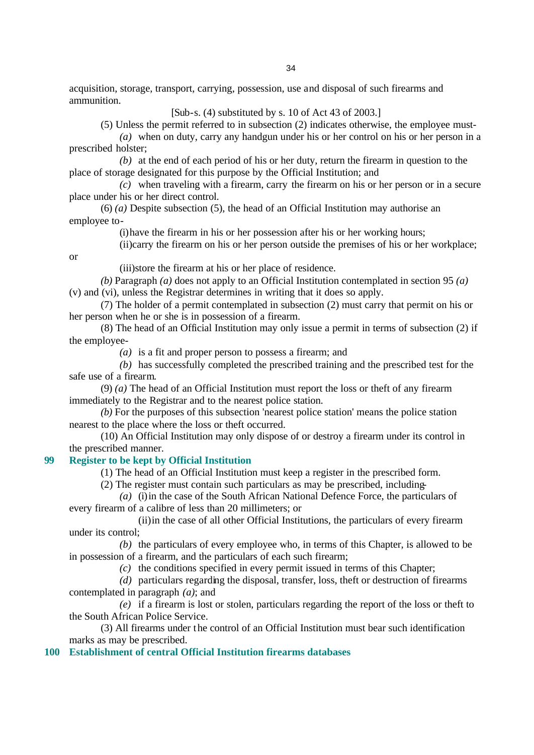acquisition, storage, transport, carrying, possession, use and disposal of such firearms and ammunition.

[Sub-s. (4) substituted by s. 10 of Act 43 of 2003.]

(5) Unless the permit referred to in subsection (2) indicates otherwise, the employee must-

*(a)* when on duty, carry any handgun under his or her control on his or her person in a prescribed holster;

*(b)* at the end of each period of his or her duty, return the firearm in question to the place of storage designated for this purpose by the Official Institution; and

*(c)* when traveling with a firearm, carry the firearm on his or her person or in a secure place under his or her direct control.

(6) *(a)* Despite subsection (5), the head of an Official Institution may authorise an employee to-

(i) have the firearm in his or her possession after his or her working hours;

(ii) carry the firearm on his or her person outside the premises of his or her workplace; or

(iii) store the firearm at his or her place of residence.

*(b)* Paragraph *(a)* does not apply to an Official Institution contemplated in section 95 *(a)* (v) and (vi), unless the Registrar determines in writing that it does so apply.

(7) The holder of a permit contemplated in subsection (2) must carry that permit on his or her person when he or she is in possession of a firearm.

(8) The head of an Official Institution may only issue a permit in terms of subsection (2) if the employee-

*(a)* is a fit and proper person to possess a firearm; and

*(b)* has successfully completed the prescribed training and the prescribed test for the safe use of a firearm.

(9) *(a)* The head of an Official Institution must report the loss or theft of any firearm immediately to the Registrar and to the nearest police station.

*(b)* For the purposes of this subsection 'nearest police station' means the police station nearest to the place where the loss or theft occurred.

(10) An Official Institution may only dispose of or destroy a firearm under its control in the prescribed manner.

## 99 Register to be kept by Official Institution

(1) The head of an Official Institution must keep a register in the prescribed form.

(2) The register must contain such particulars as may be prescribed, including-

*(a)* (i) in the case of the South African National Defence Force, the particulars of every firearm of a calibre of less than 20 millimeters; or

(ii) in the case of all other Official Institutions, the particulars of every firearm under its control;

*(b)* the particulars of every employee who, in terms of this Chapter, is allowed to be in possession of a firearm, and the particulars of each such firearm;

*(c)* the conditions specified in every permit issued in terms of this Chapter;

*(d)* particulars regarding the disposal, transfer, loss, theft or destruction of firearms contemplated in paragraph *(a)*; and

*(e)* if a firearm is lost or stolen, particulars regarding the report of the loss or theft to the South African Police Service.

(3) All firearms under the control of an Official Institution must bear such identification marks as may be prescribed.

## 100 Establishment of central Official Institution firearms databases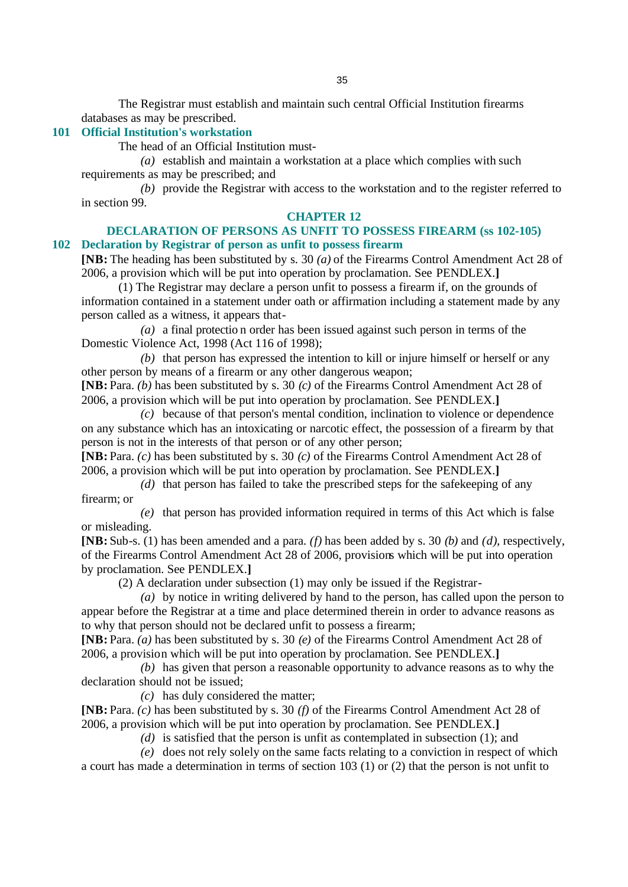The Registrar must establish and maintain such central Official Institution firearms databases as may be prescribed.

### 101 Official Institution's workstation

The head of an Official Institution must-

*(a)* establish and maintain a workstation at a place which complies with such requirements as may be prescribed; and

*(b)* provide the Registrar with access to the workstation and to the register referred to in section 99.

## CHAPTER 12

## DECLARATION OF PERSONS AS UNFIT TO POSSESS FIREARM (ss 102-105)

### 102 Declaration by Registrar of person as unfit to possess firearm

**[NB:** The heading has been substituted by s. 30 *(a)* of the Firearms Control Amendment Act 28 of 2006, a provision which will be put into operation by proclamation. See PENDLEX.**]**

(1) The Registrar may declare a person unfit to possess a firearm if, on the grounds of information contained in a statement under oath or affirmation including a statement made by any person called as a witness, it appears that-

*(a)* a final protection order has been issued against such person in terms of the Domestic Violence Act, 1998 (Act 116 of 1998);

*(b)* that person has expressed the intention to kill or injure himself or herself or any other person by means of a firearm or any other dangerous weapon;

**[NB:** Para. *(b)* has been substituted by s. 30 *(c)* of the Firearms Control Amendment Act 28 of 2006, a provision which will be put into operation by proclamation. See PENDLEX.**]**

*(c)* because of that person's mental condition, inclination to violence or dependence on any substance which has an intoxicating or narcotic effect, the possession of a firearm by that person is not in the interests of that person or of any other person;

**[NB:** Para. *(c)* has been substituted by s. 30 *(c)* of the Firearms Control Amendment Act 28 of 2006, a provision which will be put into operation by proclamation. See PENDLEX.**]**

*(d)* that person has failed to take the prescribed steps for the safekeeping of any firearm; or

*(e)* that person has provided information required in terms of this Act which is false or misleading.

**[NB:** Sub-s. (1) has been amended and a para. *(f)* has been added by s. 30 *(b)* and *(d)*, respectively, of the Firearms Control Amendment Act 28 of 2006, provisions which will be put into operation by proclamation. See PENDLEX.**]**

(2) A declaration under subsection (1) may only be issued if the Registrar-

*(a)* by notice in writing delivered by hand to the person, has called upon the person to appear before the Registrar at a time and place determined therein in order to advance reasons as to why that person should not be declared unfit to possess a firearm;

**[NB:** Para. *(a)* has been substituted by s. 30 *(e)* of the Firearms Control Amendment Act 28 of 2006, a provision which will be put into operation by proclamation. See PENDLEX.**]**

*(b)* has given that person a reasonable opportunity to advance reasons as to why the declaration should not be issued;

*(c)* has duly considered the matter;

**[NB:** Para. *(c)* has been substituted by s. 30 *(f)* of the Firearms Control Amendment Act 28 of 2006, a provision which will be put into operation by proclamation. See PENDLEX.**]**

*(d)* is satisfied that the person is unfit as contemplated in subsection (1); and

*(e)* does not rely solely on the same facts relating to a conviction in respect of which a court has made a determination in terms of section 103 (1) or (2) that the person is not unfit to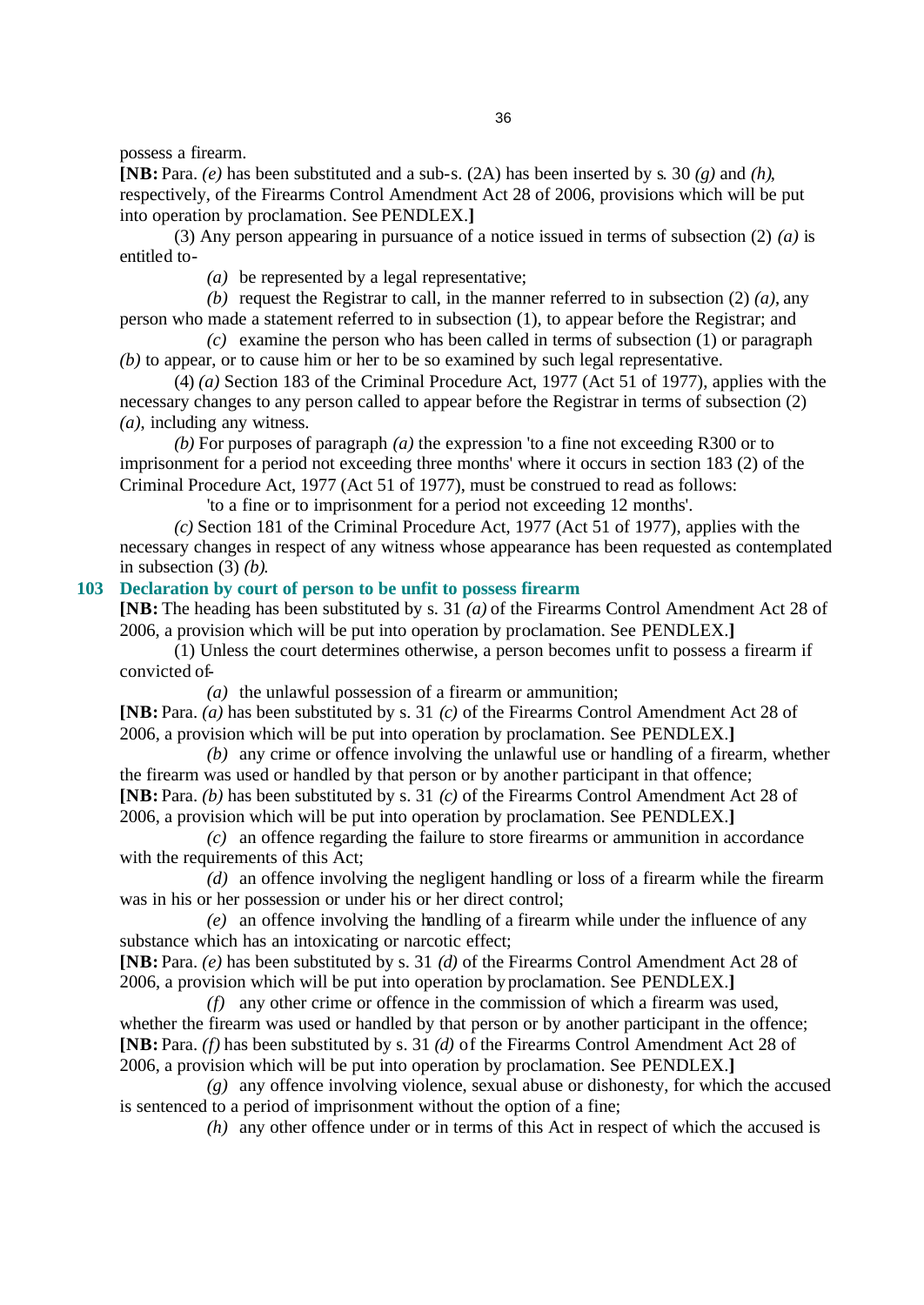possess a firearm.

**[NB:** Para. *(e)* has been substituted and a sub-s. (2A) has been inserted by s. 30 *(g)* and *(h)*, respectively, of the Firearms Control Amendment Act 28 of 2006, provisions which will be put into operation by proclamation. See PENDLEX.**]**

(3) Any person appearing in pursuance of a notice issued in terms of subsection (2) *(a)* is entitled to-

*(a)* be represented by a legal representative;

*(b)* request the Registrar to call, in the manner referred to in subsection (2) *(a)*, any person who made a statement referred to in subsection (1), to appear before the Registrar; and

*(c)* examine the person who has been called in terms of subsection (1) or paragraph *(b)* to appear, or to cause him or her to be so examined by such legal representative.

(4) *(a)* Section 183 of the Criminal Procedure Act, 1977 (Act 51 of 1977), applies with the necessary changes to any person called to appear before the Registrar in terms of subsection (2) *(a)*, including any witness.

*(b)* For purposes of paragraph *(a)* the expression 'to a fine not exceeding R300 or to imprisonment for a period not exceeding three months' where it occurs in section 183 (2) of the Criminal Procedure Act, 1977 (Act 51 of 1977), must be construed to read as follows:

'to a fine or to imprisonment for a period not exceeding 12 months'.

*(c)* Section 181 of the Criminal Procedure Act, 1977 (Act 51 of 1977), applies with the necessary changes in respect of any witness whose appearance has been requested as contemplated in subsection (3) *(b)*.

### 103 Declaration by court of person to be unfit to possess firearm

**[NB:** The heading has been substituted by s. 31 *(a)* of the Firearms Control Amendment Act 28 of 2006, a provision which will be put into operation by proclamation. See PENDLEX.**]**

(1) Unless the court determines otherwise, a person becomes unfit to possess a firearm if convicted of-

*(a)* the unlawful possession of a firearm or ammunition;

**[NB:** Para. *(a)* has been substituted by s. 31 *(c)* of the Firearms Control Amendment Act 28 of 2006, a provision which will be put into operation by proclamation. See PENDLEX.**]**

*(b)* any crime or offence involving the unlawful use or handling of a firearm, whether the firearm was used or handled by that person or by another participant in that offence;

**[NB:** Para. *(b)* has been substituted by s. 31 *(c)* of the Firearms Control Amendment Act 28 of 2006, a provision which will be put into operation by proclamation. See PENDLEX.**]**

*(c)* an offence regarding the failure to store firearms or ammunition in accordance with the requirements of this Act;

*(d)* an offence involving the negligent handling or loss of a firearm while the firearm was in his or her possession or under his or her direct control;

*(e)* an offence involving the handling of a firearm while under the influence of any substance which has an intoxicating or narcotic effect;

**[NB:** Para. *(e)* has been substituted by s. 31 *(d)* of the Firearms Control Amendment Act 28 of 2006, a provision which will be put into operation by proclamation. See PENDLEX.**]**

*(f)* any other crime or offence in the commission of which a firearm was used, whether the firearm was used or handled by that person or by another participant in the offence;

**[NB:** Para. *(f)* has been substituted by s. 31 *(d)* of the Firearms Control Amendment Act 28 of 2006, a provision which will be put into operation by proclamation. See PENDLEX.**]**

*(g)* any offence involving violence, sexual abuse or dishonesty, for which the accused is sentenced to a period of imprisonment without the option of a fine;

*(h)* any other offence under or in terms of this Act in respect of which the accused is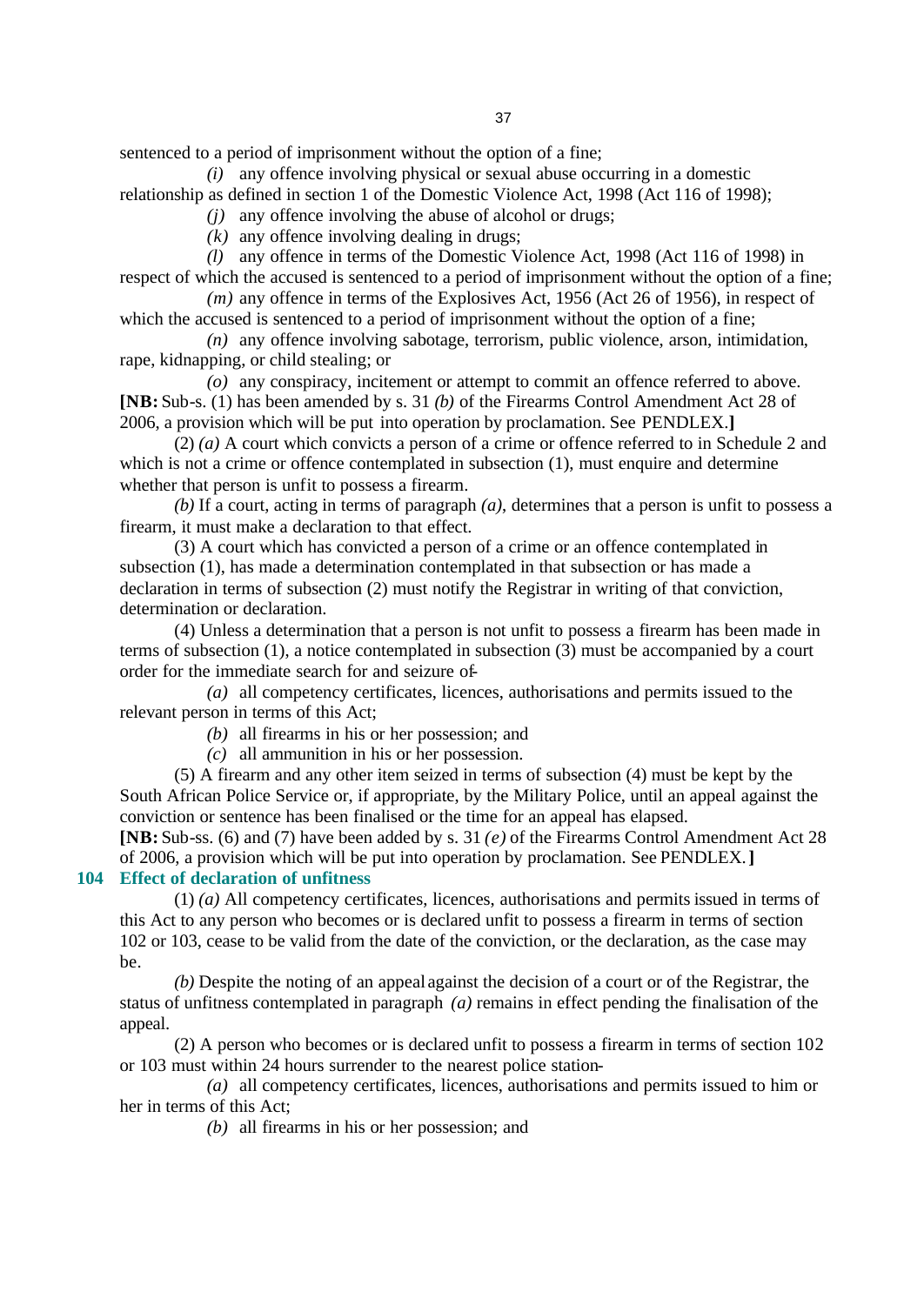sentenced to a period of imprisonment without the option of a fine;

*(i)* any offence involving physical or sexual abuse occurring in a domestic relationship as defined in section 1 of the Domestic Violence Act, 1998 (Act 116 of 1998);

*(j)* any offence involving the abuse of alcohol or drugs;

*(k)* any offence involving dealing in drugs;

*(l)* any offence in terms of the Domestic Violence Act, 1998 (Act 116 of 1998) in respect of which the accused is sentenced to a period of imprisonment without the option of a fine;

*(m)* any offence in terms of the Explosives Act, 1956 (Act 26 of 1956), in respect of which the accused is sentenced to a period of imprisonment without the option of a fine;

*(n)* any offence involving sabotage, terrorism, public violence, arson, intimidation, rape, kidnapping, or child stealing; or

*(o)* any conspiracy, incitement or attempt to commit an offence referred to above.

**[NB:** Sub-s. (1) has been amended by s. 31 *(b)* of the Firearms Control Amendment Act 28 of 2006, a provision which will be put into operation by proclamation. See PENDLEX.**]**

(2) *(a)* A court which convicts a person of a crime or offence referred to in Schedule 2 and which is not a crime or offence contemplated in subsection (1), must enquire and determine whether that person is unfit to possess a firearm.

*(b)* If a court, acting in terms of paragraph *(a)*, determines that a person is unfit to possess a firearm, it must make a declaration to that effect.

(3) A court which has convicted a person of a crime or an offence contemplated in subsection (1), has made a determination contemplated in that subsection or has made a declaration in terms of subsection (2) must notify the Registrar in writing of that conviction, determination or declaration.

(4) Unless a determination that a person is not unfit to possess a firearm has been made in terms of subsection (1), a notice contemplated in subsection (3) must be accompanied by a court order for the immediate search for and seizure of-

*(a)* all competency certificates, licences, authorisations and permits issued to the relevant person in terms of this Act;

*(b)* all firearms in his or her possession; and

*(c)* all ammunition in his or her possession.

(5) A firearm and any other item seized in terms of subsection (4) must be kept by the South African Police Service or, if appropriate, by the Military Police, until an appeal against the conviction or sentence has been finalised or the time for an appeal has elapsed.

**[NB:** Sub-ss. (6) and (7) have been added by s. 31 *(e)* of the Firearms Control Amendment Act 28 of 2006, a provision which will be put into operation by proclamation. See PENDLEX.**]**

### 104 Effect of declaration of unfitness

(1) *(a)* All competency certificates, licences, authorisations and permits issued in terms of this Act to any person who becomes or is declared unfit to possess a firearm in terms of section 102 or 103, cease to be valid from the date of the conviction, or the declaration, as the case may be.

*(b)* Despite the noting of an appeal against the decision of a court or of the Registrar, the status of unfitness contemplated in paragraph *(a)* remains in effect pending the finalisation of the appeal.

(2) A person who becomes or is declared unfit to possess a firearm in terms of section 102 or 103 must within 24 hours surrender to the nearest police station-

*(a)* all competency certificates, licences, authorisations and permits issued to him or her in terms of this Act;

*(b)* all firearms in his or her possession; and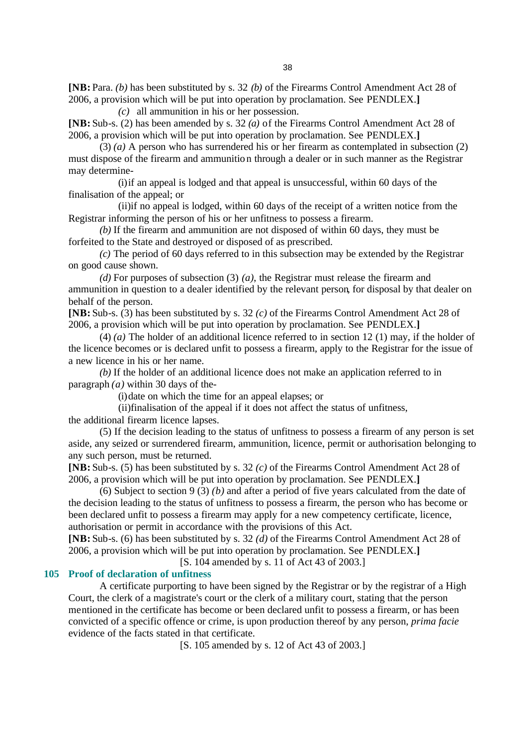**[NB:** Para. *(b)* has been substituted by s. 32 *(b)* of the Firearms Control Amendment Act 28 of 2006, a provision which will be put into operation by proclamation. See PENDLEX.**]**

*(c)* all ammunition in his or her possession.

**[NB:** Sub-s. (2) has been amended by s. 32 *(a)* of the Firearms Control Amendment Act 28 of 2006, a provision which will be put into operation by proclamation. See PENDLEX.**]**

(3) *(a)* A person who has surrendered his or her firearm as contemplated in subsection (2) must dispose of the firearm and ammunition through a dealer or in such manner as the Registrar may determine-

(i) if an appeal is lodged and that appeal is unsuccessful, within 60 days of the finalisation of the appeal; or

(ii) if no appeal is lodged, within 60 days of the receipt of a written notice from the Registrar informing the person of his or her unfitness to possess a firearm.

*(b)* If the firearm and ammunition are not disposed of within 60 days, they must be forfeited to the State and destroyed or disposed of as prescribed.

*(c)* The period of 60 days referred to in this subsection may be extended by the Registrar on good cause shown.

*(d)* For purposes of subsection (3) *(a)*, the Registrar must release the firearm and ammunition in question to a dealer identified by the relevant person, for disposal by that dealer on behalf of the person.

**[NB:** Sub-s. (3) has been substituted by s. 32 *(c)* of the Firearms Control Amendment Act 28 of 2006, a provision which will be put into operation by proclamation. See PENDLEX.**]**

(4) *(a)* The holder of an additional licence referred to in section 12 (1) may, if the holder of the licence becomes or is declared unfit to possess a firearm, apply to the Registrar for the issue of a new licence in his or her name.

*(b)* If the holder of an additional licence does not make an application referred to in paragraph *(a)* within 30 days of the-

(i) date on which the time for an appeal elapses; or

(ii) finalisation of the appeal if it does not affect the status of unfitness,

the additional firearm licence lapses.

(5) If the decision leading to the status of unfitness to possess a firearm of any person is set aside, any seized or surrendered firearm, ammunition, licence, permit or authorisation belonging to any such person, must be returned.

**[NB:** Sub-s. (5) has been substituted by s. 32 *(c)* of the Firearms Control Amendment Act 28 of 2006, a provision which will be put into operation by proclamation. See PENDLEX.**]**

(6) Subject to section 9 (3) *(b)* and after a period of five years calculated from the date of the decision leading to the status of unfitness to possess a firearm, the person who has become or been declared unfit to possess a firearm may apply for a new competency certificate, licence, authorisation or permit in accordance with the provisions of this Act.

**[NB:** Sub-s. (6) has been substituted by s. 32 *(d)* of the Firearms Control Amendment Act 28 of 2006, a provision which will be put into operation by proclamation. See PENDLEX.**]**

[S. 104 amended by s. 11 of Act 43 of 2003.]

### 105 Proof of declaration of unfitness

A certificate purporting to have been signed by the Registrar or by the registrar of a High Court, the clerk of a magistrate's court or the clerk of a military court, stating that the person mentioned in the certificate has become or been declared unfit to possess a firearm, or has been convicted of a specific offence or crime, is upon production thereof by any person, *prima facie* evidence of the facts stated in that certificate.

[S. 105 amended by s. 12 of Act 43 of 2003.]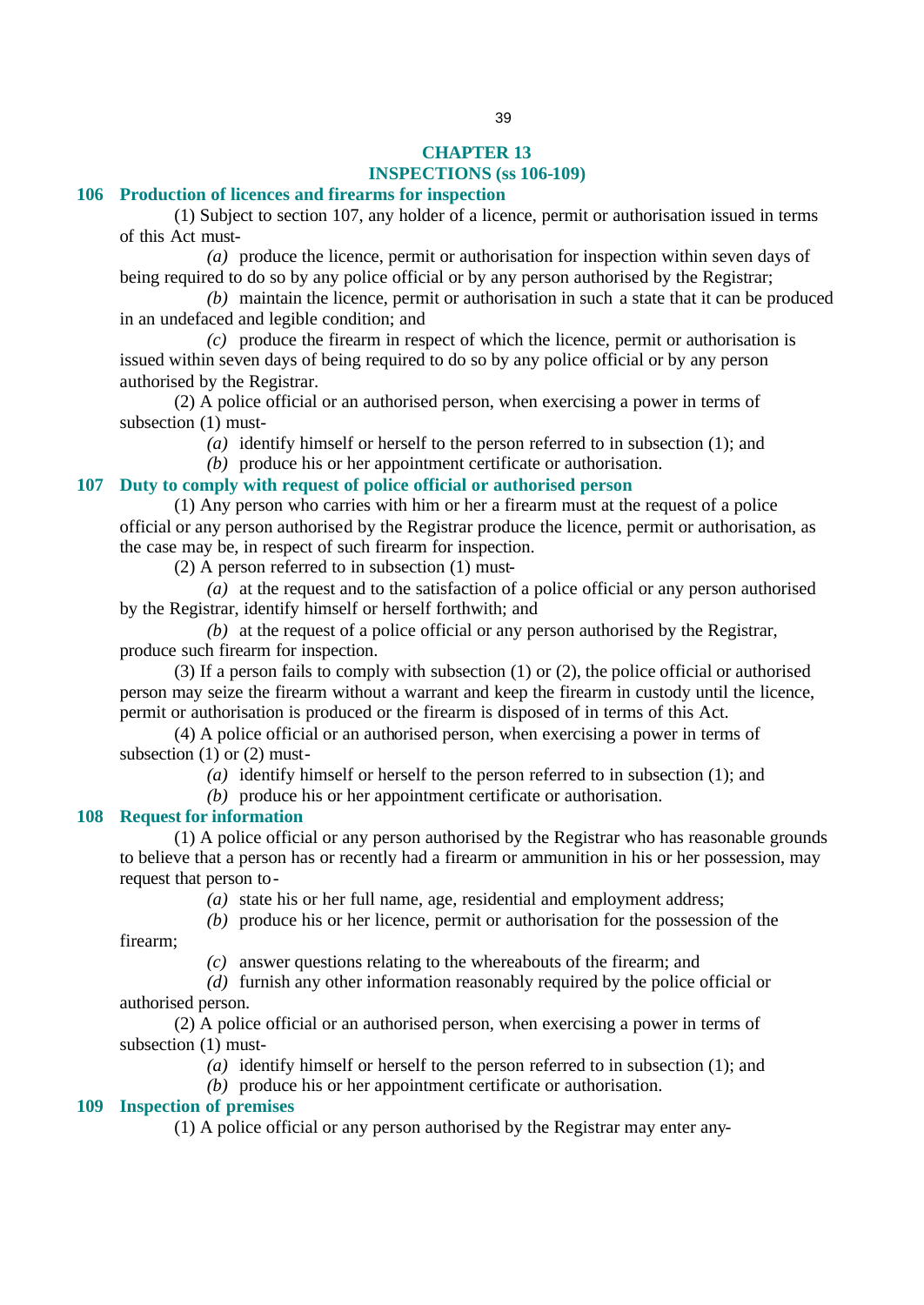## CHAPTER 13
## INSPECTIONS (ss 106-109)

### 106 Production of licences and firearms for inspection

(1) Subject to section 107, any holder of a licence, permit or authorisation issued in terms of this Act must-

*(a)* produce the licence, permit or authorisation for inspection within seven days of being required to do so by any police official or by any person authorised by the Registrar;

*(b)* maintain the licence, permit or authorisation in such a state that it can be produced in an undefaced and legible condition; and

*(c)* produce the firearm in respect of which the licence, permit or authorisation is issued within seven days of being required to do so by any police official or by any person authorised by the Registrar.

(2) A police official or an authorised person, when exercising a power in terms of subsection (1) must-

*(a)* identify himself or herself to the person referred to in subsection (1); and

*(b)* produce his or her appointment certificate or authorisation.

### 107 Duty to comply with request of police official or authorised person

(1) Any person who carries with him or her a firearm must at the request of a police official or any person authorised by the Registrar produce the licence, permit or authorisation, as the case may be, in respect of such firearm for inspection.

(2) A person referred to in subsection (1) must-

*(a)* at the request and to the satisfaction of a police official or any person authorised by the Registrar, identify himself or herself forthwith; and

*(b)* at the request of a police official or any person authorised by the Registrar, produce such firearm for inspection.

(3) If a person fails to comply with subsection (1) or (2), the police official or authorised person may seize the firearm without a warrant and keep the firearm in custody until the licence, permit or authorisation is produced or the firearm is disposed of in terms of this Act.

(4) A police official or an authorised person, when exercising a power in terms of subsection (1) or (2) must-

*(a)* identify himself or herself to the person referred to in subsection (1); and

*(b)* produce his or her appointment certificate or authorisation.

### 108 Request for information

(1) A police official or any person authorised by the Registrar who has reasonable grounds to believe that a person has or recently had a firearm or ammunition in his or her possession, may request that person to-

*(a)* state his or her full name, age, residential and employment address;

*(b)* produce his or her licence, permit or authorisation for the possession of the firearm;

*(c)* answer questions relating to the whereabouts of the firearm; and

*(d)* furnish any other information reasonably required by the police official or authorised person.

(2) A police official or an authorised person, when exercising a power in terms of subsection (1) must-

*(a)* identify himself or herself to the person referred to in subsection (1); and

*(b)* produce his or her appointment certificate or authorisation.

### 109 Inspection of premises

(1) A police official or any person authorised by the Registrar may enter any-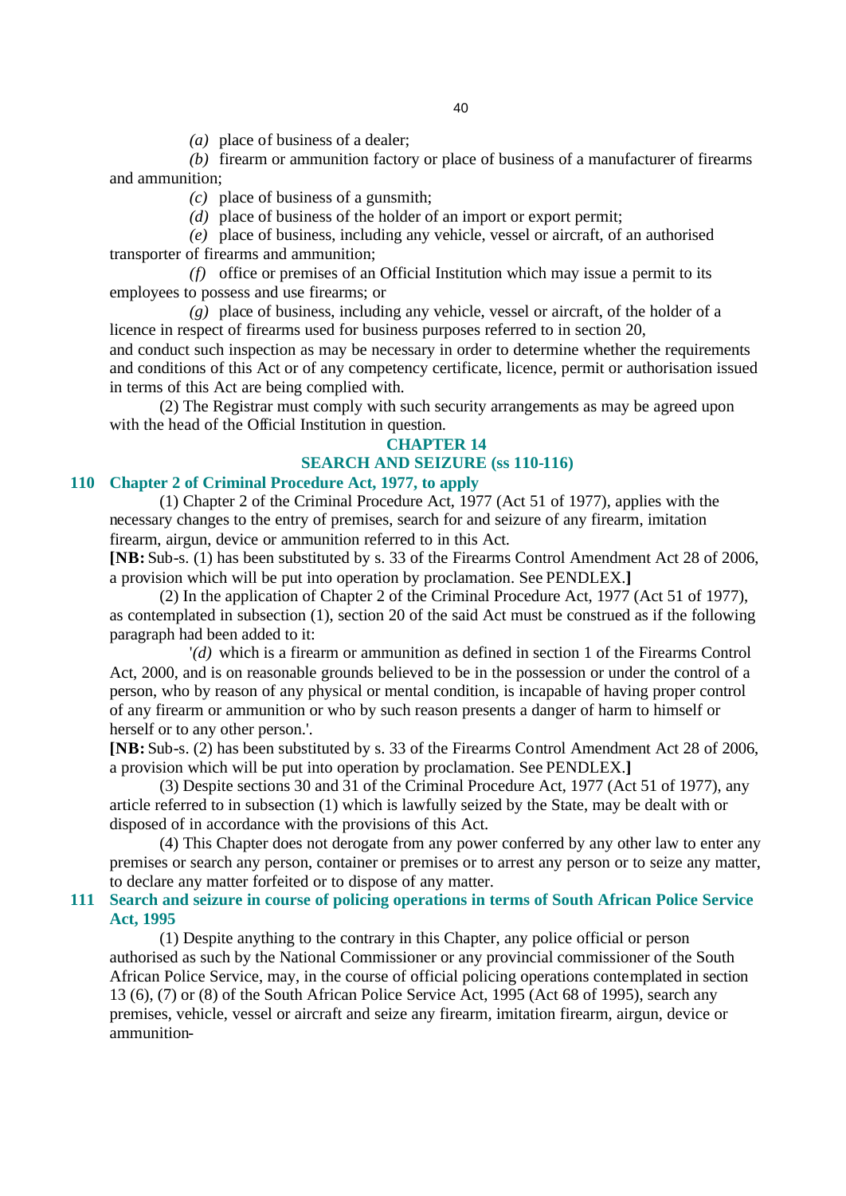*(a)* place of business of a dealer;

*(b)* firearm or ammunition factory or place of business of a manufacturer of firearms and ammunition;

*(c)* place of business of a gunsmith;

*(d)* place of business of the holder of an import or export permit;

*(e)* place of business, including any vehicle, vessel or aircraft, of an authorised transporter of firearms and ammunition;

*(f)* office or premises of an Official Institution which may issue a permit to its employees to possess and use firearms; or

*(g)* place of business, including any vehicle, vessel or aircraft, of the holder of a licence in respect of firearms used for business purposes referred to in section 20,

and conduct such inspection as may be necessary in order to determine whether the requirements and conditions of this Act or of any competency certificate, licence, permit or authorisation issued in terms of this Act are being complied with.

(2) The Registrar must comply with such security arrangements as may be agreed upon with the head of the Official Institution in question.

## CHAPTER 14
## SEARCH AND SEIZURE (ss 110-116)

### 110 Chapter 2 of Criminal Procedure Act, 1977, to apply

(1) Chapter 2 of the Criminal Procedure Act, 1977 (Act 51 of 1977), applies with the necessary changes to the entry of premises, search for and seizure of any firearm, imitation firearm, airgun, device or ammunition referred to in this Act.

**[NB:** Sub-s. (1) has been substituted by s. 33 of the Firearms Control Amendment Act 28 of 2006, a provision which will be put into operation by proclamation. See PENDLEX.**]**

(2) In the application of Chapter 2 of the Criminal Procedure Act, 1977 (Act 51 of 1977), as contemplated in subsection (1), section 20 of the said Act must be construed as if the following paragraph had been added to it:

'*(d)* which is a firearm or ammunition as defined in section 1 of the Firearms Control Act, 2000, and is on reasonable grounds believed to be in the possession or under the control of a person, who by reason of any physical or mental condition, is incapable of having proper control of any firearm or ammunition or who by such reason presents a danger of harm to himself or herself or to any other person.'.

**[NB:** Sub-s. (2) has been substituted by s. 33 of the Firearms Control Amendment Act 28 of 2006, a provision which will be put into operation by proclamation. See PENDLEX.**]**

(3) Despite sections 30 and 31 of the Criminal Procedure Act, 1977 (Act 51 of 1977), any article referred to in subsection (1) which is lawfully seized by the State, may be dealt with or disposed of in accordance with the provisions of this Act.

(4) This Chapter does not derogate from any power conferred by any other law to enter any premises or search any person, container or premises or to arrest any person or to seize any matter, to declare any matter forfeited or to dispose of any matter.

### 111 Search and seizure in course of policing operations in terms of South African Police Service Act, 1995

(1) Despite anything to the contrary in this Chapter, any police official or person authorised as such by the National Commissioner or any provincial commissioner of the South African Police Service, may, in the course of official policing operations contemplated in section 13 (6), (7) or (8) of the South African Police Service Act, 1995 (Act 68 of 1995), search any premises, vehicle, vessel or aircraft and seize any firearm, imitation firearm, airgun, device or ammunition-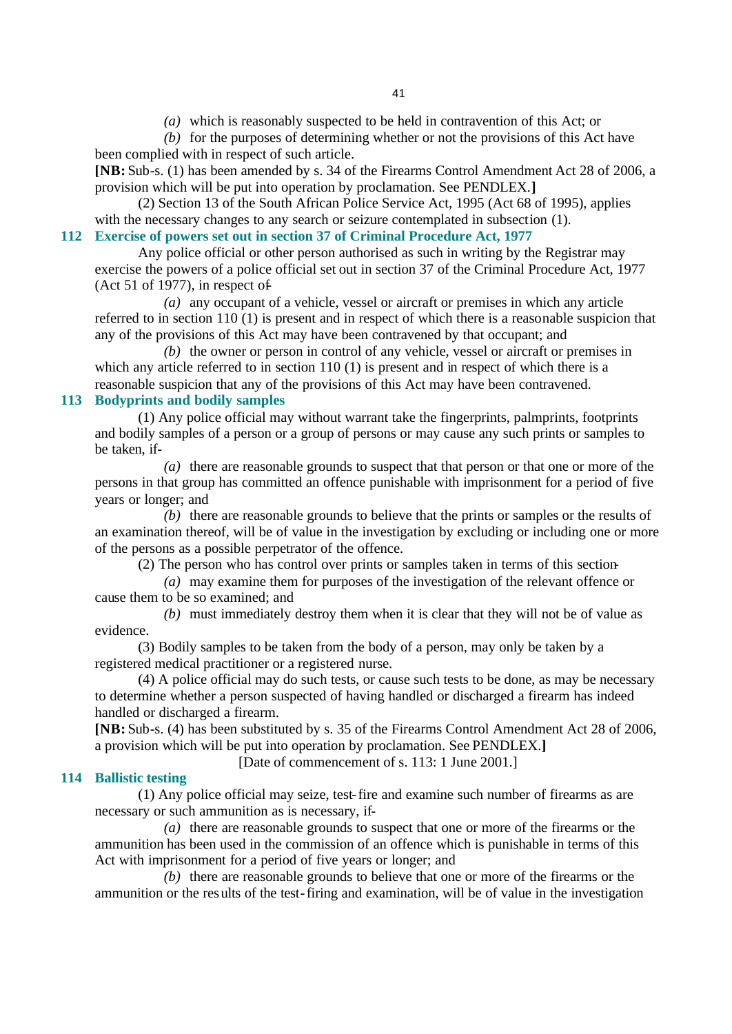*(a)* which is reasonably suspected to be held in contravention of this Act; or

*(b)* for the purposes of determining whether or not the provisions of this Act have been complied with in respect of such article.

**[NB:** Sub-s. (1) has been amended by s. 34 of the Firearms Control Amendment Act 28 of 2006, a provision which will be put into operation by proclamation. See PENDLEX.**]**

(2) Section 13 of the South African Police Service Act, 1995 (Act 68 of 1995), applies with the necessary changes to any search or seizure contemplated in subsection (1).

### 112 Exercise of powers set out in section 37 of Criminal Procedure Act, 1977

Any police official or other person authorised as such in writing by the Registrar may exercise the powers of a police official set out in section 37 of the Criminal Procedure Act, 1977 (Act 51 of 1977), in respect of-

*(a)* any occupant of a vehicle, vessel or aircraft or premises in which any article referred to in section 110 (1) is present and in respect of which there is a reasonable suspicion that any of the provisions of this Act may have been contravened by that occupant; and

*(b)* the owner or person in control of any vehicle, vessel or aircraft or premises in which any article referred to in section 110 (1) is present and in respect of which there is a reasonable suspicion that any of the provisions of this Act may have been contravened.

### 113 Bodyprints and bodily samples

(1) Any police official may without warrant take the fingerprints, palmprints, footprints and bodily samples of a person or a group of persons or may cause any such prints or samples to be taken, if-

*(a)* there are reasonable grounds to suspect that that person or that one or more of the persons in that group has committed an offence punishable with imprisonment for a period of five years or longer; and

*(b)* there are reasonable grounds to believe that the prints or samples or the results of an examination thereof, will be of value in the investigation by excluding or including one or more of the persons as a possible perpetrator of the offence.

(2) The person who has control over prints or samples taken in terms of this section-

*(a)* may examine them for purposes of the investigation of the relevant offence or cause them to be so examined; and

*(b)* must immediately destroy them when it is clear that they will not be of value as evidence.

(3) Bodily samples to be taken from the body of a person, may only be taken by a registered medical practitioner or a registered nurse.

(4) A police official may do such tests, or cause such tests to be done, as may be necessary to determine whether a person suspected of having handled or discharged a firearm has indeed handled or discharged a firearm.

**[NB:** Sub-s. (4) has been substituted by s. 35 of the Firearms Control Amendment Act 28 of 2006, a provision which will be put into operation by proclamation. See PENDLEX.**]**

[Date of commencement of s. 113: 1 June 2001.]

### 114 Ballistic testing

(1) Any police official may seize, test-fire and examine such number of firearms as are necessary or such ammunition as is necessary, if-

*(a)* there are reasonable grounds to suspect that one or more of the firearms or the ammunition has been used in the commission of an offence which is punishable in terms of this Act with imprisonment for a period of five years or longer; and

*(b)* there are reasonable grounds to believe that one or more of the firearms or the ammunition or the results of the test-firing and examination, will be of value in the investigation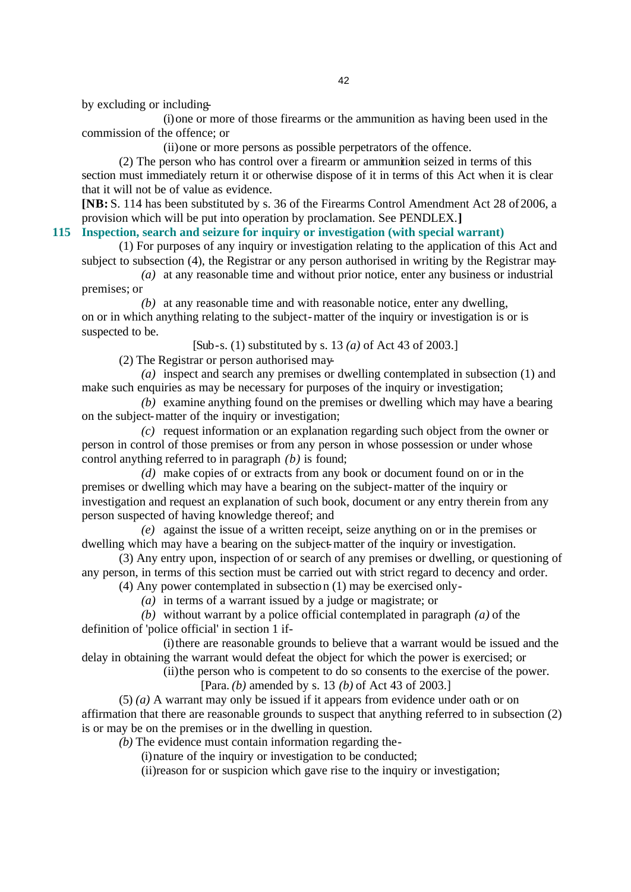by excluding or including-

(i) one or more of those firearms or the ammunition as having been used in the commission of the offence; or

(ii) one or more persons as possible perpetrators of the offence.

(2) The person who has control over a firearm or ammunition seized in terms of this section must immediately return it or otherwise dispose of it in terms of this Act when it is clear that it will not be of value as evidence.

**[NB:** S. 114 has been substituted by s. 36 of the Firearms Control Amendment Act 28 of 2006, a provision which will be put into operation by proclamation. See PENDLEX.**]**

### 115 Inspection, search and seizure for inquiry or investigation (with special warrant)

(1) For purposes of any inquiry or investigation relating to the application of this Act and subject to subsection (4), the Registrar or any person authorised in writing by the Registrar may-

*(a)* at any reasonable time and without prior notice, enter any business or industrial premises; or

*(b)* at any reasonable time and with reasonable notice, enter any dwelling,

on or in which anything relating to the subject-matter of the inquiry or investigation is or is suspected to be.

[Sub-s. (1) substituted by s. 13 *(a)* of Act 43 of 2003.]

(2) The Registrar or person authorised may-

*(a)* inspect and search any premises or dwelling contemplated in subsection (1) and make such enquiries as may be necessary for purposes of the inquiry or investigation;

*(b)* examine anything found on the premises or dwelling which may have a bearing on the subject-matter of the inquiry or investigation;

*(c)* request information or an explanation regarding such object from the owner or person in control of those premises or from any person in whose possession or under whose control anything referred to in paragraph *(b)* is found;

*(d)* make copies of or extracts from any book or document found on or in the premises or dwelling which may have a bearing on the subject-matter of the inquiry or investigation and request an explanation of such book, document or any entry therein from any person suspected of having knowledge thereof; and

*(e)* against the issue of a written receipt, seize anything on or in the premises or dwelling which may have a bearing on the subject-matter of the inquiry or investigation.

(3) Any entry upon, inspection of or search of any premises or dwelling, or questioning of any person, in terms of this section must be carried out with strict regard to decency and order.

(4) Any power contemplated in subsection (1) may be exercised only-

*(a)* in terms of a warrant issued by a judge or magistrate; or

*(b)* without warrant by a police official contemplated in paragraph *(a)* of the definition of 'police official' in section 1 if-

(i) there are reasonable grounds to believe that a warrant would be issued and the delay in obtaining the warrant would defeat the object for which the power is exercised; or

(ii) the person who is competent to do so consents to the exercise of the power.

[Para. *(b)* amended by s. 13 *(b)* of Act 43 of 2003.]

(5) *(a)* A warrant may only be issued if it appears from evidence under oath or on affirmation that there are reasonable grounds to suspect that anything referred to in subsection (2) is or may be on the premises or in the dwelling in question.

*(b)* The evidence must contain information regarding the-

(i) nature of the inquiry or investigation to be conducted;

(ii) reason for or suspicion which gave rise to the inquiry or investigation;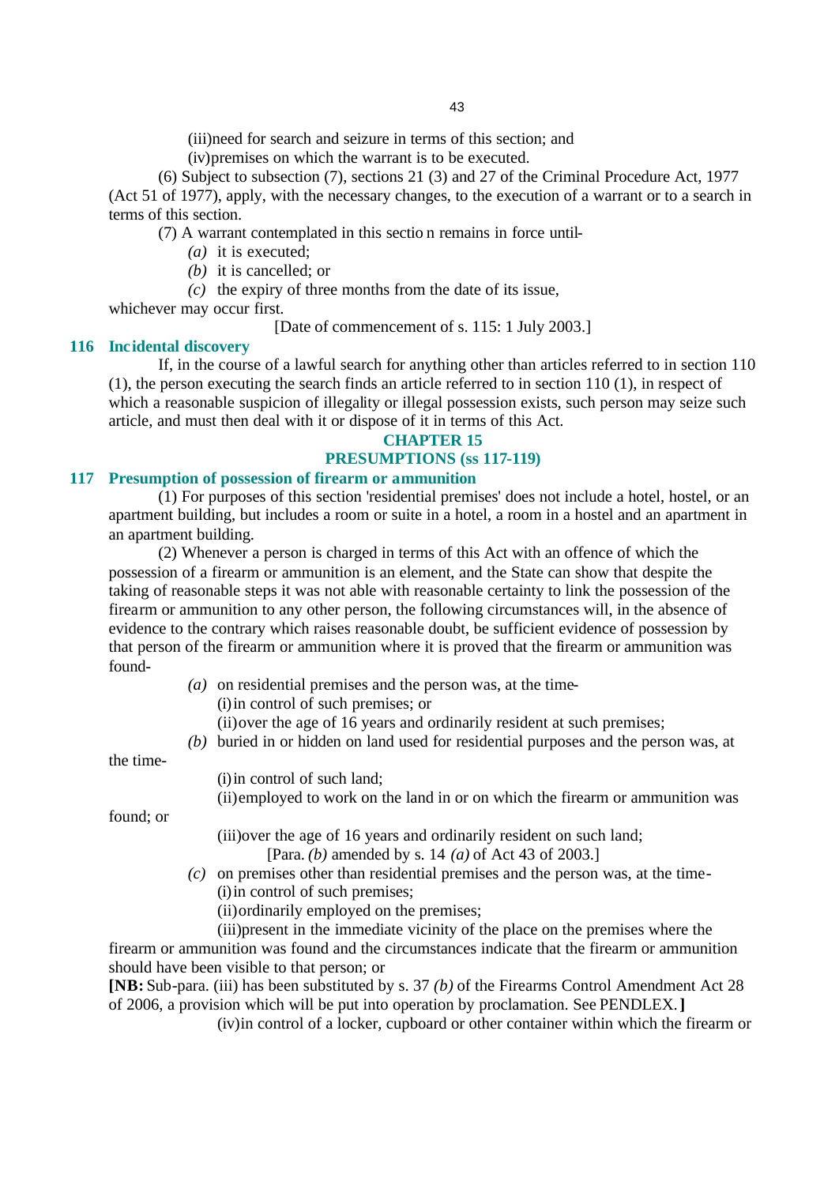(iii) need for search and seizure in terms of this section; and

(iv) premises on which the warrant is to be executed.

(6) Subject to subsection (7), sections 21 (3) and 27 of the Criminal Procedure Act, 1977 (Act 51 of 1977), apply, with the necessary changes, to the execution of a warrant or to a search in terms of this section.

(7) A warrant contemplated in this section remains in force until-

*(a)* it is executed;

*(b)* it is cancelled; or

*(c)* the expiry of three months from the date of its issue,

whichever may occur first.

[Date of commencement of s. 115: 1 July 2003.]

### 116 Incidental discovery

If, in the course of a lawful search for anything other than articles referred to in section 110 (1), the person executing the search finds an article referred to in section 110 (1), in respect of which a reasonable suspicion of illegality or illegal possession exists, such person may seize such article, and must then deal with it or dispose of it in terms of this Act.

## CHAPTER 15
## PRESUMPTIONS (ss 117-119)

### 117 Presumption of possession of firearm or ammunition

(1) For purposes of this section 'residential premises' does not include a hotel, hostel, or an apartment building, but includes a room or suite in a hotel, a room in a hostel and an apartment in an apartment building.

(2) Whenever a person is charged in terms of this Act with an offence of which the possession of a firearm or ammunition is an element, and the State can show that despite the taking of reasonable steps it was not able with reasonable certainty to link the possession of the firearm or ammunition to any other person, the following circumstances will, in the absence of evidence to the contrary which raises reasonable doubt, be sufficient evidence of possession by that person of the firearm or ammunition where it is proved that the firearm or ammunition was found-

*(a)* on residential premises and the person was, at the time-

(i) in control of such premises; or

(ii) over the age of 16 years and ordinarily resident at such premises;

*(b)* buried in or hidden on land used for residential purposes and the person was, at the time-

(i) in control of such land;

(ii) employed to work on the land in or on which the firearm or ammunition was found; or

(iii) over the age of 16 years and ordinarily resident on such land;

[Para. *(b)* amended by s. 14 *(a)* of Act 43 of 2003.]

*(c)* on premises other than residential premises and the person was, at the time-

(i) in control of such premises;

(ii) ordinarily employed on the premises;

(iii) present in the immediate vicinity of the place on the premises where the firearm or ammunition was found and the circumstances indicate that the firearm or ammunition should have been visible to that person; or

**[NB:** Sub-para. (iii) has been substituted by s. 37 *(b)* of the Firearms Control Amendment Act 28 of 2006, a provision which will be put into operation by proclamation. See PENDLEX.**]**

(iv) in control of a locker, cupboard or other container within which the firearm or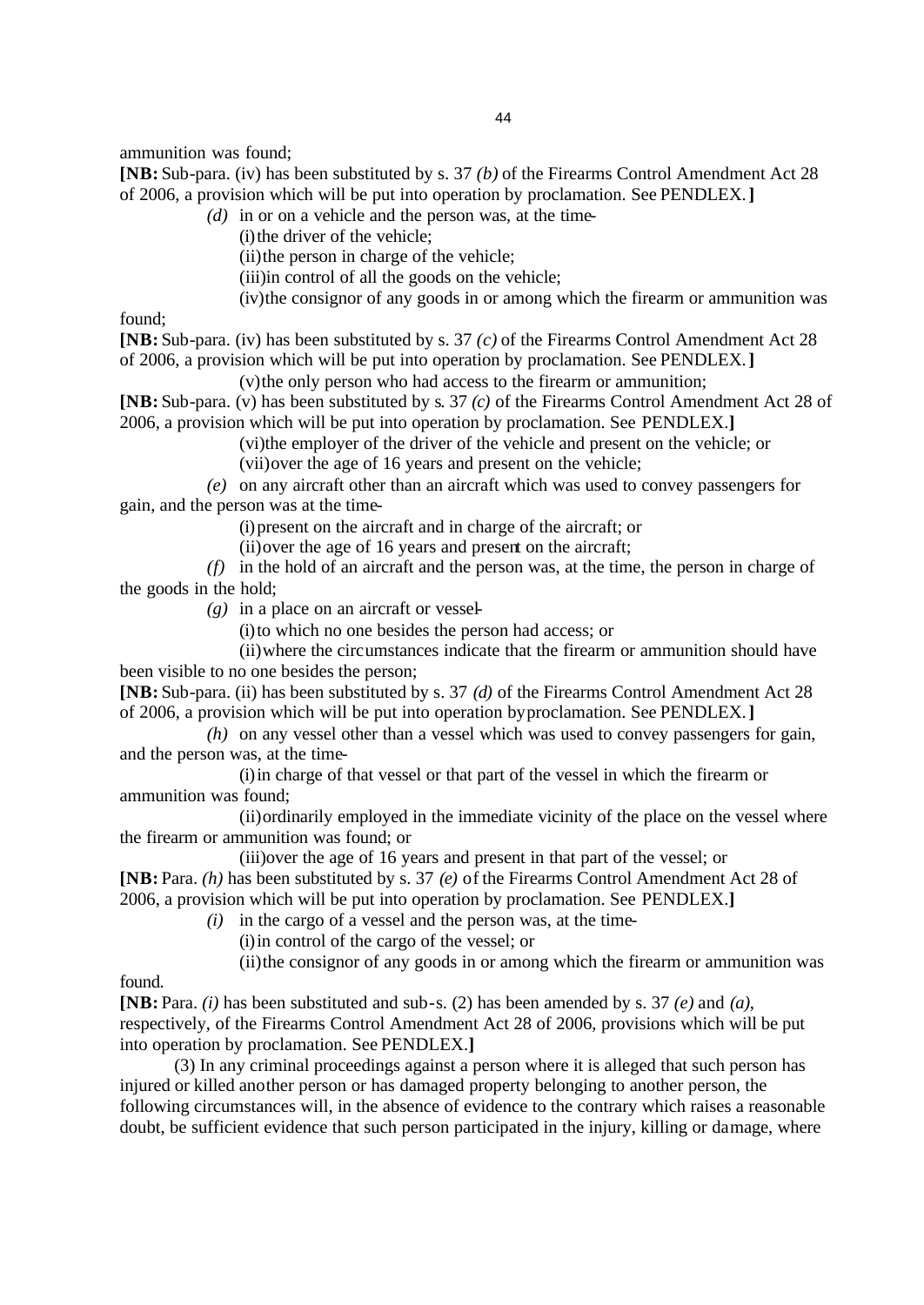ammunition was found;

**[NB:** Sub-para. (iv) has been substituted by s. 37 *(b)* of the Firearms Control Amendment Act 28 of 2006, a provision which will be put into operation by proclamation. See PENDLEX.**]**

*(d)* in or on a vehicle and the person was, at the time-

(i) the driver of the vehicle;

(ii) the person in charge of the vehicle;

(iii) in control of all the goods on the vehicle;

(iv) the consignor of any goods in or among which the firearm or ammunition was found;

**[NB:** Sub-para. (iv) has been substituted by s. 37 *(c)* of the Firearms Control Amendment Act 28 of 2006, a provision which will be put into operation by proclamation. See PENDLEX.**]**

(v) the only person who had access to the firearm or ammunition;

**[NB:** Sub-para. (v) has been substituted by s. 37 *(c)* of the Firearms Control Amendment Act 28 of 2006, a provision which will be put into operation by proclamation. See PENDLEX.**]**

(vi) the employer of the driver of the vehicle and present on the vehicle; or

(vii) over the age of 16 years and present on the vehicle;

*(e)* on any aircraft other than an aircraft which was used to convey passengers for gain, and the person was at the time-

(i) present on the aircraft and in charge of the aircraft; or

(ii) over the age of 16 years and present on the aircraft;

*(f)* in the hold of an aircraft and the person was, at the time, the person in charge of the goods in the hold;

*(g)* in a place on an aircraft or vessel-

(i) to which no one besides the person had access; or

(ii) where the circumstances indicate that the firearm or ammunition should have been visible to no one besides the person;

**[NB:** Sub-para. (ii) has been substituted by s. 37 *(d)* of the Firearms Control Amendment Act 28 of 2006, a provision which will be put into operation by proclamation. See PENDLEX.**]**

*(h)* on any vessel other than a vessel which was used to convey passengers for gain, and the person was, at the time-

(i) in charge of that vessel or that part of the vessel in which the firearm or ammunition was found;

(ii) ordinarily employed in the immediate vicinity of the place on the vessel where the firearm or ammunition was found; or

(iii) over the age of 16 years and present in that part of the vessel; or

**[NB:** Para. *(h)* has been substituted by s. 37 *(e)* of the Firearms Control Amendment Act 28 of 2006, a provision which will be put into operation by proclamation. See PENDLEX.**]**

*(i)* in the cargo of a vessel and the person was, at the time-

(i) in control of the cargo of the vessel; or

(ii) the consignor of any goods in or among which the firearm or ammunition was found.

**[NB:** Para. *(i)* has been substituted and sub-s. (2) has been amended by s. 37 *(e)* and *(a)*, respectively, of the Firearms Control Amendment Act 28 of 2006, provisions which will be put into operation by proclamation. See PENDLEX.**]**

(3) In any criminal proceedings against a person where it is alleged that such person has injured or killed another person or has damaged property belonging to another person, the following circumstances will, in the absence of evidence to the contrary which raises a reasonable doubt, be sufficient evidence that such person participated in the injury, killing or damage, where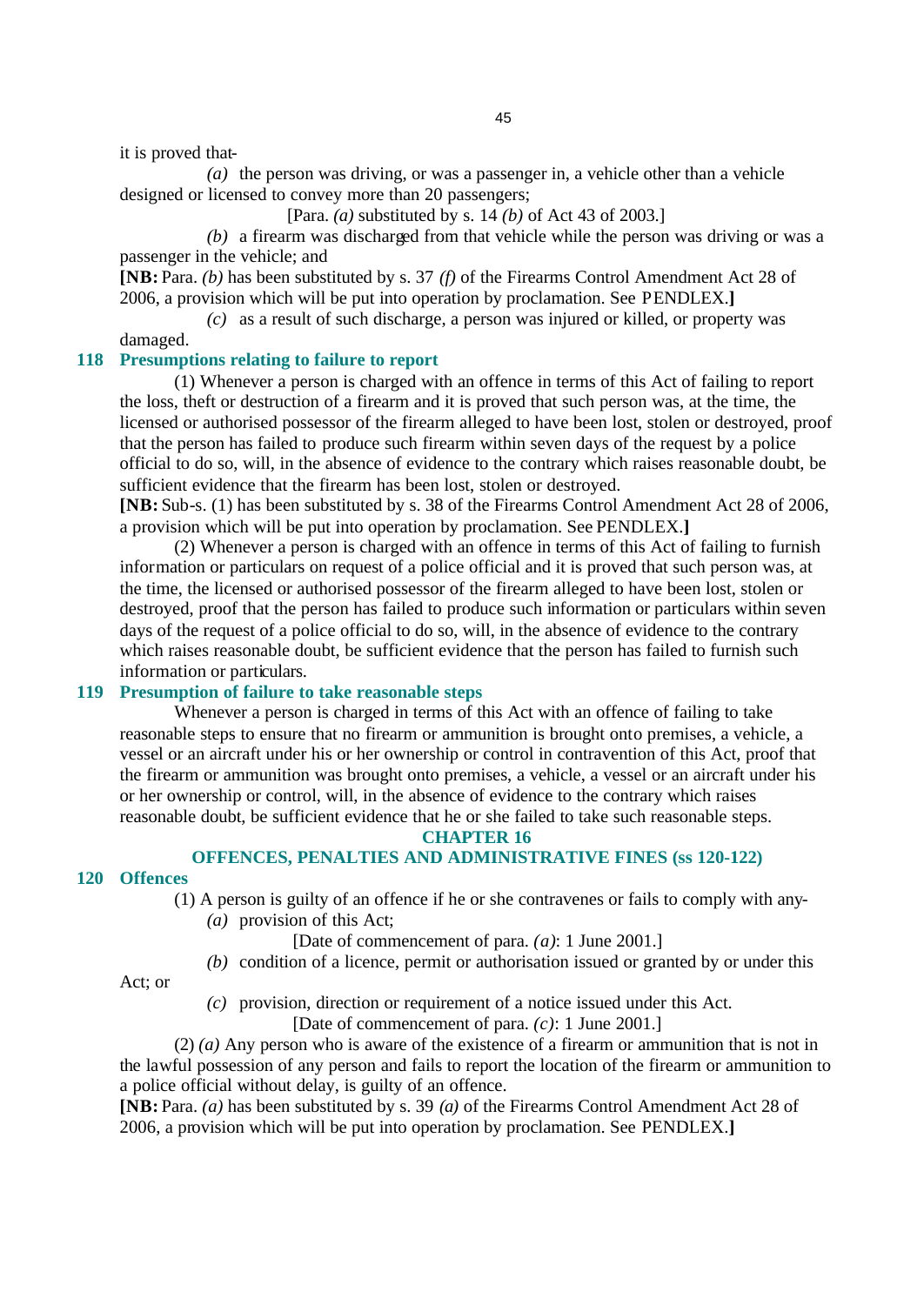it is proved that-

*(a)* the person was driving, or was a passenger in, a vehicle other than a vehicle designed or licensed to convey more than 20 passengers;

[Para. *(a)* substituted by s. 14 *(b)* of Act 43 of 2003.]

*(b)* a firearm was discharged from that vehicle while the person was driving or was a passenger in the vehicle; and

**[NB:** Para. *(b)* has been substituted by s. 37 *(f)* of the Firearms Control Amendment Act 28 of 2006, a provision which will be put into operation by proclamation. See PENDLEX.**]**

*(c)* as a result of such discharge, a person was injured or killed, or property was damaged.

### 118 Presumptions relating to failure to report

(1) Whenever a person is charged with an offence in terms of this Act of failing to report the loss, theft or destruction of a firearm and it is proved that such person was, at the time, the licensed or authorised possessor of the firearm alleged to have been lost, stolen or destroyed, proof that the person has failed to produce such firearm within seven days of the request by a police official to do so, will, in the absence of evidence to the contrary which raises reasonable doubt, be sufficient evidence that the firearm has been lost, stolen or destroyed.

**[NB:** Sub-s. (1) has been substituted by s. 38 of the Firearms Control Amendment Act 28 of 2006, a provision which will be put into operation by proclamation. See PENDLEX.**]**

(2) Whenever a person is charged with an offence in terms of this Act of failing to furnish information or particulars on request of a police official and it is proved that such person was, at the time, the licensed or authorised possessor of the firearm alleged to have been lost, stolen or destroyed, proof that the person has failed to produce such information or particulars within seven days of the request of a police official to do so, will, in the absence of evidence to the contrary which raises reasonable doubt, be sufficient evidence that the person has failed to furnish such information or particulars.

### 119 Presumption of failure to take reasonable steps

Whenever a person is charged in terms of this Act with an offence of failing to take reasonable steps to ensure that no firearm or ammunition is brought onto premises, a vehicle, a vessel or an aircraft under his or her ownership or control in contravention of this Act, proof that the firearm or ammunition was brought onto premises, a vehicle, a vessel or an aircraft under his or her ownership or control, will, in the absence of evidence to the contrary which raises reasonable doubt, be sufficient evidence that he or she failed to take such reasonable steps.

## CHAPTER 16
## OFFENCES, PENALTIES AND ADMINISTRATIVE FINES (ss 120-122)

### 120 Offences

(1) A person is guilty of an offence if he or she contravenes or fails to comply with any-

*(a)* provision of this Act;

[Date of commencement of para. *(a)*: 1 June 2001.]

*(b)* condition of a licence, permit or authorisation issued or granted by or under this Act; or

*(c)* provision, direction or requirement of a notice issued under this Act.

[Date of commencement of para. *(c)*: 1 June 2001.]

(2) *(a)* Any person who is aware of the existence of a firearm or ammunition that is not in the lawful possession of any person and fails to report the location of the firearm or ammunition to a police official without delay, is guilty of an offence.

**[NB:** Para. *(a)* has been substituted by s. 39 *(a)* of the Firearms Control Amendment Act 28 of 2006, a provision which will be put into operation by proclamation. See PENDLEX.**]**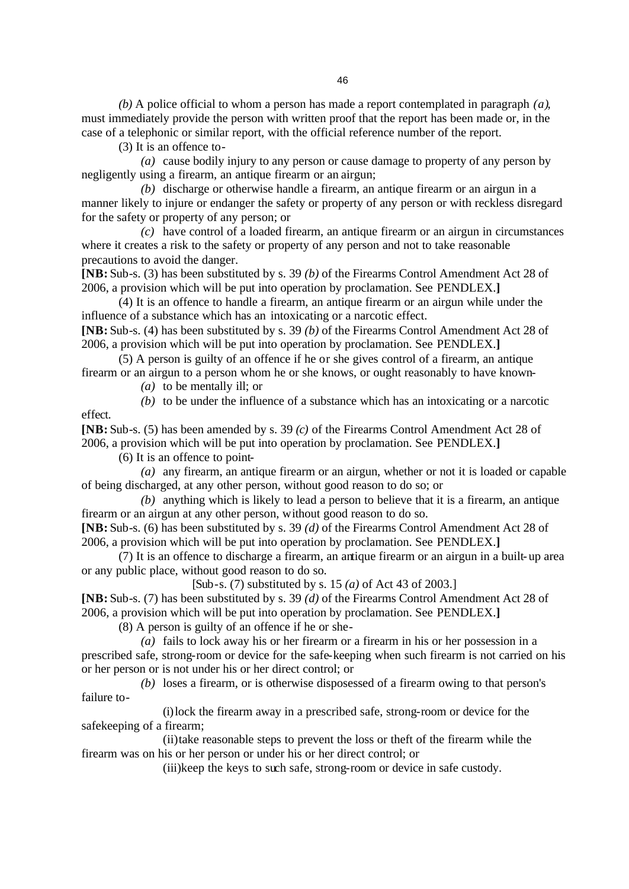*(b)* A police official to whom a person has made a report contemplated in paragraph *(a)*, must immediately provide the person with written proof that the report has been made or, in the case of a telephonic or similar report, with the official reference number of the report.

(3) It is an offence to-

*(a)* cause bodily injury to any person or cause damage to property of any person by negligently using a firearm, an antique firearm or an airgun;

*(b)* discharge or otherwise handle a firearm, an antique firearm or an airgun in a manner likely to injure or endanger the safety or property of any person or with reckless disregard for the safety or property of any person; or

*(c)* have control of a loaded firearm, an antique firearm or an airgun in circumstances where it creates a risk to the safety or property of any person and not to take reasonable precautions to avoid the danger.

**[NB:** Sub-s. (3) has been substituted by s. 39 *(b)* of the Firearms Control Amendment Act 28 of 2006, a provision which will be put into operation by proclamation. See PENDLEX.**]**

(4) It is an offence to handle a firearm, an antique firearm or an airgun while under the influence of a substance which has an intoxicating or a narcotic effect.

**[NB:** Sub-s. (4) has been substituted by s. 39 *(b)* of the Firearms Control Amendment Act 28 of 2006, a provision which will be put into operation by proclamation. See PENDLEX.**]**

(5) A person is guilty of an offence if he or she gives control of a firearm, an antique firearm or an airgun to a person whom he or she knows, or ought reasonably to have known-

*(a)* to be mentally ill; or

*(b)* to be under the influence of a substance which has an intoxicating or a narcotic effect.

**[NB:** Sub-s. (5) has been amended by s. 39 *(c)* of the Firearms Control Amendment Act 28 of 2006, a provision which will be put into operation by proclamation. See PENDLEX.**]**

(6) It is an offence to point-

*(a)* any firearm, an antique firearm or an airgun, whether or not it is loaded or capable of being discharged, at any other person, without good reason to do so; or

*(b)* anything which is likely to lead a person to believe that it is a firearm, an antique firearm or an airgun at any other person, without good reason to do so.

**[NB:** Sub-s. (6) has been substituted by s. 39 *(d)* of the Firearms Control Amendment Act 28 of 2006, a provision which will be put into operation by proclamation. See PENDLEX.**]**

(7) It is an offence to discharge a firearm, an antique firearm or an airgun in a built-up area or any public place, without good reason to do so.

[Sub-s. (7) substituted by s. 15 *(a)* of Act 43 of 2003.]

**[NB:** Sub-s. (7) has been substituted by s. 39 *(d)* of the Firearms Control Amendment Act 28 of 2006, a provision which will be put into operation by proclamation. See PENDLEX.**]**

(8) A person is guilty of an offence if he or she-

*(a)* fails to lock away his or her firearm or a firearm in his or her possession in a prescribed safe, strong-room or device for the safe-keeping when such firearm is not carried on his or her person or is not under his or her direct control; or

*(b)* loses a firearm, or is otherwise disposessed of a firearm owing to that person's failure to-

(i) lock the firearm away in a prescribed safe, strong-room or device for the safekeeping of a firearm;

(ii) take reasonable steps to prevent the loss or theft of the firearm while the firearm was on his or her person or under his or her direct control; or

(iii) keep the keys to such safe, strong-room or device in safe custody.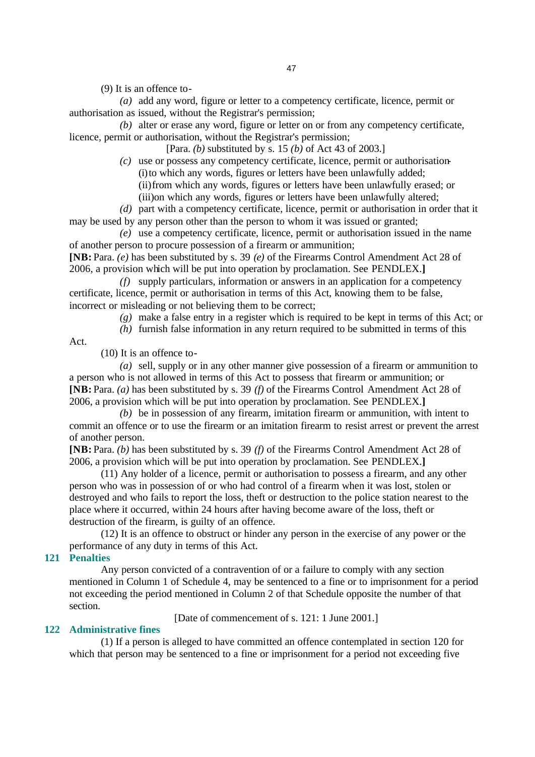(9) It is an offence to-

*(a)* add any word, figure or letter to a competency certificate, licence, permit or authorisation as issued, without the Registrar's permission;

*(b)* alter or erase any word, figure or letter on or from any competency certificate, licence, permit or authorisation, without the Registrar's permission;

[Para. *(b)* substituted by s. 15 *(b)* of Act 43 of 2003.]

*(c)* use or possess any competency certificate, licence, permit or authorisation-

(i) to which any words, figures or letters have been unlawfully added;

(ii) from which any words, figures or letters have been unlawfully erased; or

(iii) on which any words, figures or letters have been unlawfully altered;

*(d)* part with a competency certificate, licence, permit or authorisation in order that it may be used by any person other than the person to whom it was issued or granted;

*(e)* use a competency certificate, licence, permit or authorisation issued in the name of another person to procure possession of a firearm or ammunition;

**[NB:** Para. *(e)* has been substituted by s. 39 *(e)* of the Firearms Control Amendment Act 28 of 2006, a provision which will be put into operation by proclamation. See PENDLEX.**]**

*(f)* supply particulars, information or answers in an application for a competency certificate, licence, permit or authorisation in terms of this Act, knowing them to be false, incorrect or misleading or not believing them to be correct;

*(g)* make a false entry in a register which is required to be kept in terms of this Act; or

*(h)* furnish false information in any return required to be submitted in terms of this Act.

(10) It is an offence to-

*(a)* sell, supply or in any other manner give possession of a firearm or ammunition to a person who is not allowed in terms of this Act to possess that firearm or ammunition; or

**[NB:** Para. *(a)* has been substituted by s. 39 *(f)* of the Firearms Control Amendment Act 28 of 2006, a provision which will be put into operation by proclamation. See PENDLEX.**]**

*(b)* be in possession of any firearm, imitation firearm or ammunition, with intent to commit an offence or to use the firearm or an imitation firearm to resist arrest or prevent the arrest of another person.

**[NB:** Para. *(b)* has been substituted by s. 39 *(f)* of the Firearms Control Amendment Act 28 of 2006, a provision which will be put into operation by proclamation. See PENDLEX.**]**

(11) Any holder of a licence, permit or authorisation to possess a firearm, and any other person who was in possession of or who had control of a firearm when it was lost, stolen or destroyed and who fails to report the loss, theft or destruction to the police station nearest to the place where it occurred, within 24 hours after having become aware of the loss, theft or destruction of the firearm, is guilty of an offence.

(12) It is an offence to obstruct or hinder any person in the exercise of any power or the performance of any duty in terms of this Act.

## 121 Penalties

Any person convicted of a contravention of or a failure to comply with any section mentioned in Column 1 of Schedule 4, may be sentenced to a fine or to imprisonment for a period not exceeding the period mentioned in Column 2 of that Schedule opposite the number of that section.

[Date of commencement of s. 121: 1 June 2001.]

## 122 Administrative fines

(1) If a person is alleged to have committed an offence contemplated in section 120 for which that person may be sentenced to a fine or imprisonment for a period not exceeding five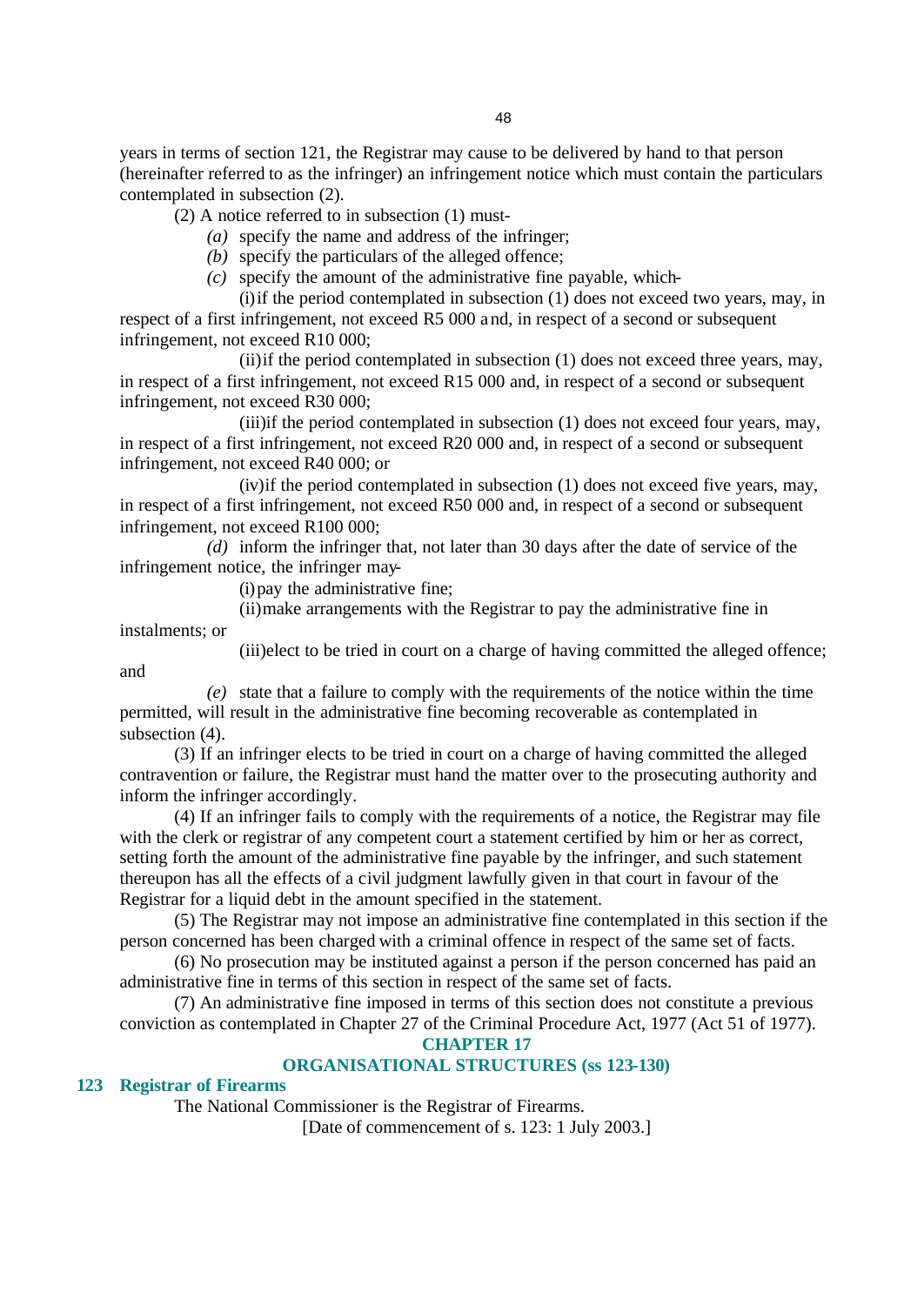years in terms of section 121, the Registrar may cause to be delivered by hand to that person (hereinafter referred to as the infringer) an infringement notice which must contain the particulars contemplated in subsection (2).

(2) A notice referred to in subsection (1) must-

*(a)* specify the name and address of the infringer;

*(b)* specify the particulars of the alleged offence;

*(c)* specify the amount of the administrative fine payable, which-

(i) if the period contemplated in subsection (1) does not exceed two years, may, in respect of a first infringement, not exceed R5 000 and, in respect of a second or subsequent infringement, not exceed R10 000;

(ii) if the period contemplated in subsection (1) does not exceed three years, may, in respect of a first infringement, not exceed R15 000 and, in respect of a second or subsequent infringement, not exceed R30 000;

(iii) if the period contemplated in subsection (1) does not exceed four years, may, in respect of a first infringement, not exceed R20 000 and, in respect of a second or subsequent infringement, not exceed R40 000; or

(iv) if the period contemplated in subsection (1) does not exceed five years, may, in respect of a first infringement, not exceed R50 000 and, in respect of a second or subsequent infringement, not exceed R100 000;

*(d)* inform the infringer that, not later than 30 days after the date of service of the infringement notice, the infringer may-

(i) pay the administrative fine;

(ii) make arrangements with the Registrar to pay the administrative fine in instalments; or

(iii) elect to be tried in court on a charge of having committed the alleged offence; and

*(e)* state that a failure to comply with the requirements of the notice within the time permitted, will result in the administrative fine becoming recoverable as contemplated in subsection (4).

(3) If an infringer elects to be tried in court on a charge of having committed the alleged contravention or failure, the Registrar must hand the matter over to the prosecuting authority and inform the infringer accordingly.

(4) If an infringer fails to comply with the requirements of a notice, the Registrar may file with the clerk or registrar of any competent court a statement certified by him or her as correct, setting forth the amount of the administrative fine payable by the infringer, and such statement thereupon has all the effects of a civil judgment lawfully given in that court in favour of the Registrar for a liquid debt in the amount specified in the statement.

(5) The Registrar may not impose an administrative fine contemplated in this section if the person concerned has been charged with a criminal offence in respect of the same set of facts.

(6) No prosecution may be instituted against a person if the person concerned has paid an administrative fine in terms of this section in respect of the same set of facts.

(7) An administrative fine imposed in terms of this section does not constitute a previous conviction as contemplated in Chapter 27 of the Criminal Procedure Act, 1977 (Act 51 of 1977).

## CHAPTER 17

## ORGANISATIONAL STRUCTURES (ss 123-130)

### 123 Registrar of Firearms

The National Commissioner is the Registrar of Firearms.

[Date of commencement of s. 123: 1 July 2003.]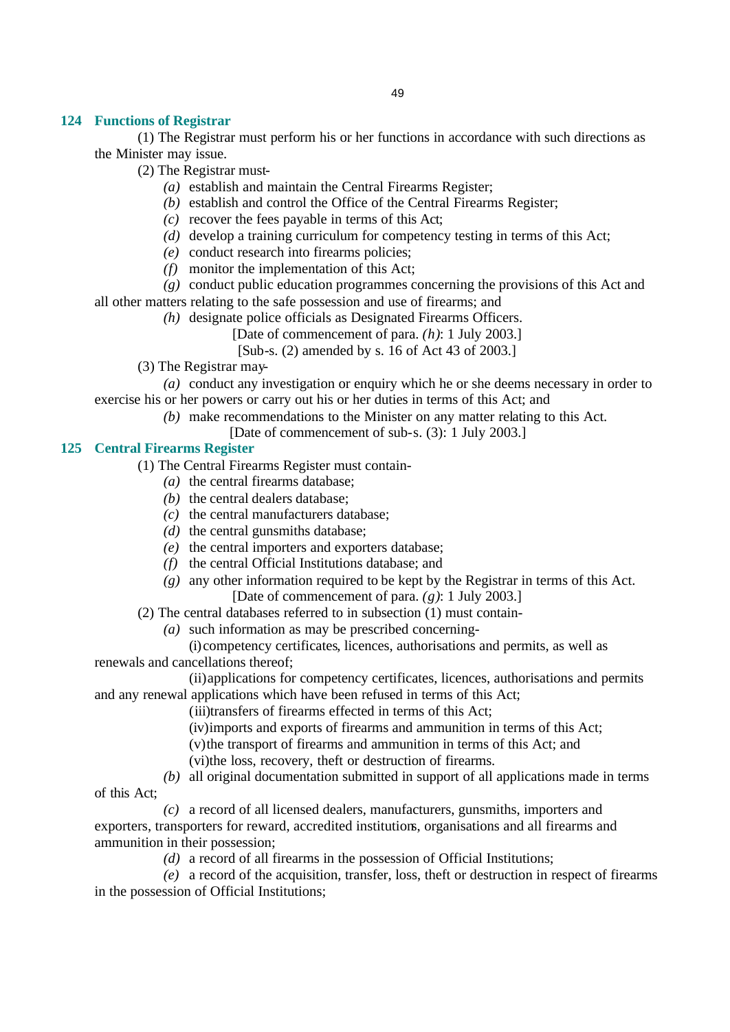### 124 Functions of Registrar

(1) The Registrar must perform his or her functions in accordance with such directions as the Minister may issue.

(2) The Registrar must-

*(a)* establish and maintain the Central Firearms Register;

*(b)* establish and control the Office of the Central Firearms Register;

*(c)* recover the fees payable in terms of this Act;

*(d)* develop a training curriculum for competency testing in terms of this Act;

*(e)* conduct research into firearms policies;

*(f)* monitor the implementation of this Act;

*(g)* conduct public education programmes concerning the provisions of this Act and all other matters relating to the safe possession and use of firearms; and

*(h)* designate police officials as Designated Firearms Officers.

[Date of commencement of para. *(h)*: 1 July 2003.]

[Sub-s. (2) amended by s. 16 of Act 43 of 2003.]

(3) The Registrar may-

*(a)* conduct any investigation or enquiry which he or she deems necessary in order to exercise his or her powers or carry out his or her duties in terms of this Act; and

*(b)* make recommendations to the Minister on any matter relating to this Act.

[Date of commencement of sub-s. (3): 1 July 2003.]

### 125 Central Firearms Register

(1) The Central Firearms Register must contain-

*(a)* the central firearms database;

*(b)* the central dealers database;

*(c)* the central manufacturers database;

*(d)* the central gunsmiths database;

*(e)* the central importers and exporters database;

*(f)* the central Official Institutions database; and

*(g)* any other information required to be kept by the Registrar in terms of this Act.

[Date of commencement of para. *(g)*: 1 July 2003.]

(2) The central databases referred to in subsection (1) must contain-

*(a)* such information as may be prescribed concerning-

(i) competency certificates, licences, authorisations and permits, as well as renewals and cancellations thereof;

(ii) applications for competency certificates, licences, authorisations and permits and any renewal applications which have been refused in terms of this Act;

(iii) transfers of firearms effected in terms of this Act;

(iv) imports and exports of firearms and ammunition in terms of this Act;

(v) the transport of firearms and ammunition in terms of this Act; and

(vi) the loss, recovery, theft or destruction of firearms.

*(b)* all original documentation submitted in support of all applications made in terms of this Act;

*(c)* a record of all licensed dealers, manufacturers, gunsmiths, importers and exporters, transporters for reward, accredited institutions, organisations and all firearms and ammunition in their possession;

*(d)* a record of all firearms in the possession of Official Institutions;

*(e)* a record of the acquisition, transfer, loss, theft or destruction in respect of firearms in the possession of Official Institutions;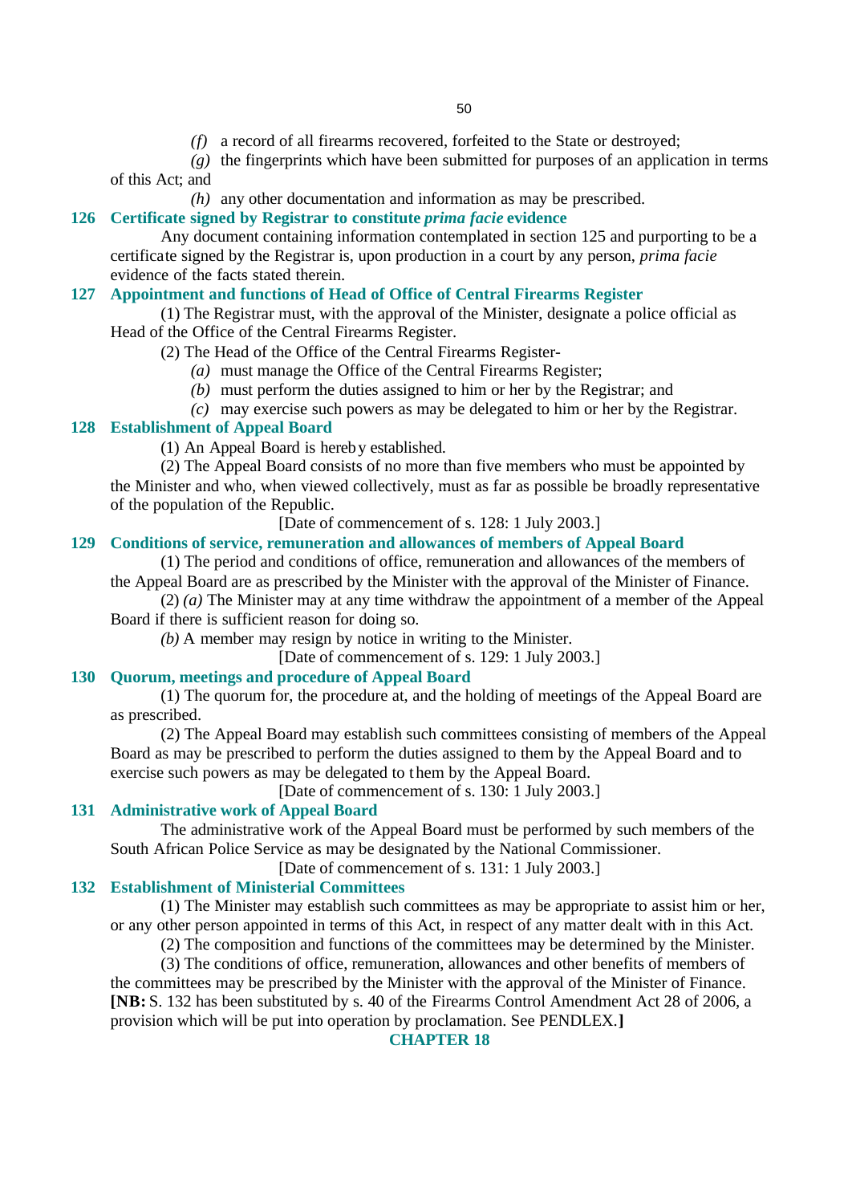*(f)* a record of all firearms recovered, forfeited to the State or destroyed;

*(g)* the fingerprints which have been submitted for purposes of an application in terms of this Act; and

*(h)* any other documentation and information as may be prescribed.

### 126 Certificate signed by Registrar to constitute *prima facie* evidence

Any document containing information contemplated in section 125 and purporting to be a certificate signed by the Registrar is, upon production in a court by any person, *prima facie* evidence of the facts stated therein.

### 127 Appointment and functions of Head of Office of Central Firearms Register

(1) The Registrar must, with the approval of the Minister, designate a police official as Head of the Office of the Central Firearms Register.

(2) The Head of the Office of the Central Firearms Register-

*(a)* must manage the Office of the Central Firearms Register;

*(b)* must perform the duties assigned to him or her by the Registrar; and

*(c)* may exercise such powers as may be delegated to him or her by the Registrar.

### 128 Establishment of Appeal Board

(1) An Appeal Board is hereby established.

(2) The Appeal Board consists of no more than five members who must be appointed by the Minister and who, when viewed collectively, must as far as possible be broadly representative of the population of the Republic.

[Date of commencement of s. 128: 1 July 2003.]

### 129 Conditions of service, remuneration and allowances of members of Appeal Board

(1) The period and conditions of office, remuneration and allowances of the members of the Appeal Board are as prescribed by the Minister with the approval of the Minister of Finance.

(2) *(a)* The Minister may at any time withdraw the appointment of a member of the Appeal Board if there is sufficient reason for doing so.

*(b)* A member may resign by notice in writing to the Minister.

[Date of commencement of s. 129: 1 July 2003.]

### 130 Quorum, meetings and procedure of Appeal Board

(1) The quorum for, the procedure at, and the holding of meetings of the Appeal Board are as prescribed.

(2) The Appeal Board may establish such committees consisting of members of the Appeal Board as may be prescribed to perform the duties assigned to them by the Appeal Board and to exercise such powers as may be delegated to them by the Appeal Board.

[Date of commencement of s. 130: 1 July 2003.]

### 131 Administrative work of Appeal Board

The administrative work of the Appeal Board must be performed by such members of the South African Police Service as may be designated by the National Commissioner.

[Date of commencement of s. 131: 1 July 2003.]

### 132 Establishment of Ministerial Committees

(1) The Minister may establish such committees as may be appropriate to assist him or her, or any other person appointed in terms of this Act, in respect of any matter dealt with in this Act.

(2) The composition and functions of the committees may be determined by the Minister.

(3) The conditions of office, remuneration, allowances and other benefits of members of the committees may be prescribed by the Minister with the approval of the Minister of Finance.

**[NB:** S. 132 has been substituted by s. 40 of the Firearms Control Amendment Act 28 of 2006, a provision which will be put into operation by proclamation. See PENDLEX.**]**

## CHAPTER 18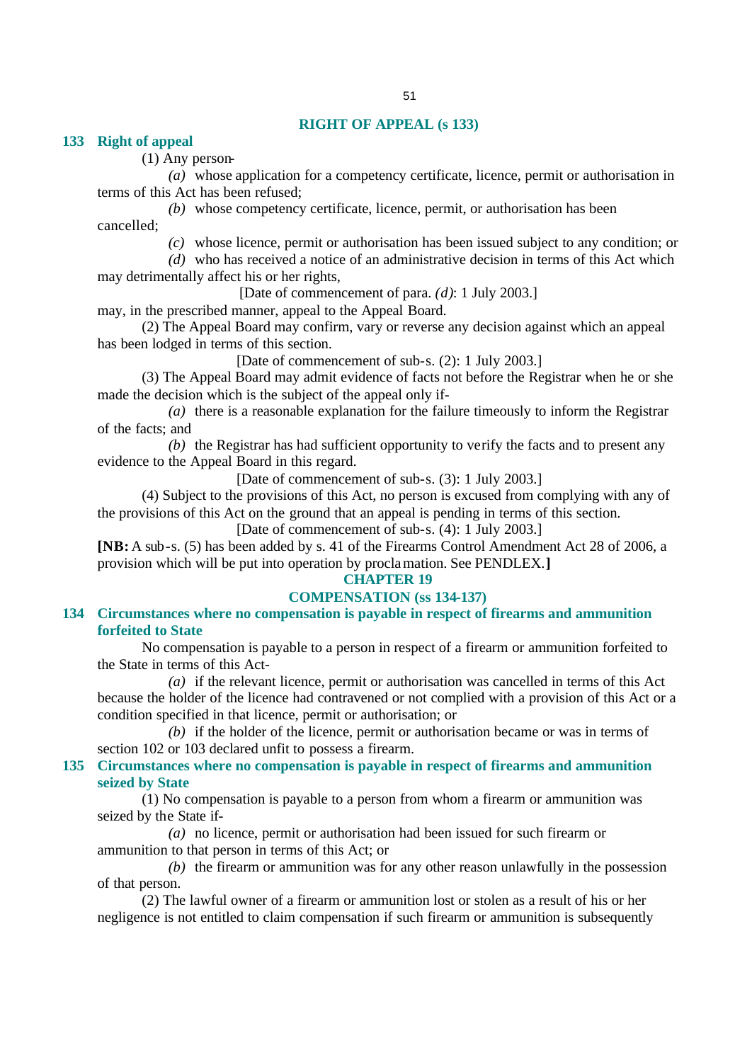## RIGHT OF APPEAL (s 133)

**133 Right of appeal**

(1) Any person-

*(a)* whose application for a competency certificate, licence, permit or authorisation in terms of this Act has been refused;

*(b)* whose competency certificate, licence, permit, or authorisation has been cancelled;

*(c)* whose licence, permit or authorisation has been issued subject to any condition; or

*(d)* who has received a notice of an administrative decision in terms of this Act which may detrimentally affect his or her rights,

[Date of commencement of para. *(d)*: 1 July 2003.]

may, in the prescribed manner, appeal to the Appeal Board.

(2) The Appeal Board may confirm, vary or reverse any decision against which an appeal has been lodged in terms of this section.

[Date of commencement of sub-s. (2): 1 July 2003.]

(3) The Appeal Board may admit evidence of facts not before the Registrar when he or she made the decision which is the subject of the appeal only if-

*(a)* there is a reasonable explanation for the failure timeously to inform the Registrar of the facts; and

*(b)* the Registrar has had sufficient opportunity to verify the facts and to present any evidence to the Appeal Board in this regard.

[Date of commencement of sub-s. (3): 1 July 2003.]

(4) Subject to the provisions of this Act, no person is excused from complying with any of the provisions of this Act on the ground that an appeal is pending in terms of this section.

[Date of commencement of sub-s. (4): 1 July 2003.]

**[NB:** A sub-s. (5) has been added by s. 41 of the Firearms Control Amendment Act 28 of 2006, a provision which will be put into operation by proclamation. See PENDLEX.**]**

## CHAPTER 19

## COMPENSATION (ss 134-137)

**134 Circumstances where no compensation is payable in respect of firearms and ammunition forfeited to State**

No compensation is payable to a person in respect of a firearm or ammunition forfeited to the State in terms of this Act-

*(a)* if the relevant licence, permit or authorisation was cancelled in terms of this Act because the holder of the licence had contravened or not complied with a provision of this Act or a condition specified in that licence, permit or authorisation; or

*(b)* if the holder of the licence, permit or authorisation became or was in terms of section 102 or 103 declared unfit to possess a firearm.

**135 Circumstances where no compensation is payable in respect of firearms and ammunition seized by State**

(1) No compensation is payable to a person from whom a firearm or ammunition was seized by the State if-

*(a)* no licence, permit or authorisation had been issued for such firearm or ammunition to that person in terms of this Act; or

*(b)* the firearm or ammunition was for any other reason unlawfully in the possession of that person.

(2) The lawful owner of a firearm or ammunition lost or stolen as a result of his or her negligence is not entitled to claim compensation if such firearm or ammunition is subsequently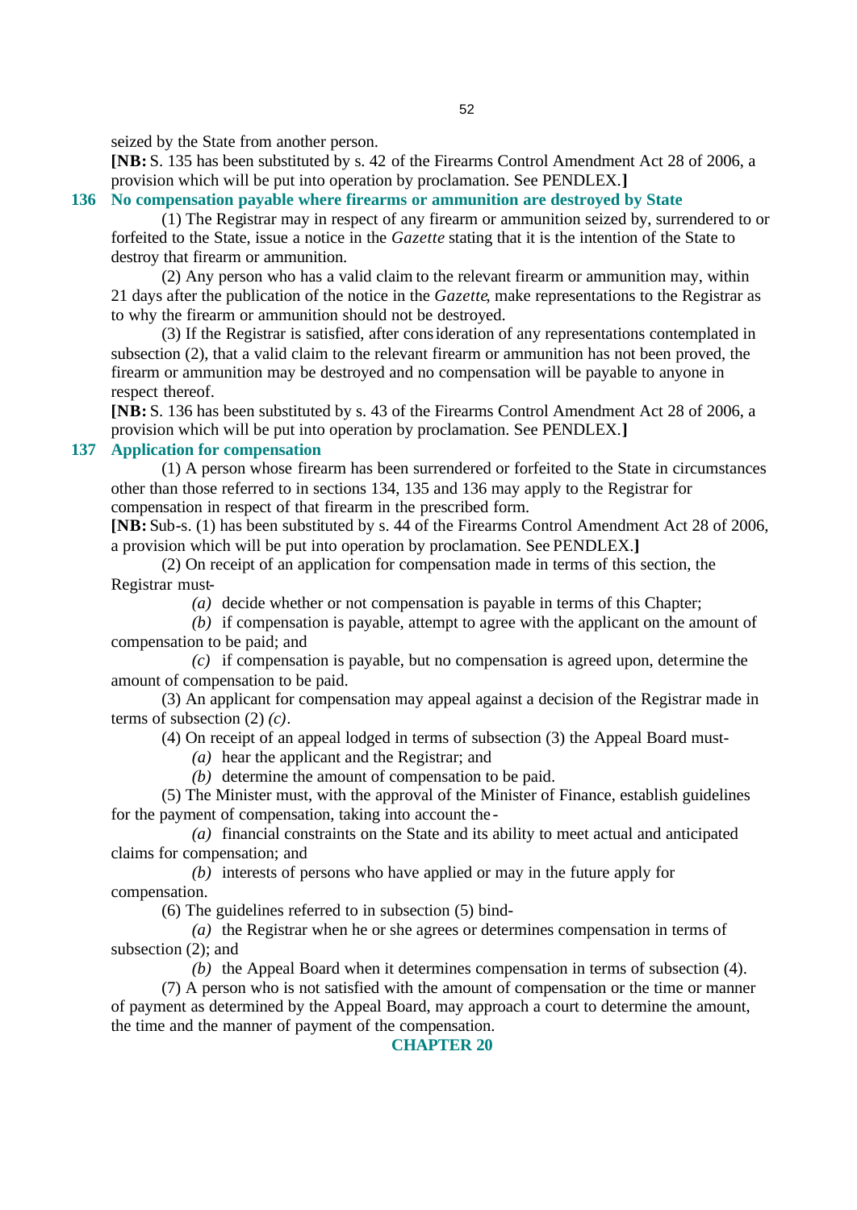seized by the State from another person.

**[NB:** S. 135 has been substituted by s. 42 of the Firearms Control Amendment Act 28 of 2006, a provision which will be put into operation by proclamation. See PENDLEX.**]**

### 136 No compensation payable where firearms or ammunition are destroyed by State

(1) The Registrar may in respect of any firearm or ammunition seized by, surrendered to or forfeited to the State, issue a notice in the *Gazette* stating that it is the intention of the State to destroy that firearm or ammunition.

(2) Any person who has a valid claim to the relevant firearm or ammunition may, within 21 days after the publication of the notice in the *Gazette*, make representations to the Registrar as to why the firearm or ammunition should not be destroyed.

(3) If the Registrar is satisfied, after consideration of any representations contemplated in subsection (2), that a valid claim to the relevant firearm or ammunition has not been proved, the firearm or ammunition may be destroyed and no compensation will be payable to anyone in respect thereof.

**[NB:** S. 136 has been substituted by s. 43 of the Firearms Control Amendment Act 28 of 2006, a provision which will be put into operation by proclamation. See PENDLEX.**]**

### 137 Application for compensation

(1) A person whose firearm has been surrendered or forfeited to the State in circumstances other than those referred to in sections 134, 135 and 136 may apply to the Registrar for compensation in respect of that firearm in the prescribed form.

**[NB:** Sub-s. (1) has been substituted by s. 44 of the Firearms Control Amendment Act 28 of 2006, a provision which will be put into operation by proclamation. See PENDLEX.**]**

(2) On receipt of an application for compensation made in terms of this section, the Registrar must-

*(a)* decide whether or not compensation is payable in terms of this Chapter;

*(b)* if compensation is payable, attempt to agree with the applicant on the amount of compensation to be paid; and

*(c)* if compensation is payable, but no compensation is agreed upon, determine the amount of compensation to be paid.

(3) An applicant for compensation may appeal against a decision of the Registrar made in terms of subsection (2) *(c)*.

(4) On receipt of an appeal lodged in terms of subsection (3) the Appeal Board must-

*(a)* hear the applicant and the Registrar; and

*(b)* determine the amount of compensation to be paid.

(5) The Minister must, with the approval of the Minister of Finance, establish guidelines for the payment of compensation, taking into account the-

*(a)* financial constraints on the State and its ability to meet actual and anticipated claims for compensation; and

*(b)* interests of persons who have applied or may in the future apply for compensation.

(6) The guidelines referred to in subsection (5) bind-

*(a)* the Registrar when he or she agrees or determines compensation in terms of subsection (2); and

*(b)* the Appeal Board when it determines compensation in terms of subsection (4).

(7) A person who is not satisfied with the amount of compensation or the time or manner of payment as determined by the Appeal Board, may approach a court to determine the amount, the time and the manner of payment of the compensation.

## CHAPTER 20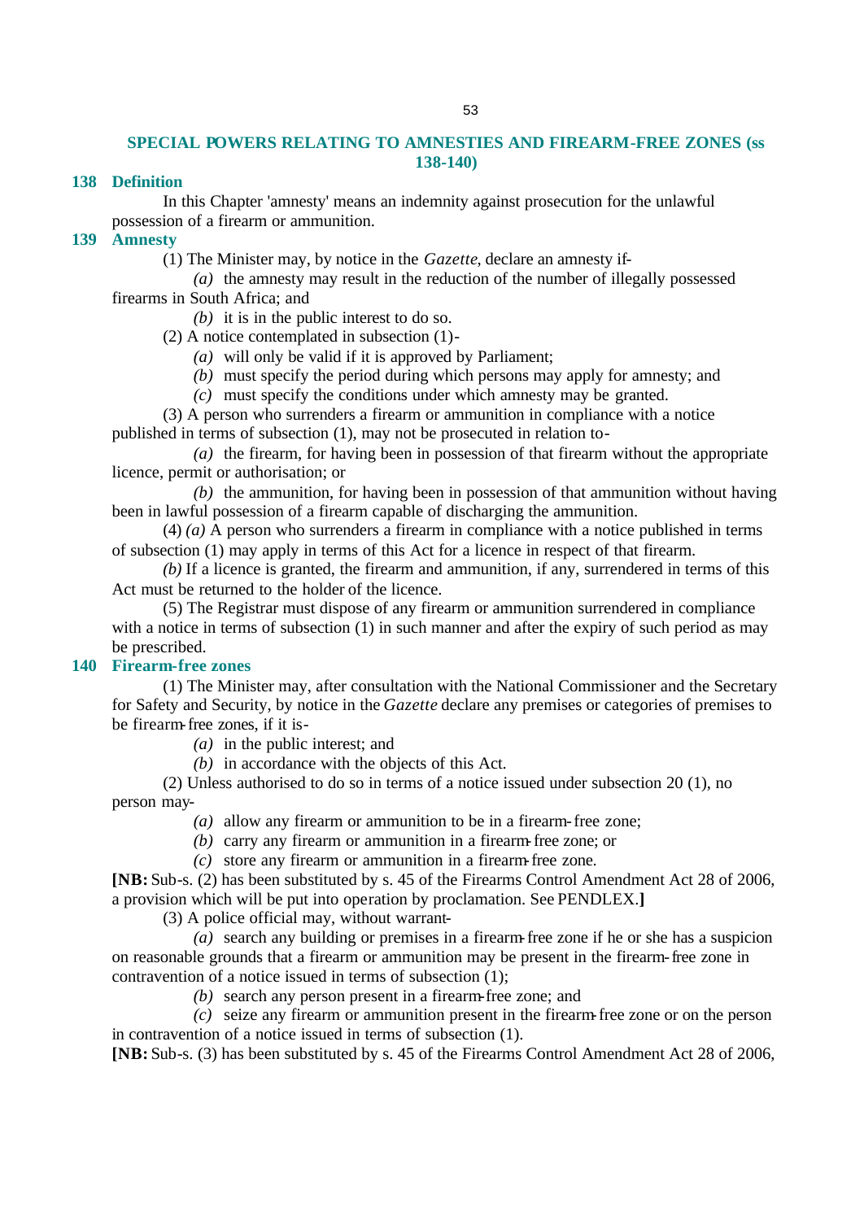## SPECIAL POWERS RELATING TO AMNESTIES AND FIREARM-FREE ZONES (ss 138-140)

### 138 Definition

In this Chapter 'amnesty' means an indemnity against prosecution for the unlawful possession of a firearm or ammunition.

### 139 Amnesty

(1) The Minister may, by notice in the *Gazette*, declare an amnesty if-

*(a)* the amnesty may result in the reduction of the number of illegally possessed firearms in South Africa; and

*(b)* it is in the public interest to do so.

(2) A notice contemplated in subsection (1)-

*(a)* will only be valid if it is approved by Parliament;

*(b)* must specify the period during which persons may apply for amnesty; and

*(c)* must specify the conditions under which amnesty may be granted.

(3) A person who surrenders a firearm or ammunition in compliance with a notice published in terms of subsection (1), may not be prosecuted in relation to-

*(a)* the firearm, for having been in possession of that firearm without the appropriate licence, permit or authorisation; or

*(b)* the ammunition, for having been in possession of that ammunition without having been in lawful possession of a firearm capable of discharging the ammunition.

(4) *(a)* A person who surrenders a firearm in compliance with a notice published in terms of subsection (1) may apply in terms of this Act for a licence in respect of that firearm.

*(b)* If a licence is granted, the firearm and ammunition, if any, surrendered in terms of this Act must be returned to the holder of the licence.

(5) The Registrar must dispose of any firearm or ammunition surrendered in compliance with a notice in terms of subsection (1) in such manner and after the expiry of such period as may be prescribed.

### 140 Firearm-free zones

(1) The Minister may, after consultation with the National Commissioner and the Secretary for Safety and Security, by notice in the *Gazette* declare any premises or categories of premises to be firearm-free zones, if it is-

*(a)* in the public interest; and

*(b)* in accordance with the objects of this Act.

(2) Unless authorised to do so in terms of a notice issued under subsection 20 (1), no person may-

*(a)* allow any firearm or ammunition to be in a firearm-free zone;

*(b)* carry any firearm or ammunition in a firearm-free zone; or

*(c)* store any firearm or ammunition in a firearm-free zone.

**[NB:** Sub-s. (2) has been substituted by s. 45 of the Firearms Control Amendment Act 28 of 2006, a provision which will be put into operation by proclamation. See PENDLEX.**]**

(3) A police official may, without warrant-

*(a)* search any building or premises in a firearm-free zone if he or she has a suspicion on reasonable grounds that a firearm or ammunition may be present in the firearm-free zone in contravention of a notice issued in terms of subsection (1);

*(b)* search any person present in a firearm-free zone; and

*(c)* seize any firearm or ammunition present in the firearm-free zone or on the person in contravention of a notice issued in terms of subsection (1).

**[NB:** Sub-s. (3) has been substituted by s. 45 of the Firearms Control Amendment Act 28 of 2006,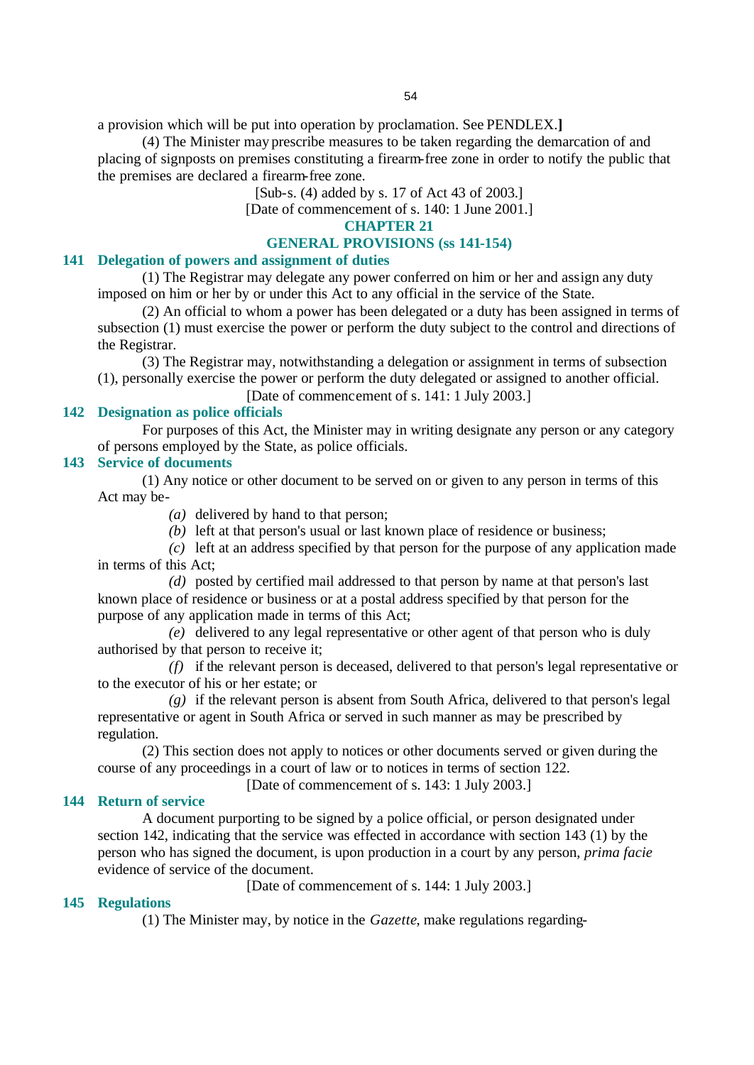a provision which will be put into operation by proclamation. See PENDLEX.**]**

(4) The Minister may prescribe measures to be taken regarding the demarcation of and placing of signposts on premises constituting a firearm-free zone in order to notify the public that the premises are declared a firearm-free zone.

[Sub-s. (4) added by s. 17 of Act 43 of 2003.]

[Date of commencement of s. 140: 1 June 2001.]

## CHAPTER 21

## GENERAL PROVISIONS (ss 141-154)

### 141 Delegation of powers and assignment of duties

(1) The Registrar may delegate any power conferred on him or her and assign any duty imposed on him or her by or under this Act to any official in the service of the State.

(2) An official to whom a power has been delegated or a duty has been assigned in terms of subsection (1) must exercise the power or perform the duty subject to the control and directions of the Registrar.

(3) The Registrar may, notwithstanding a delegation or assignment in terms of subsection (1), personally exercise the power or perform the duty delegated or assigned to another official.

[Date of commencement of s. 141: 1 July 2003.]

### 142 Designation as police officials

For purposes of this Act, the Minister may in writing designate any person or any category of persons employed by the State, as police officials.

### 143 Service of documents

(1) Any notice or other document to be served on or given to any person in terms of this Act may be-

*(a)* delivered by hand to that person;

*(b)* left at that person's usual or last known place of residence or business;

*(c)* left at an address specified by that person for the purpose of any application made in terms of this Act;

*(d)* posted by certified mail addressed to that person by name at that person's last known place of residence or business or at a postal address specified by that person for the purpose of any application made in terms of this Act;

*(e)* delivered to any legal representative or other agent of that person who is duly authorised by that person to receive it;

*(f)* if the relevant person is deceased, delivered to that person's legal representative or to the executor of his or her estate; or

*(g)* if the relevant person is absent from South Africa, delivered to that person's legal representative or agent in South Africa or served in such manner as may be prescribed by regulation.

(2) This section does not apply to notices or other documents served or given during the course of any proceedings in a court of law or to notices in terms of section 122.

[Date of commencement of s. 143: 1 July 2003.]

### 144 Return of service

A document purporting to be signed by a police official, or person designated under section 142, indicating that the service was effected in accordance with section 143 (1) by the person who has signed the document, is upon production in a court by any person, *prima facie* evidence of service of the document.

[Date of commencement of s. 144: 1 July 2003.]

### 145 Regulations

(1) The Minister may, by notice in the *Gazette*, make regulations regarding-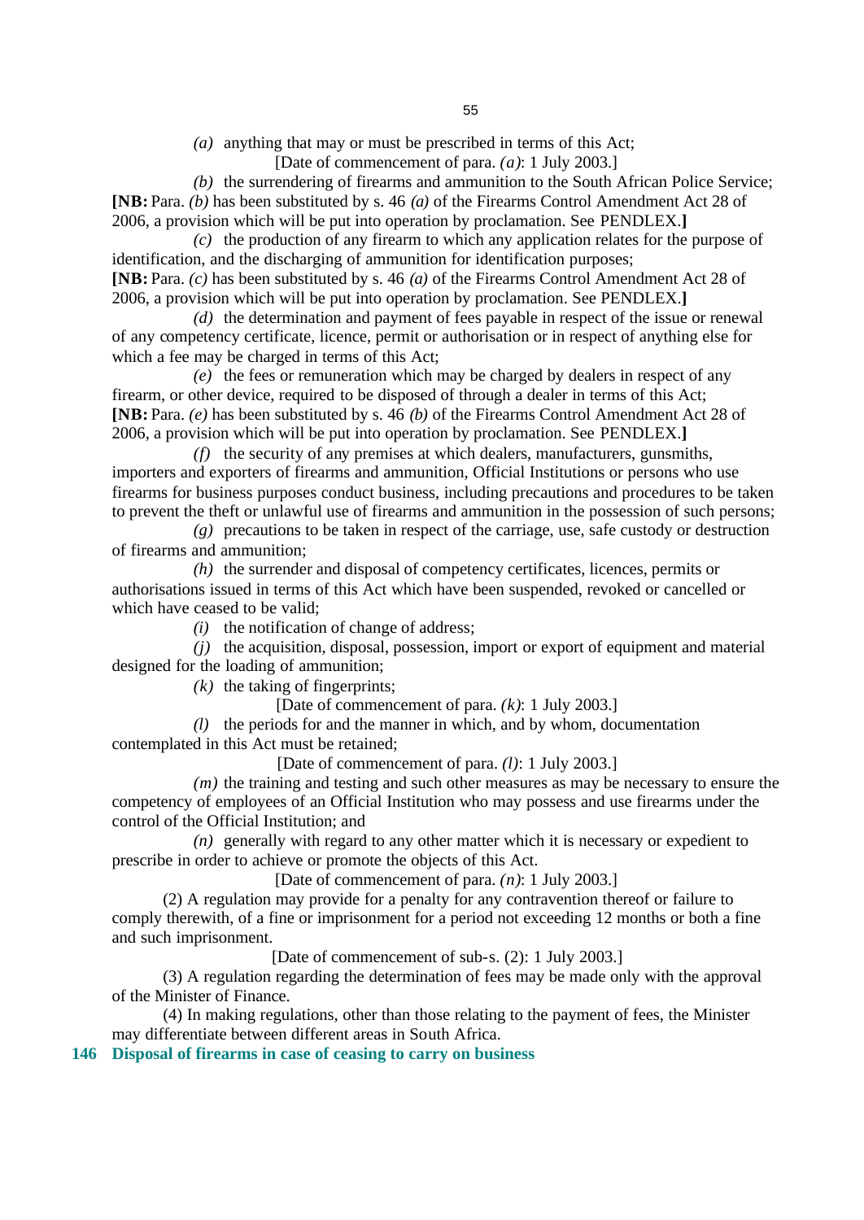*(a)* anything that may or must be prescribed in terms of this Act;

[Date of commencement of para. *(a)*: 1 July 2003.]

*(b)* the surrendering of firearms and ammunition to the South African Police Service;

**[NB:** Para. *(b)* has been substituted by s. 46 *(a)* of the Firearms Control Amendment Act 28 of 2006, a provision which will be put into operation by proclamation. See PENDLEX.**]**

*(c)* the production of any firearm to which any application relates for the purpose of identification, and the discharging of ammunition for identification purposes;

**[NB:** Para. *(c)* has been substituted by s. 46 *(a)* of the Firearms Control Amendment Act 28 of 2006, a provision which will be put into operation by proclamation. See PENDLEX.**]**

*(d)* the determination and payment of fees payable in respect of the issue or renewal of any competency certificate, licence, permit or authorisation or in respect of anything else for which a fee may be charged in terms of this Act;

*(e)* the fees or remuneration which may be charged by dealers in respect of any firearm, or other device, required to be disposed of through a dealer in terms of this Act;

**[NB:** Para. *(e)* has been substituted by s. 46 *(b)* of the Firearms Control Amendment Act 28 of 2006, a provision which will be put into operation by proclamation. See PENDLEX.**]**

*(f)* the security of any premises at which dealers, manufacturers, gunsmiths, importers and exporters of firearms and ammunition, Official Institutions or persons who use firearms for business purposes conduct business, including precautions and procedures to be taken to prevent the theft or unlawful use of firearms and ammunition in the possession of such persons;

*(g)* precautions to be taken in respect of the carriage, use, safe custody or destruction of firearms and ammunition;

*(h)* the surrender and disposal of competency certificates, licences, permits or authorisations issued in terms of this Act which have been suspended, revoked or cancelled or which have ceased to be valid;

*(i)* the notification of change of address;

*(j)* the acquisition, disposal, possession, import or export of equipment and material designed for the loading of ammunition;

*(k)* the taking of fingerprints;

[Date of commencement of para. *(k)*: 1 July 2003.]

*(l)* the periods for and the manner in which, and by whom, documentation contemplated in this Act must be retained;

[Date of commencement of para. *(l)*: 1 July 2003.]

*(m)* the training and testing and such other measures as may be necessary to ensure the competency of employees of an Official Institution who may possess and use firearms under the control of the Official Institution; and

*(n)* generally with regard to any other matter which it is necessary or expedient to prescribe in order to achieve or promote the objects of this Act.

[Date of commencement of para. *(n)*: 1 July 2003.]

(2) A regulation may provide for a penalty for any contravention thereof or failure to comply therewith, of a fine or imprisonment for a period not exceeding 12 months or both a fine and such imprisonment.

[Date of commencement of sub-s. (2): 1 July 2003.]

(3) A regulation regarding the determination of fees may be made only with the approval of the Minister of Finance.

(4) In making regulations, other than those relating to the payment of fees, the Minister may differentiate between different areas in South Africa.

### 146 Disposal of firearms in case of ceasing to carry on business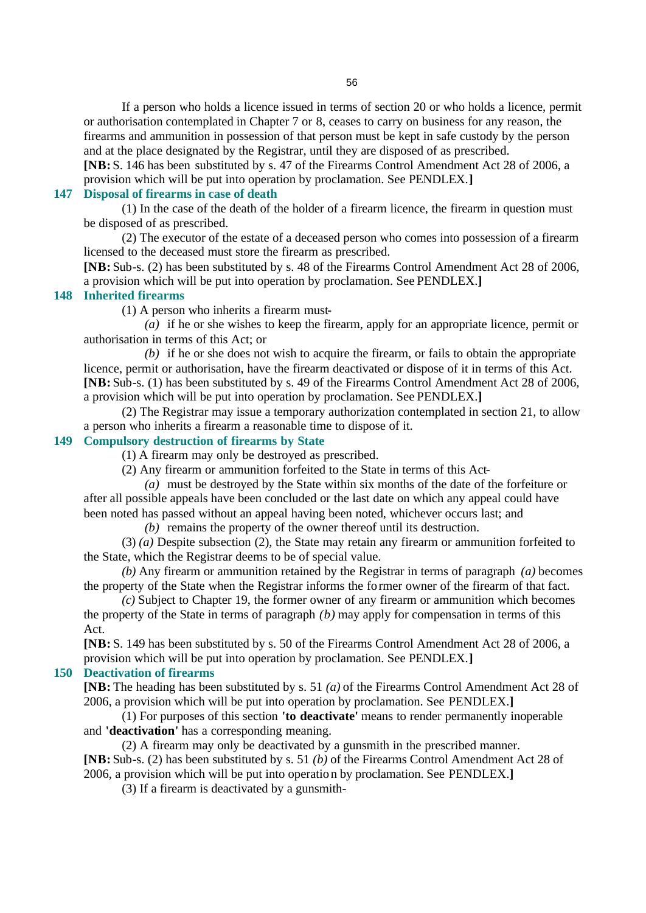If a person who holds a licence issued in terms of section 20 or who holds a licence, permit or authorisation contemplated in Chapter 7 or 8, ceases to carry on business for any reason, the firearms and ammunition in possession of that person must be kept in safe custody by the person and at the place designated by the Registrar, until they are disposed of as prescribed.

**[NB:** S. 146 has been substituted by s. 47 of the Firearms Control Amendment Act 28 of 2006, a provision which will be put into operation by proclamation. See PENDLEX.**]**

### 147 Disposal of firearms in case of death

(1) In the case of the death of the holder of a firearm licence, the firearm in question must be disposed of as prescribed.

(2) The executor of the estate of a deceased person who comes into possession of a firearm licensed to the deceased must store the firearm as prescribed.

**[NB:** Sub-s. (2) has been substituted by s. 48 of the Firearms Control Amendment Act 28 of 2006, a provision which will be put into operation by proclamation. See PENDLEX.**]**

### 148 Inherited firearms

(1) A person who inherits a firearm must-

*(a)* if he or she wishes to keep the firearm, apply for an appropriate licence, permit or authorisation in terms of this Act; or

*(b)* if he or she does not wish to acquire the firearm, or fails to obtain the appropriate licence, permit or authorisation, have the firearm deactivated or dispose of it in terms of this Act.

**[NB:** Sub-s. (1) has been substituted by s. 49 of the Firearms Control Amendment Act 28 of 2006, a provision which will be put into operation by proclamation. See PENDLEX.**]**

(2) The Registrar may issue a temporary authorization contemplated in section 21, to allow a person who inherits a firearm a reasonable time to dispose of it.

### 149 Compulsory destruction of firearms by State

(1) A firearm may only be destroyed as prescribed.

(2) Any firearm or ammunition forfeited to the State in terms of this Act-

*(a)* must be destroyed by the State within six months of the date of the forfeiture or after all possible appeals have been concluded or the last date on which any appeal could have been noted has passed without an appeal having been noted, whichever occurs last; and

*(b)* remains the property of the owner thereof until its destruction.

(3) *(a)* Despite subsection (2), the State may retain any firearm or ammunition forfeited to the State, which the Registrar deems to be of special value.

*(b)* Any firearm or ammunition retained by the Registrar in terms of paragraph *(a)* becomes the property of the State when the Registrar informs the former owner of the firearm of that fact.

*(c)* Subject to Chapter 19, the former owner of any firearm or ammunition which becomes the property of the State in terms of paragraph *(b)* may apply for compensation in terms of this Act.

**[NB:** S. 149 has been substituted by s. 50 of the Firearms Control Amendment Act 28 of 2006, a provision which will be put into operation by proclamation. See PENDLEX.**]**

### 150 Deactivation of firearms

**[NB:** The heading has been substituted by s. 51 *(a)* of the Firearms Control Amendment Act 28 of 2006, a provision which will be put into operation by proclamation. See PENDLEX.**]**

(1) For purposes of this section **'to deactivate'** means to render permanently inoperable and **'deactivation'** has a corresponding meaning.

(2) A firearm may only be deactivated by a gunsmith in the prescribed manner.

**[NB:** Sub-s. (2) has been substituted by s. 51 *(b)* of the Firearms Control Amendment Act 28 of 2006, a provision which will be put into operation by proclamation. See PENDLEX.**]**

(3) If a firearm is deactivated by a gunsmith-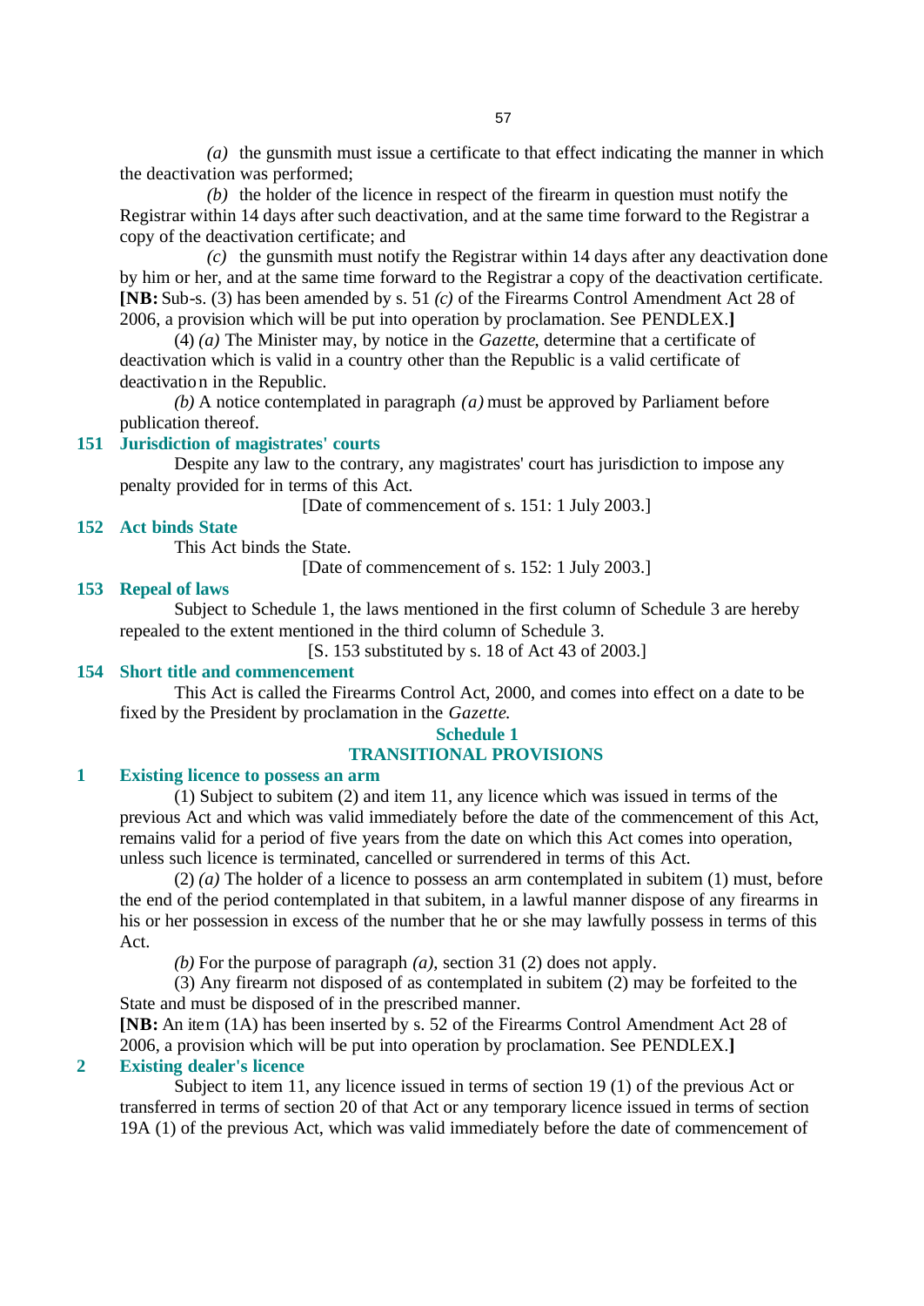*(a)* the gunsmith must issue a certificate to that effect indicating the manner in which the deactivation was performed;

*(b)* the holder of the licence in respect of the firearm in question must notify the Registrar within 14 days after such deactivation, and at the same time forward to the Registrar a copy of the deactivation certificate; and

*(c)* the gunsmith must notify the Registrar within 14 days after any deactivation done by him or her, and at the same time forward to the Registrar a copy of the deactivation certificate.

**[NB:** Sub-s. (3) has been amended by s. 51 *(c)* of the Firearms Control Amendment Act 28 of 2006, a provision which will be put into operation by proclamation. See PENDLEX.**]**

(4) *(a)* The Minister may, by notice in the *Gazette*, determine that a certificate of deactivation which is valid in a country other than the Republic is a valid certificate of deactivation in the Republic.

*(b)* A notice contemplated in paragraph *(a)* must be approved by Parliament before publication thereof.

### 151 Jurisdiction of magistrates' courts

Despite any law to the contrary, any magistrates' court has jurisdiction to impose any penalty provided for in terms of this Act.

[Date of commencement of s. 151: 1 July 2003.]

### 152 Act binds State

This Act binds the State.

[Date of commencement of s. 152: 1 July 2003.]

### 153 Repeal of laws

Subject to Schedule 1, the laws mentioned in the first column of Schedule 3 are hereby repealed to the extent mentioned in the third column of Schedule 3.

[S. 153 substituted by s. 18 of Act 43 of 2003.]

### 154 Short title and commencement

This Act is called the Firearms Control Act, 2000, and comes into effect on a date to be fixed by the President by proclamation in the *Gazette*.

## Schedule 1
## TRANSITIONAL PROVISIONS

### 1 Existing licence to possess an arm

(1) Subject to subitem (2) and item 11, any licence which was issued in terms of the previous Act and which was valid immediately before the date of the commencement of this Act, remains valid for a period of five years from the date on which this Act comes into operation, unless such licence is terminated, cancelled or surrendered in terms of this Act.

(2) *(a)* The holder of a licence to possess an arm contemplated in subitem (1) must, before the end of the period contemplated in that subitem, in a lawful manner dispose of any firearms in his or her possession in excess of the number that he or she may lawfully possess in terms of this Act.

*(b)* For the purpose of paragraph *(a)*, section 31 (2) does not apply.

(3) Any firearm not disposed of as contemplated in subitem (2) may be forfeited to the State and must be disposed of in the prescribed manner.

**[NB:** An item (1A) has been inserted by s. 52 of the Firearms Control Amendment Act 28 of 2006, a provision which will be put into operation by proclamation. See PENDLEX.**]**

### 2 Existing dealer's licence

Subject to item 11, any licence issued in terms of section 19 (1) of the previous Act or transferred in terms of section 20 of that Act or any temporary licence issued in terms of section 19A (1) of the previous Act, which was valid immediately before the date of commencement of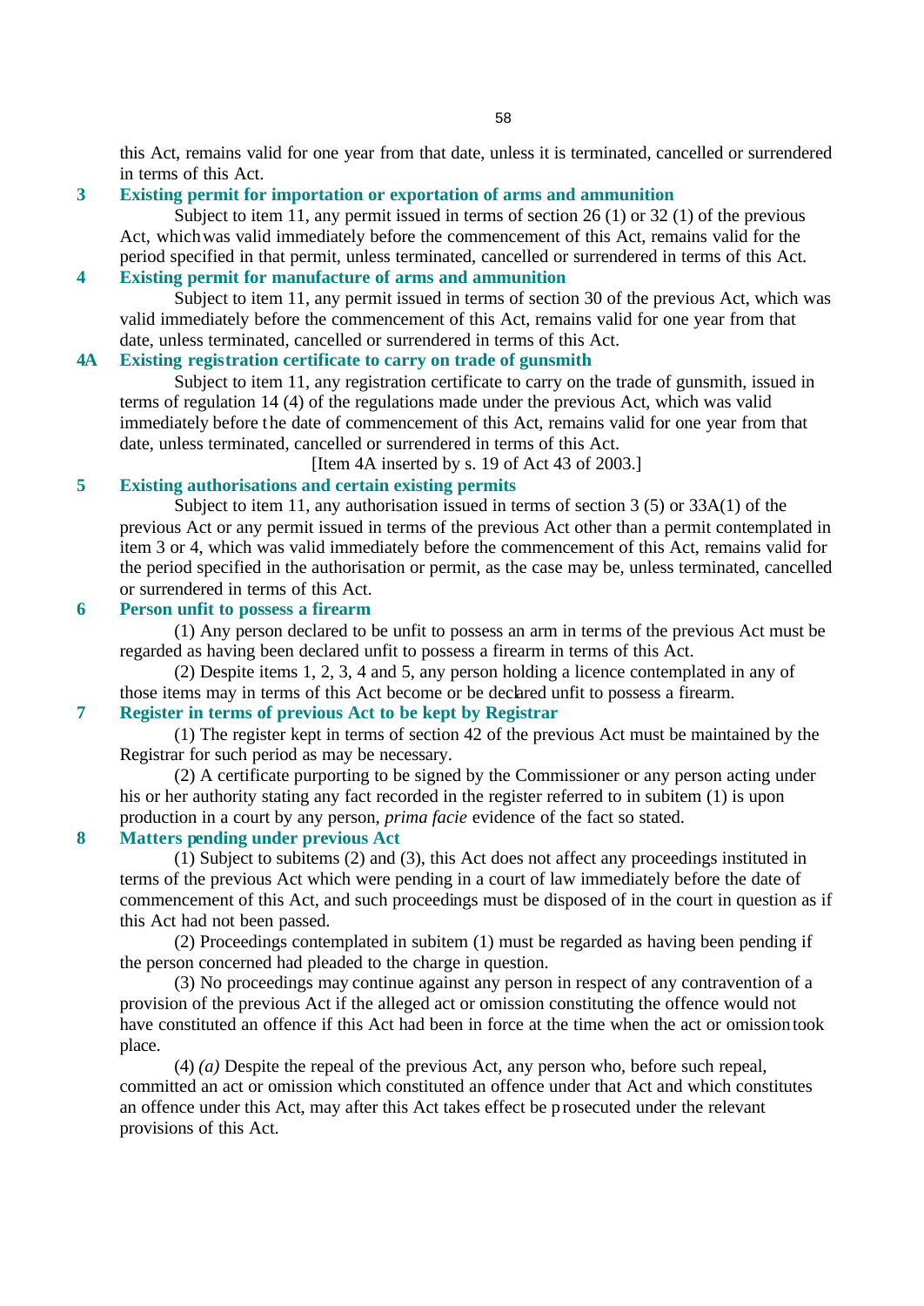this Act, remains valid for one year from that date, unless it is terminated, cancelled or surrendered in terms of this Act.

### 3 Existing permit for importation or exportation of arms and ammunition

Subject to item 11, any permit issued in terms of section 26 (1) or 32 (1) of the previous Act, which was valid immediately before the commencement of this Act, remains valid for the period specified in that permit, unless terminated, cancelled or surrendered in terms of this Act.

### 4 Existing permit for manufacture of arms and ammunition

Subject to item 11, any permit issued in terms of section 30 of the previous Act, which was valid immediately before the commencement of this Act, remains valid for one year from that date, unless terminated, cancelled or surrendered in terms of this Act.

### 4A Existing registration certificate to carry on trade of gunsmith

Subject to item 11, any registration certificate to carry on the trade of gunsmith, issued in terms of regulation 14 (4) of the regulations made under the previous Act, which was valid immediately before the date of commencement of this Act, remains valid for one year from that date, unless terminated, cancelled or surrendered in terms of this Act.

[Item 4A inserted by s. 19 of Act 43 of 2003.]

### 5 Existing authorisations and certain existing permits

Subject to item 11, any authorisation issued in terms of section 3 (5) or 33A(1) of the previous Act or any permit issued in terms of the previous Act other than a permit contemplated in item 3 or 4, which was valid immediately before the commencement of this Act, remains valid for the period specified in the authorisation or permit, as the case may be, unless terminated, cancelled or surrendered in terms of this Act.

### 6 Person unfit to possess a firearm

(1) Any person declared to be unfit to possess an arm in terms of the previous Act must be regarded as having been declared unfit to possess a firearm in terms of this Act.

(2) Despite items 1, 2, 3, 4 and 5, any person holding a licence contemplated in any of those items may in terms of this Act become or be declared unfit to possess a firearm.

### 7 Register in terms of previous Act to be kept by Registrar

(1) The register kept in terms of section 42 of the previous Act must be maintained by the Registrar for such period as may be necessary.

(2) A certificate purporting to be signed by the Commissioner or any person acting under his or her authority stating any fact recorded in the register referred to in subitem (1) is upon production in a court by any person, *prima facie* evidence of the fact so stated.

### 8 Matters pending under previous Act

(1) Subject to subitems (2) and (3), this Act does not affect any proceedings instituted in terms of the previous Act which were pending in a court of law immediately before the date of commencement of this Act, and such proceedings must be disposed of in the court in question as if this Act had not been passed.

(2) Proceedings contemplated in subitem (1) must be regarded as having been pending if the person concerned had pleaded to the charge in question.

(3) No proceedings may continue against any person in respect of any contravention of a provision of the previous Act if the alleged act or omission constituting the offence would not have constituted an offence if this Act had been in force at the time when the act or omission took place.

(4) *(a)* Despite the repeal of the previous Act, any person who, before such repeal, committed an act or omission which constituted an offence under that Act and which constitutes an offence under this Act, may after this Act takes effect be prosecuted under the relevant provisions of this Act.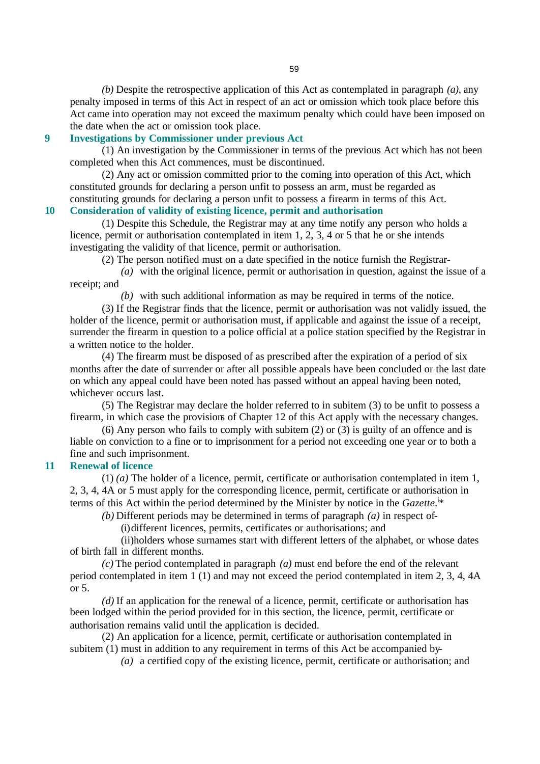*(b)* Despite the retrospective application of this Act as contemplated in paragraph *(a)*, any penalty imposed in terms of this Act in respect of an act or omission which took place before this Act came into operation may not exceed the maximum penalty which could have been imposed on the date when the act or omission took place.

### 9 Investigations by Commissioner under previous Act

(1) An investigation by the Commissioner in terms of the previous Act which has not been completed when this Act commences, must be discontinued.

(2) Any act or omission committed prior to the coming into operation of this Act, which constituted grounds for declaring a person unfit to possess an arm, must be regarded as constituting grounds for declaring a person unfit to possess a firearm in terms of this Act.

### 10 Consideration of validity of existing licence, permit and authorisation

(1) Despite this Schedule, the Registrar may at any time notify any person who holds a licence, permit or authorisation contemplated in item 1, 2, 3, 4 or 5 that he or she intends investigating the validity of that licence, permit or authorisation.

(2) The person notified must on a date specified in the notice furnish the Registrar-

*(a)* with the original licence, permit or authorisation in question, against the issue of a receipt; and

*(b)* with such additional information as may be required in terms of the notice.

(3) If the Registrar finds that the licence, permit or authorisation was not validly issued, the holder of the licence, permit or authorisation must, if applicable and against the issue of a receipt, surrender the firearm in question to a police official at a police station specified by the Registrar in a written notice to the holder.

(4) The firearm must be disposed of as prescribed after the expiration of a period of six months after the date of surrender or after all possible appeals have been concluded or the last date on which any appeal could have been noted has passed without an appeal having been noted, whichever occurs last.

(5) The Registrar may declare the holder referred to in subitem (3) to be unfit to possess a firearm, in which case the provisions of Chapter 12 of this Act apply with the necessary changes.

(6) Any person who fails to comply with subitem (2) or (3) is guilty of an offence and is liable on conviction to a fine or to imprisonment for a period not exceeding one year or to both a fine and such imprisonment.

### 11 Renewal of licence

(1) *(a)* The holder of a licence, permit, certificate or authorisation contemplated in item 1, 2, 3, 4, 4A or 5 must apply for the corresponding licence, permit, certificate or authorisation in terms of this Act within the period determined by the Minister by notice in the *Gazette*.[i]*

*(b)* Different periods may be determined in terms of paragraph *(a)* in respect of-

(i) different licences, permits, certificates or authorisations; and

(ii) holders whose surnames start with different letters of the alphabet, or whose dates of birth fall in different months.

*(c)* The period contemplated in paragraph *(a)* must end before the end of the relevant period contemplated in item 1 (1) and may not exceed the period contemplated in item 2, 3, 4, 4A or 5.

*(d)* If an application for the renewal of a licence, permit, certificate or authorisation has been lodged within the period provided for in this section, the licence, permit, certificate or authorisation remains valid until the application is decided.

(2) An application for a licence, permit, certificate or authorisation contemplated in subitem (1) must in addition to any requirement in terms of this Act be accompanied by-

*(a)* a certified copy of the existing licence, permit, certificate or authorisation; and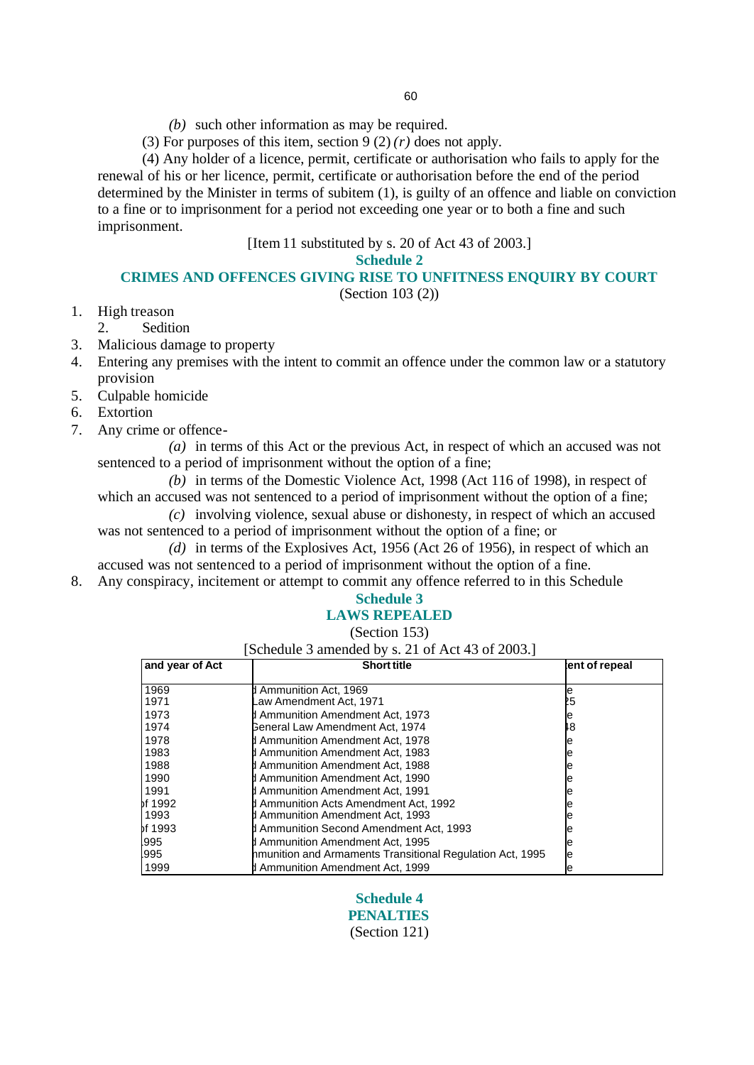*(b)* such other information as may be required.

(3) For purposes of this item, section 9 (2) *(r)* does not apply.

(4) Any holder of a licence, permit, certificate or authorisation who fails to apply for the renewal of his or her licence, permit, certificate or authorisation before the end of the period determined by the Minister in terms of subitem (1), is guilty of an offence and liable on conviction to a fine or to imprisonment for a period not exceeding one year or to both a fine and such imprisonment.

[Item 11 substituted by s. 20 of Act 43 of 2003.]

## Schedule 2

## CRIMES AND OFFENCES GIVING RISE TO UNFITNESS ENQUIRY BY COURT

(Section 103 (2))

1. High treason
2. Sedition
3. Malicious damage to property
4. Entering any premises with the intent to commit an offence under the common law or a statutory provision
5. Culpable homicide
6. Extortion
7. Any crime or offence-

   *(a)* in terms of this Act or the previous Act, in respect of which an accused was not sentenced to a period of imprisonment without the option of a fine;

   *(b)* in terms of the Domestic Violence Act, 1998 (Act 116 of 1998), in respect of which an accused was not sentenced to a period of imprisonment without the option of a fine;

   *(c)* involving violence, sexual abuse or dishonesty, in respect of which an accused was not sentenced to a period of imprisonment without the option of a fine; or

   *(d)* in terms of the Explosives Act, 1956 (Act 26 of 1956), in respect of which an accused was not sentenced to a period of imprisonment without the option of a fine.
8. Any conspiracy, incitement or attempt to commit any offence referred to in this Schedule

## Schedule 3

## LAWS REPEALED

(Section 153)

[Schedule 3 amended by s. 21 of Act 43 of 2003.]

| and year of Act | Short title | ent of repeal |
|---|---|---|
| 1969 | d Ammunition Act, 1969 | e |
| 1971 | Law Amendment Act, 1971 | 25 |
| 1973 | d Ammunition Amendment Act, 1973 | e |
| 1974 | General Law Amendment Act, 1974 | 18 |
| 1978 | d Ammunition Amendment Act, 1978 | e |
| 1983 | d Ammunition Amendment Act, 1983 | e |
| 1988 | d Ammunition Amendment Act, 1988 | e |
| 1990 | d Ammunition Amendment Act, 1990 | e |
| 1991 | d Ammunition Amendment Act, 1991 | e |
| of 1992 | d Ammunition Acts Amendment Act, 1992 | e |
| 1993 | d Ammunition Amendment Act, 1993 | e |
| of 1993 | d Ammunition Second Amendment Act, 1993 | e |
| 995 | d Ammunition Amendment Act, 1995 | e |
| 995 | nmunition and Armaments Transitional Regulation Act, 1995 | e |
| 1999 | d Ammunition Amendment Act, 1999 | e |

## Schedule 4

## PENALTIES

(Section 121)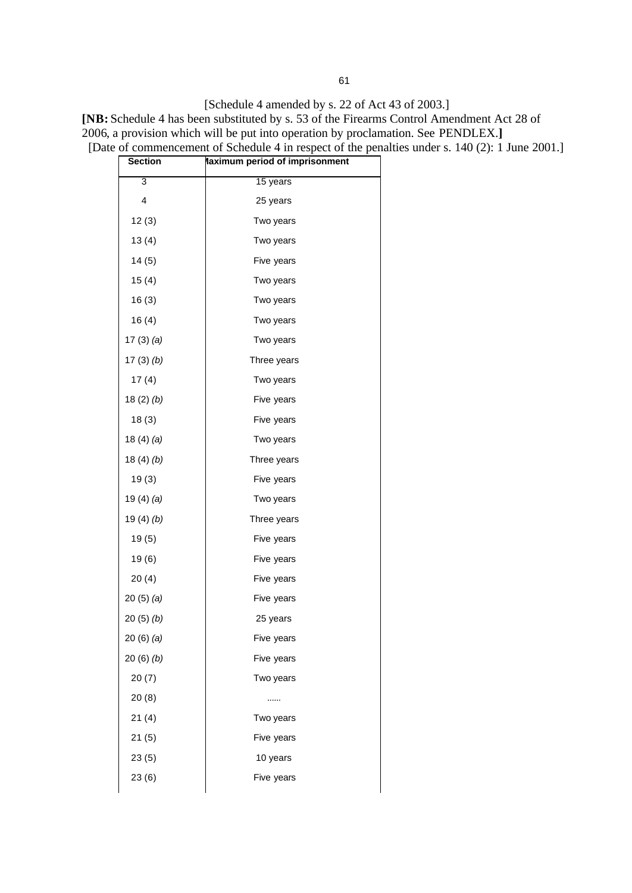[Schedule 4 amended by s. 22 of Act 43 of 2003.]

**[NB:** Schedule 4 has been substituted by s. 53 of the Firearms Control Amendment Act 28 of 2006, a provision which will be put into operation by proclamation. See PENDLEX.**]**

[Date of commencement of Schedule 4 in respect of the penalties under s. 140 (2): 1 June 2001.]

| Section | Maximum period of imprisonment |
|---|---|
| 3 | 15 years |
| 4 | 25 years |
| 12 (3) | Two years |
| 13 (4) | Two years |
| 14 (5) | Five years |
| 15 (4) | Two years |
| 16 (3) | Two years |
| 16 (4) | Two years |
| 17 (3) *(a)* | Two years |
| 17 (3) *(b)* | Three years |
| 17 (4) | Two years |
| 18 (2) *(b)* | Five years |
| 18 (3) | Five years |
| 18 (4) *(a)* | Two years |
| 18 (4) *(b)* | Three years |
| 19 (3) | Five years |
| 19 (4) *(a)* | Two years |
| 19 (4) *(b)* | Three years |
| 19 (5) | Five years |
| 19 (6) | Five years |
| 20 (4) | Five years |
| 20 (5) *(a)* | Five years |
| 20 (5) *(b)* | 25 years |
| 20 (6) *(a)* | Five years |
| 20 (6) *(b)* | Five years |
| 20 (7) | Two years |
| 20 (8) | ...... |
| 21 (4) | Two years |
| 21 (5) | Five years |
| 23 (5) | 10 years |
| 23 (6) | Five years |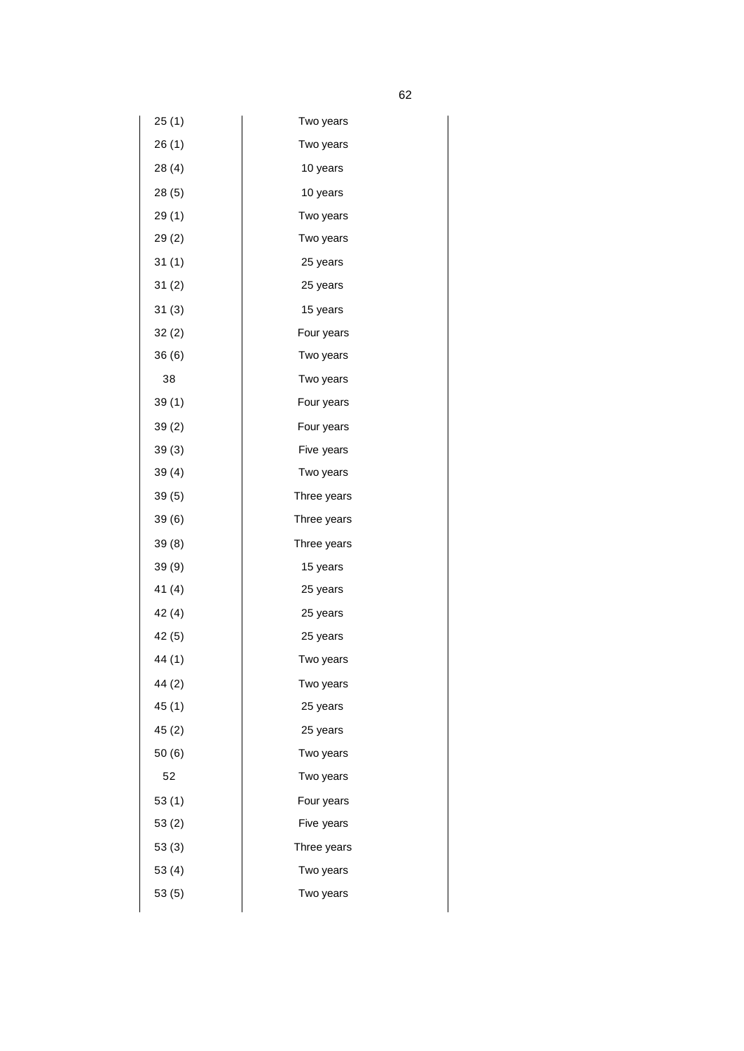| | |
|---|---|
| 25 (1) | Two years |
| 26 (1) | Two years |
| 28 (4) | 10 years |
| 28 (5) | 10 years |
| 29 (1) | Two years |
| 29 (2) | Two years |
| 31 (1) | 25 years |
| 31 (2) | 25 years |
| 31 (3) | 15 years |
| 32 (2) | Four years |
| 36 (6) | Two years |
| 38 | Two years |
| 39 (1) | Four years |
| 39 (2) | Four years |
| 39 (3) | Five years |
| 39 (4) | Two years |
| 39 (5) | Three years |
| 39 (6) | Three years |
| 39 (8) | Three years |
| 39 (9) | 15 years |
| 41 (4) | 25 years |
| 42 (4) | 25 years |
| 42 (5) | 25 years |
| 44 (1) | Two years |
| 44 (2) | Two years |
| 45 (1) | 25 years |
| 45 (2) | 25 years |
| 50 (6) | Two years |
| 52 | Two years |
| 53 (1) | Four years |
| 53 (2) | Five years |
| 53 (3) | Three years |
| 53 (4) | Two years |
| 53 (5) | Two years |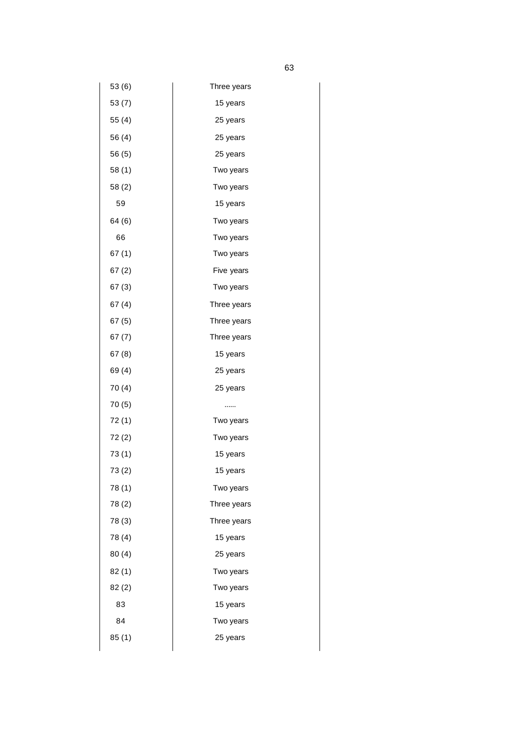| | |
|---|---|
| 53 (6) | Three years |
| 53 (7) | 15 years |
| 55 (4) | 25 years |
| 56 (4) | 25 years |
| 56 (5) | 25 years |
| 58 (1) | Two years |
| 58 (2) | Two years |
| 59 | 15 years |
| 64 (6) | Two years |
| 66 | Two years |
| 67 (1) | Two years |
| 67 (2) | Five years |
| 67 (3) | Two years |
| 67 (4) | Three years |
| 67 (5) | Three years |
| 67 (7) | Three years |
| 67 (8) | 15 years |
| 69 (4) | 25 years |
| 70 (4) | 25 years |
| 70 (5) | …… |
| 72 (1) | Two years |
| 72 (2) | Two years |
| 73 (1) | 15 years |
| 73 (2) | 15 years |
| 78 (1) | Two years |
| 78 (2) | Three years |
| 78 (3) | Three years |
| 78 (4) | 15 years |
| 80 (4) | 25 years |
| 82 (1) | Two years |
| 82 (2) | Two years |
| 83 | 15 years |
| 84 | Two years |
| 85 (1) | 25 years |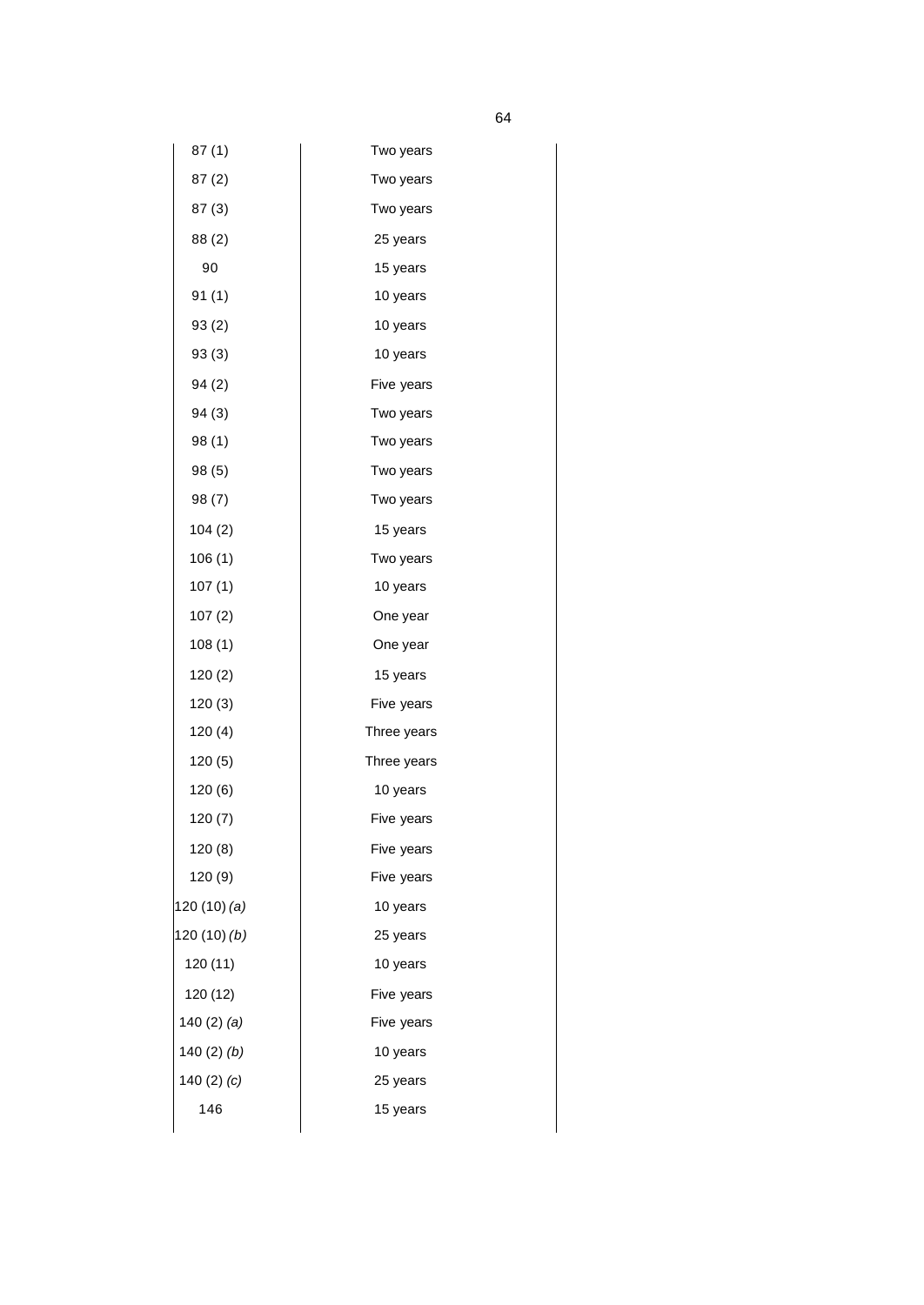| | |
|---|---|
| 87 (1) | Two years |
| 87 (2) | Two years |
| 87 (3) | Two years |
| 88 (2) | 25 years |
| 90 | 15 years |
| 91 (1) | 10 years |
| 93 (2) | 10 years |
| 93 (3) | 10 years |
| 94 (2) | Five years |
| 94 (3) | Two years |
| 98 (1) | Two years |
| 98 (5) | Two years |
| 98 (7) | Two years |
| 104 (2) | 15 years |
| 106 (1) | Two years |
| 107 (1) | 10 years |
| 107 (2) | One year |
| 108 (1) | One year |
| 120 (2) | 15 years |
| 120 (3) | Five years |
| 120 (4) | Three years |
| 120 (5) | Three years |
| 120 (6) | 10 years |
| 120 (7) | Five years |
| 120 (8) | Five years |
| 120 (9) | Five years |
| 120 (10) *(a)* | 10 years |
| 120 (10) *(b)* | 25 years |
| 120 (11) | 10 years |
| 120 (12) | Five years |
| 140 (2) *(a)* | Five years |
| 140 (2) *(b)* | 10 years |
| 140 (2) *(c)* | 25 years |
| 146 | 15 years |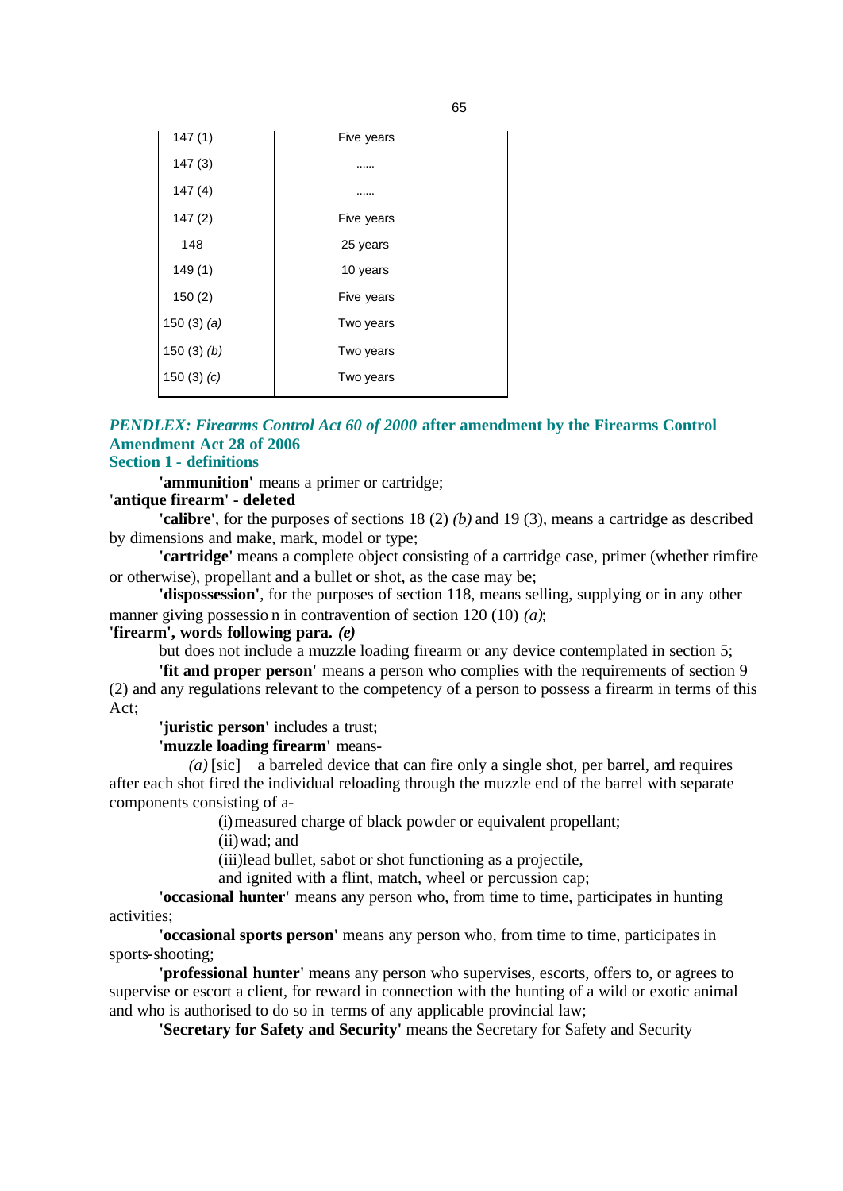| | |
|---|---|
| 147 (1) | Five years |
| 147 (3) | ...... |
| 147 (4) | ...... |
| 147 (2) | Five years |
| 148 | 25 years |
| 149 (1) | 10 years |
| 150 (2) | Five years |
| 150 (3) *(a)* | Two years |
| 150 (3) *(b)* | Two years |
| 150 (3) *(c)* | Two years |

## *PENDLEX: Firearms Control Act 60 of 2000* after amendment by the Firearms Control Amendment Act 28 of 2006

### Section 1 - definitions

**'ammunition'** means a primer or cartridge;

**'antique firearm' - deleted**

**'calibre'**, for the purposes of sections 18 (2) *(b)* and 19 (3), means a cartridge as described by dimensions and make, mark, model or type;

**'cartridge'** means a complete object consisting of a cartridge case, primer (whether rimfire or otherwise), propellant and a bullet or shot, as the case may be;

**'dispossession'**, for the purposes of section 118, means selling, supplying or in any other manner giving possessio n in contravention of section 120 (10) *(a)*;

**'firearm', words following para. *(e)***

but does not include a muzzle loading firearm or any device contemplated in section 5;

**'fit and proper person'** means a person who complies with the requirements of section 9 (2) and any regulations relevant to the competency of a person to possess a firearm in terms of this Act;

**'juristic person'** includes a trust;

**'muzzle loading firearm'** means-

*(a)* [sic] a barreled device that can fire only a single shot, per barrel, and requires after each shot fired the individual reloading through the muzzle end of the barrel with separate components consisting of a-

(i) measured charge of black powder or equivalent propellant;

(ii) wad; and

(iii) lead bullet, sabot or shot functioning as a projectile,

and ignited with a flint, match, wheel or percussion cap;

**'occasional hunter'** means any person who, from time to time, participates in hunting activities;

**'occasional sports person'** means any person who, from time to time, participates in sports-shooting;

**'professional hunter'** means any person who supervises, escorts, offers to, or agrees to supervise or escort a client, for reward in connection with the hunting of a wild or exotic animal and who is authorised to do so in terms of any applicable provincial law;

**'Secretary for Safety and Security'** means the Secretary for Safety and Security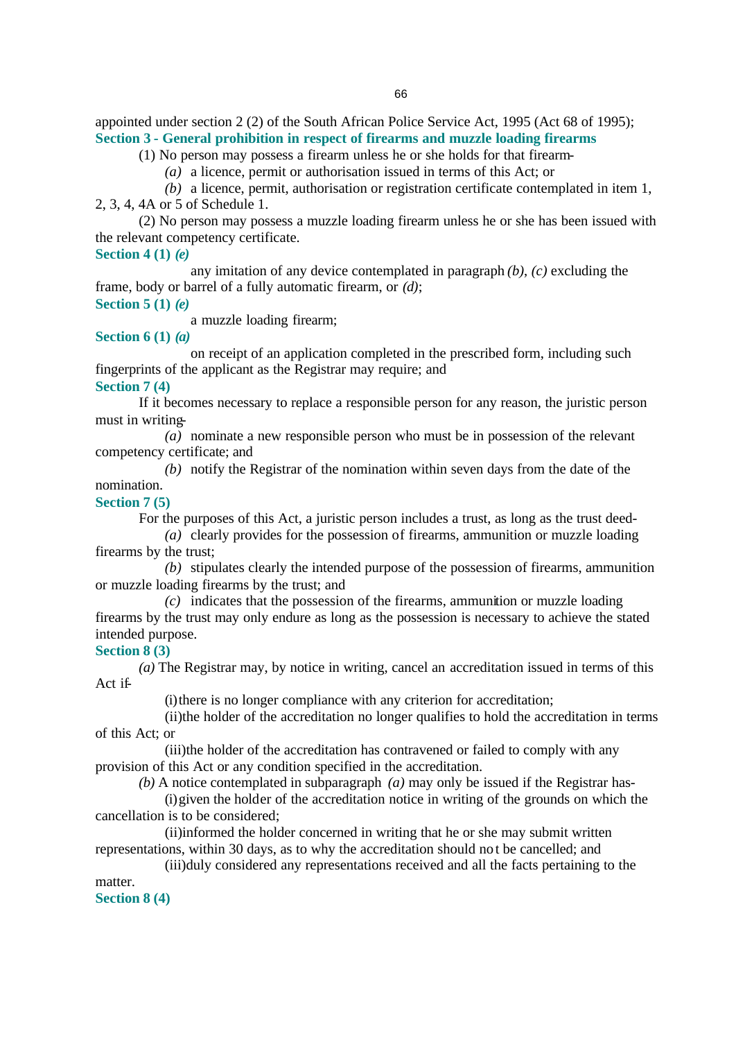appointed under section 2 (2) of the South African Police Service Act, 1995 (Act 68 of 1995);

**Section 3 - General prohibition in respect of firearms and muzzle loading firearms**

(1) No person may possess a firearm unless he or she holds for that firearm-

*(a)* a licence, permit or authorisation issued in terms of this Act; or

*(b)* a licence, permit, authorisation or registration certificate contemplated in item 1, 2, 3, 4, 4A or 5 of Schedule 1.

(2) No person may possess a muzzle loading firearm unless he or she has been issued with the relevant competency certificate.

**Section 4 (1) *(e)***

any imitation of any device contemplated in paragraph *(b)*, *(c)* excluding the frame, body or barrel of a fully automatic firearm, or *(d)*;

**Section 5 (1) *(e)***

a muzzle loading firearm;

**Section 6 (1) *(a)***

on receipt of an application completed in the prescribed form, including such fingerprints of the applicant as the Registrar may require; and

**Section 7 (4)**

If it becomes necessary to replace a responsible person for any reason, the juristic person must in writing-

*(a)* nominate a new responsible person who must be in possession of the relevant competency certificate; and

*(b)* notify the Registrar of the nomination within seven days from the date of the nomination.

**Section 7 (5)**

For the purposes of this Act, a juristic person includes a trust, as long as the trust deed-

*(a)* clearly provides for the possession of firearms, ammunition or muzzle loading firearms by the trust;

*(b)* stipulates clearly the intended purpose of the possession of firearms, ammunition or muzzle loading firearms by the trust; and

*(c)* indicates that the possession of the firearms, ammunition or muzzle loading firearms by the trust may only endure as long as the possession is necessary to achieve the stated intended purpose.

**Section 8 (3)**

*(a)* The Registrar may, by notice in writing, cancel an accreditation issued in terms of this Act if-

(i) there is no longer compliance with any criterion for accreditation;

(ii) the holder of the accreditation no longer qualifies to hold the accreditation in terms of this Act; or

(iii) the holder of the accreditation has contravened or failed to comply with any provision of this Act or any condition specified in the accreditation.

*(b)* A notice contemplated in subparagraph *(a)* may only be issued if the Registrar has-

(i) given the holder of the accreditation notice in writing of the grounds on which the cancellation is to be considered;

(ii) informed the holder concerned in writing that he or she may submit written representations, within 30 days, as to why the accreditation should not be cancelled; and

(iii) duly considered any representations received and all the facts pertaining to the matter.

**Section 8 (4)**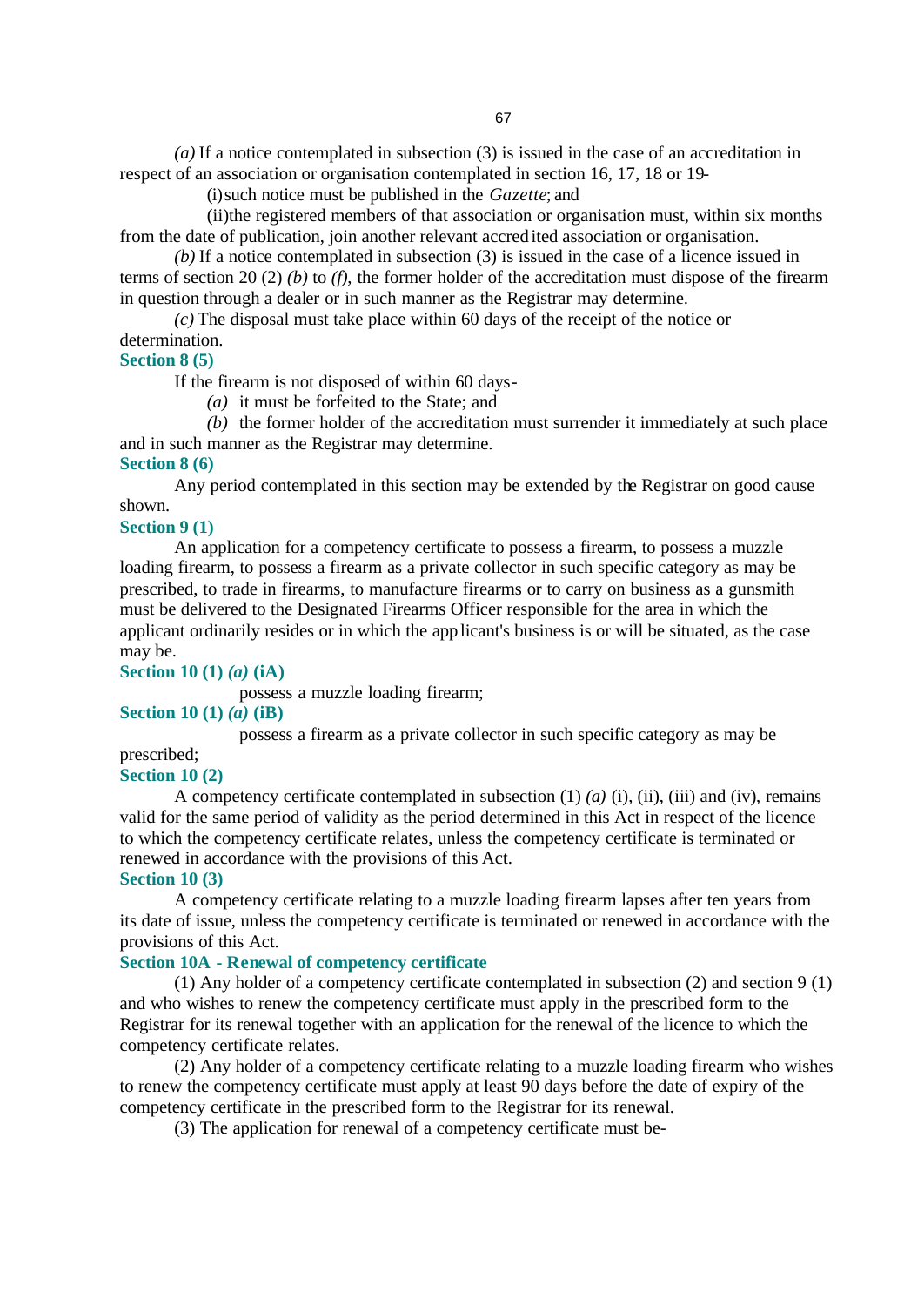*(a)* If a notice contemplated in subsection (3) is issued in the case of an accreditation in respect of an association or organisation contemplated in section 16, 17, 18 or 19-

(i) such notice must be published in the *Gazette*; and

(ii) the registered members of that association or organisation must, within six months from the date of publication, join another relevant accredited association or organisation.

*(b)* If a notice contemplated in subsection (3) is issued in the case of a licence issued in terms of section 20 (2) *(b)* to *(f)*, the former holder of the accreditation must dispose of the firearm in question through a dealer or in such manner as the Registrar may determine.

*(c)* The disposal must take place within 60 days of the receipt of the notice or determination.

**Section 8 (5)**

If the firearm is not disposed of within 60 days-

*(a)* it must be forfeited to the State; and

*(b)* the former holder of the accreditation must surrender it immediately at such place and in such manner as the Registrar may determine.

**Section 8 (6)**

Any period contemplated in this section may be extended by the Registrar on good cause shown.

**Section 9 (1)**

An application for a competency certificate to possess a firearm, to possess a muzzle loading firearm, to possess a firearm as a private collector in such specific category as may be prescribed, to trade in firearms, to manufacture firearms or to carry on business as a gunsmith must be delivered to the Designated Firearms Officer responsible for the area in which the applicant ordinarily resides or in which the applicant's business is or will be situated, as the case may be.

**Section 10 (1) *(a)* (iA)**

possess a muzzle loading firearm;

**Section 10 (1) *(a)* (iB)**

possess a firearm as a private collector in such specific category as may be prescribed;

**Section 10 (2)**

A competency certificate contemplated in subsection (1) *(a)* (i), (ii), (iii) and (iv), remains valid for the same period of validity as the period determined in this Act in respect of the licence to which the competency certificate relates, unless the competency certificate is terminated or renewed in accordance with the provisions of this Act.

**Section 10 (3)**

A competency certificate relating to a muzzle loading firearm lapses after ten years from its date of issue, unless the competency certificate is terminated or renewed in accordance with the provisions of this Act.

**Section 10A - Renewal of competency certificate**

(1) Any holder of a competency certificate contemplated in subsection (2) and section 9 (1) and who wishes to renew the competency certificate must apply in the prescribed form to the Registrar for its renewal together with an application for the renewal of the licence to which the competency certificate relates.

(2) Any holder of a competency certificate relating to a muzzle loading firearm who wishes to renew the competency certificate must apply at least 90 days before the date of expiry of the competency certificate in the prescribed form to the Registrar for its renewal.

(3) The application for renewal of a competency certificate must be-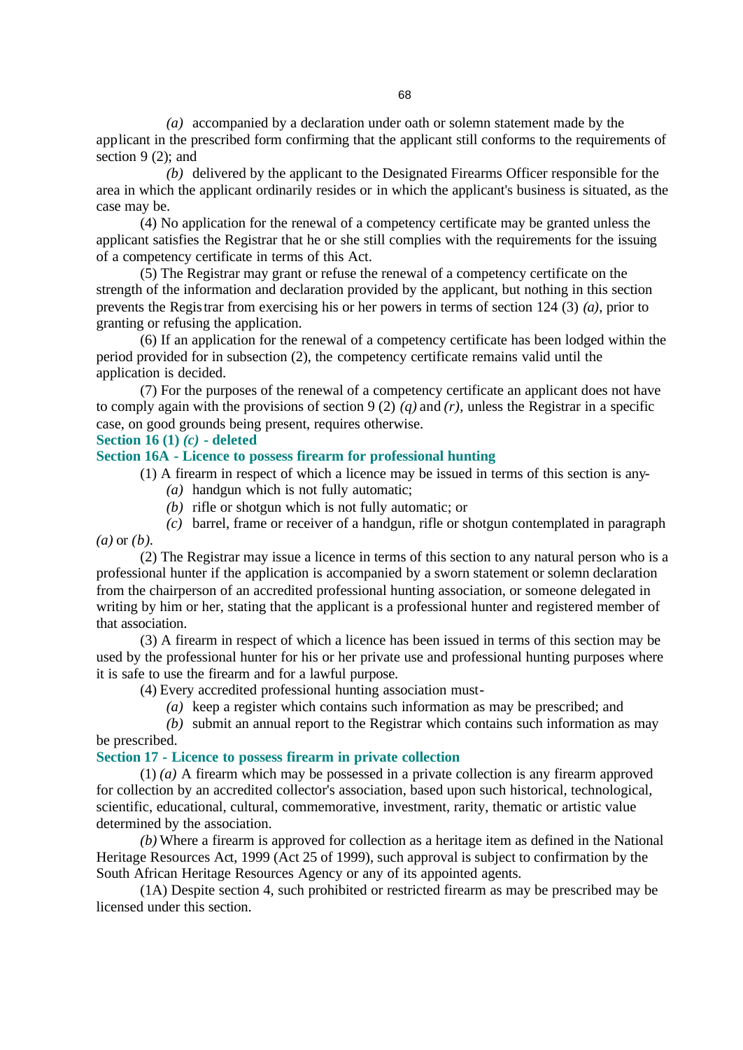*(a)* accompanied by a declaration under oath or solemn statement made by the applicant in the prescribed form confirming that the applicant still conforms to the requirements of section 9 (2); and

*(b)* delivered by the applicant to the Designated Firearms Officer responsible for the area in which the applicant ordinarily resides or in which the applicant's business is situated, as the case may be.

(4) No application for the renewal of a competency certificate may be granted unless the applicant satisfies the Registrar that he or she still complies with the requirements for the issuing of a competency certificate in terms of this Act.

(5) The Registrar may grant or refuse the renewal of a competency certificate on the strength of the information and declaration provided by the applicant, but nothing in this section prevents the Registrar from exercising his or her powers in terms of section 124 (3) *(a)*, prior to granting or refusing the application.

(6) If an application for the renewal of a competency certificate has been lodged within the period provided for in subsection (2), the competency certificate remains valid until the application is decided.

(7) For the purposes of the renewal of a competency certificate an applicant does not have to comply again with the provisions of section 9 (2) *(q)* and *(r)*, unless the Registrar in a specific case, on good grounds being present, requires otherwise.

**Section 16 (1) *(c)* - deleted**

**Section 16A - Licence to possess firearm for professional hunting**

(1) A firearm in respect of which a licence may be issued in terms of this section is any-

*(a)* handgun which is not fully automatic;

*(b)* rifle or shotgun which is not fully automatic; or

*(c)* barrel, frame or receiver of a handgun, rifle or shotgun contemplated in paragraph *(a)* or *(b)*.

(2) The Registrar may issue a licence in terms of this section to any natural person who is a professional hunter if the application is accompanied by a sworn statement or solemn declaration from the chairperson of an accredited professional hunting association, or someone delegated in writing by him or her, stating that the applicant is a professional hunter and registered member of that association.

(3) A firearm in respect of which a licence has been issued in terms of this section may be used by the professional hunter for his or her private use and professional hunting purposes where it is safe to use the firearm and for a lawful purpose.

(4) Every accredited professional hunting association must-

*(a)* keep a register which contains such information as may be prescribed; and

*(b)* submit an annual report to the Registrar which contains such information as may be prescribed.

**Section 17 - Licence to possess firearm in private collection**

(1) *(a)* A firearm which may be possessed in a private collection is any firearm approved for collection by an accredited collector's association, based upon such historical, technological, scientific, educational, cultural, commemorative, investment, rarity, thematic or artistic value determined by the association.

*(b)* Where a firearm is approved for collection as a heritage item as defined in the National Heritage Resources Act, 1999 (Act 25 of 1999), such approval is subject to confirmation by the South African Heritage Resources Agency or any of its appointed agents.

(1A) Despite section 4, such prohibited or restricted firearm as may be prescribed may be licensed under this section.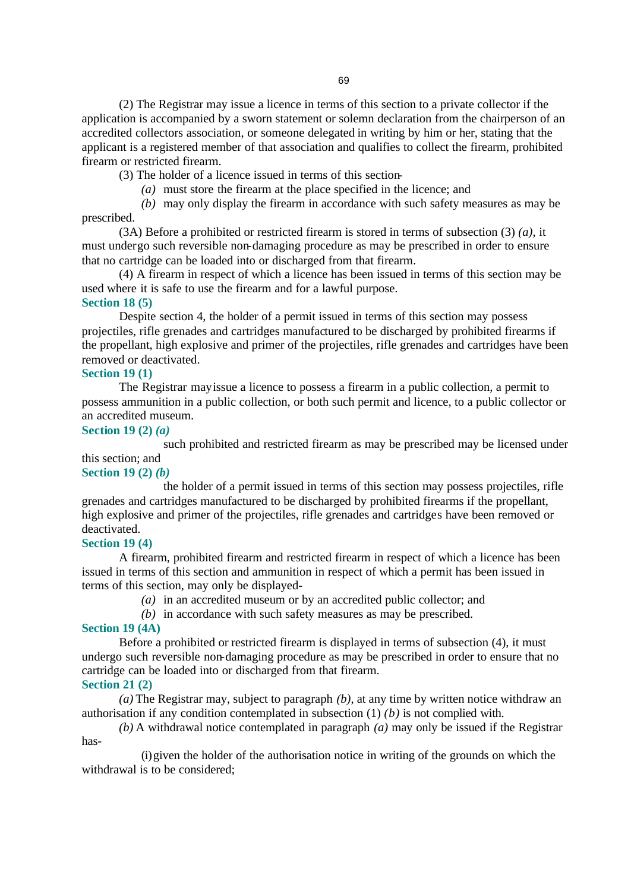(2) The Registrar may issue a licence in terms of this section to a private collector if the application is accompanied by a sworn statement or solemn declaration from the chairperson of an accredited collectors association, or someone delegated in writing by him or her, stating that the applicant is a registered member of that association and qualifies to collect the firearm, prohibited firearm or restricted firearm.

(3) The holder of a licence issued in terms of this section-

*(a)* must store the firearm at the place specified in the licence; and

*(b)* may only display the firearm in accordance with such safety measures as may be prescribed.

(3A) Before a prohibited or restricted firearm is stored in terms of subsection (3) *(a)*, it must undergo such reversible non-damaging procedure as may be prescribed in order to ensure that no cartridge can be loaded into or discharged from that firearm.

(4) A firearm in respect of which a licence has been issued in terms of this section may be used where it is safe to use the firearm and for a lawful purpose.

**Section 18 (5)**

Despite section 4, the holder of a permit issued in terms of this section may possess projectiles, rifle grenades and cartridges manufactured to be discharged by prohibited firearms if the propellant, high explosive and primer of the projectiles, rifle grenades and cartridges have been removed or deactivated.

**Section 19 (1)**

The Registrar may issue a licence to possess a firearm in a public collection, a permit to possess ammunition in a public collection, or both such permit and licence, to a public collector or an accredited museum.

**Section 19 (2) *(a)***

such prohibited and restricted firearm as may be prescribed may be licensed under this section; and

**Section 19 (2) *(b)***

the holder of a permit issued in terms of this section may possess projectiles, rifle grenades and cartridges manufactured to be discharged by prohibited firearms if the propellant, high explosive and primer of the projectiles, rifle grenades and cartridges have been removed or deactivated.

**Section 19 (4)**

A firearm, prohibited firearm and restricted firearm in respect of which a licence has been issued in terms of this section and ammunition in respect of which a permit has been issued in terms of this section, may only be displayed-

*(a)* in an accredited museum or by an accredited public collector; and

*(b)* in accordance with such safety measures as may be prescribed.

**Section 19 (4A)**

Before a prohibited or restricted firearm is displayed in terms of subsection (4), it must undergo such reversible non-damaging procedure as may be prescribed in order to ensure that no cartridge can be loaded into or discharged from that firearm.

**Section 21 (2)**

*(a)* The Registrar may, subject to paragraph *(b)*, at any time by written notice withdraw an authorisation if any condition contemplated in subsection (1) *(b)* is not complied with.

*(b)* A withdrawal notice contemplated in paragraph *(a)* may only be issued if the Registrar has-

(i) given the holder of the authorisation notice in writing of the grounds on which the withdrawal is to be considered;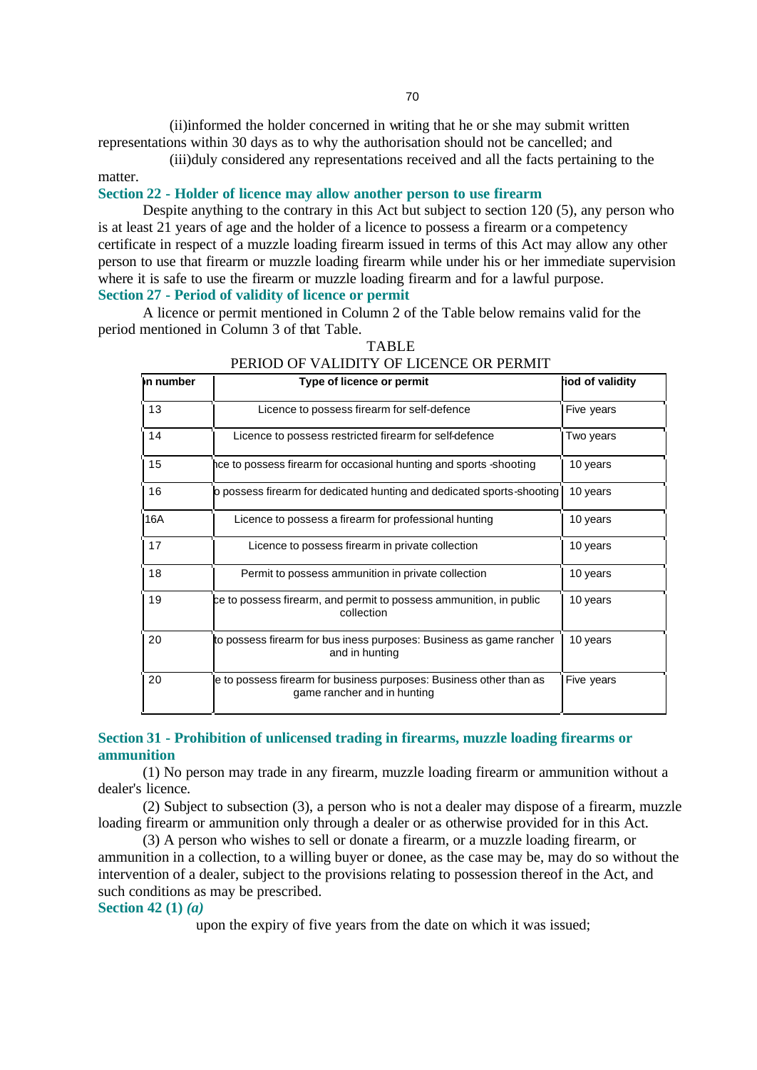(ii)informed the holder concerned in writing that he or she may submit written representations within 30 days as to why the authorisation should not be cancelled; and

(iii)duly considered any representations received and all the facts pertaining to the matter.

### Section 22 - Holder of licence may allow another person to use firearm

Despite anything to the contrary in this Act but subject to section 120 (5), any person who is at least 21 years of age and the holder of a licence to possess a firearm or a competency certificate in respect of a muzzle loading firearm issued in terms of this Act may allow any other person to use that firearm or muzzle loading firearm while under his or her immediate supervision where it is safe to use the firearm or muzzle loading firearm and for a lawful purpose.

### Section 27 - Period of validity of licence or permit

A licence or permit mentioned in Column 2 of the Table below remains valid for the period mentioned in Column 3 of that Table.

TABLE
PERIOD OF VALIDITY OF LICENCE OR PERMIT

| n number | Type of licence or permit | iod of validity |
|---|---|---|
| 13 | Licence to possess firearm for self-defence | Five years |
| 14 | Licence to possess restricted firearm for self-defence | Two years |
| 15 | nce to possess firearm for occasional hunting and sports -shooting | 10 years |
| 16 | o possess firearm for dedicated hunting and dedicated sports-shooting | 10 years |
| 16A | Licence to possess a firearm for professional hunting | 10 years |
| 17 | Licence to possess firearm in private collection | 10 years |
| 18 | Permit to possess ammunition in private collection | 10 years |
| 19 | ce to possess firearm, and permit to possess ammunition, in public collection | 10 years |
| 20 | to possess firearm for bus iness purposes: Business as game rancher and in hunting | 10 years |
| 20 | e to possess firearm for business purposes: Business other than as game rancher and in hunting | Five years |

### Section 31 - Prohibition of unlicensed trading in firearms, muzzle loading firearms or ammunition

(1) No person may trade in any firearm, muzzle loading firearm or ammunition without a dealer's licence.

(2) Subject to subsection (3), a person who is not a dealer may dispose of a firearm, muzzle loading firearm or ammunition only through a dealer or as otherwise provided for in this Act.

(3) A person who wishes to sell or donate a firearm, or a muzzle loading firearm, or ammunition in a collection, to a willing buyer or donee, as the case may be, may do so without the intervention of a dealer, subject to the provisions relating to possession thereof in the Act, and such conditions as may be prescribed.

### Section 42 (1) *(a)*

upon the expiry of five years from the date on which it was issued;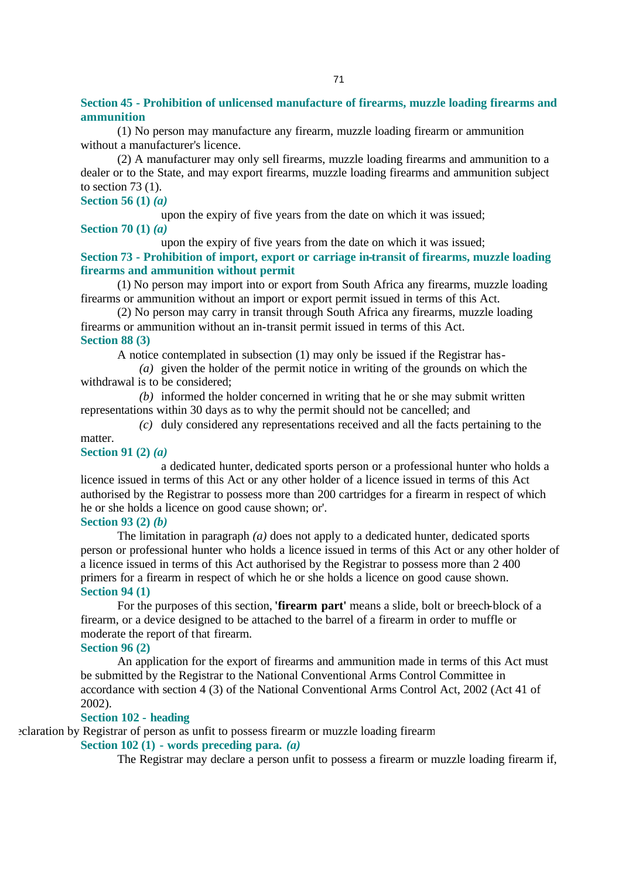**Section 45 - Prohibition of unlicensed manufacture of firearms, muzzle loading firearms and ammunition**

(1) No person may manufacture any firearm, muzzle loading firearm or ammunition without a manufacturer's licence.

(2) A manufacturer may only sell firearms, muzzle loading firearms and ammunition to a dealer or to the State, and may export firearms, muzzle loading firearms and ammunition subject to section 73 (1).

**Section 56 (1) *(a)***

upon the expiry of five years from the date on which it was issued;

**Section 70 (1) *(a)***

upon the expiry of five years from the date on which it was issued;

**Section 73 - Prohibition of import, export or carriage in-transit of firearms, muzzle loading firearms and ammunition without permit**

(1) No person may import into or export from South Africa any firearms, muzzle loading firearms or ammunition without an import or export permit issued in terms of this Act.

(2) No person may carry in transit through South Africa any firearms, muzzle loading firearms or ammunition without an in-transit permit issued in terms of this Act.

**Section 88 (3)**

A notice contemplated in subsection (1) may only be issued if the Registrar has-

*(a)* given the holder of the permit notice in writing of the grounds on which the withdrawal is to be considered;

*(b)* informed the holder concerned in writing that he or she may submit written representations within 30 days as to why the permit should not be cancelled; and

*(c)* duly considered any representations received and all the facts pertaining to the matter.

**Section 91 (2) *(a)***

a dedicated hunter, dedicated sports person or a professional hunter who holds a licence issued in terms of this Act or any other holder of a licence issued in terms of this Act authorised by the Registrar to possess more than 200 cartridges for a firearm in respect of which he or she holds a licence on good cause shown; or'.

**Section 93 (2) *(b)***

The limitation in paragraph *(a)* does not apply to a dedicated hunter, dedicated sports person or professional hunter who holds a licence issued in terms of this Act or any other holder of a licence issued in terms of this Act authorised by the Registrar to possess more than 2 400 primers for a firearm in respect of which he or she holds a licence on good cause shown.

**Section 94 (1)**

For the purposes of this section, **'firearm part'** means a slide, bolt or breech-block of a firearm, or a device designed to be attached to the barrel of a firearm in order to muffle or moderate the report of that firearm.

**Section 96 (2)**

An application for the export of firearms and ammunition made in terms of this Act must be submitted by the Registrar to the National Conventional Arms Control Committee in accordance with section 4 (3) of the National Conventional Arms Control Act, 2002 (Act 41 of 2002).

**Section 102 - heading**

Declaration by Registrar of person as unfit to possess firearm or muzzle loading firearm

**Section 102 (1) - words preceding para. *(a)***

The Registrar may declare a person unfit to possess a firearm or muzzle loading firearm if,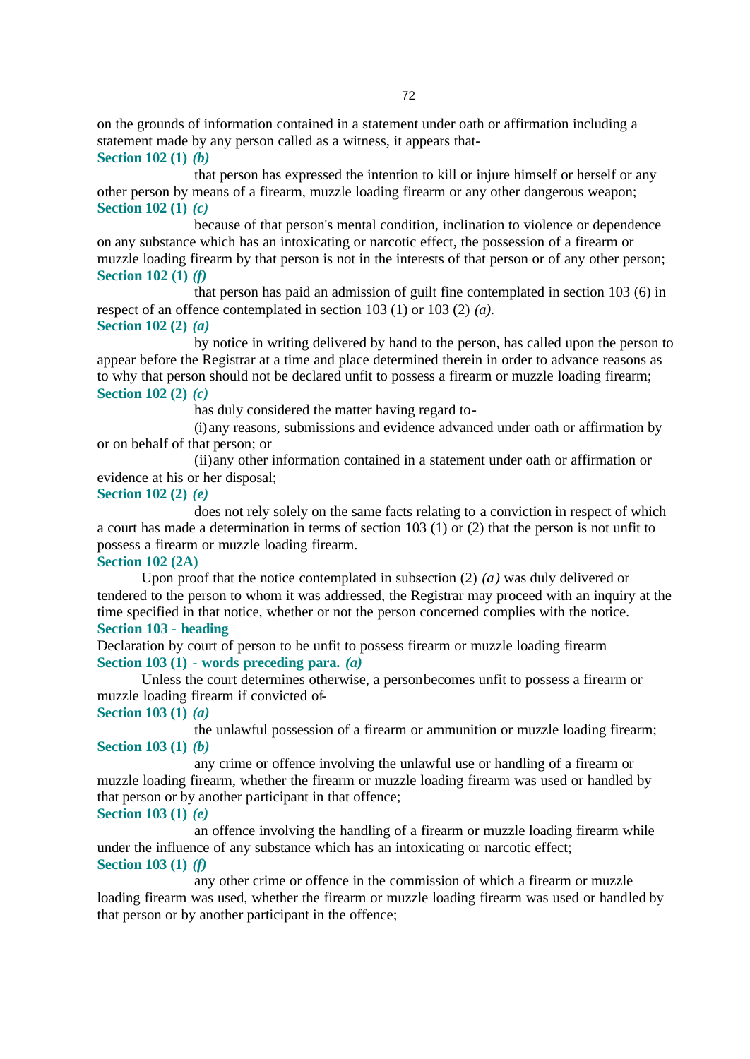on the grounds of information contained in a statement under oath or affirmation including a statement made by any person called as a witness, it appears that-

**Section 102 (1)** ***(b)***

that person has expressed the intention to kill or injure himself or herself or any other person by means of a firearm, muzzle loading firearm or any other dangerous weapon;

**Section 102 (1)** ***(c)***

because of that person's mental condition, inclination to violence or dependence on any substance which has an intoxicating or narcotic effect, the possession of a firearm or muzzle loading firearm by that person is not in the interests of that person or of any other person;

**Section 102 (1)** ***(f)***

that person has paid an admission of guilt fine contemplated in section 103 (6) in respect of an offence contemplated in section 103 (1) or 103 (2) *(a).*

**Section 102 (2)** ***(a)***

by notice in writing delivered by hand to the person, has called upon the person to appear before the Registrar at a time and place determined therein in order to advance reasons as to why that person should not be declared unfit to possess a firearm or muzzle loading firearm;

**Section 102 (2)** ***(c)***

has duly considered the matter having regard to-

(i) any reasons, submissions and evidence advanced under oath or affirmation by or on behalf of that person; or

(ii) any other information contained in a statement under oath or affirmation or evidence at his or her disposal;

**Section 102 (2)** ***(e)***

does not rely solely on the same facts relating to a conviction in respect of which a court has made a determination in terms of section 103 (1) or (2) that the person is not unfit to possess a firearm or muzzle loading firearm.

**Section 102 (2A)**

Upon proof that the notice contemplated in subsection (2) *(a)* was duly delivered or tendered to the person to whom it was addressed, the Registrar may proceed with an inquiry at the time specified in that notice, whether or not the person concerned complies with the notice.

**Section 103 - heading**

Declaration by court of person to be unfit to possess firearm or muzzle loading firearm

**Section 103 (1) - words preceding para.** ***(a)***

Unless the court determines otherwise, a person becomes unfit to possess a firearm or muzzle loading firearm if convicted of-

**Section 103 (1)** ***(a)***

the unlawful possession of a firearm or ammunition or muzzle loading firearm;

**Section 103 (1)** ***(b)***

any crime or offence involving the unlawful use or handling of a firearm or muzzle loading firearm, whether the firearm or muzzle loading firearm was used or handled by that person or by another participant in that offence;

**Section 103 (1)** ***(e)***

an offence involving the handling of a firearm or muzzle loading firearm while under the influence of any substance which has an intoxicating or narcotic effect;

**Section 103 (1)** ***(f)***

any other crime or offence in the commission of which a firearm or muzzle loading firearm was used, whether the firearm or muzzle loading firearm was used or handled by that person or by another participant in the offence;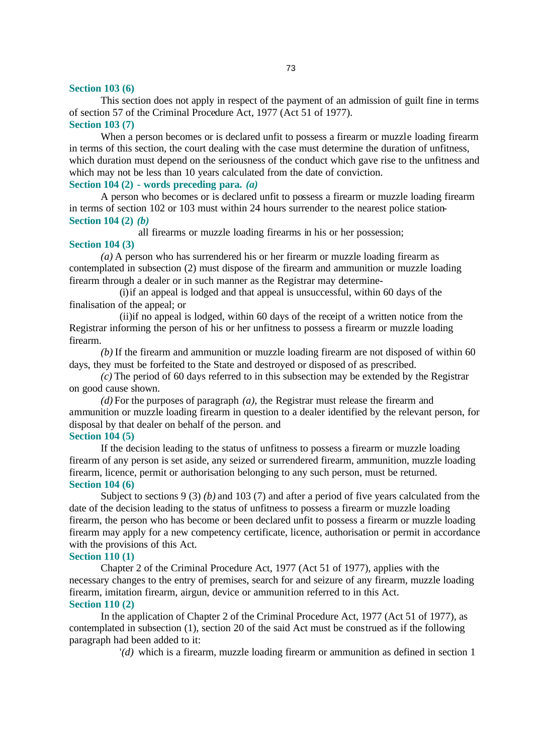**Section 103 (6)**

This section does not apply in respect of the payment of an admission of guilt fine in terms of section 57 of the Criminal Procedure Act, 1977 (Act 51 of 1977).

**Section 103 (7)**

When a person becomes or is declared unfit to possess a firearm or muzzle loading firearm in terms of this section, the court dealing with the case must determine the duration of unfitness, which duration must depend on the seriousness of the conduct which gave rise to the unfitness and which may not be less than 10 years calculated from the date of conviction.

**Section 104 (2) - words preceding para. *(a)***

A person who becomes or is declared unfit to possess a firearm or muzzle loading firearm in terms of section 102 or 103 must within 24 hours surrender to the nearest police station-

**Section 104 (2) *(b)***

all firearms or muzzle loading firearms in his or her possession;

**Section 104 (3)**

*(a)* A person who has surrendered his or her firearm or muzzle loading firearm as contemplated in subsection (2) must dispose of the firearm and ammunition or muzzle loading firearm through a dealer or in such manner as the Registrar may determine-

(i) if an appeal is lodged and that appeal is unsuccessful, within 60 days of the finalisation of the appeal; or

(ii) if no appeal is lodged, within 60 days of the receipt of a written notice from the Registrar informing the person of his or her unfitness to possess a firearm or muzzle loading firearm.

*(b)* If the firearm and ammunition or muzzle loading firearm are not disposed of within 60 days, they must be forfeited to the State and destroyed or disposed of as prescribed.

*(c)* The period of 60 days referred to in this subsection may be extended by the Registrar on good cause shown.

*(d)* For the purposes of paragraph *(a)*, the Registrar must release the firearm and ammunition or muzzle loading firearm in question to a dealer identified by the relevant person, for disposal by that dealer on behalf of the person. and

**Section 104 (5)**

If the decision leading to the status of unfitness to possess a firearm or muzzle loading firearm of any person is set aside, any seized or surrendered firearm, ammunition, muzzle loading firearm, licence, permit or authorisation belonging to any such person, must be returned.

**Section 104 (6)**

Subject to sections 9 (3) *(b)* and 103 (7) and after a period of five years calculated from the date of the decision leading to the status of unfitness to possess a firearm or muzzle loading firearm, the person who has become or been declared unfit to possess a firearm or muzzle loading firearm may apply for a new competency certificate, licence, authorisation or permit in accordance with the provisions of this Act.

**Section 110 (1)**

Chapter 2 of the Criminal Procedure Act, 1977 (Act 51 of 1977), applies with the necessary changes to the entry of premises, search for and seizure of any firearm, muzzle loading firearm, imitation firearm, airgun, device or ammunition referred to in this Act.

**Section 110 (2)**

In the application of Chapter 2 of the Criminal Procedure Act, 1977 (Act 51 of 1977), as contemplated in subsection (1), section 20 of the said Act must be construed as if the following paragraph had been added to it:

'*(d)* which is a firearm, muzzle loading firearm or ammunition as defined in section 1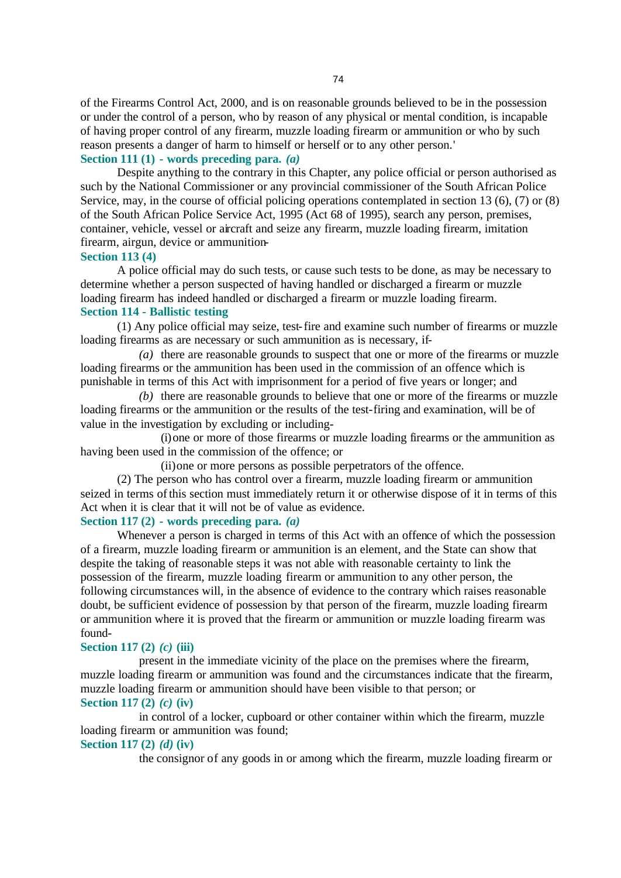of the Firearms Control Act, 2000, and is on reasonable grounds believed to be in the possession or under the control of a person, who by reason of any physical or mental condition, is incapable of having proper control of any firearm, muzzle loading firearm or ammunition or who by such reason presents a danger of harm to himself or herself or to any other person.'

**Section 111 (1) - words preceding para. *(a)***

Despite anything to the contrary in this Chapter, any police official or person authorised as such by the National Commissioner or any provincial commissioner of the South African Police Service, may, in the course of official policing operations contemplated in section 13 (6), (7) or (8) of the South African Police Service Act, 1995 (Act 68 of 1995), search any person, premises, container, vehicle, vessel or aircraft and seize any firearm, muzzle loading firearm, imitation firearm, airgun, device or ammunition-

**Section 113 (4)**

A police official may do such tests, or cause such tests to be done, as may be necessary to determine whether a person suspected of having handled or discharged a firearm or muzzle loading firearm has indeed handled or discharged a firearm or muzzle loading firearm.

**Section 114 - Ballistic testing**

(1) Any police official may seize, test-fire and examine such number of firearms or muzzle loading firearms as are necessary or such ammunition as is necessary, if-

*(a)* there are reasonable grounds to suspect that one or more of the firearms or muzzle loading firearms or the ammunition has been used in the commission of an offence which is punishable in terms of this Act with imprisonment for a period of five years or longer; and

*(b)* there are reasonable grounds to believe that one or more of the firearms or muzzle loading firearms or the ammunition or the results of the test-firing and examination, will be of value in the investigation by excluding or including-

(i) one or more of those firearms or muzzle loading firearms or the ammunition as having been used in the commission of the offence; or

(ii) one or more persons as possible perpetrators of the offence.

(2) The person who has control over a firearm, muzzle loading firearm or ammunition seized in terms of this section must immediately return it or otherwise dispose of it in terms of this Act when it is clear that it will not be of value as evidence.

**Section 117 (2) - words preceding para. *(a)***

Whenever a person is charged in terms of this Act with an offence of which the possession of a firearm, muzzle loading firearm or ammunition is an element, and the State can show that despite the taking of reasonable steps it was not able with reasonable certainty to link the possession of the firearm, muzzle loading firearm or ammunition to any other person, the following circumstances will, in the absence of evidence to the contrary which raises reasonable doubt, be sufficient evidence of possession by that person of the firearm, muzzle loading firearm or ammunition where it is proved that the firearm or ammunition or muzzle loading firearm was found-

**Section 117 (2) *(c)* (iii)**

present in the immediate vicinity of the place on the premises where the firearm, muzzle loading firearm or ammunition was found and the circumstances indicate that the firearm, muzzle loading firearm or ammunition should have been visible to that person; or

**Section 117 (2) *(c)* (iv)**

in control of a locker, cupboard or other container within which the firearm, muzzle loading firearm or ammunition was found;

**Section 117 (2) *(d)* (iv)**

the consignor of any goods in or among which the firearm, muzzle loading firearm or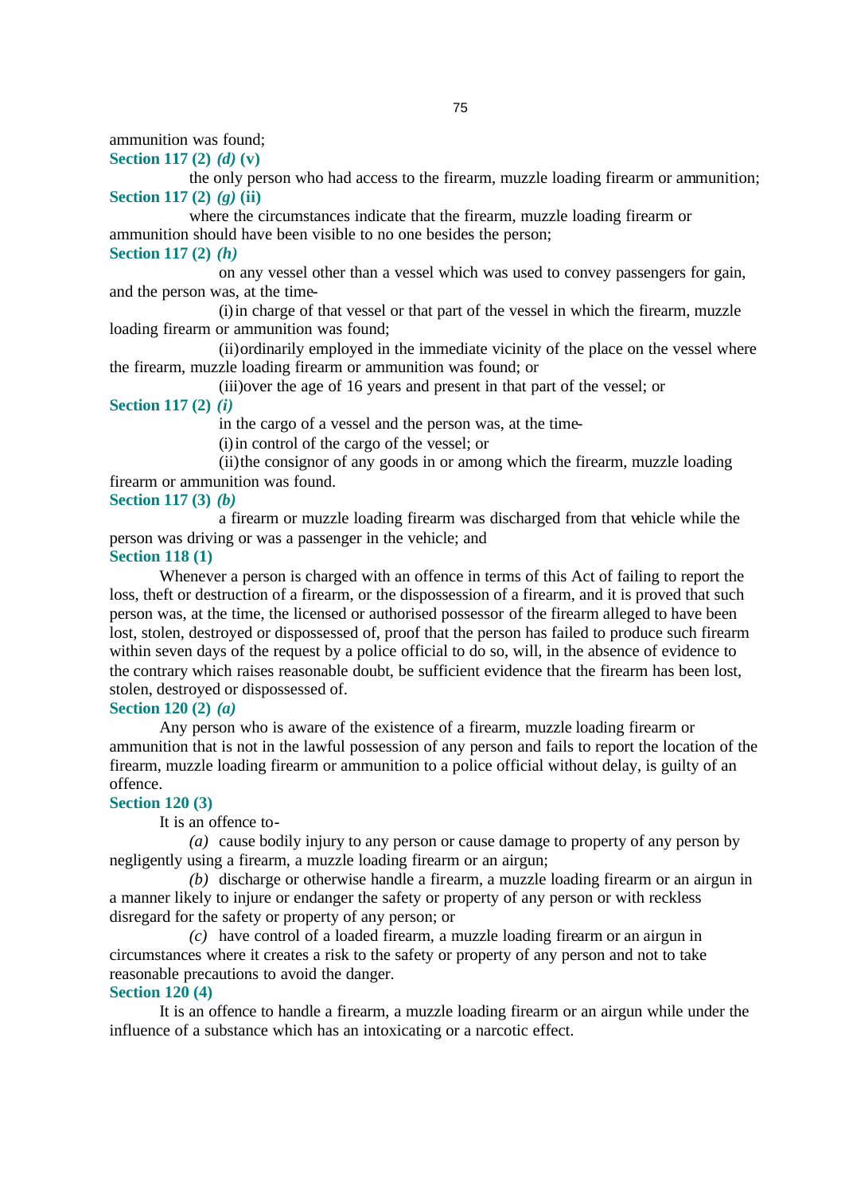ammunition was found;

**Section 117 (2) *(d)* (v)**

the only person who had access to the firearm, muzzle loading firearm or ammunition;

**Section 117 (2) *(g)* (ii)**

where the circumstances indicate that the firearm, muzzle loading firearm or ammunition should have been visible to no one besides the person;

**Section 117 (2) *(h)***

on any vessel other than a vessel which was used to convey passengers for gain, and the person was, at the time-

(i) in charge of that vessel or that part of the vessel in which the firearm, muzzle loading firearm or ammunition was found;

(ii) ordinarily employed in the immediate vicinity of the place on the vessel where the firearm, muzzle loading firearm or ammunition was found; or

(iii) over the age of 16 years and present in that part of the vessel; or

**Section 117 (2) *(i)***

in the cargo of a vessel and the person was, at the time-

(i) in control of the cargo of the vessel; or

(ii) the consignor of any goods in or among which the firearm, muzzle loading firearm or ammunition was found.

**Section 117 (3) *(b)***

a firearm or muzzle loading firearm was discharged from that vehicle while the person was driving or was a passenger in the vehicle; and

**Section 118 (1)**

Whenever a person is charged with an offence in terms of this Act of failing to report the loss, theft or destruction of a firearm, or the dispossession of a firearm, and it is proved that such person was, at the time, the licensed or authorised possessor of the firearm alleged to have been lost, stolen, destroyed or dispossessed of, proof that the person has failed to produce such firearm within seven days of the request by a police official to do so, will, in the absence of evidence to the contrary which raises reasonable doubt, be sufficient evidence that the firearm has been lost, stolen, destroyed or dispossessed of.

**Section 120 (2) *(a)***

Any person who is aware of the existence of a firearm, muzzle loading firearm or ammunition that is not in the lawful possession of any person and fails to report the location of the firearm, muzzle loading firearm or ammunition to a police official without delay, is guilty of an offence.

**Section 120 (3)**

It is an offence to-

*(a)* cause bodily injury to any person or cause damage to property of any person by negligently using a firearm, a muzzle loading firearm or an airgun;

*(b)* discharge or otherwise handle a firearm, a muzzle loading firearm or an airgun in a manner likely to injure or endanger the safety or property of any person or with reckless disregard for the safety or property of any person; or

*(c)* have control of a loaded firearm, a muzzle loading firearm or an airgun in circumstances where it creates a risk to the safety or property of any person and not to take reasonable precautions to avoid the danger.

**Section 120 (4)**

It is an offence to handle a firearm, a muzzle loading firearm or an airgun while under the influence of a substance which has an intoxicating or a narcotic effect.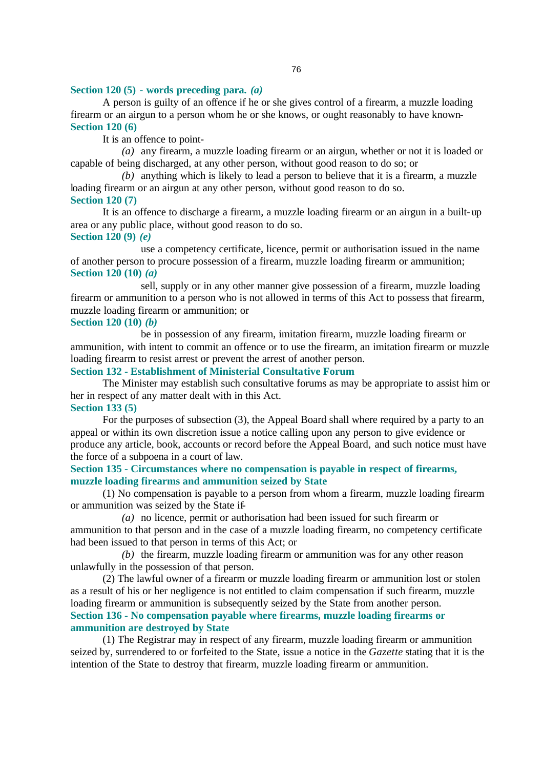**Section 120 (5) - words preceding para.** ***(a)***

A person is guilty of an offence if he or she gives control of a firearm, a muzzle loading firearm or an airgun to a person whom he or she knows, or ought reasonably to have known-

**Section 120 (6)**

It is an offence to point-

*(a)* any firearm, a muzzle loading firearm or an airgun, whether or not it is loaded or capable of being discharged, at any other person, without good reason to do so; or

*(b)* anything which is likely to lead a person to believe that it is a firearm, a muzzle loading firearm or an airgun at any other person, without good reason to do so.

**Section 120 (7)**

It is an offence to discharge a firearm, a muzzle loading firearm or an airgun in a built-up area or any public place, without good reason to do so.

**Section 120 (9)** ***(e)***

use a competency certificate, licence, permit or authorisation issued in the name of another person to procure possession of a firearm, muzzle loading firearm or ammunition;

**Section 120 (10)** ***(a)***

sell, supply or in any other manner give possession of a firearm, muzzle loading firearm or ammunition to a person who is not allowed in terms of this Act to possess that firearm, muzzle loading firearm or ammunition; or

**Section 120 (10)** ***(b)***

be in possession of any firearm, imitation firearm, muzzle loading firearm or ammunition, with intent to commit an offence or to use the firearm, an imitation firearm or muzzle loading firearm to resist arrest or prevent the arrest of another person.

**Section 132 - Establishment of Ministerial Consultative Forum**

The Minister may establish such consultative forums as may be appropriate to assist him or her in respect of any matter dealt with in this Act.

**Section 133 (5)**

For the purposes of subsection (3), the Appeal Board shall where required by a party to an appeal or within its own discretion issue a notice calling upon any person to give evidence or produce any article, book, accounts or record before the Appeal Board, and such notice must have the force of a subpoena in a court of law.

**Section 135 - Circumstances where no compensation is payable in respect of firearms, muzzle loading firearms and ammunition seized by State**

(1) No compensation is payable to a person from whom a firearm, muzzle loading firearm or ammunition was seized by the State if-

*(a)* no licence, permit or authorisation had been issued for such firearm or ammunition to that person and in the case of a muzzle loading firearm, no competency certificate had been issued to that person in terms of this Act; or

*(b)* the firearm, muzzle loading firearm or ammunition was for any other reason unlawfully in the possession of that person.

(2) The lawful owner of a firearm or muzzle loading firearm or ammunition lost or stolen as a result of his or her negligence is not entitled to claim compensation if such firearm, muzzle loading firearm or ammunition is subsequently seized by the State from another person.

**Section 136 - No compensation payable where firearms, muzzle loading firearms or ammunition are destroyed by State**

(1) The Registrar may in respect of any firearm, muzzle loading firearm or ammunition seized by, surrendered to or forfeited to the State, issue a notice in the *Gazette* stating that it is the intention of the State to destroy that firearm, muzzle loading firearm or ammunition.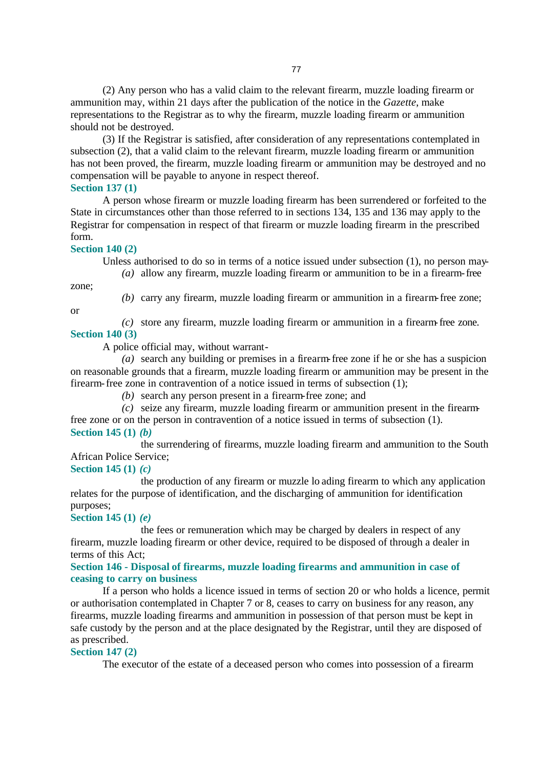(2) Any person who has a valid claim to the relevant firearm, muzzle loading firearm or ammunition may, within 21 days after the publication of the notice in the *Gazette*, make representations to the Registrar as to why the firearm, muzzle loading firearm or ammunition should not be destroyed.

(3) If the Registrar is satisfied, after consideration of any representations contemplated in subsection (2), that a valid claim to the relevant firearm, muzzle loading firearm or ammunition has not been proved, the firearm, muzzle loading firearm or ammunition may be destroyed and no compensation will be payable to anyone in respect thereof.

**Section 137 (1)**

A person whose firearm or muzzle loading firearm has been surrendered or forfeited to the State in circumstances other than those referred to in sections 134, 135 and 136 may apply to the Registrar for compensation in respect of that firearm or muzzle loading firearm in the prescribed form.

**Section 140 (2)**

Unless authorised to do so in terms of a notice issued under subsection (1), no person may-

*(a)* allow any firearm, muzzle loading firearm or ammunition to be in a firearm-free zone;

*(b)* carry any firearm, muzzle loading firearm or ammunition in a firearm-free zone; or

*(c)* store any firearm, muzzle loading firearm or ammunition in a firearm-free zone.

**Section 140 (3)**

A police official may, without warrant-

*(a)* search any building or premises in a firearm-free zone if he or she has a suspicion on reasonable grounds that a firearm, muzzle loading firearm or ammunition may be present in the firearm-free zone in contravention of a notice issued in terms of subsection (1);

*(b)* search any person present in a firearm-free zone; and

*(c)* seize any firearm, muzzle loading firearm or ammunition present in the firearm-free zone or on the person in contravention of a notice issued in terms of subsection (1).

**Section 145 (1) *(b)***

the surrendering of firearms, muzzle loading firearm and ammunition to the South African Police Service;

**Section 145 (1) *(c)***

the production of any firearm or muzzle loading firearm to which any application relates for the purpose of identification, and the discharging of ammunition for identification purposes;

**Section 145 (1) *(e)***

the fees or remuneration which may be charged by dealers in respect of any firearm, muzzle loading firearm or other device, required to be disposed of through a dealer in terms of this Act;

**Section 146 - Disposal of firearms, muzzle loading firearms and ammunition in case of ceasing to carry on business**

If a person who holds a licence issued in terms of section 20 or who holds a licence, permit or authorisation contemplated in Chapter 7 or 8, ceases to carry on business for any reason, any firearms, muzzle loading firearms and ammunition in possession of that person must be kept in safe custody by the person and at the place designated by the Registrar, until they are disposed of as prescribed.

**Section 147 (2)**

The executor of the estate of a deceased person who comes into possession of a firearm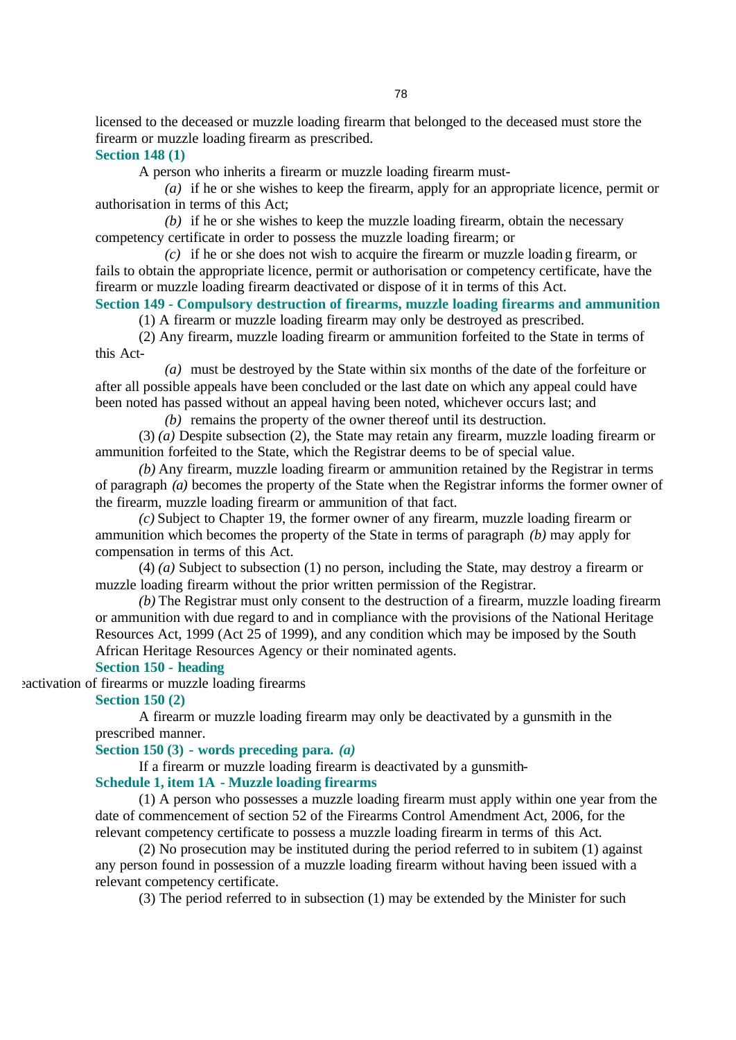licensed to the deceased or muzzle loading firearm that belonged to the deceased must store the firearm or muzzle loading firearm as prescribed.

**Section 148 (1)**

A person who inherits a firearm or muzzle loading firearm must-

*(a)* if he or she wishes to keep the firearm, apply for an appropriate licence, permit or authorisation in terms of this Act;

*(b)* if he or she wishes to keep the muzzle loading firearm, obtain the necessary competency certificate in order to possess the muzzle loading firearm; or

*(c)* if he or she does not wish to acquire the firearm or muzzle loading firearm, or fails to obtain the appropriate licence, permit or authorisation or competency certificate, have the firearm or muzzle loading firearm deactivated or dispose of it in terms of this Act.

**Section 149 - Compulsory destruction of firearms, muzzle loading firearms and ammunition**

(1) A firearm or muzzle loading firearm may only be destroyed as prescribed.

(2) Any firearm, muzzle loading firearm or ammunition forfeited to the State in terms of this Act-

*(a)* must be destroyed by the State within six months of the date of the forfeiture or after all possible appeals have been concluded or the last date on which any appeal could have been noted has passed without an appeal having been noted, whichever occurs last; and

*(b)* remains the property of the owner thereof until its destruction.

(3) *(a)* Despite subsection (2), the State may retain any firearm, muzzle loading firearm or ammunition forfeited to the State, which the Registrar deems to be of special value.

*(b)* Any firearm, muzzle loading firearm or ammunition retained by the Registrar in terms of paragraph *(a)* becomes the property of the State when the Registrar informs the former owner of the firearm, muzzle loading firearm or ammunition of that fact.

*(c)* Subject to Chapter 19, the former owner of any firearm, muzzle loading firearm or ammunition which becomes the property of the State in terms of paragraph *(b)* may apply for compensation in terms of this Act.

(4) *(a)* Subject to subsection (1) no person, including the State, may destroy a firearm or muzzle loading firearm without the prior written permission of the Registrar.

*(b)* The Registrar must only consent to the destruction of a firearm, muzzle loading firearm or ammunition with due regard to and in compliance with the provisions of the National Heritage Resources Act, 1999 (Act 25 of 1999), and any condition which may be imposed by the South African Heritage Resources Agency or their nominated agents.

**Section 150 - heading**

Deactivation of firearms or muzzle loading firearms

**Section 150 (2)**

A firearm or muzzle loading firearm may only be deactivated by a gunsmith in the prescribed manner.

**Section 150 (3) - words preceding para. *(a)***

If a firearm or muzzle loading firearm is deactivated by a gunsmith-

**Schedule 1, item 1A - Muzzle loading firearms**

(1) A person who possesses a muzzle loading firearm must apply within one year from the date of commencement of section 52 of the Firearms Control Amendment Act, 2006, for the relevant competency certificate to possess a muzzle loading firearm in terms of this Act.

(2) No prosecution may be instituted during the period referred to in subitem (1) against any person found in possession of a muzzle loading firearm without having been issued with a relevant competency certificate.

(3) The period referred to in subsection (1) may be extended by the Minister for such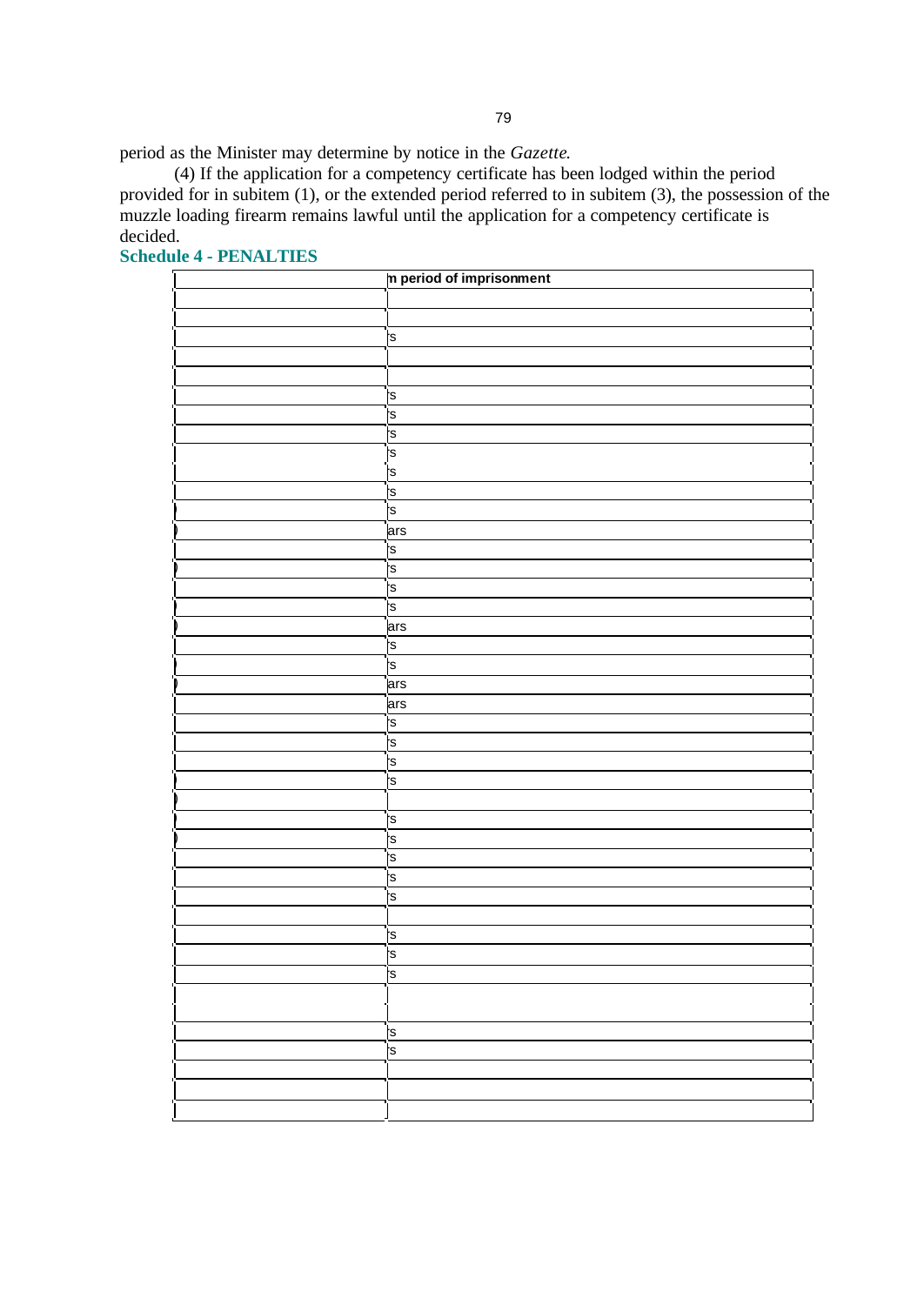period as the Minister may determine by notice in the *Gazette*.

(4) If the application for a competency certificate has been lodged within the period provided for in subitem (1), or the extended period referred to in subitem (3), the possession of the muzzle loading firearm remains lawful until the application for a competency certificate is decided.

## Schedule 4 - PENALTIES

| | n period of imprisonment |
|---|---|
| | |
| | |
| | 's |
| | |
| | |
| | 's |
| | 's |
| | 's |
| | 's |
| | 's |
| | 's |
| | 's |
| | ars |
| | 's |
| | 's |
| | 's |
| | 's |
| | ars |
| | 's |
| | 's |
| | ars |
| | ars |
| | 's |
| | 's |
| | 's |
| | 's |
| | |
| | 's |
| | 's |
| | 's |
| | 's |
| | 's |
| | |
| | 's |
| | 's |
| | 's |
| | |
| | 's |
| | 's |
| | |
| | |
| | |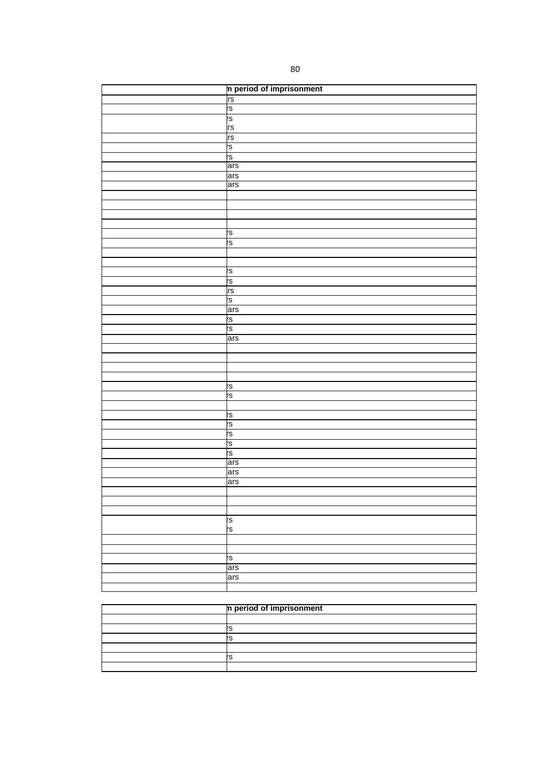| | n period of imprisonment |
|---|---|
| | rs |
| | rs |
| | rs<br>rs |
| | rs |
| | rs |
| | rs |
| | ars |
| | ars |
| | ars |
| | |
| | |
| | |
| | |
| | rs |
| | rs |
| | |
| | |
| | rs |
| | rs |
| | rs |
| | rs |
| | ars |
| | rs |
| | rs |
| | ars |
| | |
| | |
| | |
| | |
| | rs |
| | rs |
| | |
| | rs |
| | rs |
| | rs |
| | rs |
| | rs |
| | ars |
| | ars |
| | ars |
| | |
| | |
| | |
| | rs<br>rs |
| | |
| | |
| | rs |
| | ars |
| | ars |
| | |

| | n period of imprisonment |
|---|---|
| | |
| | rs |
| | rs |
| | |
| | rs |
| | |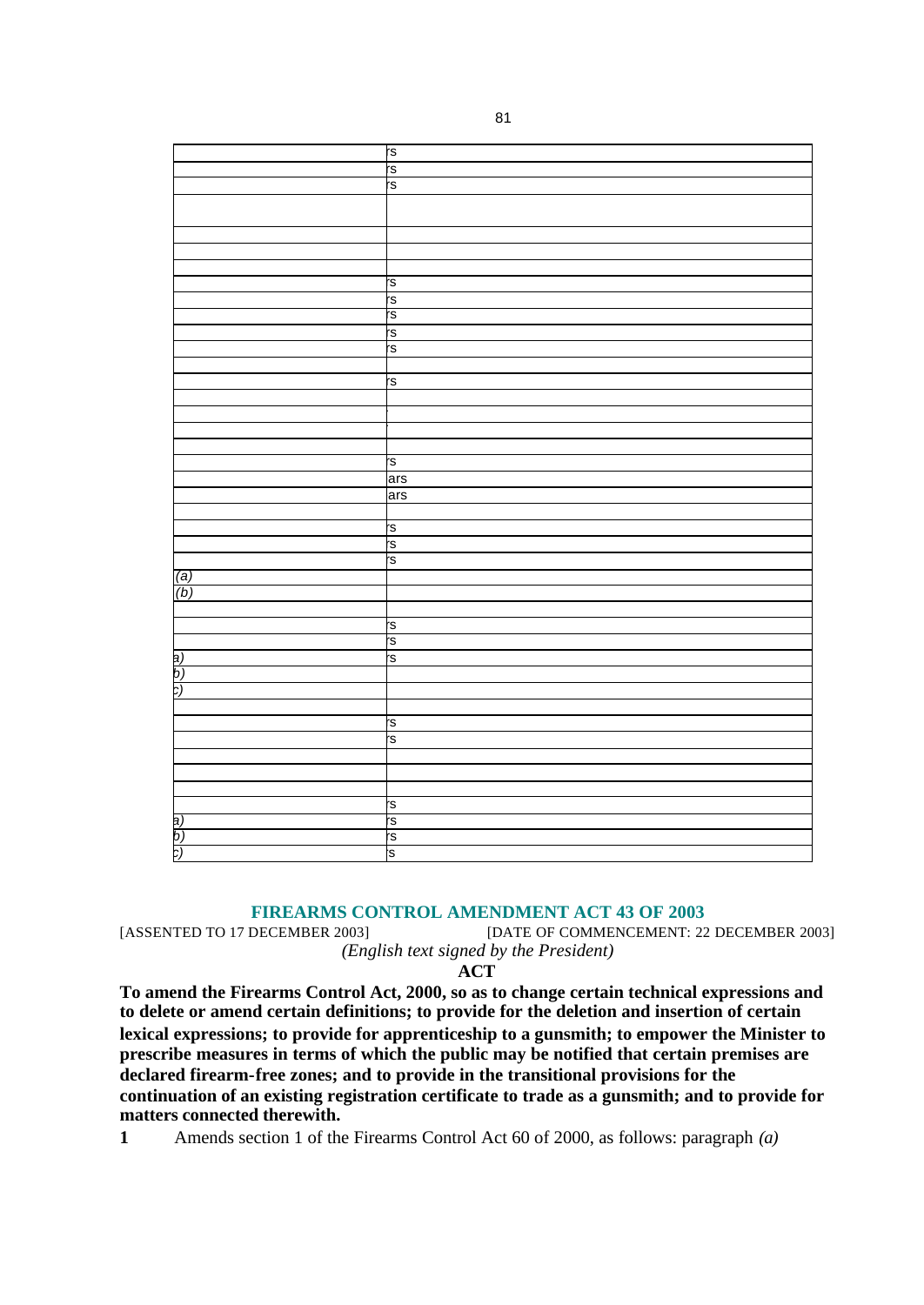| | |
|---|---|
| | rs |
| | rs |
| | rs |
| | |
| | |
| | |
| | |
| | rs |
| | rs |
| | rs |
| | rs |
| | rs |
| | |
| | rs |
| | |
| | |
| | |
| | |
| | rs |
| | ars |
| | ars |
| | |
| | rs |
| | rs |
| | rs |
| *(a)* | |
| *(b)* | |
| | |
| | rs |
| | rs |
| a) | rs |
| b) | |
| c) | |
| | |
| | rs |
| | rs |
| | |
| | |
| | |
| | rs |
| a) | rs |
| b) | rs |
| c) | s |

## FIREARMS CONTROL AMENDMENT ACT 43 OF 2003

[ASSENTED TO 17 DECEMBER 2003] [DATE OF COMMENCEMENT: 22 DECEMBER 2003]

*(English text signed by the President)*

**ACT**

**To amend the Firearms Control Act, 2000, so as to change certain technical expressions and to delete or amend certain definitions; to provide for the deletion and insertion of certain lexical expressions; to provide for apprenticeship to a gunsmith; to empower the Minister to prescribe measures in terms of which the public may be notified that certain premises are declared firearm-free zones; and to provide in the transitional provisions for the continuation of an existing registration certificate to trade as a gunsmith; and to provide for matters connected therewith.**

**1** Amends section 1 of the Firearms Control Act 60 of 2000, as follows: paragraph *(a)*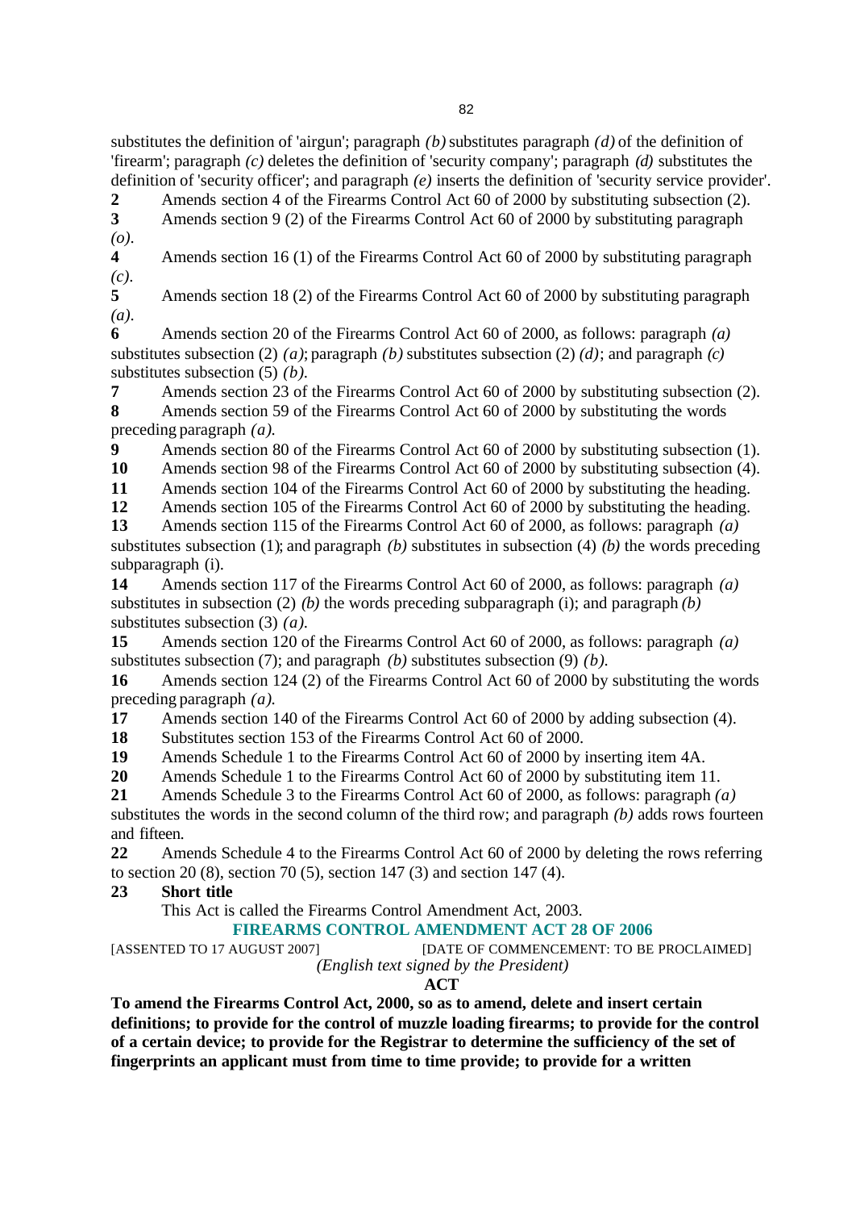substitutes the definition of 'airgun'; paragraph *(b)* substitutes paragraph *(d)* of the definition of 'firearm'; paragraph *(c)* deletes the definition of 'security company'; paragraph *(d)* substitutes the definition of 'security officer'; and paragraph *(e)* inserts the definition of 'security service provider'.

**2** Amends section 4 of the Firearms Control Act 60 of 2000 by substituting subsection (2).

**3** Amends section 9 (2) of the Firearms Control Act 60 of 2000 by substituting paragraph *(o)*.

**4** Amends section 16 (1) of the Firearms Control Act 60 of 2000 by substituting paragraph *(c)*.

**5** Amends section 18 (2) of the Firearms Control Act 60 of 2000 by substituting paragraph *(a)*.

**6** Amends section 20 of the Firearms Control Act 60 of 2000, as follows: paragraph *(a)* substitutes subsection (2) *(a)*; paragraph *(b)* substitutes subsection (2) *(d)*; and paragraph *(c)* substitutes subsection (5) *(b)*.

**7** Amends section 23 of the Firearms Control Act 60 of 2000 by substituting subsection (2).

**8** Amends section 59 of the Firearms Control Act 60 of 2000 by substituting the words preceding paragraph *(a)*.

**9** Amends section 80 of the Firearms Control Act 60 of 2000 by substituting subsection (1).

**10** Amends section 98 of the Firearms Control Act 60 of 2000 by substituting subsection (4).

**11** Amends section 104 of the Firearms Control Act 60 of 2000 by substituting the heading.

**12** Amends section 105 of the Firearms Control Act 60 of 2000 by substituting the heading.

**13** Amends section 115 of the Firearms Control Act 60 of 2000, as follows: paragraph *(a)* substitutes subsection (1); and paragraph *(b)* substitutes in subsection (4) *(b)* the words preceding subparagraph (i).

**14** Amends section 117 of the Firearms Control Act 60 of 2000, as follows: paragraph *(a)* substitutes in subsection (2) *(b)* the words preceding subparagraph (i); and paragraph *(b)* substitutes subsection (3) *(a)*.

**15** Amends section 120 of the Firearms Control Act 60 of 2000, as follows: paragraph *(a)* substitutes subsection (7); and paragraph *(b)* substitutes subsection (9) *(b)*.

**16** Amends section 124 (2) of the Firearms Control Act 60 of 2000 by substituting the words preceding paragraph *(a)*.

**17** Amends section 140 of the Firearms Control Act 60 of 2000 by adding subsection (4).

**18** Substitutes section 153 of the Firearms Control Act 60 of 2000.

**19** Amends Schedule 1 to the Firearms Control Act 60 of 2000 by inserting item 4A.

**20** Amends Schedule 1 to the Firearms Control Act 60 of 2000 by substituting item 11.

**21** Amends Schedule 3 to the Firearms Control Act 60 of 2000, as follows: paragraph *(a)* substitutes the words in the second column of the third row; and paragraph *(b)* adds rows fourteen and fifteen.

**22** Amends Schedule 4 to the Firearms Control Act 60 of 2000 by deleting the rows referring to section 20 (8), section 70 (5), section 147 (3) and section 147 (4).

**23 Short title**

This Act is called the Firearms Control Amendment Act, 2003.

## FIREARMS CONTROL AMENDMENT ACT 28 OF 2006

[ASSENTED TO 17 AUGUST 2007] [DATE OF COMMENCEMENT: TO BE PROCLAIMED]

*(English text signed by the President)*

**ACT**

**To amend the Firearms Control Act, 2000, so as to amend, delete and insert certain definitions; to provide for the control of muzzle loading firearms; to provide for the control of a certain device; to provide for the Registrar to determine the sufficiency of the set of fingerprints an applicant must from time to time provide; to provide for a written**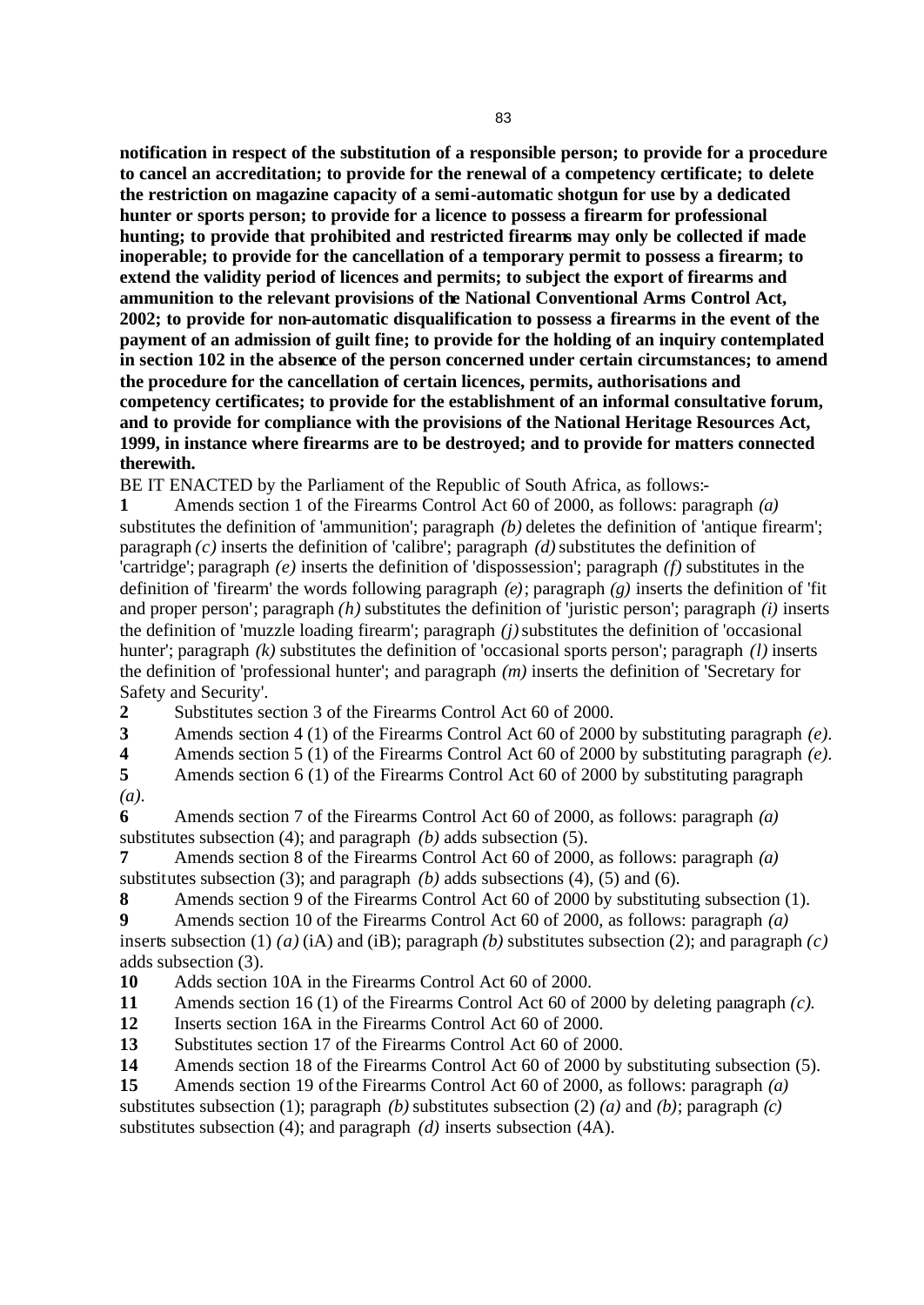**notification in respect of the substitution of a responsible person; to provide for a procedure to cancel an accreditation; to provide for the renewal of a competency certificate; to delete the restriction on magazine capacity of a semi-automatic shotgun for use by a dedicated hunter or sports person; to provide for a licence to possess a firearm for professional hunting; to provide that prohibited and restricted firearms may only be collected if made inoperable; to provide for the cancellation of a temporary permit to possess a firearm; to extend the validity period of licences and permits; to subject the export of firearms and ammunition to the relevant provisions of the National Conventional Arms Control Act, 2002; to provide for non-automatic disqualification to possess a firearms in the event of the payment of an admission of guilt fine; to provide for the holding of an inquiry contemplated in section 102 in the absence of the person concerned under certain circumstances; to amend the procedure for the cancellation of certain licences, permits, authorisations and competency certificates; to provide for the establishment of an informal consultative forum, and to provide for compliance with the provisions of the National Heritage Resources Act, 1999, in instance where firearms are to be destroyed; and to provide for matters connected therewith.**

BE IT ENACTED by the Parliament of the Republic of South Africa, as follows:-

**1** Amends section 1 of the Firearms Control Act 60 of 2000, as follows: paragraph *(a)* substitutes the definition of 'ammunition'; paragraph *(b)* deletes the definition of 'antique firearm'; paragraph *(c)* inserts the definition of 'calibre'; paragraph *(d)* substitutes the definition of 'cartridge'; paragraph *(e)* inserts the definition of 'dispossession'; paragraph *(f)* substitutes in the definition of 'firearm' the words following paragraph *(e)*; paragraph *(g)* inserts the definition of 'fit and proper person'; paragraph *(h)* substitutes the definition of 'juristic person'; paragraph *(i)* inserts the definition of 'muzzle loading firearm'; paragraph *(j)* substitutes the definition of 'occasional hunter'; paragraph *(k)* substitutes the definition of 'occasional sports person'; paragraph *(l)* inserts the definition of 'professional hunter'; and paragraph *(m)* inserts the definition of 'Secretary for Safety and Security'.

**2** Substitutes section 3 of the Firearms Control Act 60 of 2000.

**3** Amends section 4 (1) of the Firearms Control Act 60 of 2000 by substituting paragraph *(e)*.

**4** Amends section 5 (1) of the Firearms Control Act 60 of 2000 by substituting paragraph *(e)*.

**5** Amends section 6 (1) of the Firearms Control Act 60 of 2000 by substituting paragraph *(a)*.

**6** Amends section 7 of the Firearms Control Act 60 of 2000, as follows: paragraph *(a)* substitutes subsection (4); and paragraph *(b)* adds subsection (5).

**7** Amends section 8 of the Firearms Control Act 60 of 2000, as follows: paragraph *(a)* substitutes subsection (3); and paragraph *(b)* adds subsections (4), (5) and (6).

**8** Amends section 9 of the Firearms Control Act 60 of 2000 by substituting subsection (1).

**9** Amends section 10 of the Firearms Control Act 60 of 2000, as follows: paragraph *(a)* inserts subsection (1) *(a)* (iA) and (iB); paragraph *(b)* substitutes subsection (2); and paragraph *(c)* adds subsection (3).

**10** Adds section 10A in the Firearms Control Act 60 of 2000.

**11** Amends section 16 (1) of the Firearms Control Act 60 of 2000 by deleting paragraph *(c)*.

**12** Inserts section 16A in the Firearms Control Act 60 of 2000.

**13** Substitutes section 17 of the Firearms Control Act 60 of 2000.

**14** Amends section 18 of the Firearms Control Act 60 of 2000 by substituting subsection (5).

**15** Amends section 19 of the Firearms Control Act 60 of 2000, as follows: paragraph *(a)* substitutes subsection (1); paragraph *(b)* substitutes subsection (2) *(a)* and *(b)*; paragraph *(c)* substitutes subsection (4); and paragraph *(d)* inserts subsection (4A).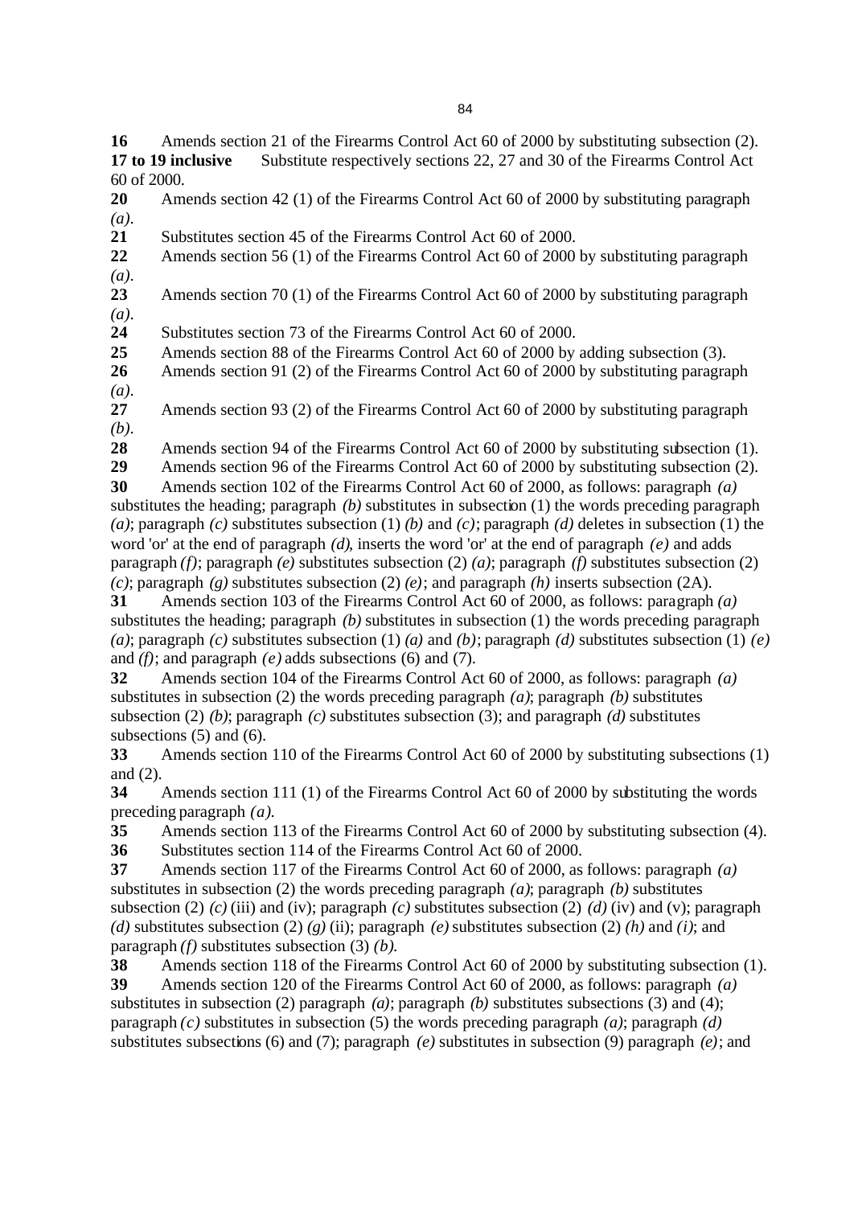**16** Amends section 21 of the Firearms Control Act 60 of 2000 by substituting subsection (2).

**17 to 19 inclusive** Substitute respectively sections 22, 27 and 30 of the Firearms Control Act 60 of 2000.

**20** Amends section 42 (1) of the Firearms Control Act 60 of 2000 by substituting paragraph *(a)*.

**21** Substitutes section 45 of the Firearms Control Act 60 of 2000.

**22** Amends section 56 (1) of the Firearms Control Act 60 of 2000 by substituting paragraph *(a)*.

**23** Amends section 70 (1) of the Firearms Control Act 60 of 2000 by substituting paragraph *(a)*.

**24** Substitutes section 73 of the Firearms Control Act 60 of 2000.

**25** Amends section 88 of the Firearms Control Act 60 of 2000 by adding subsection (3).

**26** Amends section 91 (2) of the Firearms Control Act 60 of 2000 by substituting paragraph *(a)*.

**27** Amends section 93 (2) of the Firearms Control Act 60 of 2000 by substituting paragraph *(b)*.

**28** Amends section 94 of the Firearms Control Act 60 of 2000 by substituting subsection (1).

**29** Amends section 96 of the Firearms Control Act 60 of 2000 by substituting subsection (2).

**30** Amends section 102 of the Firearms Control Act 60 of 2000, as follows: paragraph *(a)* substitutes the heading; paragraph *(b)* substitutes in subsection (1) the words preceding paragraph *(a)*; paragraph *(c)* substitutes subsection (1) *(b)* and *(c)*; paragraph *(d)* deletes in subsection (1) the word 'or' at the end of paragraph *(d)*, inserts the word 'or' at the end of paragraph *(e)* and adds paragraph *(f)*; paragraph *(e)* substitutes subsection (2) *(a)*; paragraph *(f)* substitutes subsection (2) *(c)*; paragraph *(g)* substitutes subsection (2) *(e)*; and paragraph *(h)* inserts subsection (2A).

**31** Amends section 103 of the Firearms Control Act 60 of 2000, as follows: paragraph *(a)* substitutes the heading; paragraph *(b)* substitutes in subsection (1) the words preceding paragraph *(a)*; paragraph *(c)* substitutes subsection (1) *(a)* and *(b)*; paragraph *(d)* substitutes subsection (1) *(e)* and *(f)*; and paragraph *(e)* adds subsections (6) and (7).

**32** Amends section 104 of the Firearms Control Act 60 of 2000, as follows: paragraph *(a)* substitutes in subsection (2) the words preceding paragraph *(a)*; paragraph *(b)* substitutes subsection (2) *(b)*; paragraph *(c)* substitutes subsection (3); and paragraph *(d)* substitutes subsections (5) and (6).

**33** Amends section 110 of the Firearms Control Act 60 of 2000 by substituting subsections (1) and (2).

**34** Amends section 111 (1) of the Firearms Control Act 60 of 2000 by substituting the words preceding paragraph *(a)*.

**35** Amends section 113 of the Firearms Control Act 60 of 2000 by substituting subsection (4).

**36** Substitutes section 114 of the Firearms Control Act 60 of 2000.

**37** Amends section 117 of the Firearms Control Act 60 of 2000, as follows: paragraph *(a)* substitutes in subsection (2) the words preceding paragraph *(a)*; paragraph *(b)* substitutes subsection (2) *(c)* (iii) and (iv); paragraph *(c)* substitutes subsection (2) *(d)* (iv) and (v); paragraph *(d)* substitutes subsection (2) *(g)* (ii); paragraph *(e)* substitutes subsection (2) *(h)* and *(i)*; and paragraph *(f)* substitutes subsection (3) *(b)*.

**38** Amends section 118 of the Firearms Control Act 60 of 2000 by substituting subsection (1).

**39** Amends section 120 of the Firearms Control Act 60 of 2000, as follows: paragraph *(a)* substitutes in subsection (2) paragraph *(a)*; paragraph *(b)* substitutes subsections (3) and (4); paragraph *(c)* substitutes in subsection (5) the words preceding paragraph *(a)*; paragraph *(d)* substitutes subsections (6) and (7); paragraph *(e)* substitutes in subsection (9) paragraph *(e)*; and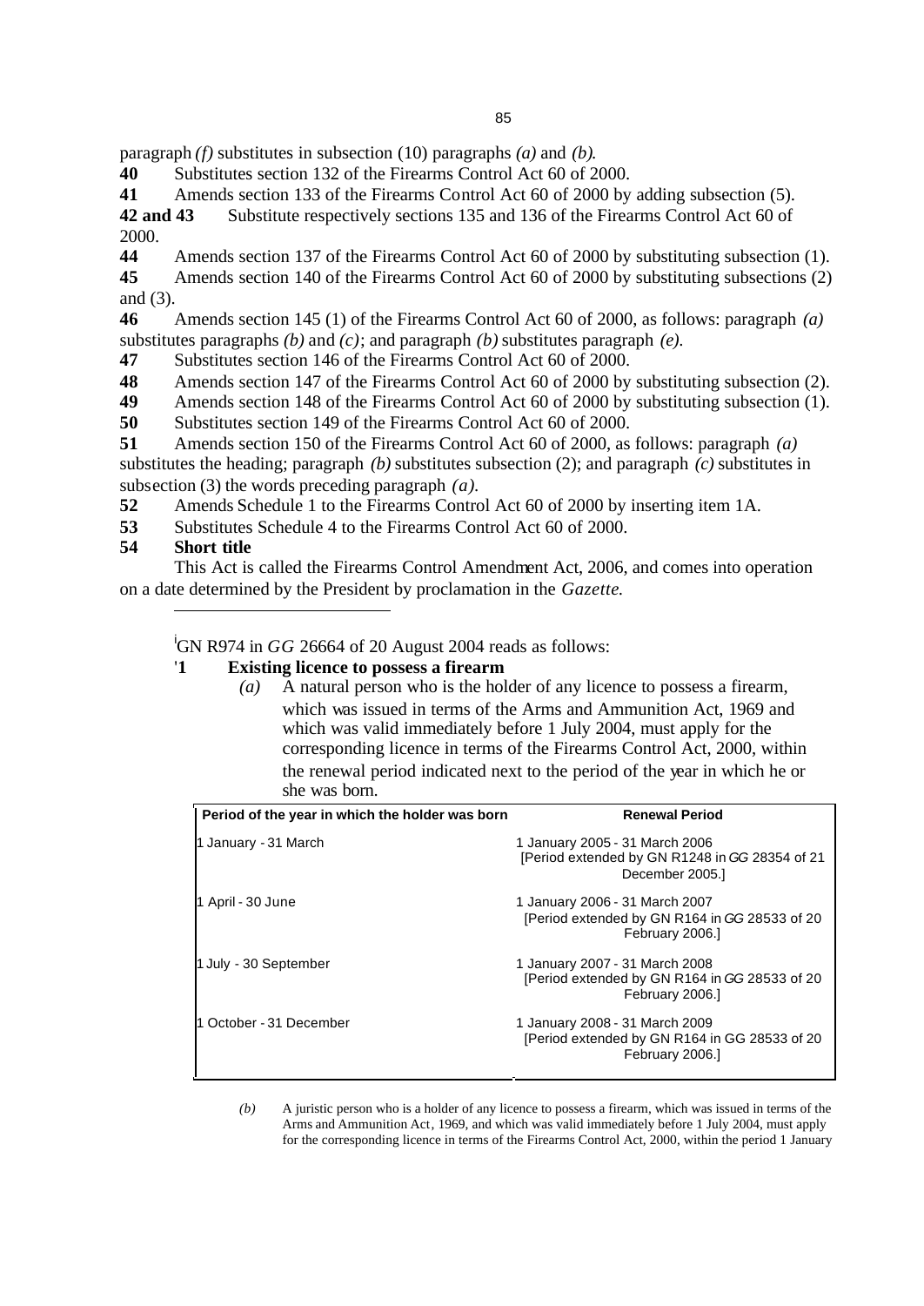paragraph *(f)* substitutes in subsection (10) paragraphs *(a)* and *(b)*.

**40** Substitutes section 132 of the Firearms Control Act 60 of 2000.

**41** Amends section 133 of the Firearms Control Act 60 of 2000 by adding subsection (5).

**42 and 43** Substitute respectively sections 135 and 136 of the Firearms Control Act 60 of 2000.

**44** Amends section 137 of the Firearms Control Act 60 of 2000 by substituting subsection (1).

**45** Amends section 140 of the Firearms Control Act 60 of 2000 by substituting subsections (2) and (3).

**46** Amends section 145 (1) of the Firearms Control Act 60 of 2000, as follows: paragraph *(a)* substitutes paragraphs *(b)* and *(c)*; and paragraph *(b)* substitutes paragraph *(e)*.

**47** Substitutes section 146 of the Firearms Control Act 60 of 2000.

**48** Amends section 147 of the Firearms Control Act 60 of 2000 by substituting subsection (2).

**49** Amends section 148 of the Firearms Control Act 60 of 2000 by substituting subsection (1).

**50** Substitutes section 149 of the Firearms Control Act 60 of 2000.

**51** Amends section 150 of the Firearms Control Act 60 of 2000, as follows: paragraph *(a)* substitutes the heading; paragraph *(b)* substitutes subsection (2); and paragraph *(c)* substitutes in subsection (3) the words preceding paragraph *(a)*.

**52** Amends Schedule 1 to the Firearms Control Act 60 of 2000 by inserting item 1A.

**53** Substitutes Schedule 4 to the Firearms Control Act 60 of 2000.

**54 Short title**

This Act is called the Firearms Control Amendment Act, 2006, and comes into operation on a date determined by the President by proclamation in the *Gazette*.

---

[i]GN R974 in *GG* 26664 of 20 August 2004 reads as follows:

'**1 Existing licence to possess a firearm**

*(a)* A natural person who is the holder of any licence to possess a firearm, which was issued in terms of the Arms and Ammunition Act, 1969 and which was valid immediately before 1 July 2004, must apply for the corresponding licence in terms of the Firearms Control Act, 2000, within the renewal period indicated next to the period of the year in which he or she was born.

| Period of the year in which the holder was born | Renewal Period |
|---|---|
| 1 January - 31 March | 1 January 2005 - 31 March 2006 [Period extended by GN R1248 in *GG* 28354 of 21 December 2005.] |
| 1 April - 30 June | 1 January 2006 - 31 March 2007 [Period extended by GN R164 in *GG* 28533 of 20 February 2006.] |
| 1 July - 30 September | 1 January 2007 - 31 March 2008 [Period extended by GN R164 in *GG* 28533 of 20 February 2006.] |
| 1 October - 31 December | 1 January 2008 - 31 March 2009 [Period extended by GN R164 in GG 28533 of 20 February 2006.] |

*(b)* A juristic person who is a holder of any licence to possess a firearm, which was issued in terms of the Arms and Ammunition Act, 1969, and which was valid immediately before 1 July 2004, must apply for the corresponding licence in terms of the Firearms Control Act, 2000, within the period 1 January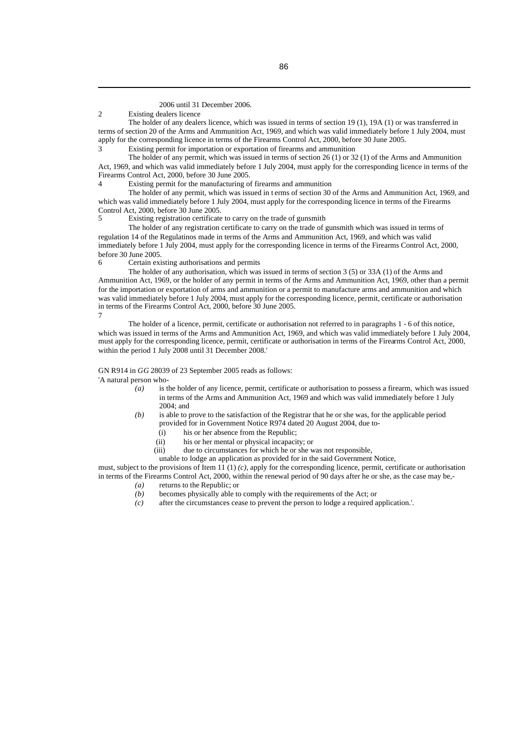2006 until 31 December 2006.

2 Existing dealers licence

The holder of any dealers licence, which was issued in terms of section 19 (1), 19A (1) or was transferred in terms of section 20 of the Arms and Ammunition Act, 1969, and which was valid immediately before 1 July 2004, must apply for the corresponding licence in terms of the Firearms Control Act, 2000, before 30 June 2005.

3 Existing permit for importation or exportation of firearms and ammunition

The holder of any permit, which was issued in terms of section 26 (1) or 32 (1) of the Arms and Ammunition Act, 1969, and which was valid immediately before 1 July 2004, must apply for the corresponding licence in terms of the Firearms Control Act, 2000, before 30 June 2005.

4 Existing permit for the manufacturing of firearms and ammunition

The holder of any permit, which was issued in t erms of section 30 of the Arms and Ammunition Act, 1969, and which was valid immediately before 1 July 2004, must apply for the corresponding licence in terms of the Firearms Control Act, 2000, before 30 June 2005.

5 Existing registration certificate to carry on the trade of gunsmith

The holder of any registration certificate to carry on the trade of gunsmith which was issued in terms of regulation 14 of the Regulatinos made in terms of the Arms and Ammunition Act, 1969, and which was valid immediately before 1 July 2004, must apply for the corresponding licence in terms of the Firearms Control Act, 2000, before 30 June 2005.

6 Certain existing authorisations and permits

The holder of any authorisation, which was issued in terms of section 3 (5) or 33A (1) of the Arms and Ammunition Act, 1969, or the holder of any permit in terms of the Arms and Ammunition Act, 1969, other than a permit for the importation or exportation of arms and ammunition or a permit to manufacture arms and ammunition and which was valid immediately before 1 July 2004, must apply for the corresponding licence, permit, certificate or authorisation in terms of the Firearms Control Act, 2000, before 30 June 2005.

7

The holder of a licence, permit, certificate or authorisation not referred to in paragraphs 1 - 6 of this notice, which was issued in terms of the Arms and Ammunition Act, 1969, and which was valid immediately before 1 July 2004, must apply for the corresponding licence, permit, certificate or authorisation in terms of the Firearms Control Act, 2000, within the period 1 July 2008 until 31 December 2008.'

GN R914 in *GG* 28039 of 23 September 2005 reads as follows:

'A natural person who-

*(a)* is the holder of any licence, permit, certificate or authorisation to possess a firearm, which was issued in terms of the Arms and Ammunition Act, 1969 and which was valid immediately before 1 July 2004; and

*(b)* is able to prove to the satisfaction of the Registrar that he or she was, for the applicable period provided for in Government Notice R974 dated 20 August 2004, due to-

(i) his or her absence from the Republic;

(ii) his or her mental or physical incapacity; or

(iii) due to circumstances for which he or she was not responsible,

unable to lodge an application as provided for in the said Government Notice,

must, subject to the provisions of Item 11 (1) *(c)*, apply for the corresponding licence, permit, certificate or authorisation in terms of the Firearms Control Act, 2000, within the renewal period of 90 days after he or she, as the case may be,-

*(a)* returns to the Republic; or

*(b)* becomes physically able to comply with the requirements of the Act; or

*(c)* after the circumstances cease to prevent the person to lodge a required application.'.